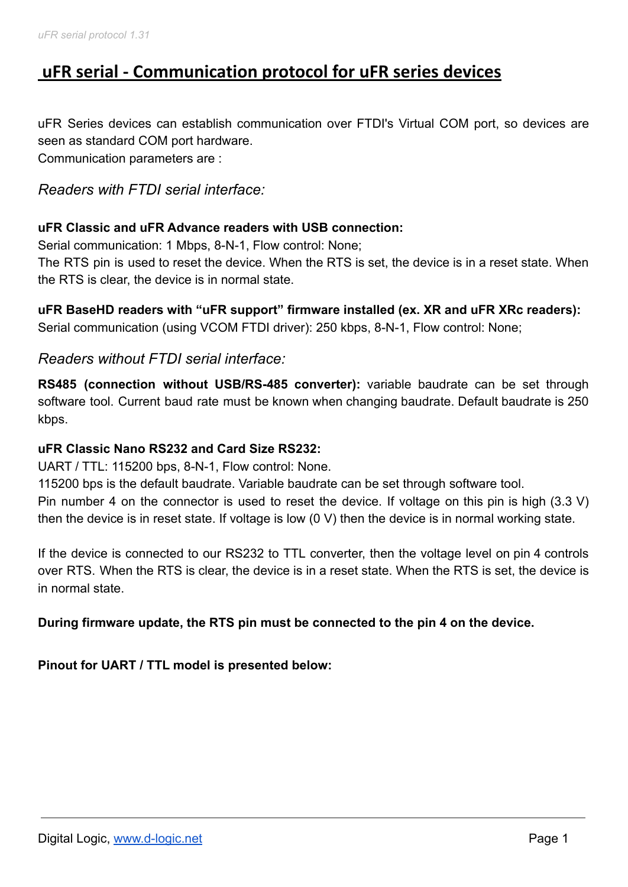# uFR serial - Communication protocol for uFR series devices

uFR Series devices can establish communication over FTDI's Virtual COM port, so devices are seen as standard COM port hardware.
Communication parameters are :

### *Readers with FTDI serial interface:*

**uFR Classic and uFR Advance readers with USB connection:**
Serial communication: 1 Mbps, 8-N-1, Flow control: None;
The RTS pin is used to reset the device. When the RTS is set, the device is in a reset state. When the RTS is clear, the device is in normal state.

**uFR BaseHD readers with "uFR support" firmware installed (ex. XR and uFR XRc readers):**
Serial communication (using VCOM FTDI driver): 250 kbps, 8-N-1, Flow control: None;

### *Readers without FTDI serial interface:*

**RS485 (connection without USB/RS-485 converter):** variable baudrate can be set through software tool. Current baud rate must be known when changing baudrate. Default baudrate is 250 kbps.

**uFR Classic Nano RS232 and Card Size RS232:**
UART / TTL: 115200 bps, 8-N-1, Flow control: None.
115200 bps is the default baudrate. Variable baudrate can be set through software tool.
Pin number 4 on the connector is used to reset the device. If voltage on this pin is high (3.3 V) then the device is in reset state. If voltage is low (0 V) then the device is in normal working state.

If the device is connected to our RS232 to TTL converter, then the voltage level on pin 4 controls over RTS. When the RTS is clear, the device is in a reset state. When the RTS is set, the device is in normal state.

**During firmware update, the RTS pin must be connected to the pin 4 on the device.**

**Pinout for UART / TTL model is presented below:**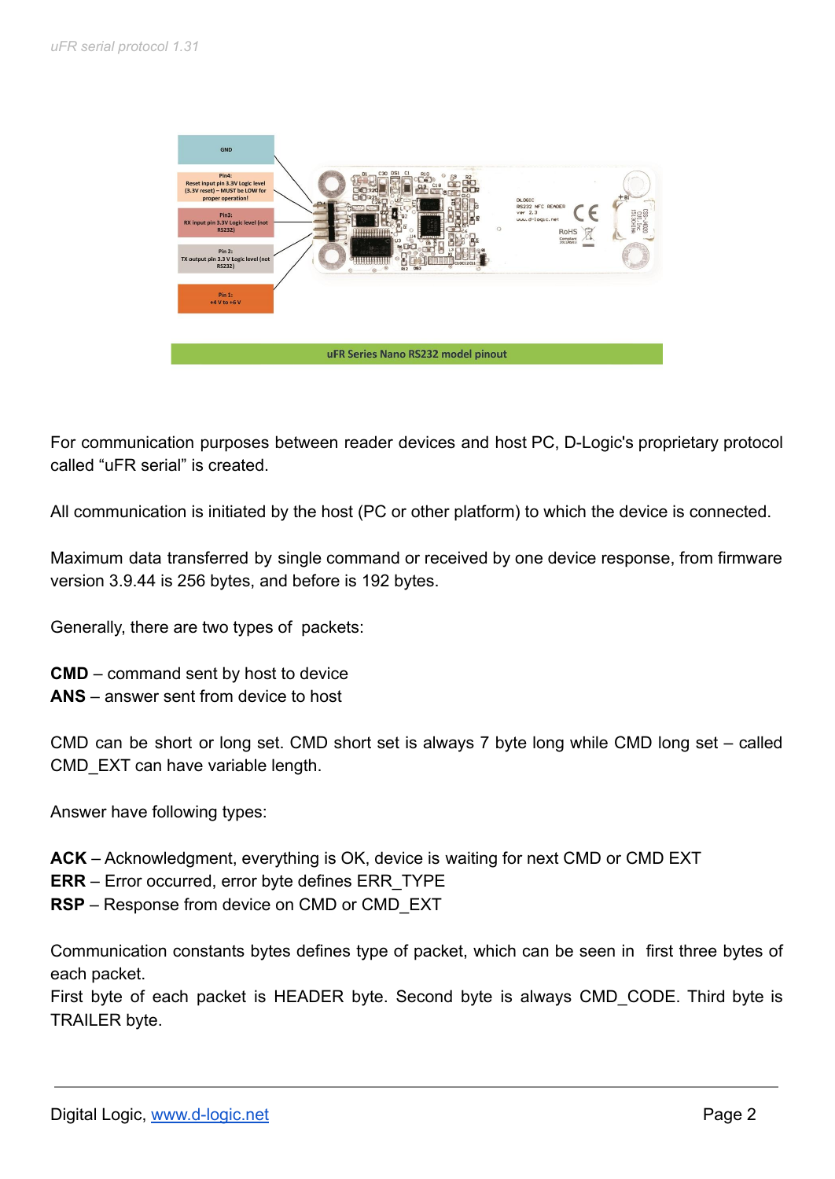uFR Series Nano RS232 model pinout

For communication purposes between reader devices and host PC, D-Logic's proprietary protocol called “uFR serial” is created.

All communication is initiated by the host (PC or other platform) to which the device is connected.

Maximum data transferred by single command or received by one device response, from firmware version 3.9.44 is 256 bytes, and before is 192 bytes.

Generally, there are two types of  packets:

**CMD** – command sent by host to device
**ANS** – answer sent from device to host

CMD can be short or long set. CMD short set is always 7 byte long while CMD long set – called CMD_EXT can have variable length.

Answer have following types:

**ACK** – Acknowledgment, everything is OK, device is waiting for next CMD or CMD EXT
**ERR** – Error occurred, error byte defines ERR_TYPE
**RSP** – Response from device on CMD or CMD_EXT

Communication constants bytes defines type of packet, which can be seen in  first three bytes of each packet.
First byte of each packet is HEADER byte. Second byte is always CMD_CODE. Third byte is TRAILER byte.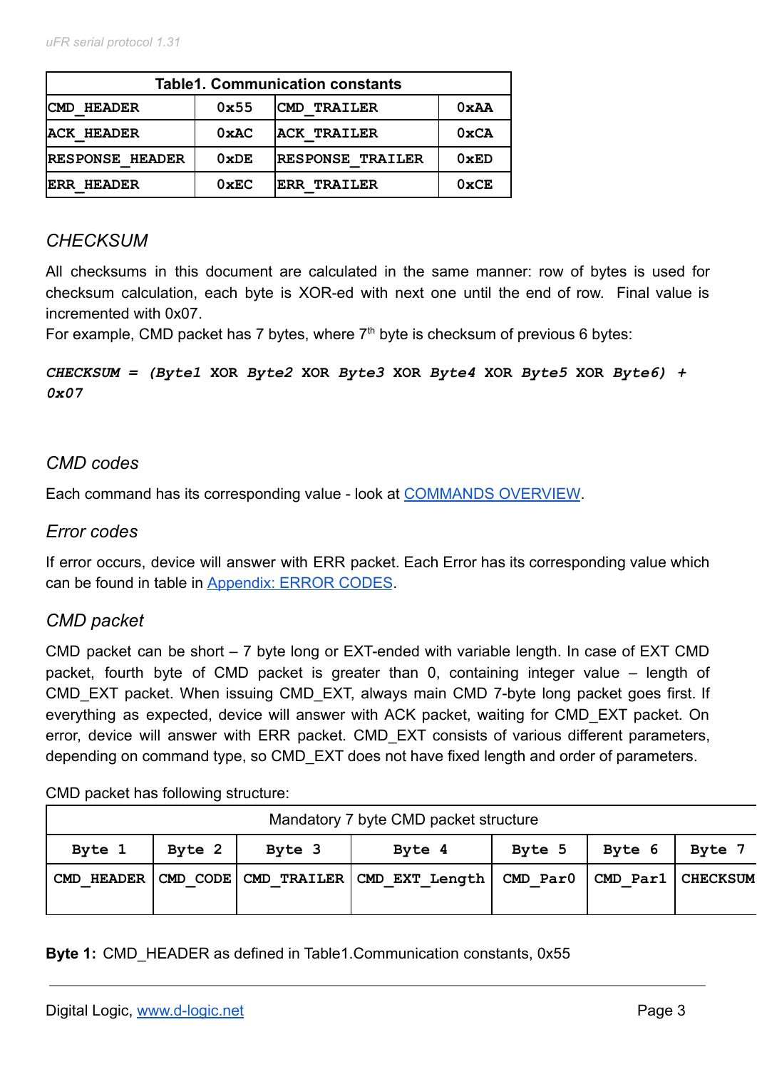| Table1. Communication constants | | | |
|---|---|---|---|
| CMD_HEADER | 0x55 | CMD_TRAILER | 0xAA |
| ACK_HEADER | 0xAC | ACK_TRAILER | 0xCA |
| RESPONSE_HEADER | 0xDE | RESPONSE_TRAILER | 0xED |
| ERR_HEADER | 0xEC | ERR_TRAILER | 0xCE |

## *CHECKSUM*

All checksums in this document are calculated in the same manner: row of bytes is used for checksum calculation, each byte is XOR-ed with next one until the end of row. Final value is incremented with 0x07.

For example, CMD packet has 7 bytes, where 7th byte is checksum of previous 6 bytes:

***CHECKSUM = (Byte1* XOR *Byte2* XOR *Byte3* XOR *Byte4* XOR *Byte5* XOR *Byte6) + 0x07***

## *CMD codes*

Each command has its corresponding value - look at COMMANDS OVERVIEW.

## *Error codes*

If error occurs, device will answer with ERR packet. Each Error has its corresponding value which can be found in table in Appendix: ERROR CODES.

## *CMD packet*

CMD packet can be short – 7 byte long or EXT-ended with variable length. In case of EXT CMD packet, fourth byte of CMD packet is greater than 0, containing integer value – length of CMD_EXT packet. When issuing CMD_EXT, always main CMD 7-byte long packet goes first. If everything as expected, device will answer with ACK packet, waiting for CMD_EXT packet. On error, device will answer with ERR packet. CMD_EXT consists of various different parameters, depending on command type, so CMD_EXT does not have fixed length and order of parameters.

CMD packet has following structure:

| Mandatory 7 byte CMD packet structure | | | | | | |
|---|---|---|---|---|---|---|
| Byte 1 | Byte 2 | Byte 3 | Byte 4 | Byte 5 | Byte 6 | Byte 7 |
| CMD_HEADER | CMD_CODE | CMD_TRAILER | CMD_EXT_Length | CMD_Par0 | CMD_Par1 | CHECKSUM |

**Byte 1:** CMD_HEADER as defined in Table1.Communication constants, 0x55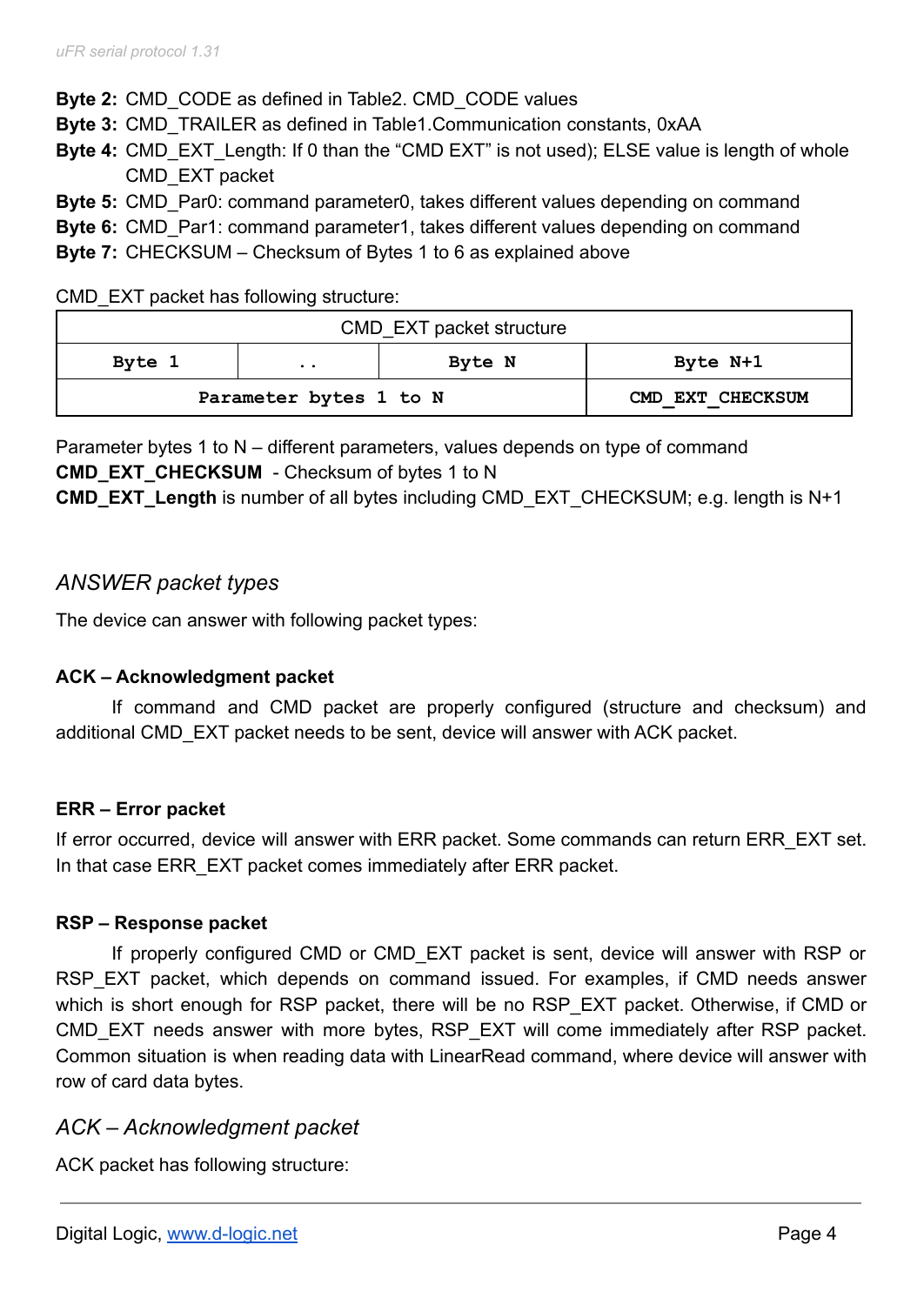**Byte 2:** CMD_CODE as defined in Table2. CMD_CODE values
**Byte 3:** CMD_TRAILER as defined in Table1.Communication constants, 0xAA
**Byte 4:** CMD_EXT_Length: If 0 than the “CMD EXT” is not used); ELSE value is length of whole CMD_EXT packet
**Byte 5:** CMD_Par0: command parameter0, takes different values depending on command
**Byte 6:** CMD_Par1: command parameter1, takes different values depending on command
**Byte 7:** CHECKSUM – Checksum of Bytes 1 to 6 as explained above

CMD_EXT packet has following structure:

| CMD_EXT packet structure | | | |
|---|---|---|---|
| **Byte 1** | **..** | **Byte N** | **Byte N+1** |
| **Parameter bytes 1 to N** | | | **CMD_EXT_CHECKSUM** |

Parameter bytes 1 to N – different parameters, values depends on type of command
**CMD_EXT_CHECKSUM** - Checksum of bytes 1 to N
**CMD_EXT_Length** is number of all bytes including CMD_EXT_CHECKSUM; e.g. length is N+1

## *ANSWER packet types*

The device can answer with following packet types:

#### ACK – Acknowledgment packet

If command and CMD packet are properly configured (structure and checksum) and additional CMD_EXT packet needs to be sent, device will answer with ACK packet.

#### ERR – Error packet

If error occurred, device will answer with ERR packet. Some commands can return ERR_EXT set. In that case ERR_EXT packet comes immediately after ERR packet.

#### RSP – Response packet

If properly configured CMD or CMD_EXT packet is sent, device will answer with RSP or RSP_EXT packet, which depends on command issued. For examples, if CMD needs answer which is short enough for RSP packet, there will be no RSP_EXT packet. Otherwise, if CMD or CMD_EXT needs answer with more bytes, RSP_EXT will come immediately after RSP packet. Common situation is when reading data with LinearRead command, where device will answer with row of card data bytes.

## *ACK – Acknowledgment packet*

ACK packet has following structure: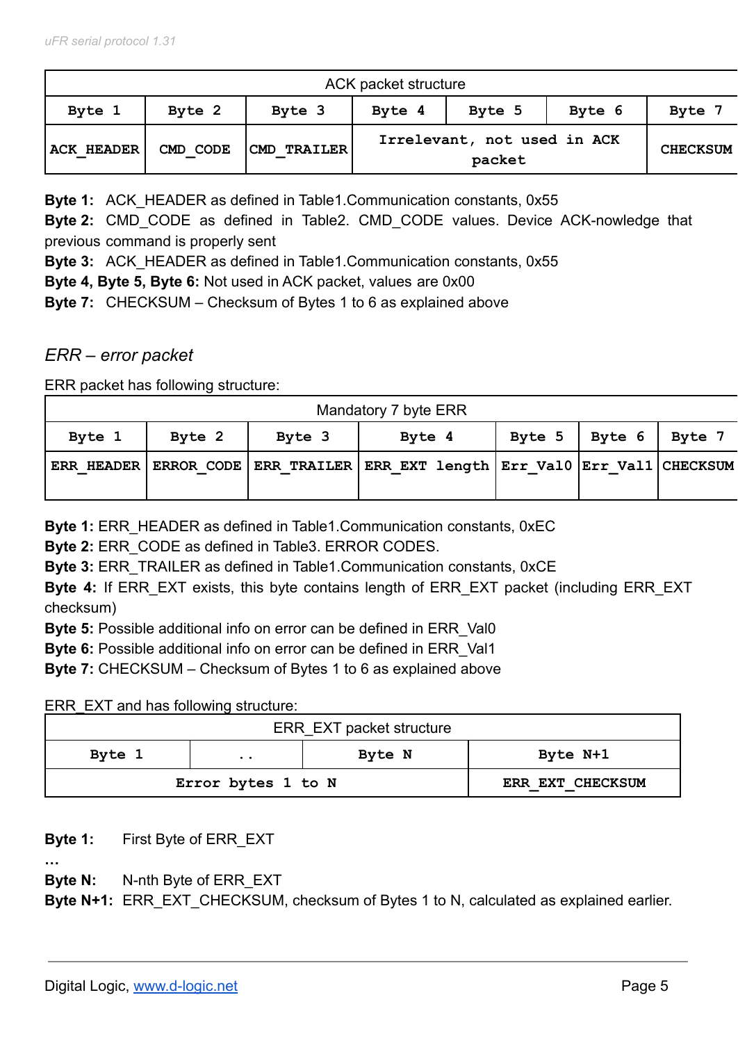| ACK packet structure | | | | | | |
|---|---|---|---|---|---|---|
| Byte 1 | Byte 2 | Byte 3 | Byte 4 | Byte 5 | Byte 6 | Byte 7 |
| ACK_HEADER | CMD_CODE | CMD_TRAILER | Irrelevant, not used in ACK packet | | | CHECKSUM |

**Byte 1:** ACK_HEADER as defined in Table1.Communication constants, 0x55
**Byte 2:** CMD_CODE as defined in Table2. CMD_CODE values. Device ACK-nowledge that previous command is properly sent
**Byte 3:** ACK_HEADER as defined in Table1.Communication constants, 0x55
**Byte 4, Byte 5, Byte 6:** Not used in ACK packet, values are 0x00
**Byte 7:** CHECKSUM – Checksum of Bytes 1 to 6 as explained above

### *ERR – error packet*

ERR packet has following structure:

| Mandatory 7 byte ERR | | | | | | |
|---|---|---|---|---|---|---|
| Byte 1 | Byte 2 | Byte 3 | Byte 4 | Byte 5 | Byte 6 | Byte 7 |
| ERR_HEADER | ERROR_CODE | ERR_TRAILER | ERR_EXT length | Err_Val0 | Err_Val1 | CHECKSUM |

**Byte 1:** ERR_HEADER as defined in Table1.Communication constants, 0xEC
**Byte 2:** ERR_CODE as defined in Table3. ERROR CODES.
**Byte 3:** ERR_TRAILER as defined in Table1.Communication constants, 0xCE
**Byte 4:** If ERR_EXT exists, this byte contains length of ERR_EXT packet (including ERR_EXT checksum)
**Byte 5:** Possible additional info on error can be defined in ERR_Val0
**Byte 6:** Possible additional info on error can be defined in ERR_Val1
**Byte 7:** CHECKSUM – Checksum of Bytes 1 to 6 as explained above

ERR_EXT and has following structure:

| ERR_EXT packet structure | | | |
|---|---|---|---|
| Byte 1 | .. | Byte N | Byte N+1 |
| Error bytes 1 to N | | | ERR_EXT_CHECKSUM |

**Byte 1:** First Byte of ERR_EXT
**…**
**Byte N:** N-nth Byte of ERR_EXT
**Byte N+1:** ERR_EXT_CHECKSUM, checksum of Bytes 1 to N, calculated as explained earlier.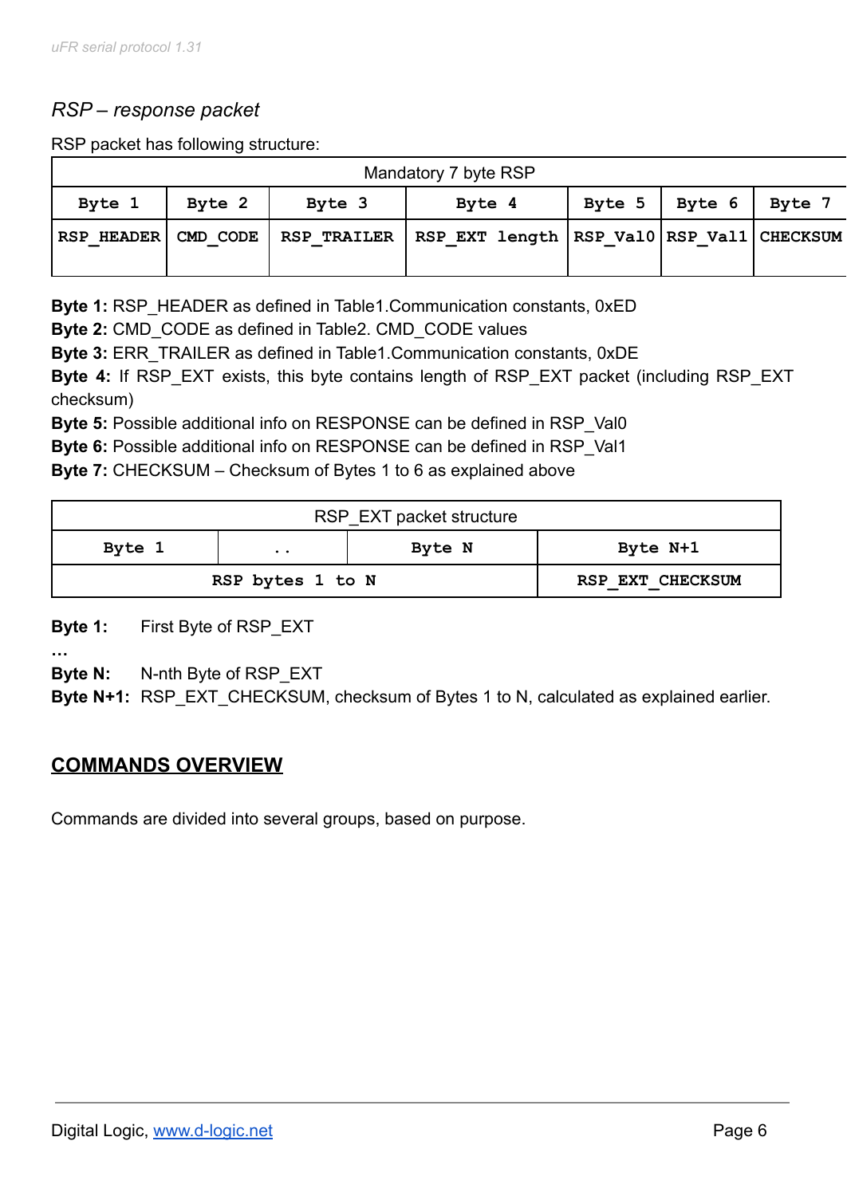### *RSP – response packet*

RSP packet has following structure:

| Mandatory 7 byte RSP | | | | | | |
|---|---|---|---|---|---|---|
| **Byte 1** | **Byte 2** | **Byte 3** | **Byte 4** | **Byte 5** | **Byte 6** | **Byte 7** |
| **RSP_HEADER** | **CMD_CODE** | **RSP_TRAILER** | **RSP_EXT length** | **RSP_Val0** | **RSP_Val1** | **CHECKSUM** |

**Byte 1:** RSP_HEADER as defined in Table1.Communication constants, 0xED
**Byte 2:** CMD_CODE as defined in Table2. CMD_CODE values
**Byte 3:** ERR_TRAILER as defined in Table1.Communication constants, 0xDE
**Byte 4:** If RSP_EXT exists, this byte contains length of RSP_EXT packet (including RSP_EXT checksum)
**Byte 5:** Possible additional info on RESPONSE can be defined in RSP_Val0
**Byte 6:** Possible additional info on RESPONSE can be defined in RSP_Val1
**Byte 7:** CHECKSUM – Checksum of Bytes 1 to 6 as explained above

| RSP_EXT packet structure | | | |
|---|---|---|---|
| **Byte 1** | **..** | **Byte N** | **Byte N+1** |
| **RSP bytes 1 to N** | | | **RSP_EXT_CHECKSUM** |

**Byte 1:** First Byte of RSP_EXT
**…**
**Byte N:** N-nth Byte of RSP_EXT
**Byte N+1:** RSP_EXT_CHECKSUM, checksum of Bytes 1 to N, calculated as explained earlier.

## COMMANDS OVERVIEW

Commands are divided into several groups, based on purpose.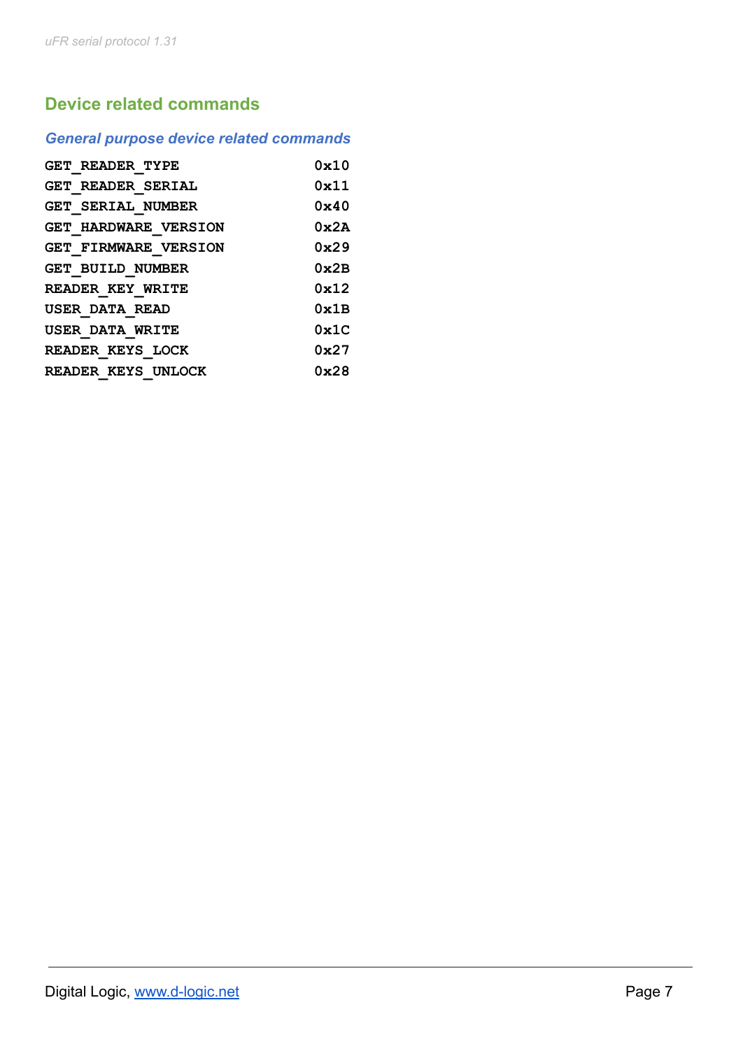## Device related commands

### *General purpose device related commands*

```
GET_READER_TYPE              0x10
GET_READER_SERIAL            0x11
GET_SERIAL_NUMBER            0x40
GET_HARDWARE_VERSION         0x2A
GET_FIRMWARE_VERSION         0x29
GET_BUILD_NUMBER             0x2B
READER_KEY_WRITE             0x12
USER_DATA_READ               0x1B
USER_DATA_WRITE              0x1C
READER_KEYS_LOCK             0x27
READER_KEYS_UNLOCK           0x28
```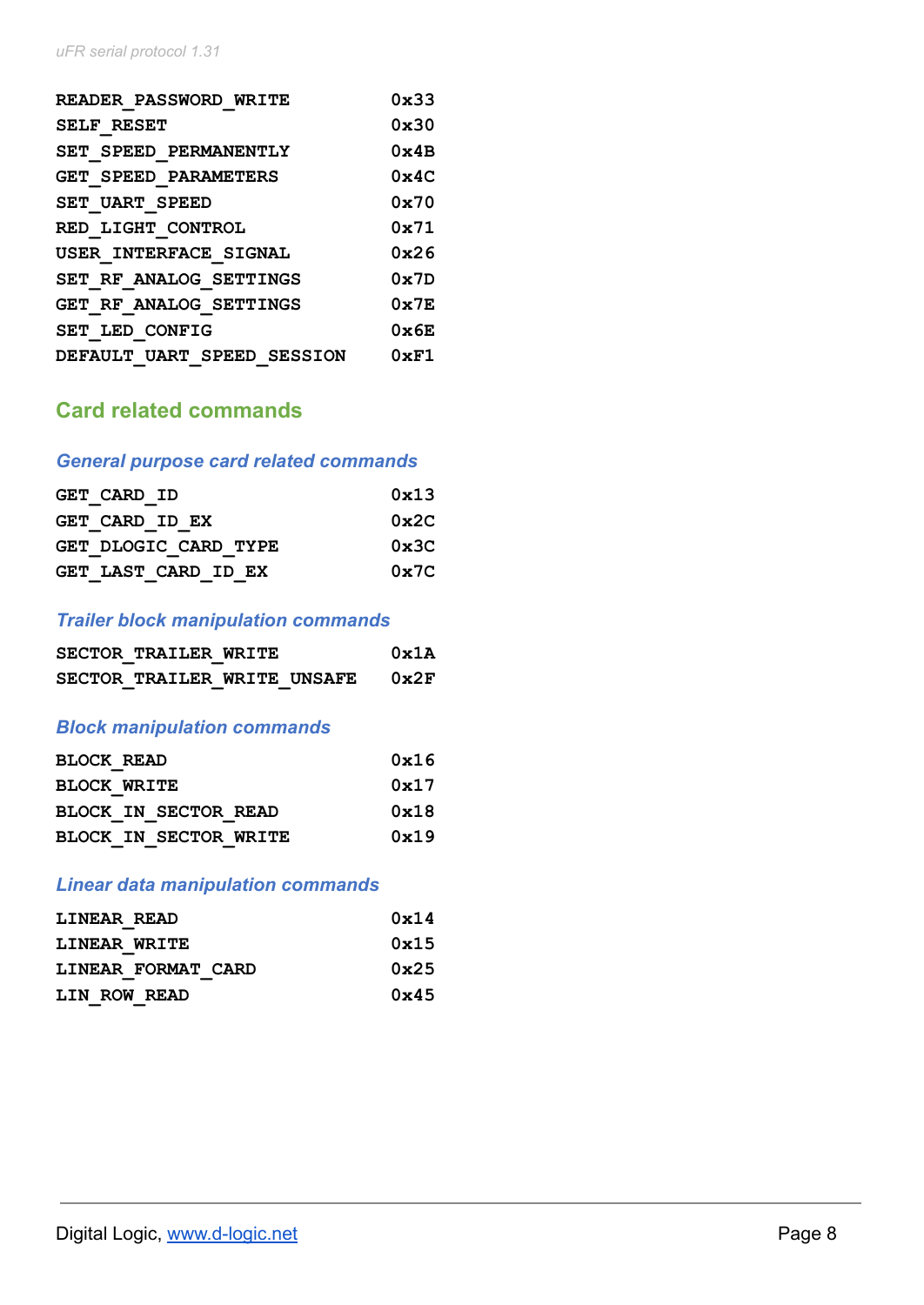| | |
|---|---|
| READER_PASSWORD_WRITE | 0x33 |
| SELF_RESET | 0x30 |
| SET_SPEED_PERMANENTLY | 0x4B |
| GET_SPEED_PARAMETERS | 0x4C |
| SET_UART_SPEED | 0x70 |
| RED_LIGHT_CONTROL | 0x71 |
| USER_INTERFACE_SIGNAL | 0x26 |
| SET_RF_ANALOG_SETTINGS | 0x7D |
| GET_RF_ANALOG_SETTINGS | 0x7E |
| SET_LED_CONFIG | 0x6E |
| DEFAULT_UART_SPEED_SESSION | 0xF1 |

## Card related commands

### *General purpose card related commands*

| | |
|---|---|
| GET_CARD_ID | 0x13 |
| GET_CARD_ID_EX | 0x2C |
| GET_DLOGIC_CARD_TYPE | 0x3C |
| GET_LAST_CARD_ID_EX | 0x7C |

### *Trailer block manipulation commands*

| | |
|---|---|
| SECTOR_TRAILER_WRITE | 0x1A |
| SECTOR_TRAILER_WRITE_UNSAFE | 0x2F |

### *Block manipulation commands*

| | |
|---|---|
| BLOCK_READ | 0x16 |
| BLOCK_WRITE | 0x17 |
| BLOCK_IN_SECTOR_READ | 0x18 |
| BLOCK_IN_SECTOR_WRITE | 0x19 |

### *Linear data manipulation commands*

| | |
|---|---|
| LINEAR_READ | 0x14 |
| LINEAR_WRITE | 0x15 |
| LINEAR_FORMAT_CARD | 0x25 |
| LIN_ROW_READ | 0x45 |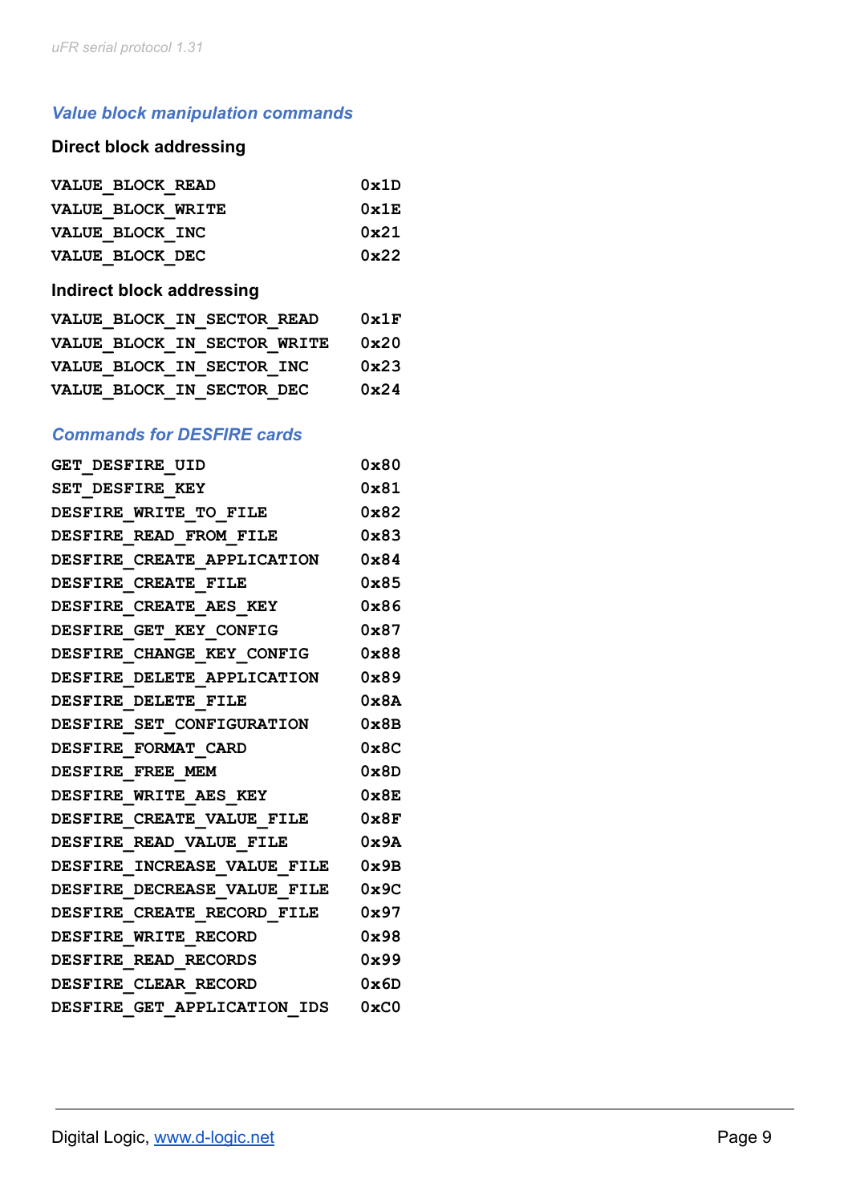### *Value block manipulation commands*

#### Direct block addressing

| | |
|---|---|
| VALUE_BLOCK_READ | 0x1D |
| VALUE_BLOCK_WRITE | 0x1E |
| VALUE_BLOCK_INC | 0x21 |
| VALUE_BLOCK_DEC | 0x22 |

#### Indirect block addressing

| | |
|---|---|
| VALUE_BLOCK_IN_SECTOR_READ | 0x1F |
| VALUE_BLOCK_IN_SECTOR_WRITE | 0x20 |
| VALUE_BLOCK_IN_SECTOR_INC | 0x23 |
| VALUE_BLOCK_IN_SECTOR_DEC | 0x24 |

### *Commands for DESFIRE cards*

| | |
|---|---|
| GET_DESFIRE_UID | 0x80 |
| SET_DESFIRE_KEY | 0x81 |
| DESFIRE_WRITE_TO_FILE | 0x82 |
| DESFIRE_READ_FROM_FILE | 0x83 |
| DESFIRE_CREATE_APPLICATION | 0x84 |
| DESFIRE_CREATE_FILE | 0x85 |
| DESFIRE_CREATE_AES_KEY | 0x86 |
| DESFIRE_GET_KEY_CONFIG | 0x87 |
| DESFIRE_CHANGE_KEY_CONFIG | 0x88 |
| DESFIRE_DELETE_APPLICATION | 0x89 |
| DESFIRE_DELETE_FILE | 0x8A |
| DESFIRE_SET_CONFIGURATION | 0x8B |
| DESFIRE_FORMAT_CARD | 0x8C |
| DESFIRE_FREE_MEM | 0x8D |
| DESFIRE_WRITE_AES_KEY | 0x8E |
| DESFIRE_CREATE_VALUE_FILE | 0x8F |
| DESFIRE_READ_VALUE_FILE | 0x9A |
| DESFIRE_INCREASE_VALUE_FILE | 0x9B |
| DESFIRE_DECREASE_VALUE_FILE | 0x9C |
| DESFIRE_CREATE_RECORD_FILE | 0x97 |
| DESFIRE_WRITE_RECORD | 0x98 |
| DESFIRE_READ_RECORDS | 0x99 |
| DESFIRE_CLEAR_RECORD | 0x6D |
| DESFIRE_GET_APPLICATION_IDS | 0xC0 |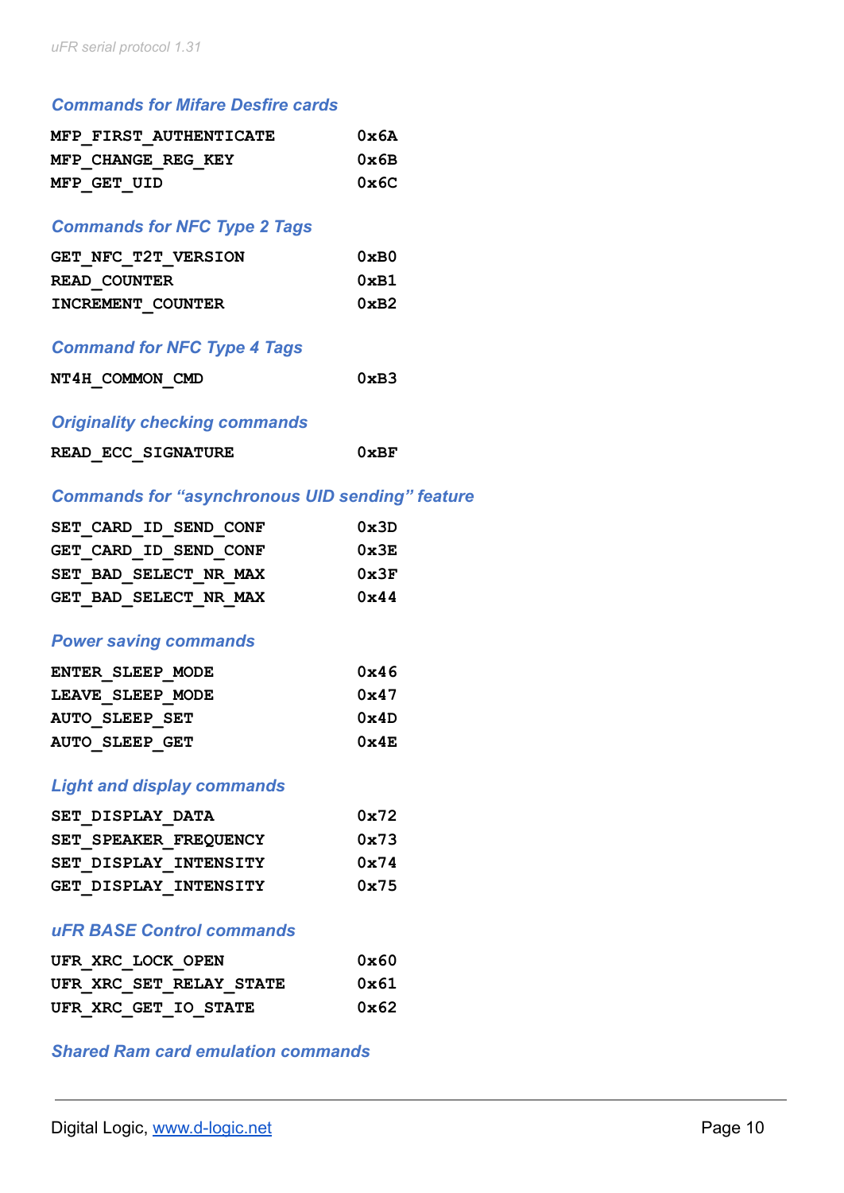### *Commands for Mifare Desfire cards*

```
MFP_FIRST_AUTHENTICATE        0x6A
MFP_CHANGE_REG_KEY            0x6B
MFP_GET_UID                   0x6C
```

### *Commands for NFC Type 2 Tags*

```
GET_NFC_T2T_VERSION           0xB0
READ_COUNTER                  0xB1
INCREMENT_COUNTER             0xB2
```

### *Command for NFC Type 4 Tags*

```
NT4H_COMMON_CMD               0xB3
```

### *Originality checking commands*

```
READ_ECC_SIGNATURE            0xBF
```

### *Commands for "asynchronous UID sending" feature*

```
SET_CARD_ID_SEND_CONF         0x3D
GET_CARD_ID_SEND_CONF         0x3E
SET_BAD_SELECT_NR_MAX         0x3F
GET_BAD_SELECT_NR_MAX         0x44
```

### *Power saving commands*

```
ENTER_SLEEP_MODE              0x46
LEAVE_SLEEP_MODE              0x47
AUTO_SLEEP_SET                0x4D
AUTO_SLEEP_GET                0x4E
```

### *Light and display commands*

```
SET_DISPLAY_DATA              0x72
SET_SPEAKER_FREQUENCY         0x73
SET_DISPLAY_INTENSITY         0x74
GET_DISPLAY_INTENSITY         0x75
```

### *uFR BASE Control commands*

```
UFR_XRC_LOCK_OPEN             0x60
UFR_XRC_SET_RELAY_STATE       0x61
UFR_XRC_GET_IO_STATE          0x62
```

### *Shared Ram card emulation commands*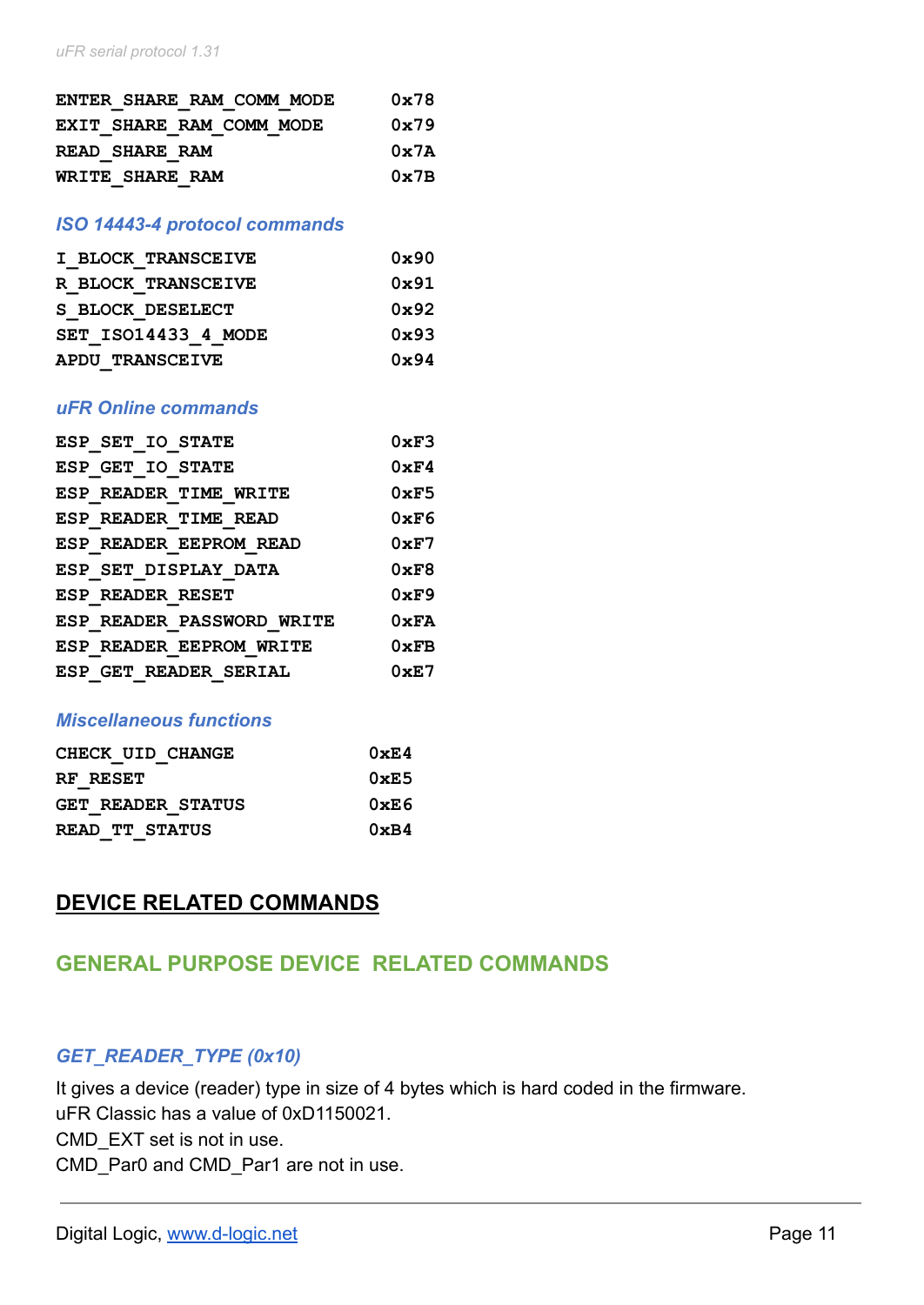| | |
|---|---|
| ENTER_SHARE_RAM_COMM_MODE | 0x78 |
| EXIT_SHARE_RAM_COMM_MODE | 0x79 |
| READ_SHARE_RAM | 0x7A |
| WRITE_SHARE_RAM | 0x7B |

### *ISO 14443-4 protocol commands*

| | |
|---|---|
| I_BLOCK_TRANSCEIVE | 0x90 |
| R_BLOCK_TRANSCEIVE | 0x91 |
| S_BLOCK_DESELECT | 0x92 |
| SET_ISO14433_4_MODE | 0x93 |
| APDU_TRANSCEIVE | 0x94 |

### *uFR Online commands*

| | |
|---|---|
| ESP_SET_IO_STATE | 0xF3 |
| ESP_GET_IO_STATE | 0xF4 |
| ESP_READER_TIME_WRITE | 0xF5 |
| ESP_READER_TIME_READ | 0xF6 |
| ESP_READER_EEPROM_READ | 0xF7 |
| ESP_SET_DISPLAY_DATA | 0xF8 |
| ESP_READER_RESET | 0xF9 |
| ESP_READER_PASSWORD_WRITE | 0xFA |
| ESP_READER_EEPROM_WRITE | 0xFB |
| ESP_GET_READER_SERIAL | 0xE7 |

### *Miscellaneous functions*

| | |
|---|---|
| CHECK_UID_CHANGE | 0xE4 |
| RF_RESET | 0xE5 |
| GET_READER_STATUS | 0xE6 |
| READ_TT_STATUS | 0xB4 |

# DEVICE RELATED COMMANDS

## GENERAL PURPOSE DEVICE RELATED COMMANDS

### *GET_READER_TYPE (0x10)*

It gives a device (reader) type in size of 4 bytes which is hard coded in the firmware.
uFR Classic has a value of 0xD1150021.
CMD_EXT set is not in use.
CMD_Par0 and CMD_Par1 are not in use.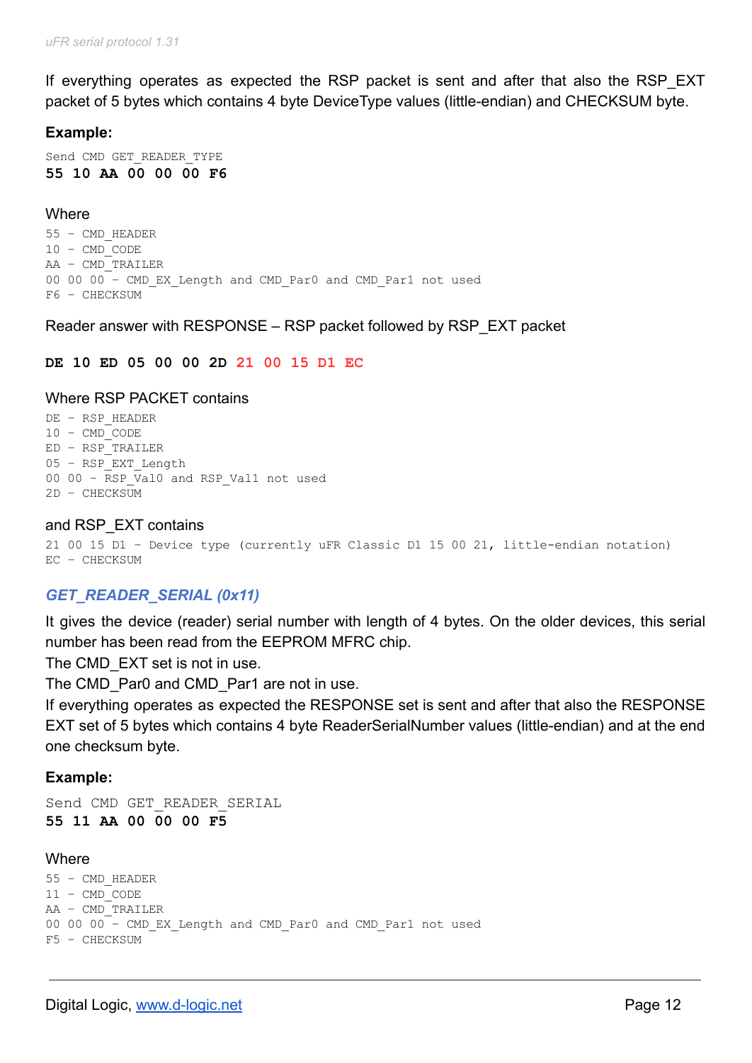If everything operates as expected the RSP packet is sent and after that also the RSP_EXT packet of 5 bytes which contains 4 byte DeviceType values (little-endian) and CHECKSUM byte.

**Example:**

```
Send CMD GET_READER_TYPE
55 10 AA 00 00 00 F6
```

Where

```
55 – CMD_HEADER
10 – CMD_CODE
AA – CMD_TRAILER
00 00 00 – CMD_EX_Length and CMD_Par0 and CMD_Par1 not used
F6 – CHECKSUM
```

Reader answer with RESPONSE – RSP packet followed by RSP_EXT packet

```
DE 10 ED 05 00 00 2D 21 00 15 D1 EC
```

Where RSP PACKET contains

```
DE – RSP_HEADER
10 – CMD_CODE
ED – RSP_TRAILER
05 – RSP_EXT_Length
00 00 – RSP_Val0 and RSP_Val1 not used
2D – CHECKSUM
```

and RSP_EXT contains

```
21 00 15 D1 – Device type (currently uFR Classic D1 15 00 21, little-endian notation)
EC – CHECKSUM
```

### *GET_READER_SERIAL (0x11)*

It gives the device (reader) serial number with length of 4 bytes. On the older devices, this serial number has been read from the EEPROM MFRC chip.
The CMD_EXT set is not in use.
The CMD_Par0 and CMD_Par1 are not in use.
If everything operates as expected the RESPONSE set is sent and after that also the RESPONSE EXT set of 5 bytes which contains 4 byte ReaderSerialNumber values (little-endian) and at the end one checksum byte.

**Example:**

```
Send CMD GET_READER_SERIAL
55 11 AA 00 00 00 F5
```

Where

```
55 – CMD_HEADER
11 – CMD_CODE
AA – CMD_TRAILER
00 00 00 – CMD_EX_Length and CMD_Par0 and CMD_Par1 not used
F5 – CHECKSUM
```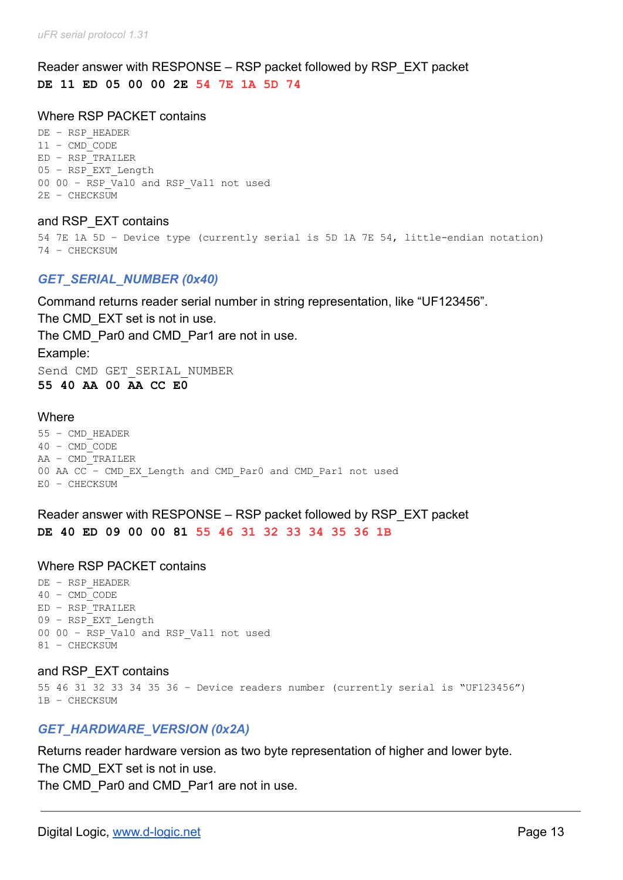Reader answer with RESPONSE – RSP packet followed by RSP_EXT packet

**DE 11 ED 05 00 00 2E 54 7E 1A 5D 74**

Where RSP PACKET contains

```
DE – RSP_HEADER
11 – CMD_CODE
ED – RSP_TRAILER
05 – RSP_EXT_Length
00 00 – RSP_Val0 and RSP_Val1 not used
2E – CHECKSUM
```

and RSP_EXT contains

```
54 7E 1A 5D – Device type (currently serial is 5D 1A 7E 54, little-endian notation)
74 – CHECKSUM
```

### *GET_SERIAL_NUMBER (0x40)*

Command returns reader serial number in string representation, like “UF123456”.
The CMD_EXT set is not in use.
The CMD_Par0 and CMD_Par1 are not in use.
Example:

```
Send CMD GET_SERIAL_NUMBER
```

**55 40 AA 00 AA CC E0**

Where

```
55 – CMD_HEADER
40 – CMD_CODE
AA – CMD_TRAILER
00 AA CC – CMD_EX_Length and CMD_Par0 and CMD_Par1 not used
E0 – CHECKSUM
```

Reader answer with RESPONSE – RSP packet followed by RSP_EXT packet

**DE 40 ED 09 00 00 81 55 46 31 32 33 34 35 36 1B**

Where RSP PACKET contains

```
DE – RSP_HEADER
40 – CMD_CODE
ED – RSP_TRAILER
09 – RSP_EXT_Length
00 00 – RSP_Val0 and RSP_Val1 not used
81 – CHECKSUM
```

and RSP_EXT contains

```
55 46 31 32 33 34 35 36 – Device readers number (currently serial is “UF123456”)
1B – CHECKSUM
```

### *GET_HARDWARE_VERSION (0x2A)*

Returns reader hardware version as two byte representation of higher and lower byte.
The CMD_EXT set is not in use.
The CMD_Par0 and CMD_Par1 are not in use.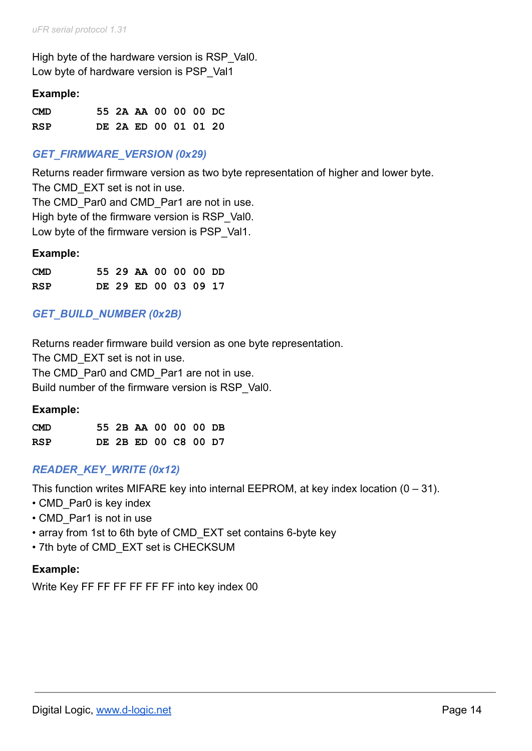High byte of the hardware version is RSP_Val0.
Low byte of hardware version is PSP_Val1

**Example:**

```
CMD     55 2A AA 00 00 00 DC
RSP     DE 2A ED 00 01 01 20
```

### *GET_FIRMWARE_VERSION (0x29)*

Returns reader firmware version as two byte representation of higher and lower byte.
The CMD_EXT set is not in use.
The CMD_Par0 and CMD_Par1 are not in use.
High byte of the firmware version is RSP_Val0.
Low byte of the firmware version is PSP_Val1.

**Example:**

```
CMD     55 29 AA 00 00 00 DD
RSP     DE 29 ED 00 03 09 17
```

### *GET_BUILD_NUMBER (0x2B)*

Returns reader firmware build version as one byte representation.
The CMD_EXT set is not in use.
The CMD_Par0 and CMD_Par1 are not in use.
Build number of the firmware version is RSP_Val0.

**Example:**

```
CMD     55 2B AA 00 00 00 DB
RSP     DE 2B ED 00 C8 00 D7
```

### *READER_KEY_WRITE (0x12)*

This function writes MIFARE key into internal EEPROM, at key index location (0 – 31).

- CMD_Par0 is key index
- CMD_Par1 is not in use
- array from 1st to 6th byte of CMD_EXT set contains 6-byte key
- 7th byte of CMD_EXT set is CHECKSUM

**Example:**

Write Key FF FF FF FF FF FF into key index 00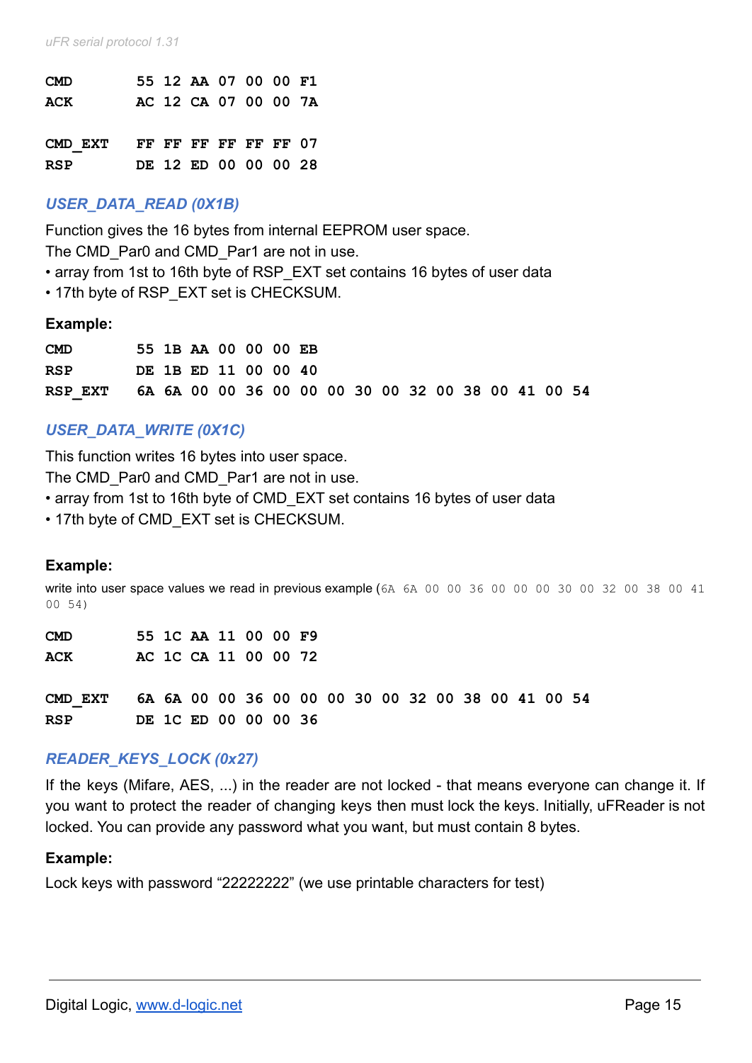```
CMD       55 12 AA 07 00 00 F1
ACK       AC 12 CA 07 00 00 7A

CMD_EXT   FF FF FF FF FF FF 07
RSP       DE 12 ED 00 00 00 28
```

### *USER_DATA_READ (0X1B)*

Function gives the 16 bytes from internal EEPROM user space.
The CMD_Par0 and CMD_Par1 are not in use.

- array from 1st to 16th byte of RSP_EXT set contains 16 bytes of user data
- 17th byte of RSP_EXT set is CHECKSUM.

**Example:**

```
CMD       55 1B AA 00 00 00 EB
RSP       DE 1B ED 11 00 00 40
RSP_EXT   6A 6A 00 00 36 00 00 00 30 00 32 00 38 00 41 00 54
```

### *USER_DATA_WRITE (0X1C)*

This function writes 16 bytes into user space.
The CMD_Par0 and CMD_Par1 are not in use.

- array from 1st to 16th byte of CMD_EXT set contains 16 bytes of user data
- 17th byte of CMD_EXT set is CHECKSUM.

**Example:**

write into user space values we read in previous example (`6A 6A 00 00 36 00 00 00 30 00 32 00 38 00 41 00 54`)

```
CMD       55 1C AA 11 00 00 F9
ACK       AC 1C CA 11 00 00 72

CMD_EXT   6A 6A 00 00 36 00 00 00 30 00 32 00 38 00 41 00 54
RSP       DE 1C ED 00 00 00 36
```

### *READER_KEYS_LOCK (0x27)*

If the keys (Mifare, AES, ...) in the reader are not locked - that means everyone can change it. If you want to protect the reader of changing keys then must lock the keys. Initially, uFReader is not locked. You can provide any password what you want, but must contain 8 bytes.

**Example:**

Lock keys with password “22222222” (we use printable characters for test)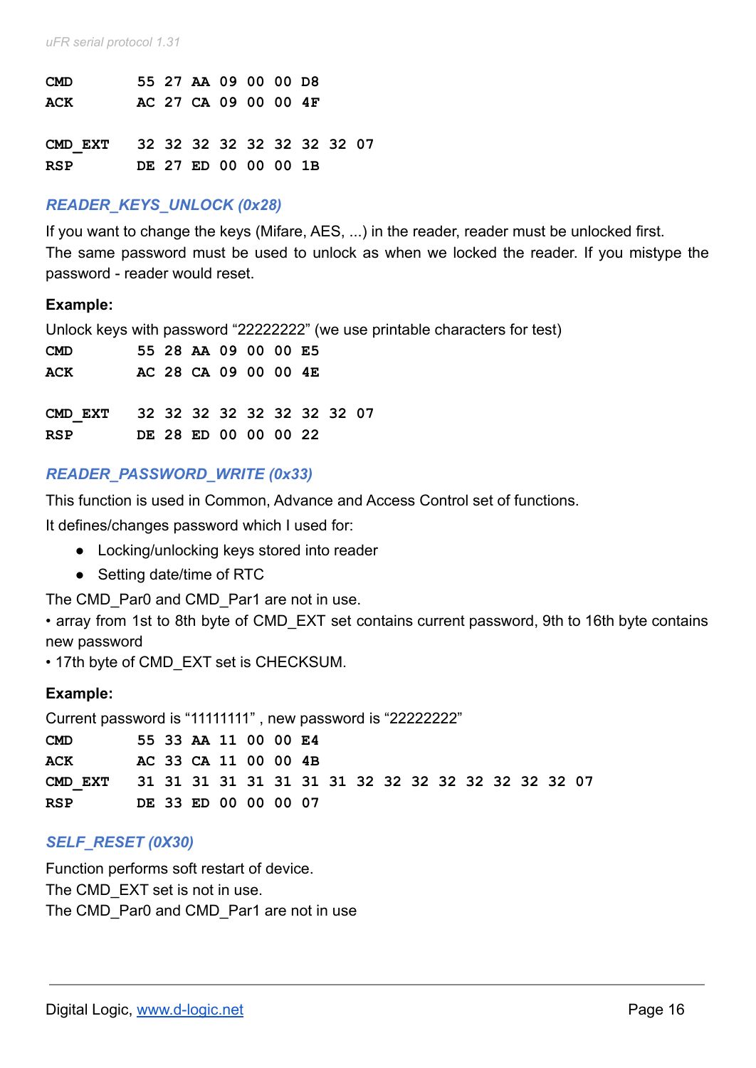```
CMD       55 27 AA 09 00 00 D8
ACK       AC 27 CA 09 00 00 4F

CMD_EXT   32 32 32 32 32 32 32 32 07
RSP       DE 27 ED 00 00 00 1B
```

### *READER_KEYS_UNLOCK (0x28)*

If you want to change the keys (Mifare, AES, ...) in the reader, reader must be unlocked first.
The same password must be used to unlock as when we locked the reader. If you mistype the password - reader would reset.

**Example:**

Unlock keys with password "22222222" (we use printable characters for test)

```
CMD       55 28 AA 09 00 00 E5
ACK       AC 28 CA 09 00 00 4E

CMD_EXT   32 32 32 32 32 32 32 32 07
RSP       DE 28 ED 00 00 00 22
```

### *READER_PASSWORD_WRITE (0x33)*

This function is used in Common, Advance and Access Control set of functions.

It defines/changes password which I used for:

- Locking/unlocking keys stored into reader
- Setting date/time of RTC

The CMD_Par0 and CMD_Par1 are not in use.
• array from 1st to 8th byte of CMD_EXT set contains current password, 9th to 16th byte contains new password
• 17th byte of CMD_EXT set is CHECKSUM.

**Example:**

Current password is "11111111" , new password is "22222222"

```
CMD       55 33 AA 11 00 00 E4
ACK       AC 33 CA 11 00 00 4B
CMD_EXT   31 31 31 31 31 31 31 31 32 32 32 32 32 32 32 32 07
RSP       DE 33 ED 00 00 00 07
```

### *SELF_RESET (0X30)*

Function performs soft restart of device.
The CMD_EXT set is not in use.
The CMD_Par0 and CMD_Par1 are not in use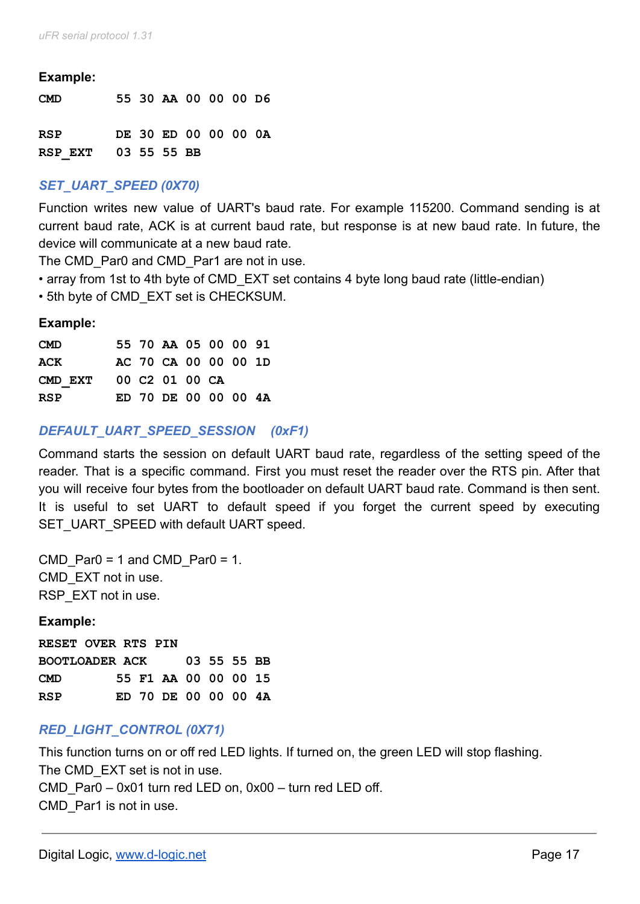**Example:**

```
CMD         55 30 AA 00 00 00 D6

RSP         DE 30 ED 00 00 00 0A
RSP_EXT     03 55 55 BB
```

### *SET_UART_SPEED (0X70)*

Function writes new value of UART's baud rate. For example 115200. Command sending is at current baud rate, ACK is at current baud rate, but response is at new baud rate. In future, the device will communicate at a new baud rate.
The CMD_Par0 and CMD_Par1 are not in use.

- array from 1st to 4th byte of CMD_EXT set contains 4 byte long baud rate (little-endian)
- 5th byte of CMD_EXT set is CHECKSUM.

**Example:**

```
CMD         55 70 AA 05 00 00 91
ACK         AC 70 CA 00 00 00 1D
CMD_EXT     00 C2 01 00 CA
RSP         ED 70 DE 00 00 00 4A
```

### *DEFAULT_UART_SPEED_SESSION (0xF1)*

Command starts the session on default UART baud rate, regardless of the setting speed of the reader. That is a specific command. First you must reset the reader over the RTS pin. After that you will receive four bytes from the bootloader on default UART baud rate. Command is then sent. It is useful to set UART to default speed if you forget the current speed by executing SET_UART_SPEED with default UART speed.

CMD_Par0 = 1 and CMD_Par0 = 1.
CMD_EXT not in use.
RSP_EXT not in use.

**Example:**

```
RESET OVER RTS PIN
BOOTLOADER ACK     03 55 55 BB
CMD         55 F1 AA 00 00 00 15
RSP         ED 70 DE 00 00 00 4A
```

### *RED_LIGHT_CONTROL (0X71)*

This function turns on or off red LED lights. If turned on, the green LED will stop flashing.
The CMD_EXT set is not in use.
CMD_Par0 – 0x01 turn red LED on, 0x00 – turn red LED off.
CMD_Par1 is not in use.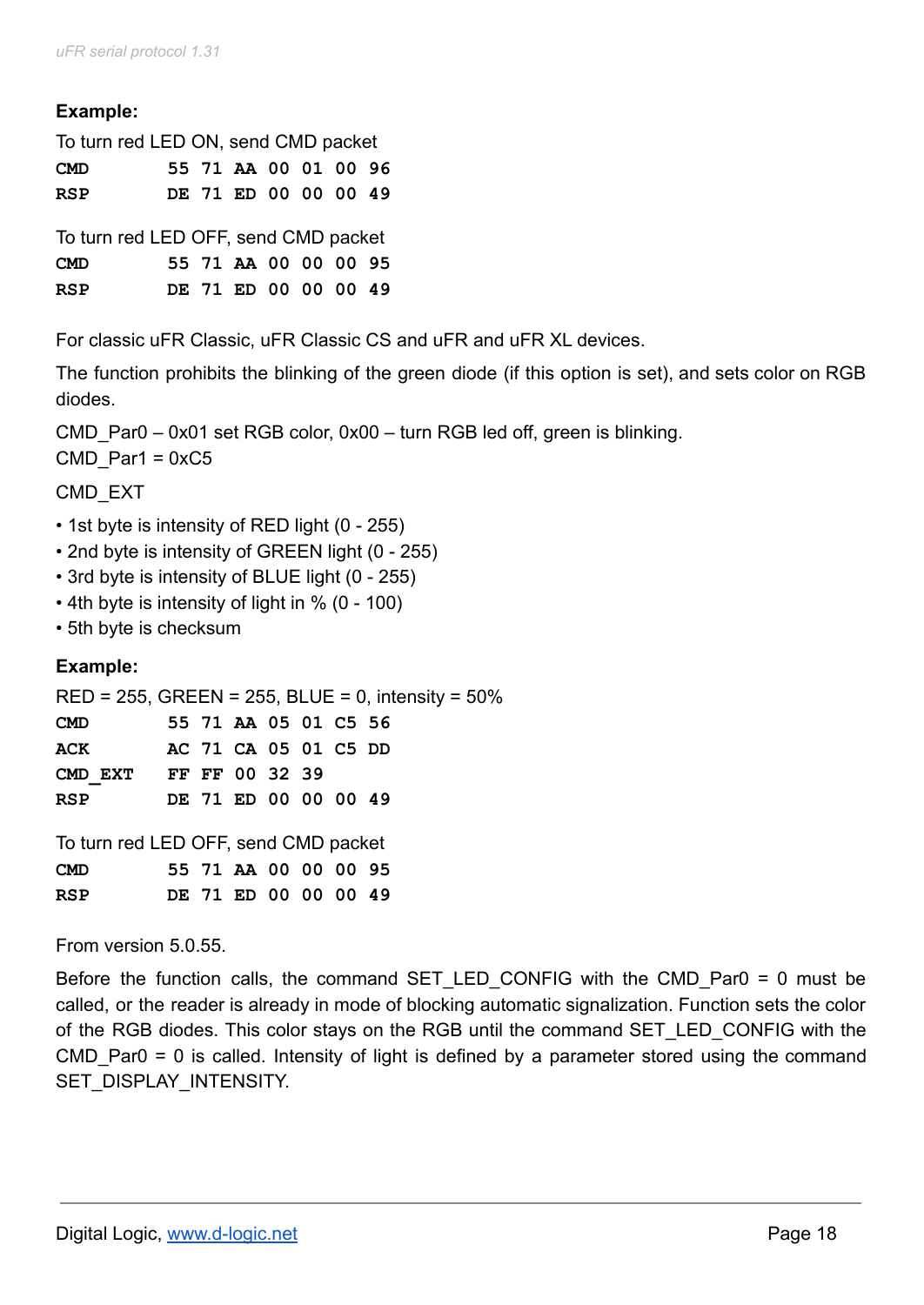**Example:**

To turn red LED ON, send CMD packet

```
CMD       55 71 AA 00 01 00 96
RSP       DE 71 ED 00 00 00 49
```

To turn red LED OFF, send CMD packet

```
CMD       55 71 AA 00 00 00 95
RSP       DE 71 ED 00 00 00 49
```

For classic uFR Classic, uFR Classic CS and uFR and uFR XL devices.

The function prohibits the blinking of the green diode (if this option is set), and sets color on RGB diodes.

CMD_Par0 – 0x01 set RGB color, 0x00 – turn RGB led off, green is blinking.
CMD_Par1 = 0xC5

CMD_EXT

- 1st byte is intensity of RED light (0 - 255)
- 2nd byte is intensity of GREEN light (0 - 255)
- 3rd byte is intensity of BLUE light (0 - 255)
- 4th byte is intensity of light in % (0 - 100)
- 5th byte is checksum

**Example:**

RED = 255, GREEN = 255, BLUE = 0, intensity = 50%

```
CMD       55 71 AA 05 01 C5 56
ACK       AC 71 CA 05 01 C5 DD
CMD_EXT   FF FF 00 32 39
RSP       DE 71 ED 00 00 00 49
```

To turn red LED OFF, send CMD packet

```
CMD       55 71 AA 00 00 00 95
RSP       DE 71 ED 00 00 00 49
```

From version 5.0.55.

Before the function calls, the command SET_LED_CONFIG with the CMD_Par0 = 0 must be called, or the reader is already in mode of blocking automatic signalization. Function sets the color of the RGB diodes. This color stays on the RGB until the command SET_LED_CONFIG with the CMD_Par0 = 0 is called. Intensity of light is defined by a parameter stored using the command SET_DISPLAY_INTENSITY.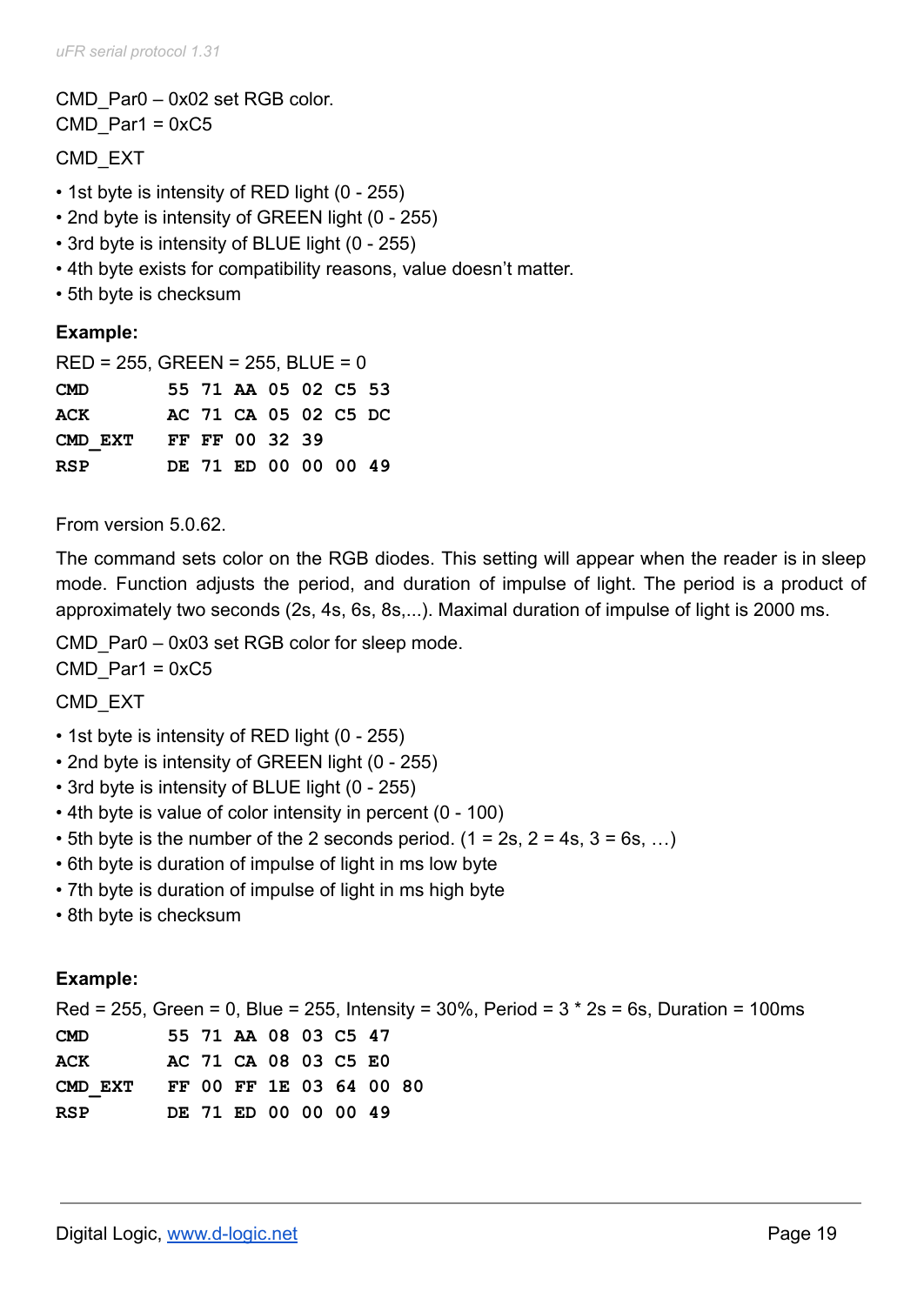CMD_Par0 – 0x02 set RGB color.
CMD_Par1 = 0xC5

CMD_EXT

- 1st byte is intensity of RED light (0 - 255)
- 2nd byte is intensity of GREEN light (0 - 255)
- 3rd byte is intensity of BLUE light (0 - 255)
- 4th byte exists for compatibility reasons, value doesn't matter.
- 5th byte is checksum

**Example:**

RED = 255, GREEN = 255, BLUE = 0

```
CMD       55 71 AA 05 02 C5 53
ACK       AC 71 CA 05 02 C5 DC
CMD_EXT   FF FF 00 32 39
RSP       DE 71 ED 00 00 00 49
```

From version 5.0.62.

The command sets color on the RGB diodes. This setting will appear when the reader is in sleep mode. Function adjusts the period, and duration of impulse of light. The period is a product of approximately two seconds (2s, 4s, 6s, 8s,...). Maximal duration of impulse of light is 2000 ms.

CMD_Par0 – 0x03 set RGB color for sleep mode.
CMD_Par1 = 0xC5

CMD_EXT

- 1st byte is intensity of RED light (0 - 255)
- 2nd byte is intensity of GREEN light (0 - 255)
- 3rd byte is intensity of BLUE light (0 - 255)
- 4th byte is value of color intensity in percent (0 - 100)
- 5th byte is the number of the 2 seconds period. (1 = 2s, 2 = 4s, 3 = 6s, …)
- 6th byte is duration of impulse of light in ms low byte
- 7th byte is duration of impulse of light in ms high byte
- 8th byte is checksum

**Example:**

Red = 255, Green = 0, Blue = 255, Intensity = 30%, Period = 3 * 2s = 6s, Duration = 100ms

```
CMD       55 71 AA 08 03 C5 47
ACK       AC 71 CA 08 03 C5 E0
CMD_EXT   FF 00 FF 1E 03 64 00 80
RSP       DE 71 ED 00 00 00 49
```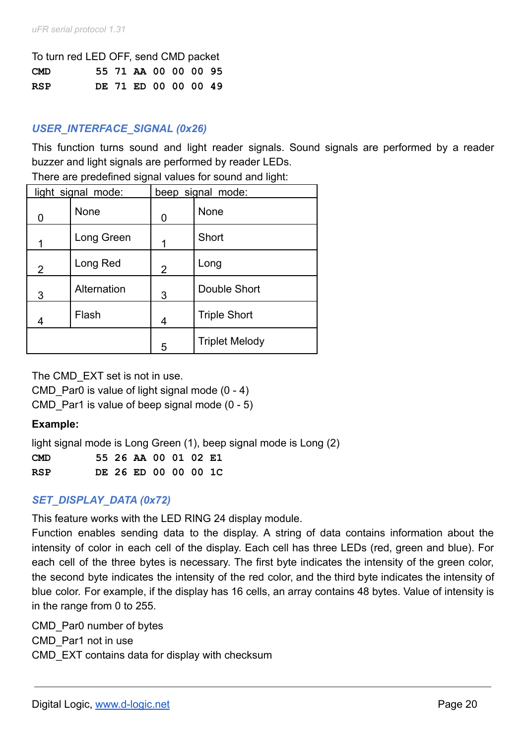To turn red LED OFF, send CMD packet

```
CMD    55 71 AA 00 00 00 95
RSP    DE 71 ED 00 00 00 49
```

### *USER_INTERFACE_SIGNAL (0x26)*

This function turns sound and light reader signals. Sound signals are performed by a reader buzzer and light signals are performed by reader LEDs.

There are predefined signal values for sound and light:

| light signal mode: | | beep signal mode: | |
|---|---|---|---|
| 0 | None | 0 | None |
| 1 | Long Green | 1 | Short |
| 2 | Long Red | 2 | Long |
| 3 | Alternation | 3 | Double Short |
| 4 | Flash | 4 | Triple Short |
| | | 5 | Triplet Melody |

The CMD_EXT set is not in use.
CMD_Par0 is value of light signal mode (0 - 4)
CMD_Par1 is value of beep signal mode (0 - 5)

**Example:**

light signal mode is Long Green (1), beep signal mode is Long (2)

```
CMD    55 26 AA 00 01 02 E1
RSP    DE 26 ED 00 00 00 1C
```

### *SET_DISPLAY_DATA (0x72)*

This feature works with the LED RING 24 display module.
Function enables sending data to the display. A string of data contains information about the intensity of color in each cell of the display. Each cell has three LEDs (red, green and blue). For each cell of the three bytes is necessary. The first byte indicates the intensity of the green color, the second byte indicates the intensity of the red color, and the third byte indicates the intensity of blue color. For example, if the display has 16 cells, an array contains 48 bytes. Value of intensity is in the range from 0 to 255.

CMD_Par0 number of bytes
CMD_Par1 not in use
CMD_EXT contains data for display with checksum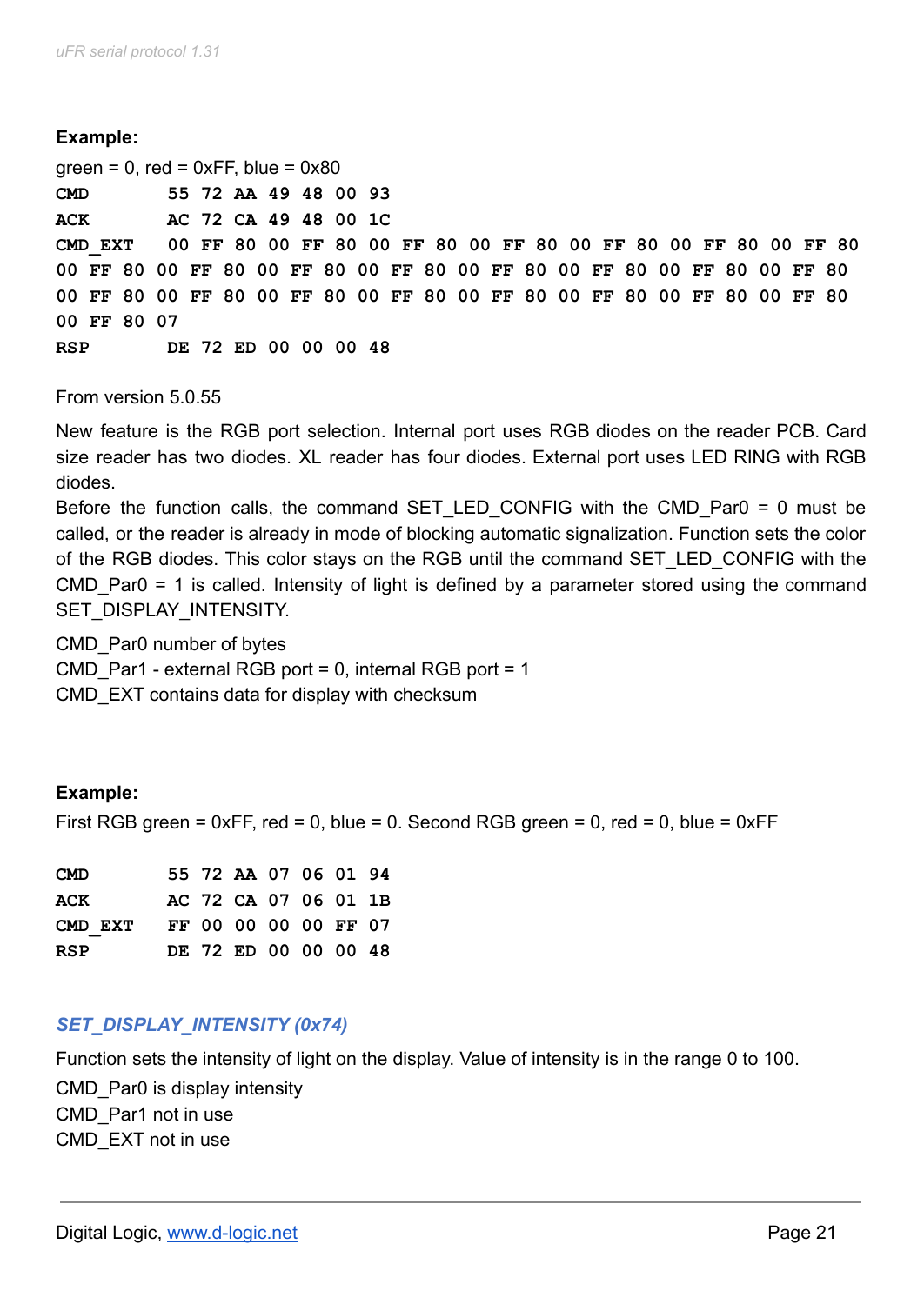**Example:**

green = 0, red = 0xFF, blue = 0x80

```
CMD         55 72 AA 49 48 00 93
ACK         AC 72 CA 49 48 00 1C
CMD_EXT     00 FF 80 00 FF 80 00 FF 80 00 FF 80 00 FF 80 00 FF 80 00 FF 80
00 FF 80 00 FF 80 00 FF 80 00 FF 80 00 FF 80 00 FF 80 00 FF 80 00 FF 80
00 FF 80 00 FF 80 00 FF 80 00 FF 80 00 FF 80 00 FF 80 00 FF 80 00 FF 80
00 FF 80 07
RSP         DE 72 ED 00 00 00 48
```

From version 5.0.55

New feature is the RGB port selection. Internal port uses RGB diodes on the reader PCB. Card size reader has two diodes. XL reader has four diodes. External port uses LED RING with RGB diodes.
Before the function calls, the command SET_LED_CONFIG with the CMD_Par0 = 0 must be called, or the reader is already in mode of blocking automatic signalization. Function sets the color of the RGB diodes. This color stays on the RGB until the command SET_LED_CONFIG with the CMD_Par0 = 1 is called. Intensity of light is defined by a parameter stored using the command SET_DISPLAY_INTENSITY.

CMD_Par0 number of bytes
CMD_Par1 - external RGB port = 0, internal RGB port = 1
CMD_EXT contains data for display with checksum

**Example:**

First RGB green = 0xFF, red = 0, blue = 0. Second RGB green = 0, red = 0, blue = 0xFF

```
CMD         55 72 AA 07 06 01 94
ACK         AC 72 CA 07 06 01 1B
CMD_EXT     FF 00 00 00 00 FF 07
RSP         DE 72 ED 00 00 00 48
```

### *SET_DISPLAY_INTENSITY (0x74)*

Function sets the intensity of light on the display. Value of intensity is in the range 0 to 100.
CMD_Par0 is display intensity
CMD_Par1 not in use
CMD_EXT not in use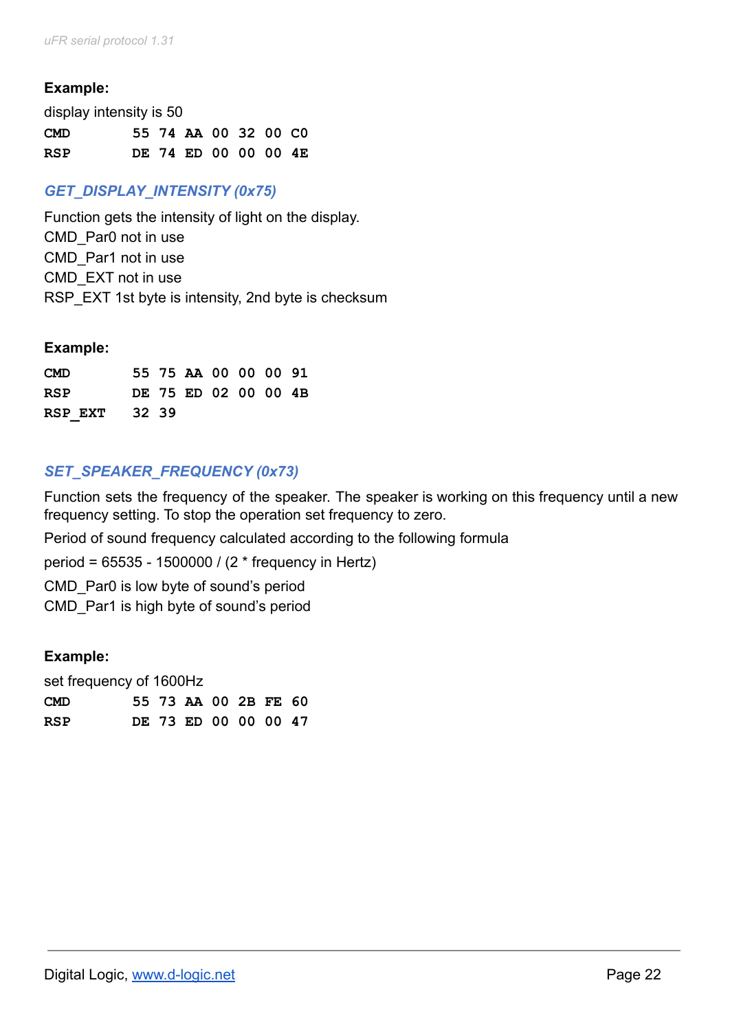**Example:**

display intensity is 50

```
CMD      55 74 AA 00 32 00 C0
RSP      DE 74 ED 00 00 00 4E
```

### *GET_DISPLAY_INTENSITY (0x75)*

Function gets the intensity of light on the display.
CMD_Par0 not in use
CMD_Par1 not in use
CMD_EXT not in use
RSP_EXT 1st byte is intensity, 2nd byte is checksum

**Example:**

```
CMD      55 75 AA 00 00 00 91
RSP      DE 75 ED 02 00 00 4B
RSP_EXT  32 39
```

### *SET_SPEAKER_FREQUENCY (0x73)*

Function sets the frequency of the speaker. The speaker is working on this frequency until a new frequency setting. To stop the operation set frequency to zero.

Period of sound frequency calculated according to the following formula

period = 65535 - 1500000 / (2 * frequency in Hertz)

CMD_Par0 is low byte of sound's period
CMD_Par1 is high byte of sound's period

**Example:**

set frequency of 1600Hz

```
CMD      55 73 AA 00 2B FE 60
RSP      DE 73 ED 00 00 00 47
```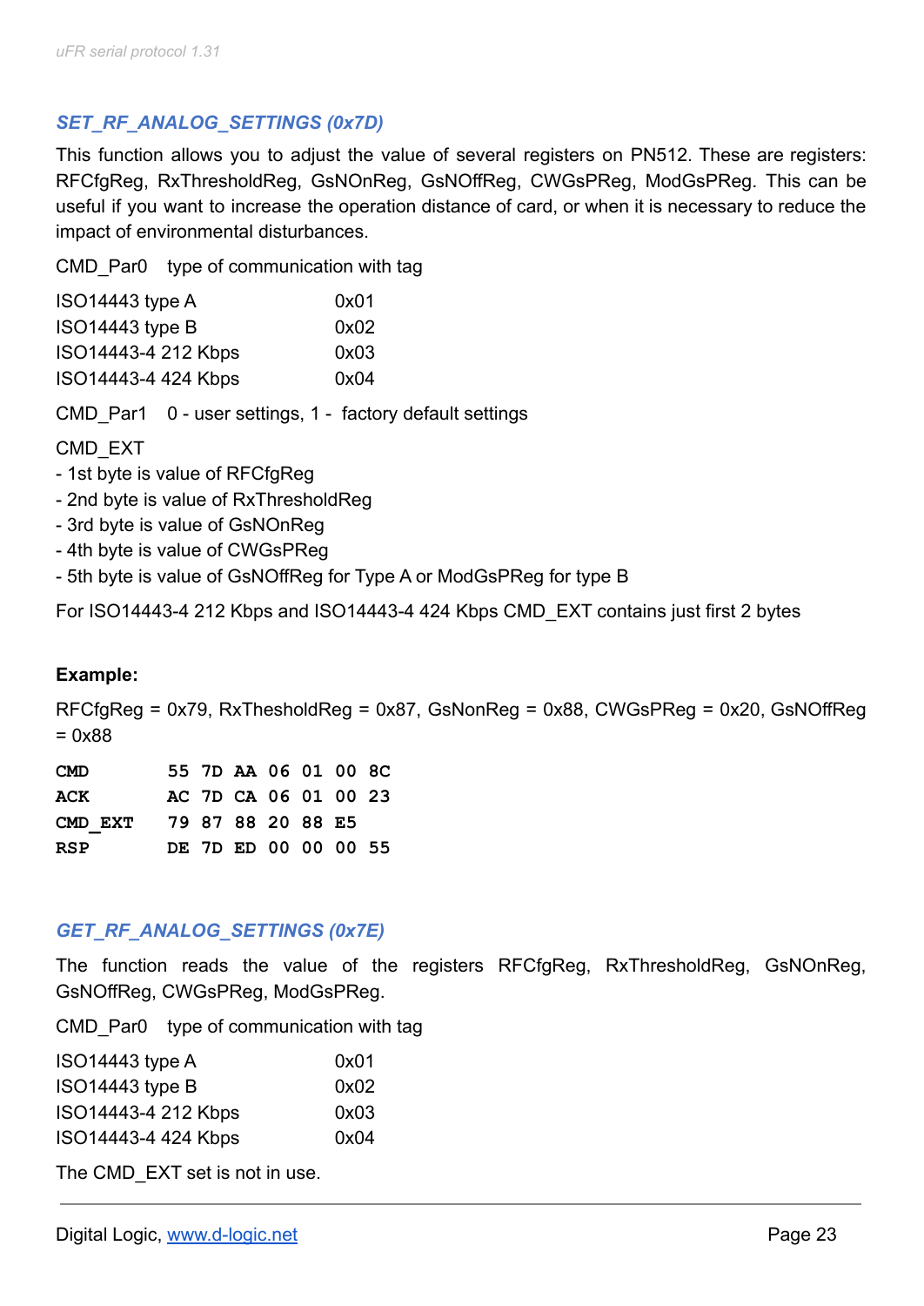### *SET_RF_ANALOG_SETTINGS (0x7D)*

This function allows you to adjust the value of several registers on PN512. These are registers: RFCfgReg, RxThresholdReg, GsNOnReg, GsNOffReg, CWGsPReg, ModGsPReg. This can be useful if you want to increase the operation distance of card, or when it is necessary to reduce the impact of environmental disturbances.

CMD_Par0 type of communication with tag

| | |
|---|---|
| ISO14443 type A | 0x01 |
| ISO14443 type B | 0x02 |
| ISO14443-4 212 Kbps | 0x03 |
| ISO14443-4 424 Kbps | 0x04 |

CMD_Par1 0 - user settings, 1 - factory default settings

CMD_EXT
- 1st byte is value of RFCfgReg
- 2nd byte is value of RxThresholdReg
- 3rd byte is value of GsNOnReg
- 4th byte is value of CWGsPReg
- 5th byte is value of GsNOffReg for Type A or ModGsPReg for type B

For ISO14443-4 212 Kbps and ISO14443-4 424 Kbps CMD_EXT contains just first 2 bytes

**Example:**

RFCfgReg = 0x79, RxThesholdReg = 0x87, GsNonReg = 0x88, CWGsPReg = 0x20, GsNOffReg = 0x88

```
CMD       55 7D AA 06 01 00 8C
ACK       AC 7D CA 06 01 00 23
CMD_EXT   79 87 88 20 88 E5
RSP       DE 7D ED 00 00 00 55
```

### *GET_RF_ANALOG_SETTINGS (0x7E)*

The function reads the value of the registers RFCfgReg, RxThresholdReg, GsNOnReg, GsNOffReg, CWGsPReg, ModGsPReg.

CMD_Par0 type of communication with tag

| | |
|---|---|
| ISO14443 type A | 0x01 |
| ISO14443 type B | 0x02 |
| ISO14443-4 212 Kbps | 0x03 |
| ISO14443-4 424 Kbps | 0x04 |

The CMD_EXT set is not in use.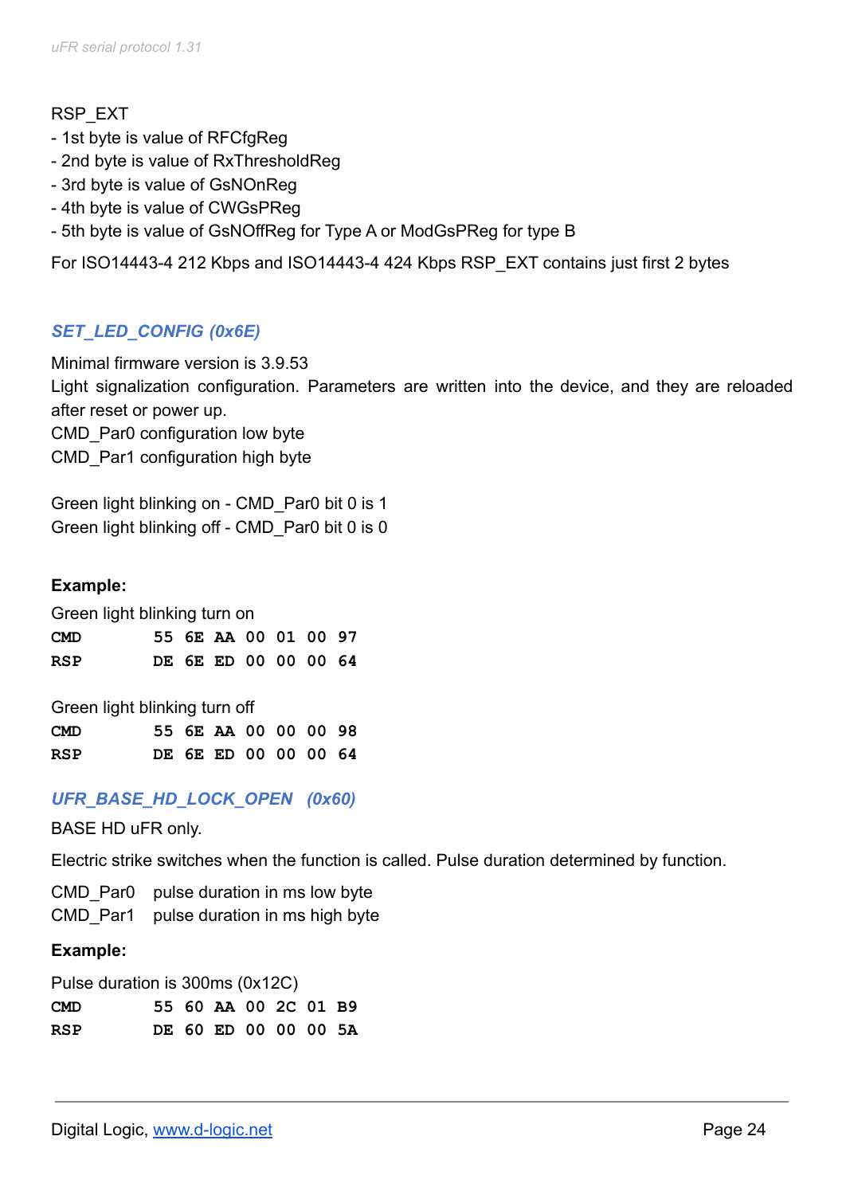RSP_EXT
- 1st byte is value of RFCfgReg
- 2nd byte is value of RxThresholdReg
- 3rd byte is value of GsNOnReg
- 4th byte is value of CWGsPReg
- 5th byte is value of GsNOffReg for Type A or ModGsPReg for type B

For ISO14443-4 212 Kbps and ISO14443-4 424 Kbps RSP_EXT contains just first 2 bytes

### *SET_LED_CONFIG (0x6E)*

Minimal firmware version is 3.9.53
Light signalization configuration. Parameters are written into the device, and they are reloaded after reset or power up.
CMD_Par0 configuration low byte
CMD_Par1 configuration high byte

Green light blinking on - CMD_Par0 bit 0 is 1
Green light blinking off - CMD_Par0 bit 0 is 0

**Example:**

Green light blinking turn on

```
CMD      55 6E AA 00 01 00 97
RSP      DE 6E ED 00 00 00 64
```

Green light blinking turn off

```
CMD      55 6E AA 00 00 00 98
RSP      DE 6E ED 00 00 00 64
```

### *UFR_BASE_HD_LOCK_OPEN (0x60)*

BASE HD uFR only.

Electric strike switches when the function is called. Pulse duration determined by function.

CMD_Par0 pulse duration in ms low byte
CMD_Par1 pulse duration in ms high byte

**Example:**

Pulse duration is 300ms (0x12C)

```
CMD      55 60 AA 00 2C 01 B9
RSP      DE 60 ED 00 00 00 5A
```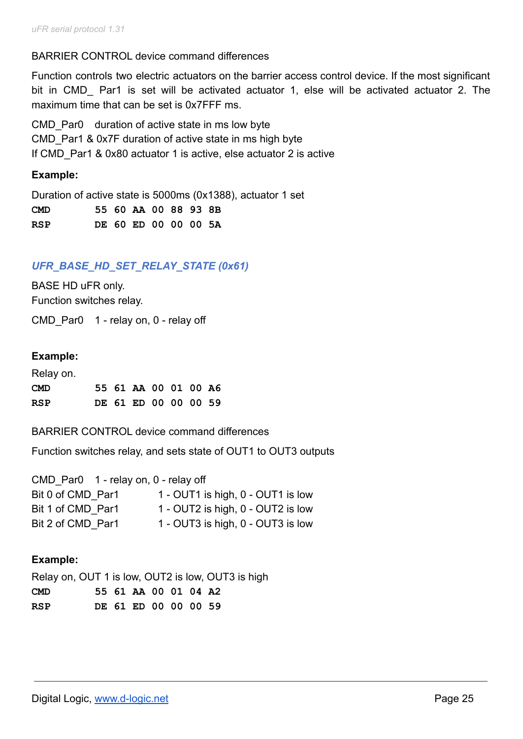BARRIER CONTROL device command differences

Function controls two electric actuators on the barrier access control device. If the most significant bit in CMD_ Par1 is set will be activated actuator 1, else will be activated actuator 2. The maximum time that can be set is 0x7FFF ms.

CMD_Par0 duration of active state in ms low byte
CMD_Par1 & 0x7F duration of active state in ms high byte
If CMD_Par1 & 0x80 actuator 1 is active, else actuator 2 is active

**Example:**

Duration of active state is 5000ms (0x1388), actuator 1 set

```
CMD     55 60 AA 00 88 93 8B
RSP     DE 60 ED 00 00 00 5A
```

### *UFR_BASE_HD_SET_RELAY_STATE (0x61)*

BASE HD uFR only.
Function switches relay.

CMD_Par0 1 - relay on, 0 - relay off

**Example:**

Relay on.

```
CMD     55 61 AA 00 01 00 A6
RSP     DE 61 ED 00 00 00 59
```

BARRIER CONTROL device command differences

Function switches relay, and sets state of OUT1 to OUT3 outputs

CMD_Par0 1 - relay on, 0 - relay off
Bit 0 of CMD_Par1 1 - OUT1 is high, 0 - OUT1 is low
Bit 1 of CMD_Par1 1 - OUT2 is high, 0 - OUT2 is low
Bit 2 of CMD_Par1 1 - OUT3 is high, 0 - OUT3 is low

**Example:**

Relay on, OUT 1 is low, OUT2 is low, OUT3 is high

```
CMD     55 61 AA 00 01 04 A2
RSP     DE 61 ED 00 00 00 59
```

Digital Logic, www.d-logic.net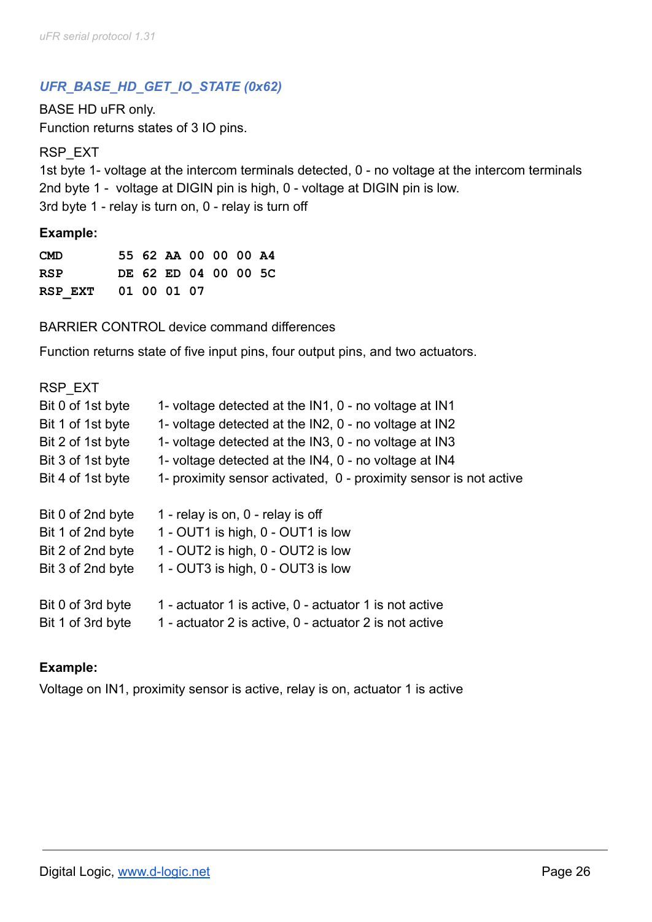### *UFR_BASE_HD_GET_IO_STATE (0x62)*

BASE HD uFR only.
Function returns states of 3 IO pins.

RSP_EXT
1st byte 1- voltage at the intercom terminals detected, 0 - no voltage at the intercom terminals
2nd byte 1 - voltage at DIGIN pin is high, 0 - voltage at DIGIN pin is low.
3rd byte 1 - relay is turn on, 0 - relay is turn off

**Example:**

```
CMD       55 62 AA 00 00 00 A4
RSP       DE 62 ED 04 00 00 5C
RSP_EXT   01 00 01 07
```

BARRIER CONTROL device command differences

Function returns state of five input pins, four output pins, and two actuators.

RSP_EXT

| | |
|---|---|
| Bit 0 of 1st byte | 1- voltage detected at the IN1, 0 - no voltage at IN1 |
| Bit 1 of 1st byte | 1- voltage detected at the IN2, 0 - no voltage at IN2 |
| Bit 2 of 1st byte | 1- voltage detected at the IN3, 0 - no voltage at IN3 |
| Bit 3 of 1st byte | 1- voltage detected at the IN4, 0 - no voltage at IN4 |
| Bit 4 of 1st byte | 1- proximity sensor activated, 0 - proximity sensor is not active |
| Bit 0 of 2nd byte | 1 - relay is on, 0 - relay is off |
| Bit 1 of 2nd byte | 1 - OUT1 is high, 0 - OUT1 is low |
| Bit 2 of 2nd byte | 1 - OUT2 is high, 0 - OUT2 is low |
| Bit 3 of 2nd byte | 1 - OUT3 is high, 0 - OUT3 is low |
| Bit 0 of 3rd byte | 1 - actuator 1 is active, 0 - actuator 1 is not active |
| Bit 1 of 3rd byte | 1 - actuator 2 is active, 0 - actuator 2 is not active |

**Example:**

Voltage on IN1, proximity sensor is active, relay is on, actuator 1 is active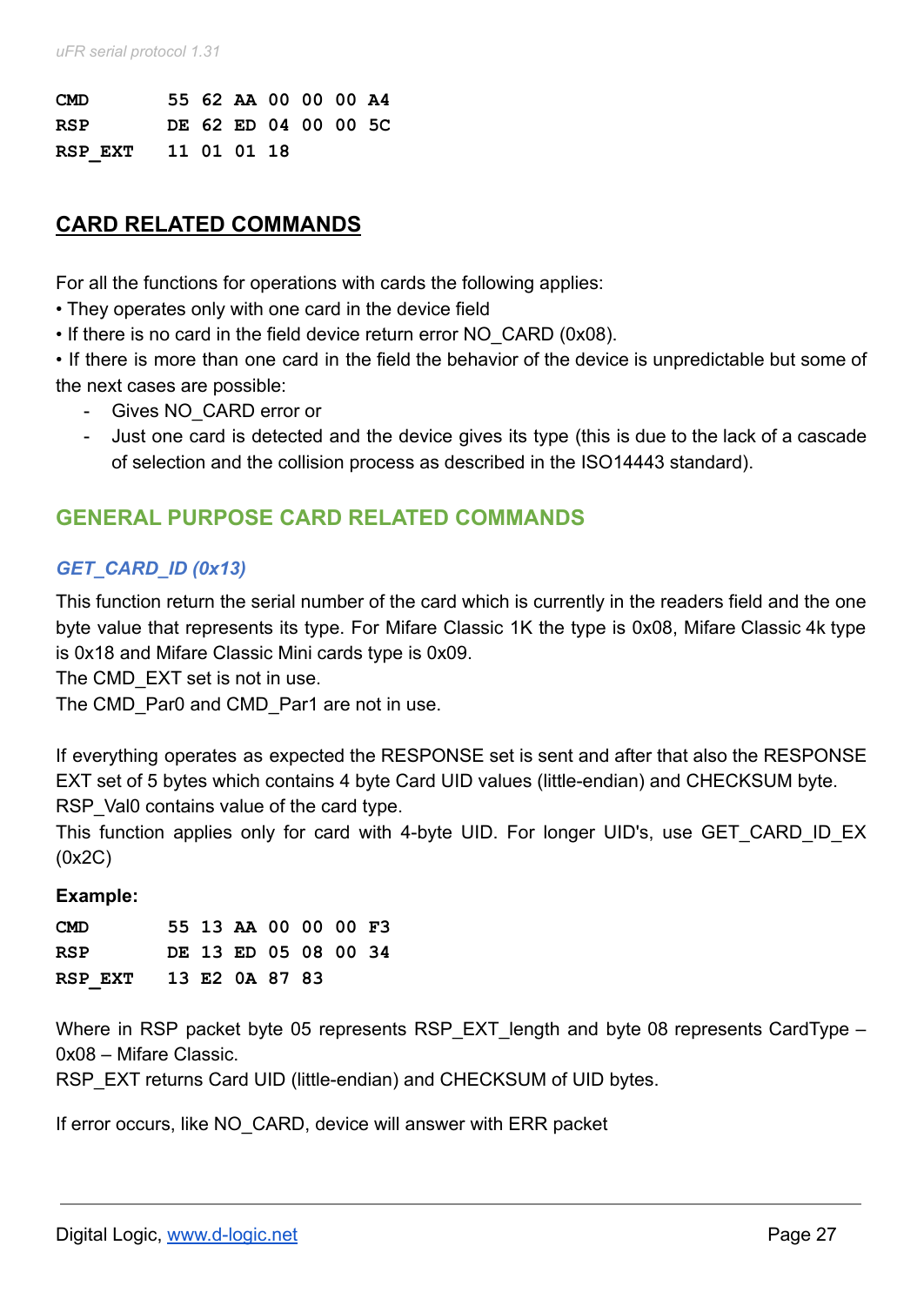```
CMD       55 62 AA 00 00 00 A4
RSP       DE 62 ED 04 00 00 5C
RSP_EXT   11 01 01 18
```

# CARD RELATED COMMANDS

For all the functions for operations with cards the following applies:

- They operates only with one card in the device field
- If there is no card in the field device return error NO_CARD (0x08).
- If there is more than one card in the field the behavior of the device is unpredictable but some of the next cases are possible:
  - Gives NO_CARD error or
  - Just one card is detected and the device gives its type (this is due to the lack of a cascade of selection and the collision process as described in the ISO14443 standard).

## GENERAL PURPOSE CARD RELATED COMMANDS

### *GET_CARD_ID (0x13)*

This function return the serial number of the card which is currently in the readers field and the one byte value that represents its type. For Mifare Classic 1K the type is 0x08, Mifare Classic 4k type is 0x18 and Mifare Classic Mini cards type is 0x09.
The CMD_EXT set is not in use.
The CMD_Par0 and CMD_Par1 are not in use.

If everything operates as expected the RESPONSE set is sent and after that also the RESPONSE EXT set of 5 bytes which contains 4 byte Card UID values (little-endian) and CHECKSUM byte.
RSP_Val0 contains value of the card type.
This function applies only for card with 4-byte UID. For longer UID's, use GET_CARD_ID_EX (0x2C)

**Example:**

```
CMD       55 13 AA 00 00 00 F3
RSP       DE 13 ED 05 08 00 34
RSP_EXT   13 E2 0A 87 83
```

Where in RSP packet byte 05 represents RSP_EXT_length and byte 08 represents CardType – 0x08 – Mifare Classic.
RSP_EXT returns Card UID (little-endian) and CHECKSUM of UID bytes.

If error occurs, like NO_CARD, device will answer with ERR packet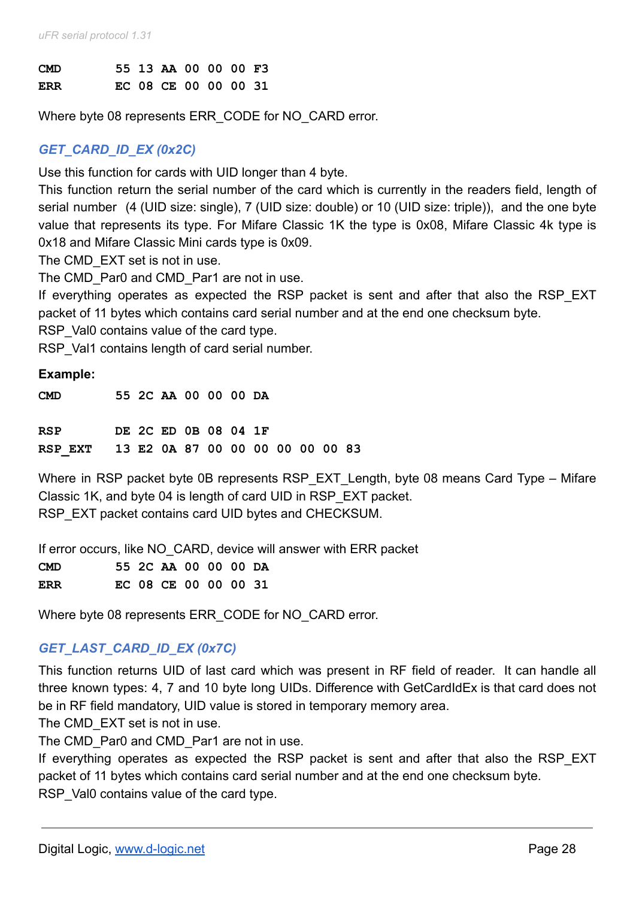```
CMD       55 13 AA 00 00 00 F3
ERR       EC 08 CE 00 00 00 31
```

Where byte 08 represents ERR_CODE for NO_CARD error.

### *GET_CARD_ID_EX (0x2C)*

Use this function for cards with UID longer than 4 byte.
This function return the serial number of the card which is currently in the readers field, length of serial number (4 (UID size: single), 7 (UID size: double) or 10 (UID size: triple)), and the one byte value that represents its type. For Mifare Classic 1K the type is 0x08, Mifare Classic 4k type is 0x18 and Mifare Classic Mini cards type is 0x09.
The CMD_EXT set is not in use.
The CMD_Par0 and CMD_Par1 are not in use.
If everything operates as expected the RSP packet is sent and after that also the RSP_EXT packet of 11 bytes which contains card serial number and at the end one checksum byte.
RSP_Val0 contains value of the card type.
RSP_Val1 contains length of card serial number.

**Example:**

```
CMD       55 2C AA 00 00 00 DA

RSP       DE 2C ED 0B 08 04 1F
RSP_EXT   13 E2 0A 87 00 00 00 00 00 00 83
```

Where in RSP packet byte 0B represents RSP_EXT_Length, byte 08 means Card Type – Mifare Classic 1K, and byte 04 is length of card UID in RSP_EXT packet.
RSP_EXT packet contains card UID bytes and CHECKSUM.

If error occurs, like NO_CARD, device will answer with ERR packet

```
CMD       55 2C AA 00 00 00 DA
ERR       EC 08 CE 00 00 00 31
```

Where byte 08 represents ERR_CODE for NO_CARD error.

### *GET_LAST_CARD_ID_EX (0x7C)*

This function returns UID of last card which was present in RF field of reader. It can handle all three known types: 4, 7 and 10 byte long UIDs. Difference with GetCardIdEx is that card does not be in RF field mandatory, UID value is stored in temporary memory area.
The CMD_EXT set is not in use.
The CMD_Par0 and CMD_Par1 are not in use.
If everything operates as expected the RSP packet is sent and after that also the RSP_EXT packet of 11 bytes which contains card serial number and at the end one checksum byte.
RSP_Val0 contains value of the card type.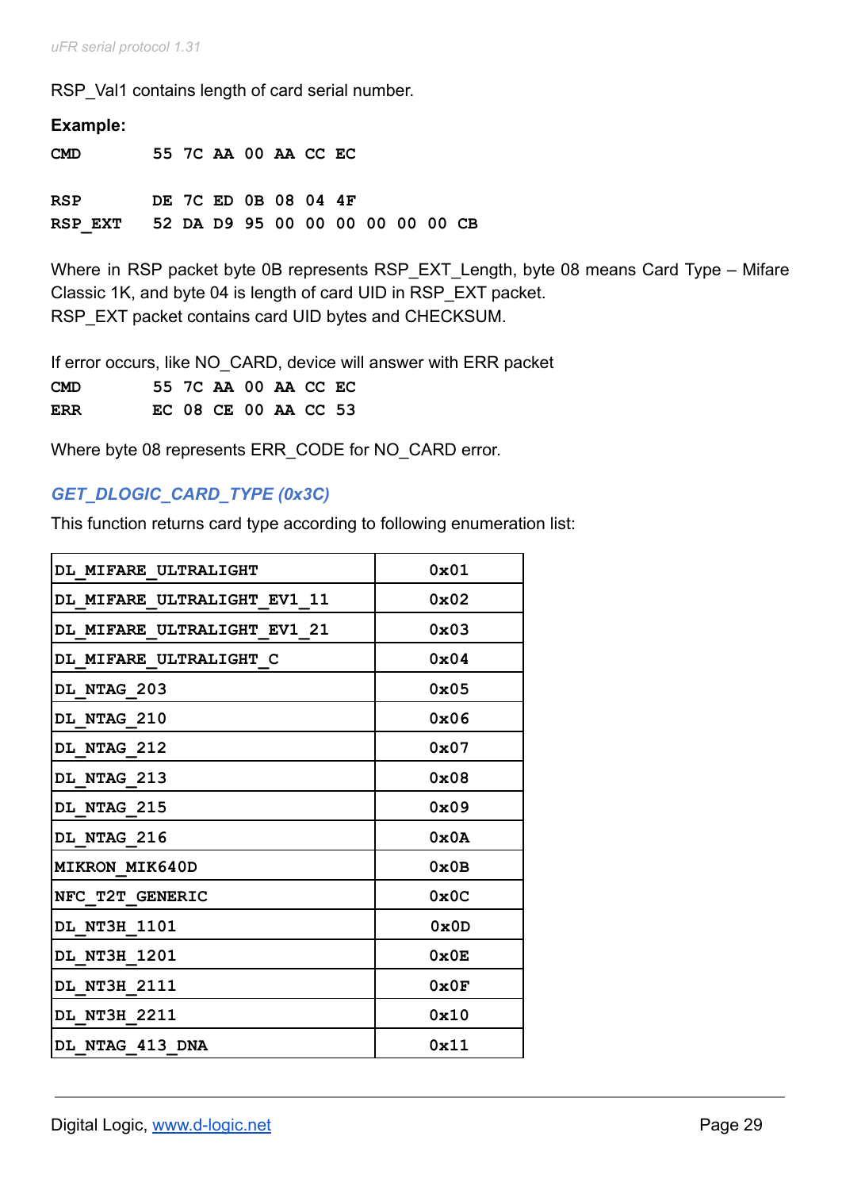RSP_Val1 contains length of card serial number.

**Example:**

```
CMD       55 7C AA 00 AA CC EC

RSP       DE 7C ED 0B 08 04 4F
RSP_EXT   52 DA D9 95 00 00 00 00 00 00 CB
```

Where in RSP packet byte 0B represents RSP_EXT_Length, byte 08 means Card Type – Mifare Classic 1K, and byte 04 is length of card UID in RSP_EXT packet.
RSP_EXT packet contains card UID bytes and CHECKSUM.

If error occurs, like NO_CARD, device will answer with ERR packet

```
CMD       55 7C AA 00 AA CC EC
ERR       EC 08 CE 00 AA CC 53
```

Where byte 08 represents ERR_CODE for NO_CARD error.

### *GET_DLOGIC_CARD_TYPE (0x3C)*

This function returns card type according to following enumeration list:

| | |
|---|---|
| DL_MIFARE_ULTRALIGHT | 0x01 |
| DL_MIFARE_ULTRALIGHT_EV1_11 | 0x02 |
| DL_MIFARE_ULTRALIGHT_EV1_21 | 0x03 |
| DL_MIFARE_ULTRALIGHT_C | 0x04 |
| DL_NTAG_203 | 0x05 |
| DL_NTAG_210 | 0x06 |
| DL_NTAG_212 | 0x07 |
| DL_NTAG_213 | 0x08 |
| DL_NTAG_215 | 0x09 |
| DL_NTAG_216 | 0x0A |
| MIKRON_MIK640D | 0x0B |
| NFC_T2T_GENERIC | 0x0C |
| DL_NT3H_1101 | 0x0D |
| DL_NT3H_1201 | 0x0E |
| DL_NT3H_2111 | 0x0F |
| DL_NT3H_2211 | 0x10 |
| DL_NTAG_413_DNA | 0x11 |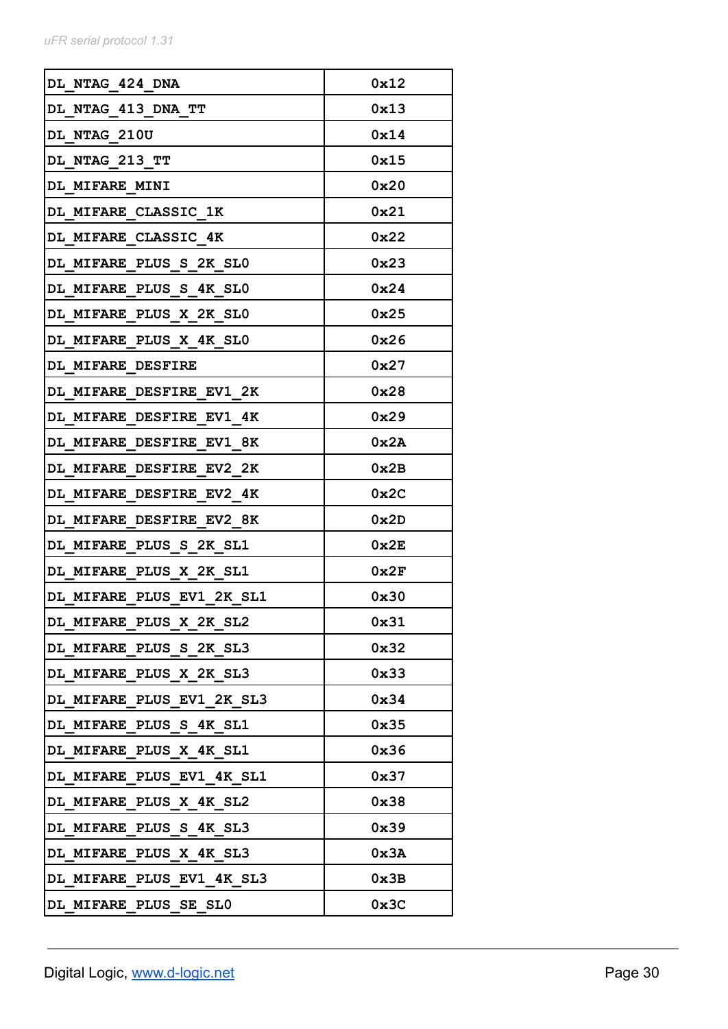| DL_NTAG_424_DNA | 0x12 |
|---|---|
| DL_NTAG_413_DNA_TT | 0x13 |
| DL_NTAG_210U | 0x14 |
| DL_NTAG_213_TT | 0x15 |
| DL_MIFARE_MINI | 0x20 |
| DL_MIFARE_CLASSIC_1K | 0x21 |
| DL_MIFARE_CLASSIC_4K | 0x22 |
| DL_MIFARE_PLUS_S_2K_SL0 | 0x23 |
| DL_MIFARE_PLUS_S_4K_SL0 | 0x24 |
| DL_MIFARE_PLUS_X_2K_SL0 | 0x25 |
| DL_MIFARE_PLUS_X_4K_SL0 | 0x26 |
| DL_MIFARE_DESFIRE | 0x27 |
| DL_MIFARE_DESFIRE_EV1_2K | 0x28 |
| DL_MIFARE_DESFIRE_EV1_4K | 0x29 |
| DL_MIFARE_DESFIRE_EV1_8K | 0x2A |
| DL_MIFARE_DESFIRE_EV2_2K | 0x2B |
| DL_MIFARE_DESFIRE_EV2_4K | 0x2C |
| DL_MIFARE_DESFIRE_EV2_8K | 0x2D |
| DL_MIFARE_PLUS_S_2K_SL1 | 0x2E |
| DL_MIFARE_PLUS_X_2K_SL1 | 0x2F |
| DL_MIFARE_PLUS_EV1_2K_SL1 | 0x30 |
| DL_MIFARE_PLUS_X_2K_SL2 | 0x31 |
| DL_MIFARE_PLUS_S_2K_SL3 | 0x32 |
| DL_MIFARE_PLUS_X_2K_SL3 | 0x33 |
| DL_MIFARE_PLUS_EV1_2K_SL3 | 0x34 |
| DL_MIFARE_PLUS_S_4K_SL1 | 0x35 |
| DL_MIFARE_PLUS_X_4K_SL1 | 0x36 |
| DL_MIFARE_PLUS_EV1_4K_SL1 | 0x37 |
| DL_MIFARE_PLUS_X_4K_SL2 | 0x38 |
| DL_MIFARE_PLUS_S_4K_SL3 | 0x39 |
| DL_MIFARE_PLUS_X_4K_SL3 | 0x3A |
| DL_MIFARE_PLUS_EV1_4K_SL3 | 0x3B |
| DL_MIFARE_PLUS_SE_SL0 | 0x3C |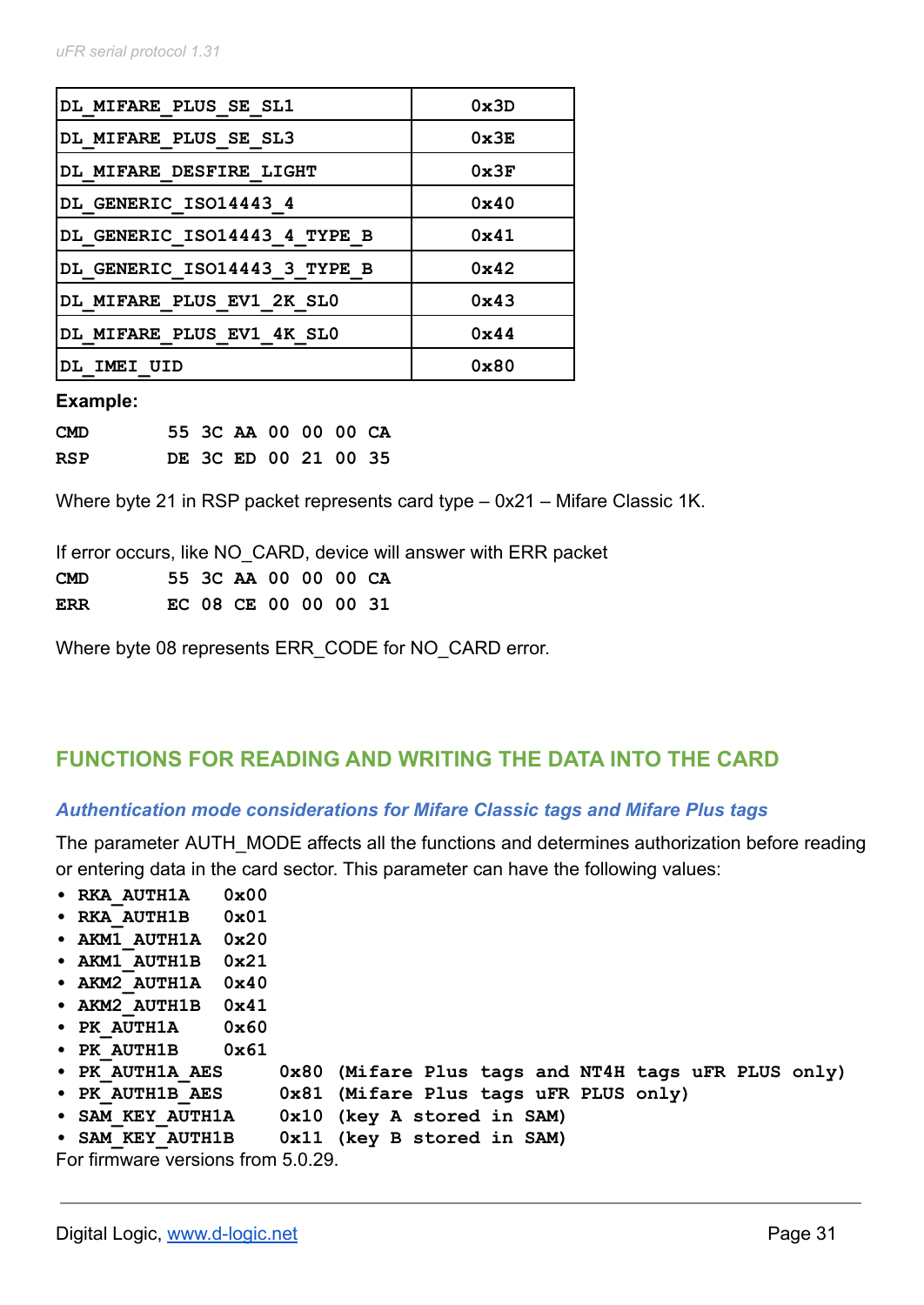| DL_MIFARE_PLUS_SE_SL1 | 0x3D |
|---|---|
| DL_MIFARE_PLUS_SE_SL3 | 0x3E |
| DL_MIFARE_DESFIRE_LIGHT | 0x3F |
| DL_GENERIC_ISO14443_4 | 0x40 |
| DL_GENERIC_ISO14443_4_TYPE_B | 0x41 |
| DL_GENERIC_ISO14443_3_TYPE_B | 0x42 |
| DL_MIFARE_PLUS_EV1_2K_SL0 | 0x43 |
| DL_MIFARE_PLUS_EV1_4K_SL0 | 0x44 |
| DL_IMEI_UID | 0x80 |

**Example:**

```
CMD      55 3C AA 00 00 00 CA
RSP      DE 3C ED 00 21 00 35
```

Where byte 21 in RSP packet represents card type – 0x21 – Mifare Classic 1K.

If error occurs, like NO_CARD, device will answer with ERR packet

```
CMD      55 3C AA 00 00 00 CA
ERR      EC 08 CE 00 00 00 31
```

Where byte 08 represents ERR_CODE for NO_CARD error.

## FUNCTIONS FOR READING AND WRITING THE DATA INTO THE CARD

### *Authentication mode considerations for Mifare Classic tags and Mifare Plus tags*

The parameter AUTH_MODE affects all the functions and determines authorization before reading or entering data in the card sector. This parameter can have the following values:

- **RKA_AUTH1A 0x00**
- **RKA_AUTH1B 0x01**
- **AKM1_AUTH1A 0x20**
- **AKM1_AUTH1B 0x21**
- **AKM2_AUTH1A 0x40**
- **AKM2_AUTH1B 0x41**
- **PK_AUTH1A 0x60**
- **PK_AUTH1B 0x61**
- **PK_AUTH1A_AES 0x80 (Mifare Plus tags and NT4H tags uFR PLUS only)**
- **PK_AUTH1B_AES 0x81 (Mifare Plus tags uFR PLUS only)**
- **SAM_KEY_AUTH1A 0x10 (key A stored in SAM)**
- **SAM_KEY_AUTH1B 0x11 (key B stored in SAM)**

For firmware versions from 5.0.29.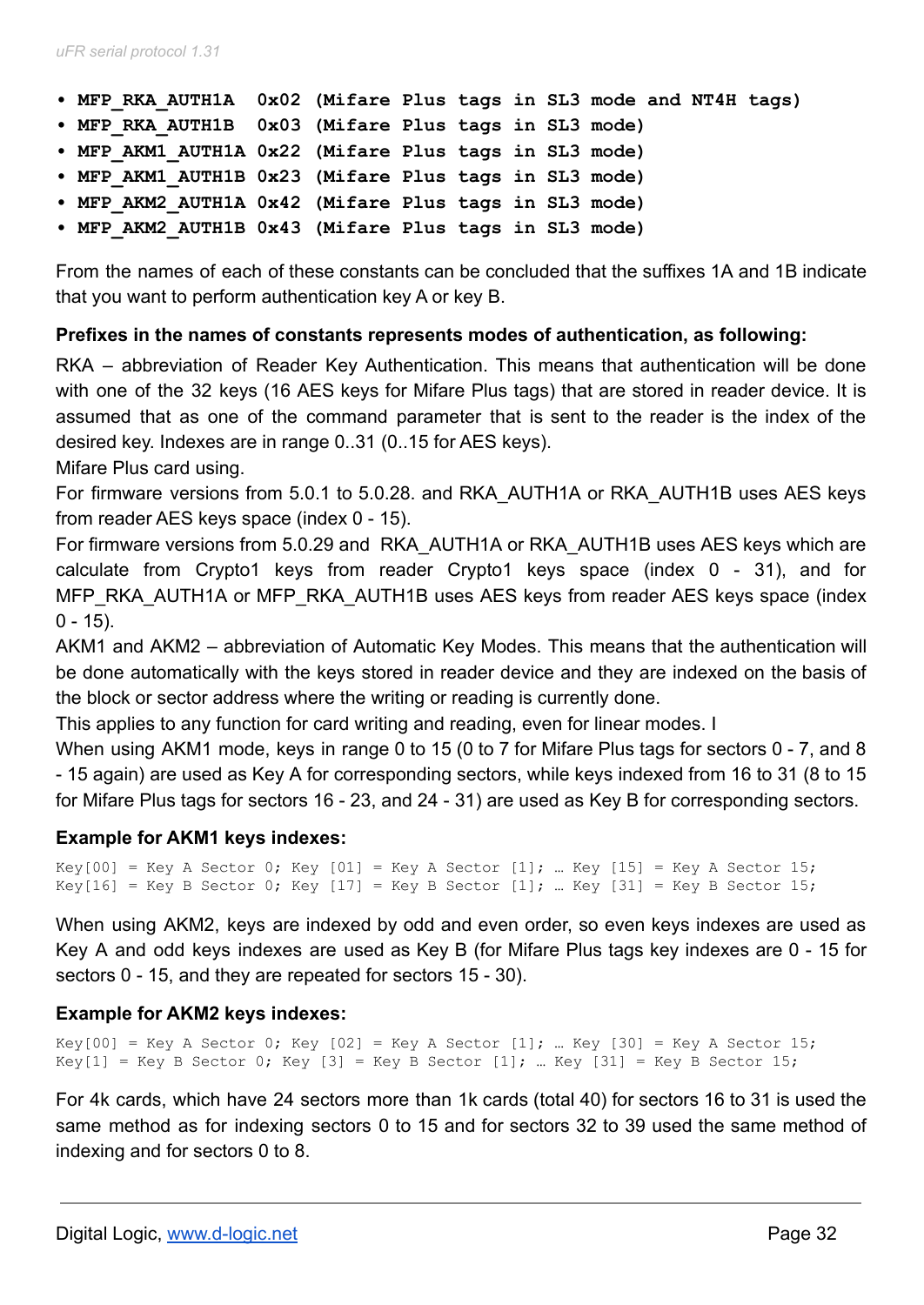- **MFP_RKA_AUTH1A  0x02 (Mifare Plus tags in SL3 mode and NT4H tags)**
- **MFP_RKA_AUTH1B  0x03 (Mifare Plus tags in SL3 mode)**
- **MFP_AKM1_AUTH1A 0x22 (Mifare Plus tags in SL3 mode)**
- **MFP_AKM1_AUTH1B 0x23 (Mifare Plus tags in SL3 mode)**
- **MFP_AKM2_AUTH1A 0x42 (Mifare Plus tags in SL3 mode)**
- **MFP_AKM2_AUTH1B 0x43 (Mifare Plus tags in SL3 mode)**

From the names of each of these constants can be concluded that the suffixes 1A and 1B indicate that you want to perform authentication key A or key B.

**Prefixes in the names of constants represents modes of authentication, as following:**

RKA – abbreviation of Reader Key Authentication. This means that authentication will be done with one of the 32 keys (16 AES keys for Mifare Plus tags) that are stored in reader device. It is assumed that as one of the command parameter that is sent to the reader is the index of the desired key. Indexes are in range 0..31 (0..15 for AES keys).
Mifare Plus card using.
For firmware versions from 5.0.1 to 5.0.28. and RKA_AUTH1A or RKA_AUTH1B uses AES keys from reader AES keys space (index 0 - 15).
For firmware versions from 5.0.29 and  RKA_AUTH1A or RKA_AUTH1B uses AES keys which are calculate from Crypto1 keys from reader Crypto1 keys space (index 0 - 31), and for MFP_RKA_AUTH1A or MFP_RKA_AUTH1B uses AES keys from reader AES keys space (index 0 - 15).
AKM1 and AKM2 – abbreviation of Automatic Key Modes. This means that the authentication will be done automatically with the keys stored in reader device and they are indexed on the basis of the block or sector address where the writing or reading is currently done.
This applies to any function for card writing and reading, even for linear modes. I
When using AKM1 mode, keys in range 0 to 15 (0 to 7 for Mifare Plus tags for sectors 0 - 7, and 8 - 15 again) are used as Key A for corresponding sectors, while keys indexed from 16 to 31 (8 to 15 for Mifare Plus tags for sectors 16 - 23, and 24 - 31) are used as Key B for corresponding sectors.

**Example for AKM1 keys indexes:**

```
Key[00] = Key A Sector 0; Key [01] = Key A Sector [1]; … Key [15] = Key A Sector 15;
Key[16] = Key B Sector 0; Key [17] = Key B Sector [1]; … Key [31] = Key B Sector 15;
```

When using AKM2, keys are indexed by odd and even order, so even keys indexes are used as Key A and odd keys indexes are used as Key B (for Mifare Plus tags key indexes are 0 - 15 for sectors 0 - 15, and they are repeated for sectors 15 - 30).

**Example for AKM2 keys indexes:**

```
Key[00] = Key A Sector 0; Key [02] = Key A Sector [1]; … Key [30] = Key A Sector 15;
Key[1] = Key B Sector 0; Key [3] = Key B Sector [1]; … Key [31] = Key B Sector 15;
```

For 4k cards, which have 24 sectors more than 1k cards (total 40) for sectors 16 to 31 is used the same method as for indexing sectors 0 to 15 and for sectors 32 to 39 used the same method of indexing and for sectors 0 to 8.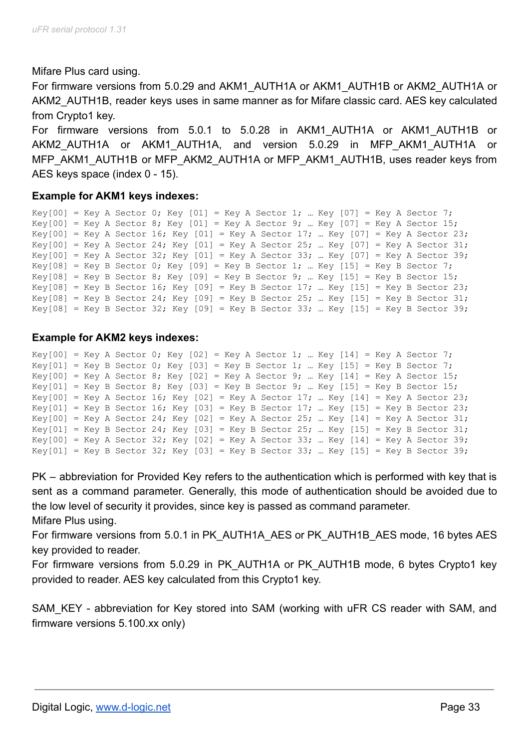Mifare Plus card using.

For firmware versions from 5.0.29 and AKM1_AUTH1A or AKM1_AUTH1B or AKM2_AUTH1A or AKM2_AUTH1B, reader keys uses in same manner as for Mifare classic card. AES key calculated from Crypto1 key.

For firmware versions from 5.0.1 to 5.0.28 in AKM1_AUTH1A or AKM1_AUTH1B or AKM2_AUTH1A or AKM1_AUTH1A, and version 5.0.29 in MFP_AKM1_AUTH1A or MFP_AKM1_AUTH1B or MFP_AKM2_AUTH1A or MFP_AKM1_AUTH1B, uses reader keys from AES keys space (index 0 - 15).

**Example for AKM1 keys indexes:**

```
Key[00] = Key A Sector 0; Key [01] = Key A Sector 1; … Key [07] = Key A Sector 7;
Key[00] = Key A Sector 8; Key [01] = Key A Sector 9; … Key [07] = Key A Sector 15;
Key[00] = Key A Sector 16; Key [01] = Key A Sector 17; … Key [07] = Key A Sector 23;
Key[00] = Key A Sector 24; Key [01] = Key A Sector 25; … Key [07] = Key A Sector 31;
Key[00] = Key A Sector 32; Key [01] = Key A Sector 33; … Key [07] = Key A Sector 39;
Key[08] = Key B Sector 0; Key [09] = Key B Sector 1; … Key [15] = Key B Sector 7;
Key[08] = Key B Sector 8; Key [09] = Key B Sector 9; … Key [15] = Key B Sector 15;
Key[08] = Key B Sector 16; Key [09] = Key B Sector 17; … Key [15] = Key B Sector 23;
Key[08] = Key B Sector 24; Key [09] = Key B Sector 25; … Key [15] = Key B Sector 31;
Key[08] = Key B Sector 32; Key [09] = Key B Sector 33; … Key [15] = Key B Sector 39;
```

**Example for AKM2 keys indexes:**

```
Key[00] = Key A Sector 0; Key [02] = Key A Sector 1; … Key [14] = Key A Sector 7;
Key[01] = Key B Sector 0; Key [03] = Key B Sector 1; … Key [15] = Key B Sector 7;
Key[00] = Key A Sector 8; Key [02] = Key A Sector 9; … Key [14] = Key A Sector 15;
Key[01] = Key B Sector 8; Key [03] = Key B Sector 9; … Key [15] = Key B Sector 15;
Key[00] = Key A Sector 16; Key [02] = Key A Sector 17; … Key [14] = Key A Sector 23;
Key[01] = Key B Sector 16; Key [03] = Key B Sector 17; … Key [15] = Key B Sector 23;
Key[00] = Key A Sector 24; Key [02] = Key A Sector 25; … Key [14] = Key A Sector 31;
Key[01] = Key B Sector 24; Key [03] = Key B Sector 25; … Key [15] = Key B Sector 31;
Key[00] = Key A Sector 32; Key [02] = Key A Sector 33; … Key [14] = Key A Sector 39;
Key[01] = Key B Sector 32; Key [03] = Key B Sector 33; … Key [15] = Key B Sector 39;
```

PK – abbreviation for Provided Key refers to the authentication which is performed with key that is sent as a command parameter. Generally, this mode of authentication should be avoided due to the low level of security it provides, since key is passed as command parameter.

Mifare Plus using.

For firmware versions from 5.0.1 in PK_AUTH1A_AES or PK_AUTH1B_AES mode, 16 bytes AES key provided to reader.

For firmware versions from 5.0.29 in PK_AUTH1A or PK_AUTH1B mode, 6 bytes Crypto1 key provided to reader. AES key calculated from this Crypto1 key.

SAM_KEY - abbreviation for Key stored into SAM (working with uFR CS reader with SAM, and firmware versions 5.100.xx only)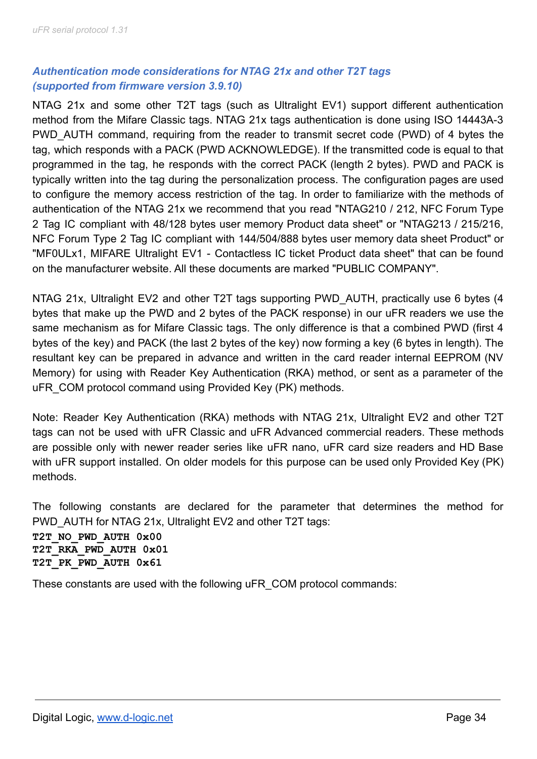### *Authentication mode considerations for NTAG 21x and other T2T tags (supported from firmware version 3.9.10)*

NTAG 21x and some other T2T tags (such as Ultralight EV1) support different authentication method from the Mifare Classic tags. NTAG 21x tags authentication is done using ISO 14443A-3 PWD_AUTH command, requiring from the reader to transmit secret code (PWD) of 4 bytes the tag, which responds with a PACK (PWD ACKNOWLEDGE). If the transmitted code is equal to that programmed in the tag, he responds with the correct PACK (length 2 bytes). PWD and PACK is typically written into the tag during the personalization process. The configuration pages are used to configure the memory access restriction of the tag. In order to familiarize with the methods of authentication of the NTAG 21x we recommend that you read "NTAG210 / 212, NFC Forum Type 2 Tag IC compliant with 48/128 bytes user memory Product data sheet" or "NTAG213 / 215/216, NFC Forum Type 2 Tag IC compliant with 144/504/888 bytes user memory data sheet Product" or "MF0ULx1, MIFARE Ultralight EV1 - Contactless IC ticket Product data sheet" that can be found on the manufacturer website. All these documents are marked "PUBLIC COMPANY".

NTAG 21x, Ultralight EV2 and other T2T tags supporting PWD_AUTH, practically use 6 bytes (4 bytes that make up the PWD and 2 bytes of the PACK response) in our uFR readers we use the same mechanism as for Mifare Classic tags. The only difference is that a combined PWD (first 4 bytes of the key) and PACK (the last 2 bytes of the key) now forming a key (6 bytes in length). The resultant key can be prepared in advance and written in the card reader internal EEPROM (NV Memory) for using with Reader Key Authentication (RKA) method, or sent as a parameter of the uFR_COM protocol command using Provided Key (PK) methods.

Note: Reader Key Authentication (RKA) methods with NTAG 21x, Ultralight EV2 and other T2T tags can not be used with uFR Classic and uFR Advanced commercial readers. These methods are possible only with newer reader series like uFR nano, uFR card size readers and HD Base with uFR support installed. On older models for this purpose can be used only Provided Key (PK) methods.

The following constants are declared for the parameter that determines the method for PWD_AUTH for NTAG 21x, Ultralight EV2 and other T2T tags:

```
T2T_NO_PWD_AUTH 0x00
T2T_RKA_PWD_AUTH 0x01
T2T_PK_PWD_AUTH 0x61
```

These constants are used with the following uFR_COM protocol commands: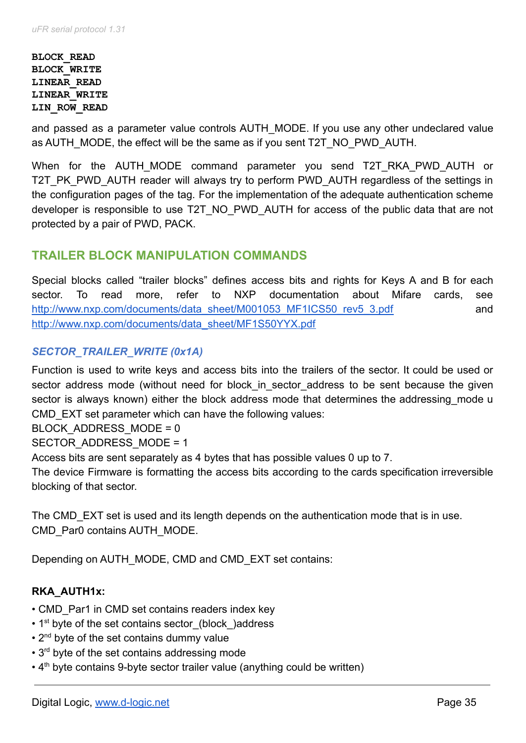**BLOCK_READ**
**BLOCK_WRITE**
**LINEAR_READ**
**LINEAR_WRITE**
**LIN_ROW_READ**

and passed as a parameter value controls AUTH_MODE. If you use any other undeclared value as AUTH_MODE, the effect will be the same as if you sent T2T_NO_PWD_AUTH.

When for the AUTH_MODE command parameter you send T2T_RKA_PWD_AUTH or T2T_PK_PWD_AUTH reader will always try to perform PWD_AUTH regardless of the settings in the configuration pages of the tag. For the implementation of the adequate authentication scheme developer is responsible to use T2T_NO_PWD_AUTH for access of the public data that are not protected by a pair of PWD, PACK.

## TRAILER BLOCK MANIPULATION COMMANDS

Special blocks called "trailer blocks" defines access bits and rights for Keys A and B for each sector. To read more, refer to NXP documentation about Mifare cards, see [http://www.nxp.com/documents/data_sheet/M001053_MF1ICS50_rev5_3.pdf](http://www.nxp.com/documents/data_sheet/M001053_MF1ICS50_rev5_3.pdf) and [http://www.nxp.com/documents/data_sheet/MF1S50YYX.pdf](http://www.nxp.com/documents/data_sheet/MF1S50YYX.pdf)

### *SECTOR_TRAILER_WRITE (0x1A)*

Function is used to write keys and access bits into the trailers of the sector. It could be used or sector address mode (without need for block_in_sector_address to be sent because the given sector is always known) either the block address mode that determines the addressing_mode u CMD_EXT set parameter which can have the following values:
BLOCK_ADDRESS_MODE = 0
SECTOR_ADDRESS_MODE = 1
Access bits are sent separately as 4 bytes that has possible values 0 up to 7.
The device Firmware is formatting the access bits according to the cards specification irreversible blocking of that sector.

The CMD_EXT set is used and its length depends on the authentication mode that is in use.
CMD_Par0 contains AUTH_MODE.

Depending on AUTH_MODE, CMD and CMD_EXT set contains:

**RKA_AUTH1x:**

- CMD_Par1 in CMD set contains readers index key
- 1st byte of the set contains sector_(block_)address
- 2nd byte of the set contains dummy value
- 3rd byte of the set contains addressing mode
- 4th byte contains 9-byte sector trailer value (anything could be written)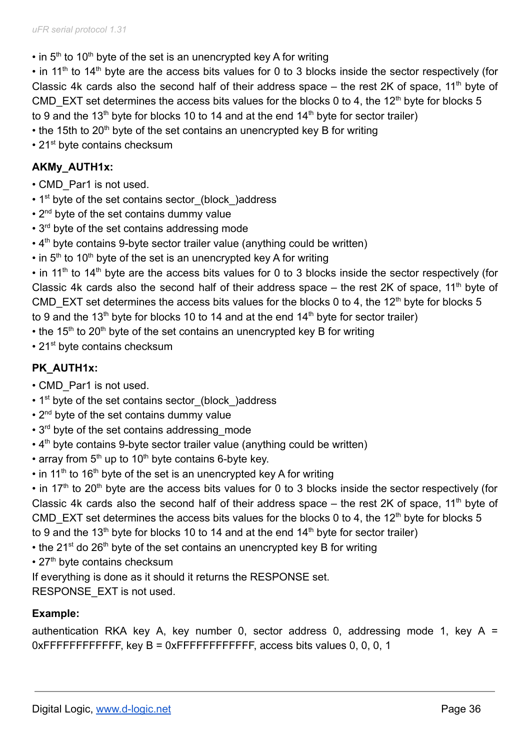- in 5th to 10th byte of the set is an unencrypted key A for writing
- in 11th to 14th byte are the access bits values for 0 to 3 blocks inside the sector respectively (for Classic 4k cards also the second half of their address space – the rest 2K of space, 11th byte of CMD_EXT set determines the access bits values for the blocks 0 to 4, the 12th byte for blocks 5 to 9 and the 13th byte for blocks 10 to 14 and at the end 14th byte for sector trailer)
- the 15th to 20th byte of the set contains an unencrypted key B for writing
- 21st byte contains checksum

**AKMy_AUTH1x:**

- CMD_Par1 is not used.
- 1st byte of the set contains sector_(block_)address
- 2nd byte of the set contains dummy value
- 3rd byte of the set contains addressing mode
- 4th byte contains 9-byte sector trailer value (anything could be written)
- in 5th to 10th byte of the set is an unencrypted key A for writing
- in 11th to 14th byte are the access bits values for 0 to 3 blocks inside the sector respectively (for Classic 4k cards also the second half of their address space – the rest 2K of space, 11th byte of CMD_EXT set determines the access bits values for the blocks 0 to 4, the 12th byte for blocks 5 to 9 and the 13th byte for blocks 10 to 14 and at the end 14th byte for sector trailer)
- the 15th to 20th byte of the set contains an unencrypted key B for writing
- 21st byte contains checksum

**PK_AUTH1x:**

- CMD_Par1 is not used.
- 1st byte of the set contains sector_(block_)address
- 2nd byte of the set contains dummy value
- 3rd byte of the set contains addressing_mode
- 4th byte contains 9-byte sector trailer value (anything could be written)
- array from 5th up to 10th byte contains 6-byte key.
- in 11th to 16th byte of the set is an unencrypted key A for writing
- in 17th to 20th byte are the access bits values for 0 to 3 blocks inside the sector respectively (for Classic 4k cards also the second half of their address space – the rest 2K of space, 11th byte of CMD_EXT set determines the access bits values for the blocks 0 to 4, the 12th byte for blocks 5 to 9 and the 13th byte for blocks 10 to 14 and at the end 14th byte for sector trailer)
- the 21st do 26th byte of the set contains an unencrypted key B for writing
- 27th byte contains checksum

If everything is done as it should it returns the RESPONSE set.
RESPONSE_EXT is not used.

**Example:**

authentication RKA key A, key number 0, sector address 0, addressing mode 1, key A = 0xFFFFFFFFFFFF, key B = 0xFFFFFFFFFFFF, access bits values 0, 0, 0, 1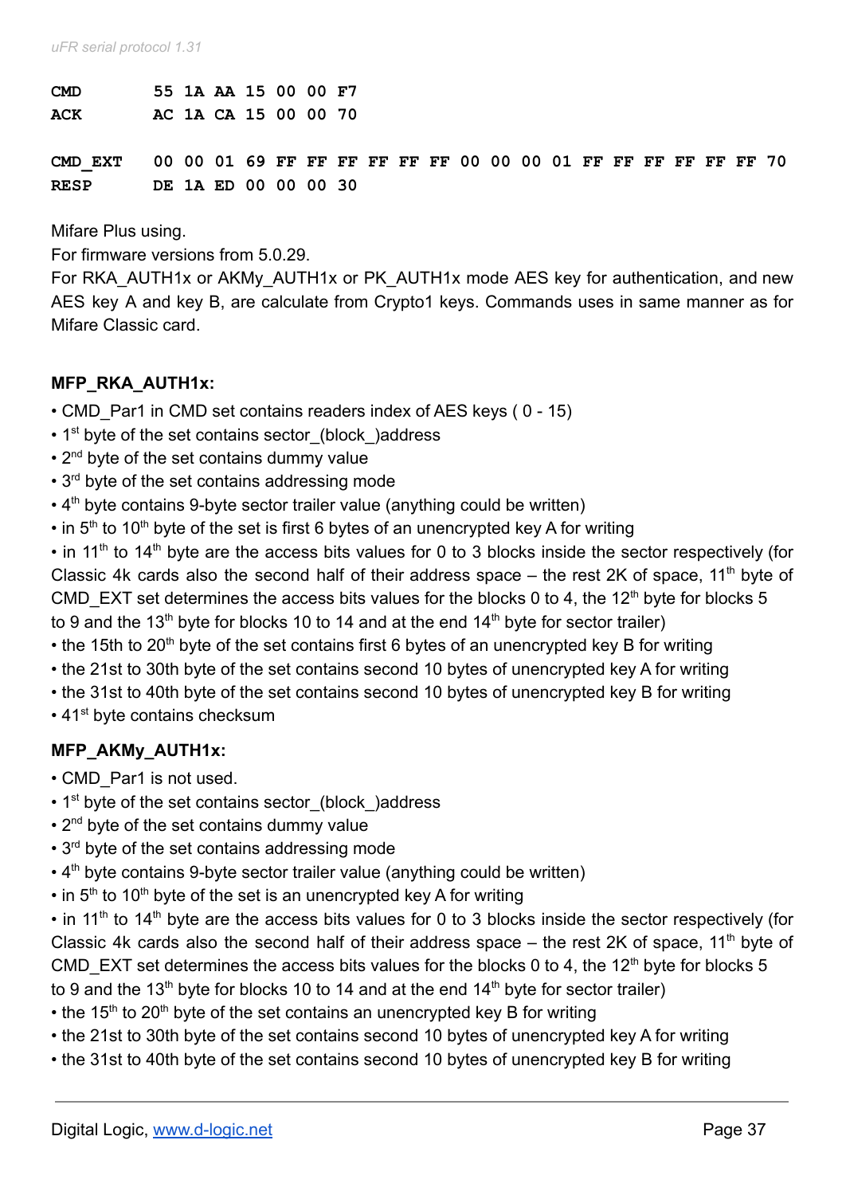```
CMD       55 1A AA 15 00 00 F7
ACK       AC 1A CA 15 00 00 70

CMD_EXT   00 00 01 69 FF FF FF FF FF FF 00 00 00 01 FF FF FF FF FF FF 70
RESP      DE 1A ED 00 00 00 30
```

Mifare Plus using.
For firmware versions from 5.0.29.
For RKA_AUTH1x or AKMy_AUTH1x or PK_AUTH1x mode AES key for authentication, and new AES key A and key B, are calculate from Crypto1 keys. Commands uses in same manner as for Mifare Classic card.

**MFP_RKA_AUTH1x:**

- CMD_Par1 in CMD set contains readers index of AES keys ( 0 - 15)
- 1st byte of the set contains sector_(block_)address
- 2nd byte of the set contains dummy value
- 3rd byte of the set contains addressing mode
- 4th byte contains 9-byte sector trailer value (anything could be written)
- in 5th to 10th byte of the set is first 6 bytes of an unencrypted key A for writing
- in 11th to 14th byte are the access bits values for 0 to 3 blocks inside the sector respectively (for Classic 4k cards also the second half of their address space – the rest 2K of space, 11th byte of CMD_EXT set determines the access bits values for the blocks 0 to 4, the 12th byte for blocks 5 to 9 and the 13th byte for blocks 10 to 14 and at the end 14th byte for sector trailer)
- the 15th to 20th byte of the set contains first 6 bytes of an unencrypted key B for writing
- the 21st to 30th byte of the set contains second 10 bytes of unencrypted key A for writing
- the 31st to 40th byte of the set contains second 10 bytes of unencrypted key B for writing
- 41st byte contains checksum

**MFP_AKMy_AUTH1x:**

- CMD_Par1 is not used.
- 1st byte of the set contains sector_(block_)address
- 2nd byte of the set contains dummy value
- 3rd byte of the set contains addressing mode
- 4th byte contains 9-byte sector trailer value (anything could be written)
- in 5th to 10th byte of the set is an unencrypted key A for writing
- in 11th to 14th byte are the access bits values for 0 to 3 blocks inside the sector respectively (for Classic 4k cards also the second half of their address space – the rest 2K of space, 11th byte of CMD_EXT set determines the access bits values for the blocks 0 to 4, the 12th byte for blocks 5 to 9 and the 13th byte for blocks 10 to 14 and at the end 14th byte for sector trailer)
- the 15th to 20th byte of the set contains an unencrypted key B for writing
- the 21st to 30th byte of the set contains second 10 bytes of unencrypted key A for writing
- the 31st to 40th byte of the set contains second 10 bytes of unencrypted key B for writing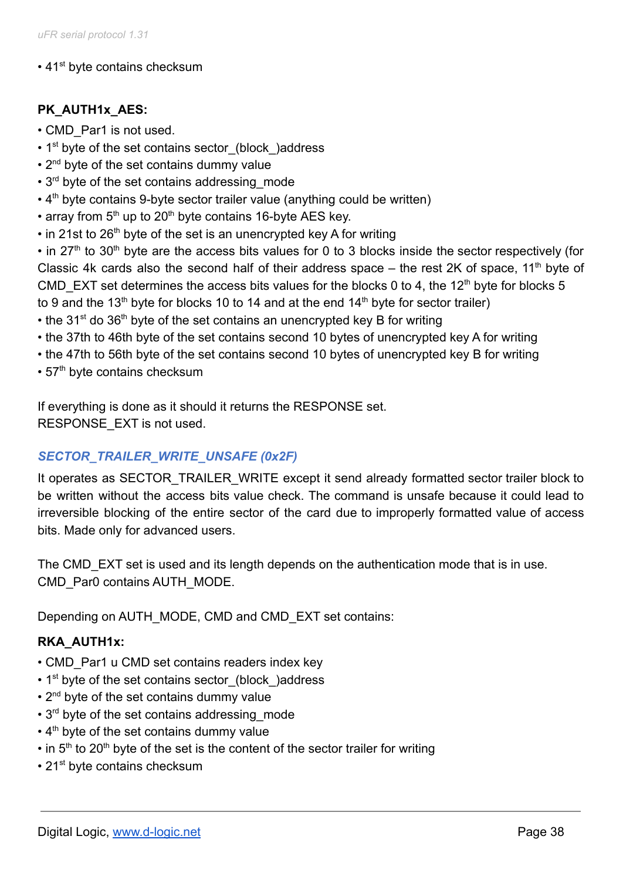• 41st byte contains checksum

**PK_AUTH1x_AES:**

• CMD_Par1 is not used.
• 1st byte of the set contains sector_(block_)address
• 2nd byte of the set contains dummy value
• 3rd byte of the set contains addressing_mode
• 4th byte contains 9-byte sector trailer value (anything could be written)
• array from 5th up to 20th byte contains 16-byte AES key.
• in 21st to 26th byte of the set is an unencrypted key A for writing
• in 27th to 30th byte are the access bits values for 0 to 3 blocks inside the sector respectively (for Classic 4k cards also the second half of their address space – the rest 2K of space, 11th byte of CMD_EXT set determines the access bits values for the blocks 0 to 4, the 12th byte for blocks 5 to 9 and the 13th byte for blocks 10 to 14 and at the end 14th byte for sector trailer)
• the 31st do 36th byte of the set contains an unencrypted key B for writing
• the 37th to 46th byte of the set contains second 10 bytes of unencrypted key A for writing
• the 47th to 56th byte of the set contains second 10 bytes of unencrypted key B for writing
• 57th byte contains checksum

If everything is done as it should it returns the RESPONSE set.
RESPONSE_EXT is not used.

### *SECTOR_TRAILER_WRITE_UNSAFE (0x2F)*

It operates as SECTOR_TRAILER_WRITE except it send already formatted sector trailer block to be written without the access bits value check. The command is unsafe because it could lead to irreversible blocking of the entire sector of the card due to improperly formatted value of access bits. Made only for advanced users.

The CMD_EXT set is used and its length depends on the authentication mode that is in use.
CMD_Par0 contains AUTH_MODE.

Depending on AUTH_MODE, CMD and CMD_EXT set contains:

**RKA_AUTH1x:**

• CMD_Par1 u CMD set contains readers index key
• 1st byte of the set contains sector_(block_)address
• 2nd byte of the set contains dummy value
• 3rd byte of the set contains addressing_mode
• 4th byte of the set contains dummy value
• in 5th to 20th byte of the set is the content of the sector trailer for writing
• 21st byte contains checksum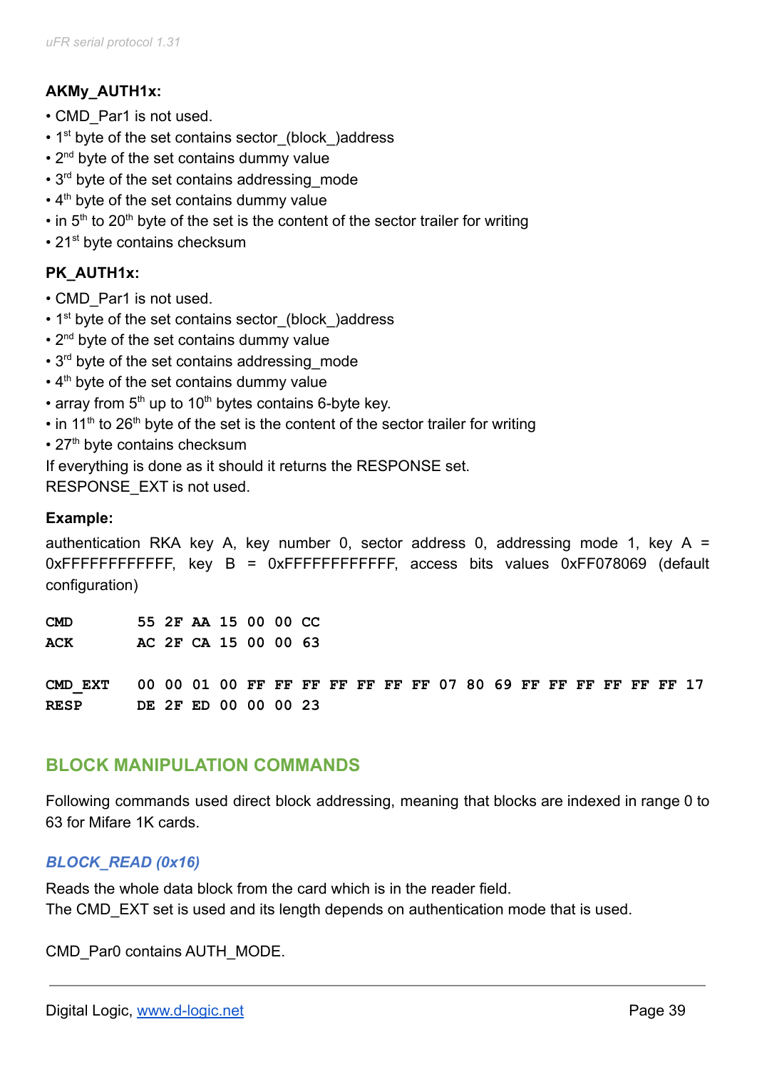**AKMy_AUTH1x:**

- CMD_Par1 is not used.
- 1st byte of the set contains sector_(block_)address
- 2nd byte of the set contains dummy value
- 3rd byte of the set contains addressing_mode
- 4th byte of the set contains dummy value
- in 5th to 20th byte of the set is the content of the sector trailer for writing
- 21st byte contains checksum

**PK_AUTH1x:**

- CMD_Par1 is not used.
- 1st byte of the set contains sector_(block_)address
- 2nd byte of the set contains dummy value
- 3rd byte of the set contains addressing_mode
- 4th byte of the set contains dummy value
- array from 5th up to 10th bytes contains 6-byte key.
- in 11th to 26th byte of the set is the content of the sector trailer for writing
- 27th byte contains checksum

If everything is done as it should it returns the RESPONSE set.
RESPONSE_EXT is not used.

**Example:**

authentication RKA key A, key number 0, sector address 0, addressing mode 1, key A = 0xFFFFFFFFFFFF, key B = 0xFFFFFFFFFFFF, access bits values 0xFF078069 (default configuration)

```
CMD       55 2F AA 15 00 00 CC
ACK       AC 2F CA 15 00 00 63

CMD_EXT   00 00 01 00 FF FF FF FF FF FF FF 07 80 69 FF FF FF FF FF FF 17
RESP      DE 2F ED 00 00 00 23
```

## BLOCK MANIPULATION COMMANDS

Following commands used direct block addressing, meaning that blocks are indexed in range 0 to 63 for Mifare 1K cards.

### *BLOCK_READ (0x16)*

Reads the whole data block from the card which is in the reader field.
The CMD_EXT set is used and its length depends on authentication mode that is used.

CMD_Par0 contains AUTH_MODE.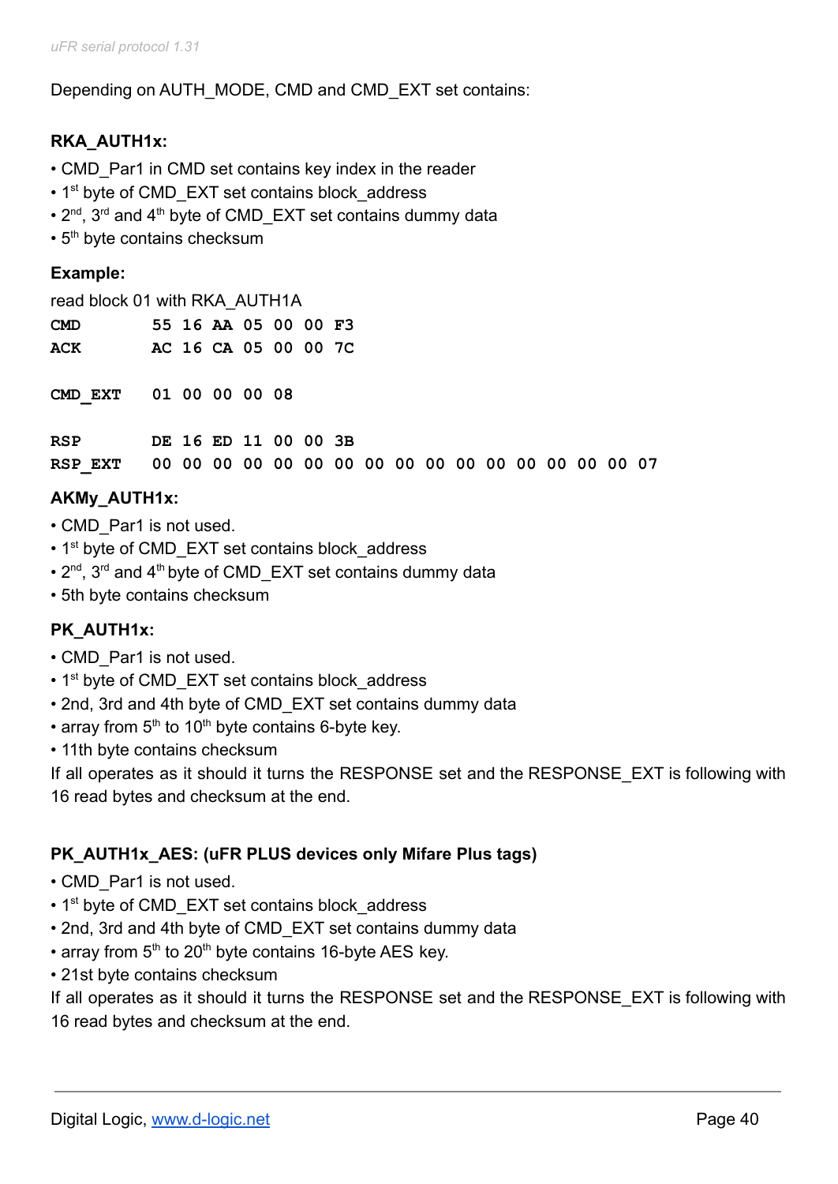Depending on AUTH_MODE, CMD and CMD_EXT set contains:

**RKA_AUTH1x:**

- CMD_Par1 in CMD set contains key index in the reader
- 1st byte of CMD_EXT set contains block_address
- 2nd, 3rd and 4th byte of CMD_EXT set contains dummy data
- 5th byte contains checksum

**Example:**

read block 01 with RKA_AUTH1A

```
CMD        55 16 AA 05 00 00 F3
ACK        AC 16 CA 05 00 00 7C

CMD_EXT    01 00 00 00 08

RSP        DE 16 ED 11 00 00 3B
RSP_EXT    00 00 00 00 00 00 00 00 00 00 00 00 00 00 00 00 07
```

**AKMy_AUTH1x:**

- CMD_Par1 is not used.
- 1st byte of CMD_EXT set contains block_address
- 2nd, 3rd and 4th byte of CMD_EXT set contains dummy data
- 5th byte contains checksum

**PK_AUTH1x:**

- CMD_Par1 is not used.
- 1st byte of CMD_EXT set contains block_address
- 2nd, 3rd and 4th byte of CMD_EXT set contains dummy data
- array from 5th to 10th byte contains 6-byte key.
- 11th byte contains checksum

If all operates as it should it turns the RESPONSE set and the RESPONSE_EXT is following with 16 read bytes and checksum at the end.

**PK_AUTH1x_AES: (uFR PLUS devices only Mifare Plus tags)**

- CMD_Par1 is not used.
- 1st byte of CMD_EXT set contains block_address
- 2nd, 3rd and 4th byte of CMD_EXT set contains dummy data
- array from 5th to 20th byte contains 16-byte AES key.
- 21st byte contains checksum

If all operates as it should it turns the RESPONSE set and the RESPONSE_EXT is following with 16 read bytes and checksum at the end.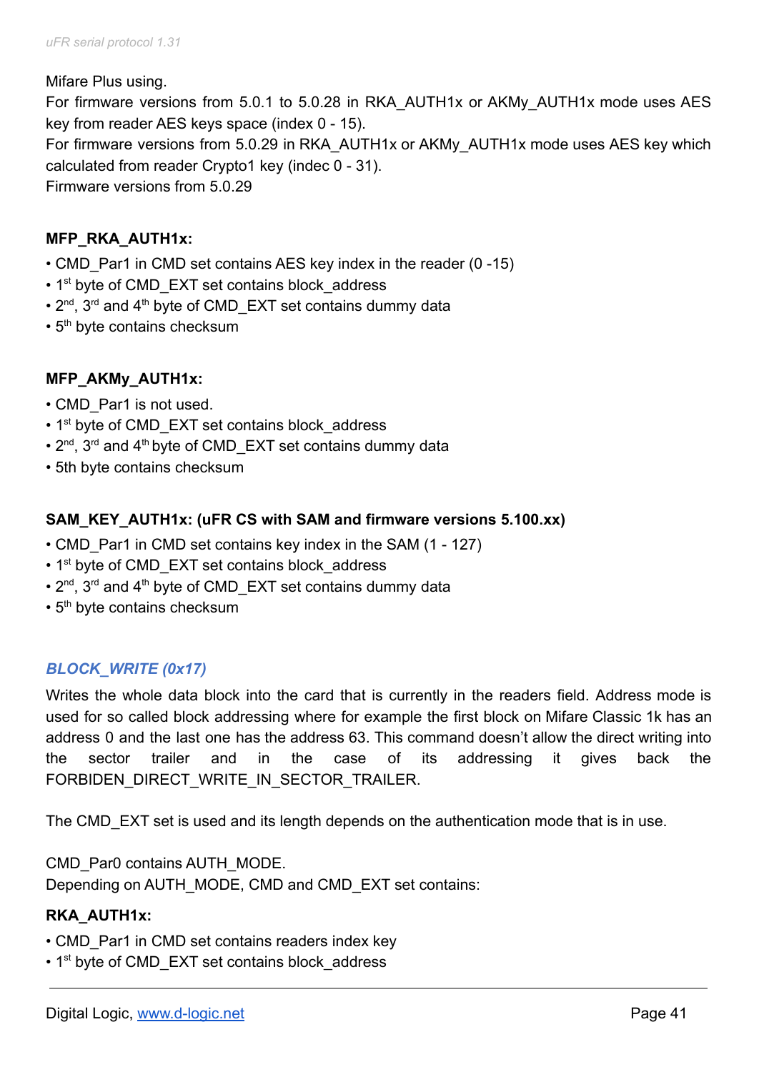Mifare Plus using.
For firmware versions from 5.0.1 to 5.0.28 in RKA_AUTH1x or AKMy_AUTH1x mode uses AES key from reader AES keys space (index 0 - 15).
For firmware versions from 5.0.29 in RKA_AUTH1x or AKMy_AUTH1x mode uses AES key which calculated from reader Crypto1 key (indec 0 - 31).
Firmware versions from 5.0.29

**MFP_RKA_AUTH1x:**

- CMD_Par1 in CMD set contains AES key index in the reader (0 -15)
- 1st byte of CMD_EXT set contains block_address
- 2nd, 3rd and 4th byte of CMD_EXT set contains dummy data
- 5th byte contains checksum

**MFP_AKMy_AUTH1x:**

- CMD_Par1 is not used.
- 1st byte of CMD_EXT set contains block_address
- 2nd, 3rd and 4th byte of CMD_EXT set contains dummy data
- 5th byte contains checksum

**SAM_KEY_AUTH1x: (uFR CS with SAM and firmware versions 5.100.xx)**

- CMD_Par1 in CMD set contains key index in the SAM (1 - 127)
- 1st byte of CMD_EXT set contains block_address
- 2nd, 3rd and 4th byte of CMD_EXT set contains dummy data
- 5th byte contains checksum

### *BLOCK_WRITE (0x17)*

Writes the whole data block into the card that is currently in the readers field. Address mode is used for so called block addressing where for example the first block on Mifare Classic 1k has an address 0 and the last one has the address 63. This command doesn't allow the direct writing into the sector trailer and in the case of its addressing it gives back the FORBIDEN_DIRECT_WRITE_IN_SECTOR_TRAILER.

The CMD_EXT set is used and its length depends on the authentication mode that is in use.

CMD_Par0 contains AUTH_MODE.
Depending on AUTH_MODE, CMD and CMD_EXT set contains:

**RKA_AUTH1x:**

- CMD_Par1 in CMD set contains readers index key
- 1st byte of CMD_EXT set contains block_address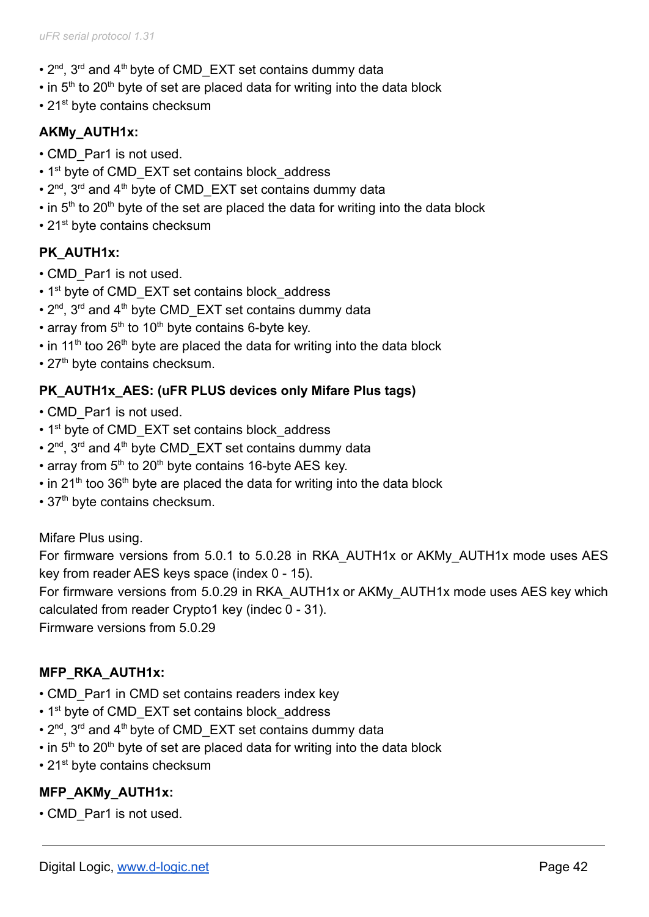- 2nd, 3rd and 4th byte of CMD_EXT set contains dummy data
- in 5th to 20th byte of set are placed data for writing into the data block
- 21st byte contains checksum

**AKMy_AUTH1x:**

- CMD_Par1 is not used.
- 1st byte of CMD_EXT set contains block_address
- 2nd, 3rd and 4th byte of CMD_EXT set contains dummy data
- in 5th to 20th byte of the set are placed the data for writing into the data block
- 21st byte contains checksum

**PK_AUTH1x:**

- CMD_Par1 is not used.
- 1st byte of CMD_EXT set contains block_address
- 2nd, 3rd and 4th byte CMD_EXT set contains dummy data
- array from 5th to 10th byte contains 6-byte key.
- in 11th too 26th byte are placed the data for writing into the data block
- 27th byte contains checksum.

**PK_AUTH1x_AES: (uFR PLUS devices only Mifare Plus tags)**

- CMD_Par1 is not used.
- 1st byte of CMD_EXT set contains block_address
- 2nd, 3rd and 4th byte CMD_EXT set contains dummy data
- array from 5th to 20th byte contains 16-byte AES key.
- in 21th too 36th byte are placed the data for writing into the data block
- 37th byte contains checksum.

Mifare Plus using.
For firmware versions from 5.0.1 to 5.0.28 in RKA_AUTH1x or AKMy_AUTH1x mode uses AES key from reader AES keys space (index 0 - 15).
For firmware versions from 5.0.29 in RKA_AUTH1x or AKMy_AUTH1x mode uses AES key which calculated from reader Crypto1 key (indec 0 - 31).
Firmware versions from 5.0.29

**MFP_RKA_AUTH1x:**

- CMD_Par1 in CMD set contains readers index key
- 1st byte of CMD_EXT set contains block_address
- 2nd, 3rd and 4th byte of CMD_EXT set contains dummy data
- in 5th to 20th byte of set are placed data for writing into the data block
- 21st byte contains checksum

**MFP_AKMy_AUTH1x:**

- CMD_Par1 is not used.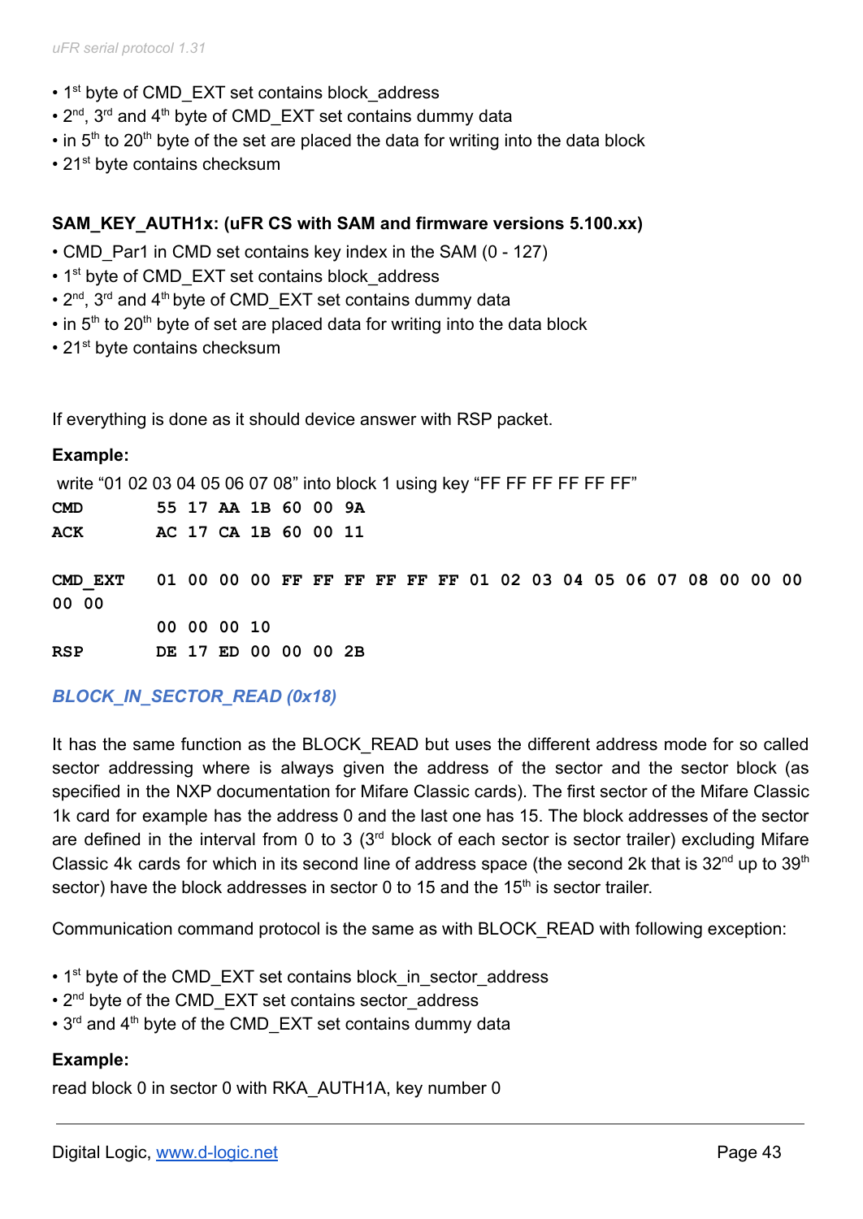- 1st byte of CMD_EXT set contains block_address
- 2nd, 3rd and 4th byte of CMD_EXT set contains dummy data
- in 5th to 20th byte of the set are placed the data for writing into the data block
- 21st byte contains checksum

**SAM_KEY_AUTH1x: (uFR CS with SAM and firmware versions 5.100.xx)**

- CMD_Par1 in CMD set contains key index in the SAM (0 - 127)
- 1st byte of CMD_EXT set contains block_address
- 2nd, 3rd and 4th byte of CMD_EXT set contains dummy data
- in 5th to 20th byte of set are placed data for writing into the data block
- 21st byte contains checksum

If everything is done as it should device answer with RSP packet.

**Example:**

write "01 02 03 04 05 06 07 08" into block 1 using key "FF FF FF FF FF FF"

```
CMD       55 17 AA 1B 60 00 9A
ACK       AC 17 CA 1B 60 00 11

CMD_EXT   01 00 00 00 FF FF FF FF FF FF 01 02 03 04 05 06 07 08 00 00 00
00 00
          00 00 00 10
RSP       DE 17 ED 00 00 00 2B
```

## *BLOCK_IN_SECTOR_READ (0x18)*

It has the same function as the BLOCK_READ but uses the different address mode for so called sector addressing where is always given the address of the sector and the sector block (as specified in the NXP documentation for Mifare Classic cards). The first sector of the Mifare Classic 1k card for example has the address 0 and the last one has 15. The block addresses of the sector are defined in the interval from 0 to 3 (3rd block of each sector is sector trailer) excluding Mifare Classic 4k cards for which in its second line of address space (the second 2k that is 32nd up to 39th sector) have the block addresses in sector 0 to 15 and the 15th is sector trailer.

Communication command protocol is the same as with BLOCK_READ with following exception:

- 1st byte of the CMD_EXT set contains block_in_sector_address
- 2nd byte of the CMD_EXT set contains sector_address
- 3rd and 4th byte of the CMD_EXT set contains dummy data

**Example:**

read block 0 in sector 0 with RKA_AUTH1A, key number 0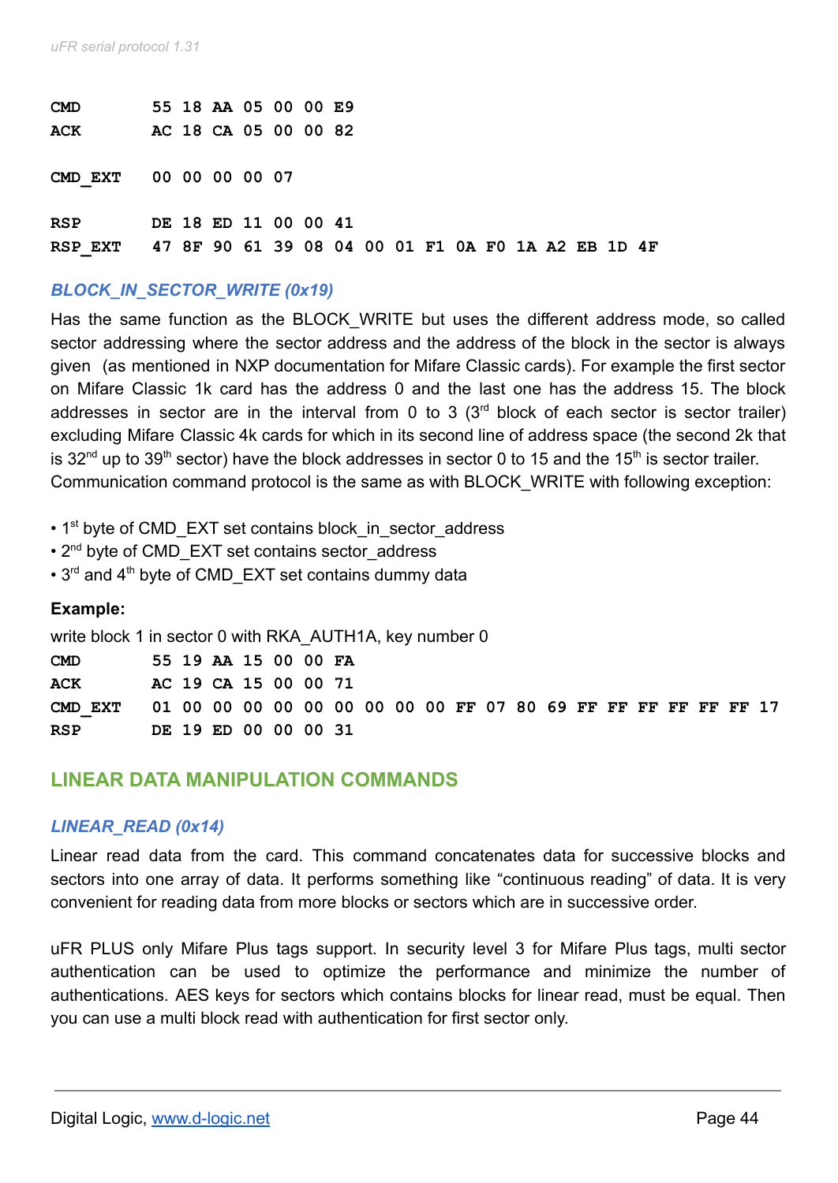```
CMD       55 18 AA 05 00 00 E9
ACK       AC 18 CA 05 00 00 82

CMD_EXT   00 00 00 00 07

RSP       DE 18 ED 11 00 00 41
RSP_EXT   47 8F 90 61 39 08 04 00 01 F1 0A F0 1A A2 EB 1D 4F
```

### *BLOCK_IN_SECTOR_WRITE (0x19)*

Has the same function as the BLOCK_WRITE but uses the different address mode, so called sector addressing where the sector address and the address of the block in the sector is always given (as mentioned in NXP documentation for Mifare Classic cards). For example the first sector on Mifare Classic 1k card has the address 0 and the last one has the address 15. The block addresses in sector are in the interval from 0 to 3 (3rd block of each sector is sector trailer) excluding Mifare Classic 4k cards for which in its second line of address space (the second 2k that is 32nd up to 39th sector) have the block addresses in sector 0 to 15 and the 15th is sector trailer.
Communication command protocol is the same as with BLOCK_WRITE with following exception:

- 1st byte of CMD_EXT set contains block_in_sector_address
- 2nd byte of CMD_EXT set contains sector_address
- 3rd and 4th byte of CMD_EXT set contains dummy data

**Example:**

write block 1 in sector 0 with RKA_AUTH1A, key number 0

```
CMD       55 19 AA 15 00 00 FA
ACK       AC 19 CA 15 00 00 71
CMD_EXT   01 00 00 00 00 00 00 00 00 00 FF 07 80 69 FF FF FF FF FF FF 17
RSP       DE 19 ED 00 00 00 31
```

## LINEAR DATA MANIPULATION COMMANDS

### *LINEAR_READ (0x14)*

Linear read data from the card. This command concatenates data for successive blocks and sectors into one array of data. It performs something like “continuous reading” of data. It is very convenient for reading data from more blocks or sectors which are in successive order.

uFR PLUS only Mifare Plus tags support. In security level 3 for Mifare Plus tags, multi sector authentication can be used to optimize the performance and minimize the number of authentications. AES keys for sectors which contains blocks for linear read, must be equal. Then you can use a multi block read with authentication for first sector only.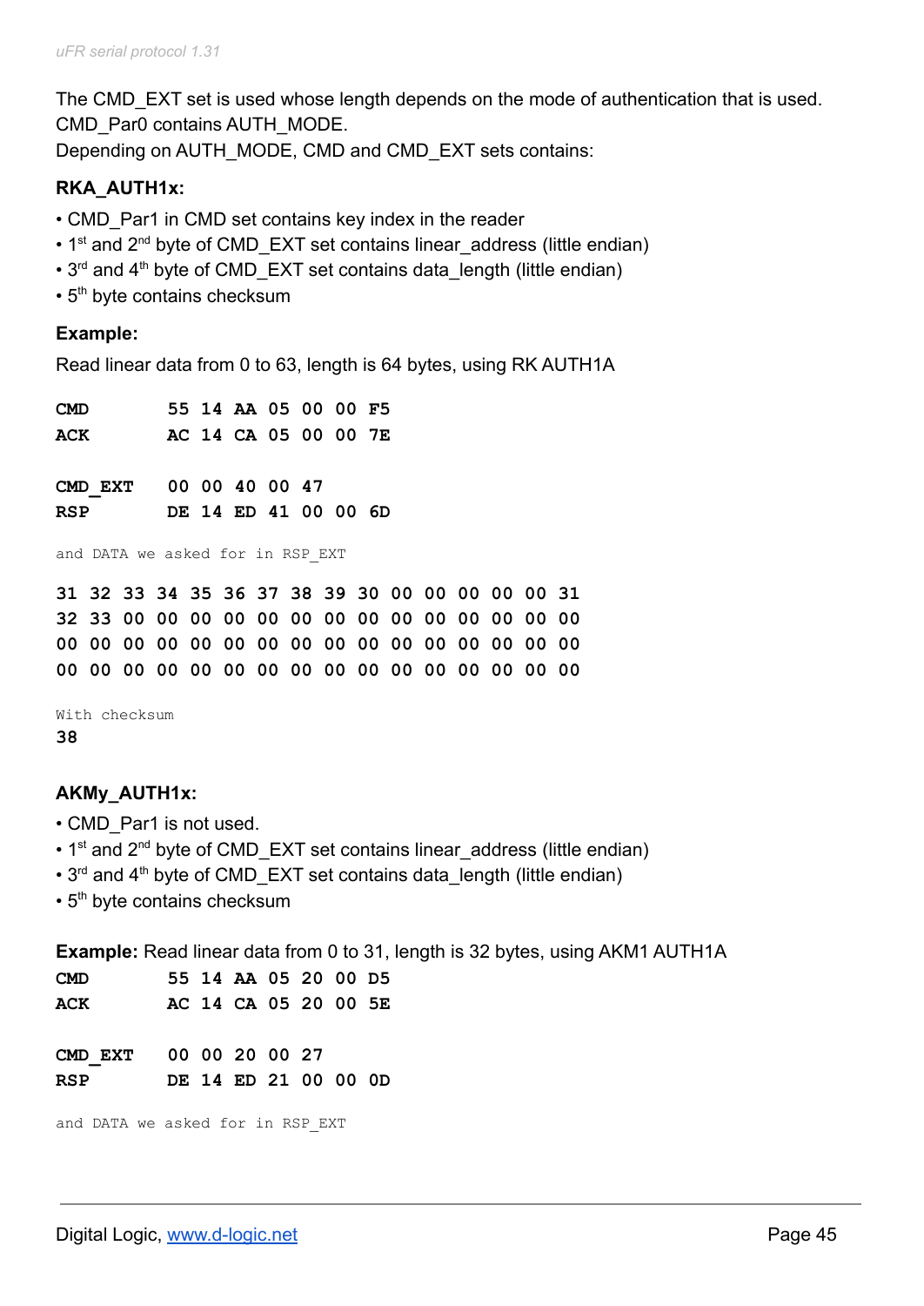The CMD_EXT set is used whose length depends on the mode of authentication that is used. CMD_Par0 contains AUTH_MODE.
Depending on AUTH_MODE, CMD and CMD_EXT sets contains:

### RKA_AUTH1x:

- CMD_Par1 in CMD set contains key index in the reader
- 1st and 2nd byte of CMD_EXT set contains linear_address (little endian)
- 3rd and 4th byte of CMD_EXT set contains data_length (little endian)
- 5th byte contains checksum

### Example:

Read linear data from 0 to 63, length is 64 bytes, using RK AUTH1A

```
CMD        55 14 AA 05 00 00 F5
ACK        AC 14 CA 05 00 00 7E

CMD_EXT    00 00 40 00 47
RSP        DE 14 ED 41 00 00 6D
```

```
and DATA we asked for in RSP_EXT
```

```
31 32 33 34 35 36 37 38 39 30 00 00 00 00 00 31
32 33 00 00 00 00 00 00 00 00 00 00 00 00 00 00
00 00 00 00 00 00 00 00 00 00 00 00 00 00 00 00
00 00 00 00 00 00 00 00 00 00 00 00 00 00 00 00
```

```
With checksum
38
```

### AKMy_AUTH1x:

- CMD_Par1 is not used.
- 1st and 2nd byte of CMD_EXT set contains linear_address (little endian)
- 3rd and 4th byte of CMD_EXT set contains data_length (little endian)
- 5th byte contains checksum

**Example:** Read linear data from 0 to 31, length is 32 bytes, using AKM1 AUTH1A

```
CMD        55 14 AA 05 20 00 D5
ACK        AC 14 CA 05 20 00 5E

CMD_EXT    00 00 20 00 27
RSP        DE 14 ED 21 00 00 0D
```

```
and DATA we asked for in RSP_EXT
```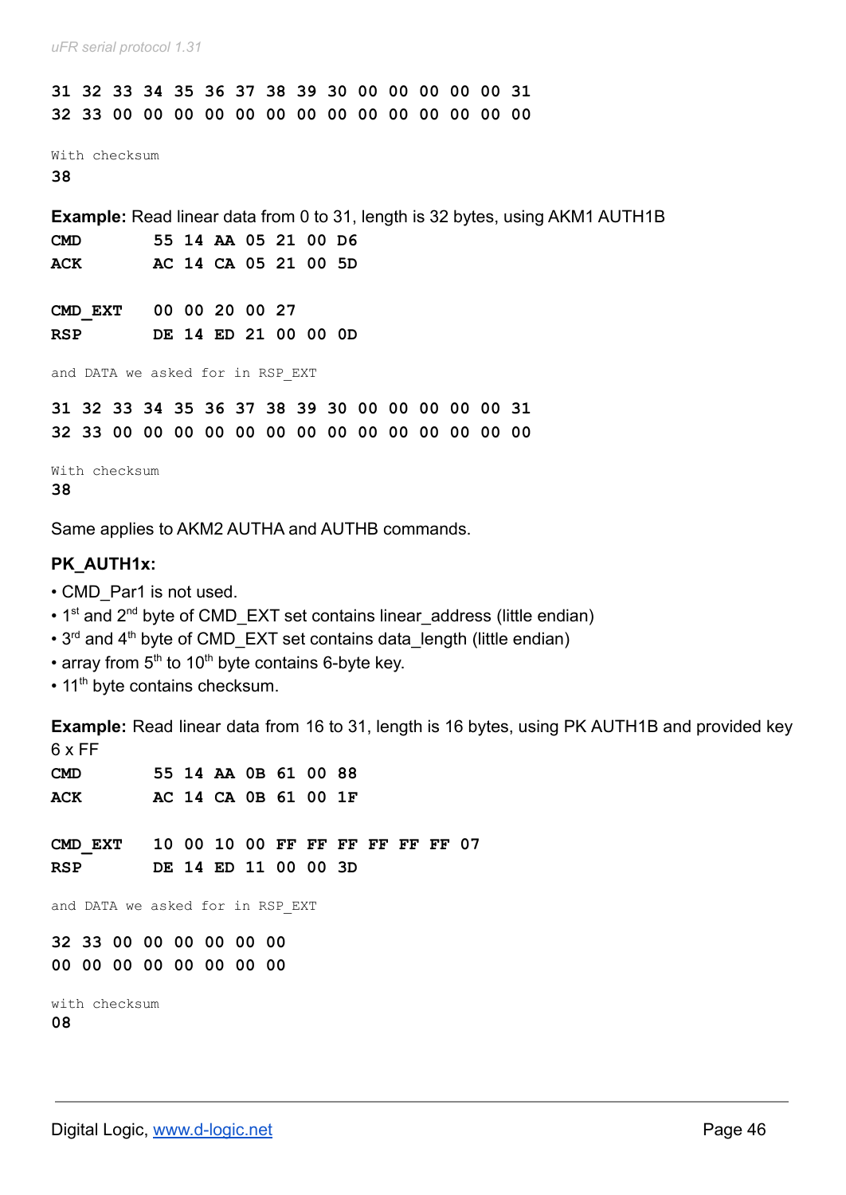**31 32 33 34 35 36 37 38 39 30 00 00 00 00 00 31**
**32 33 00 00 00 00 00 00 00 00 00 00 00 00 00 00**

With checksum
**38**

**Example:** Read linear data from 0 to 31, length is 32 bytes, using AKM1 AUTH1B

| | |
|---|---|
| **CMD** | **55 14 AA 05 21 00 D6** |
| **ACK** | **AC 14 CA 05 21 00 5D** |

| | |
|---|---|
| **CMD_EXT** | **00 00 20 00 27** |
| **RSP** | **DE 14 ED 21 00 00 0D** |

and DATA we asked for in RSP_EXT

**31 32 33 34 35 36 37 38 39 30 00 00 00 00 00 31**
**32 33 00 00 00 00 00 00 00 00 00 00 00 00 00 00**

With checksum
**38**

Same applies to AKM2 AUTHA and AUTHB commands.

**PK_AUTH1x:**

- CMD_Par1 is not used.
- 1st and 2nd byte of CMD_EXT set contains linear_address (little endian)
- 3rd and 4th byte of CMD_EXT set contains data_length (little endian)
- array from 5th to 10th byte contains 6-byte key.
- 11th byte contains checksum.

**Example:** Read linear data from 16 to 31, length is 16 bytes, using PK AUTH1B and provided key 6 x FF

| | |
|---|---|
| **CMD** | **55 14 AA 0B 61 00 88** |
| **ACK** | **AC 14 CA 0B 61 00 1F** |

| | |
|---|---|
| **CMD_EXT** | **10 00 10 00 FF FF FF FF FF FF 07** |
| **RSP** | **DE 14 ED 11 00 00 3D** |

and DATA we asked for in RSP_EXT

**32 33 00 00 00 00 00 00**
**00 00 00 00 00 00 00 00**

with checksum
**08**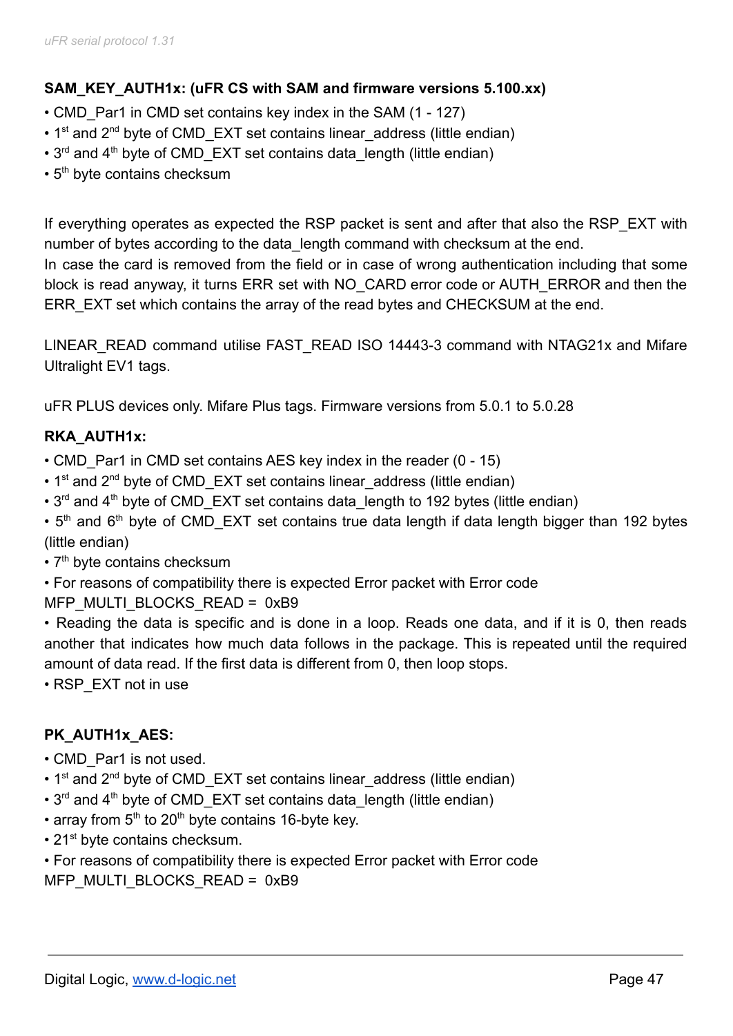**SAM_KEY_AUTH1x: (uFR CS with SAM and firmware versions 5.100.xx)**

- CMD_Par1 in CMD set contains key index in the SAM (1 - 127)
- 1st and 2nd byte of CMD_EXT set contains linear_address (little endian)
- 3rd and 4th byte of CMD_EXT set contains data_length (little endian)
- 5th byte contains checksum

If everything operates as expected the RSP packet is sent and after that also the RSP_EXT with number of bytes according to the data_length command with checksum at the end.
In case the card is removed from the field or in case of wrong authentication including that some block is read anyway, it turns ERR set with NO_CARD error code or AUTH_ERROR and then the ERR_EXT set which contains the array of the read bytes and CHECKSUM at the end.

LINEAR_READ command utilise FAST_READ ISO 14443-3 command with NTAG21x and Mifare Ultralight EV1 tags.

uFR PLUS devices only. Mifare Plus tags. Firmware versions from 5.0.1 to 5.0.28

**RKA_AUTH1x:**

- CMD_Par1 in CMD set contains AES key index in the reader (0 - 15)
- 1st and 2nd byte of CMD_EXT set contains linear_address (little endian)
- 3rd and 4th byte of CMD_EXT set contains data_length to 192 bytes (little endian)
- 5th and 6th byte of CMD_EXT set contains true data length if data length bigger than 192 bytes (little endian)
- 7th byte contains checksum
- For reasons of compatibility there is expected Error packet with Error code MFP_MULTI_BLOCKS_READ = 0xB9
- Reading the data is specific and is done in a loop. Reads one data, and if it is 0, then reads another that indicates how much data follows in the package. This is repeated until the required amount of data read. If the first data is different from 0, then loop stops.
- RSP_EXT not in use

**PK_AUTH1x_AES:**

- CMD_Par1 is not used.
- 1st and 2nd byte of CMD_EXT set contains linear_address (little endian)
- 3rd and 4th byte of CMD_EXT set contains data_length (little endian)
- array from 5th to 20th byte contains 16-byte key.
- 21st byte contains checksum.
- For reasons of compatibility there is expected Error packet with Error code MFP_MULTI_BLOCKS_READ = 0xB9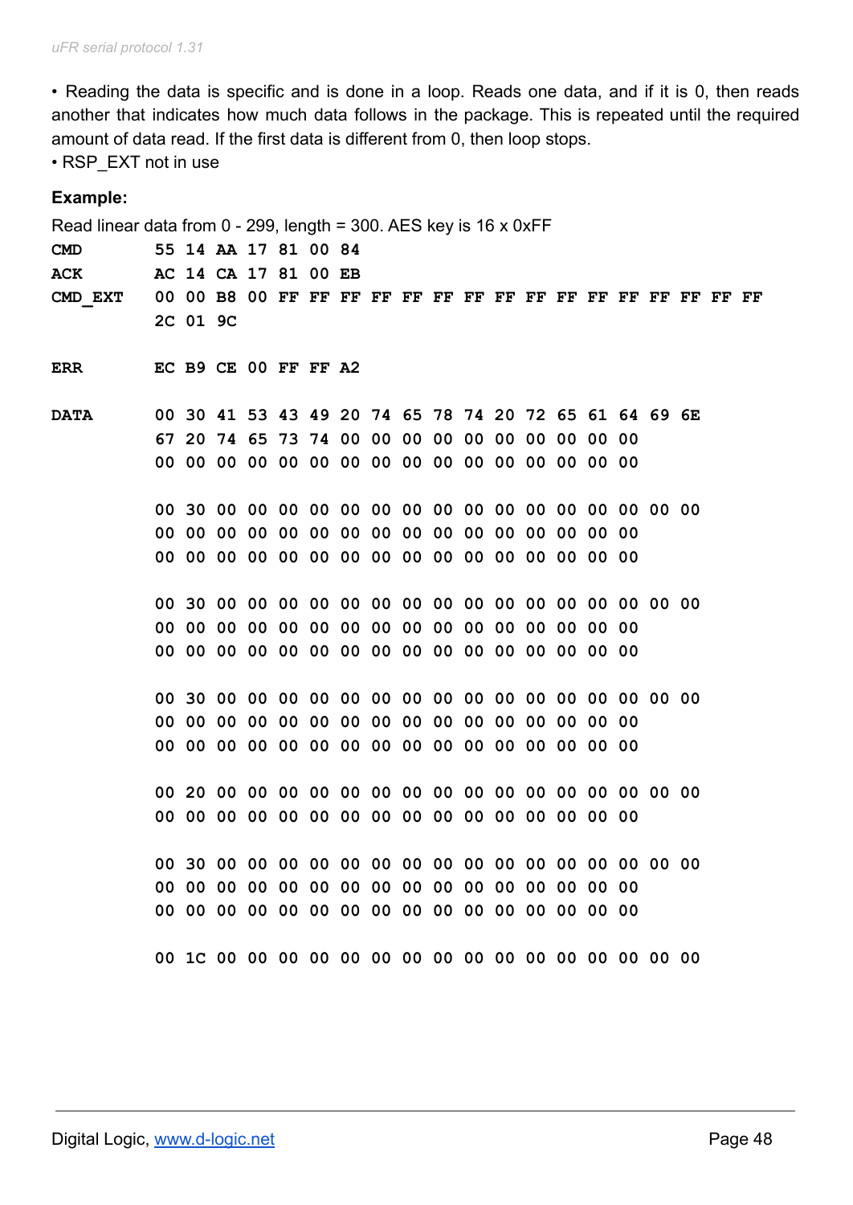• Reading the data is specific and is done in a loop. Reads one data, and if it is 0, then reads another that indicates how much data follows in the package. This is repeated until the required amount of data read. If the first data is different from 0, then loop stops.
• RSP_EXT not in use

**Example:**

Read linear data from 0 - 299, length = 300. AES key is 16 x 0xFF

```
CMD      55 14 AA 17 81 00 84
ACK      AC 14 CA 17 81 00 EB
CMD_EXT  00 00 B8 00 FF FF FF FF FF FF FF FF FF FF FF FF FF FF FF FF
         2C 01 9C

ERR      EC B9 CE 00 FF FF A2

DATA     00 30 41 53 43 49 20 74 65 78 74 20 72 65 61 64 69 6E
         67 20 74 65 73 74 00 00 00 00 00 00 00 00 00 00
         00 00 00 00 00 00 00 00 00 00 00 00 00 00 00 00

         00 30 00 00 00 00 00 00 00 00 00 00 00 00 00 00 00 00
         00 00 00 00 00 00 00 00 00 00 00 00 00 00 00 00
         00 00 00 00 00 00 00 00 00 00 00 00 00 00 00 00

         00 30 00 00 00 00 00 00 00 00 00 00 00 00 00 00 00 00
         00 00 00 00 00 00 00 00 00 00 00 00 00 00 00 00
         00 00 00 00 00 00 00 00 00 00 00 00 00 00 00 00

         00 30 00 00 00 00 00 00 00 00 00 00 00 00 00 00 00 00
         00 00 00 00 00 00 00 00 00 00 00 00 00 00 00 00
         00 00 00 00 00 00 00 00 00 00 00 00 00 00 00 00

         00 20 00 00 00 00 00 00 00 00 00 00 00 00 00 00 00 00
         00 00 00 00 00 00 00 00 00 00 00 00 00 00 00 00

         00 30 00 00 00 00 00 00 00 00 00 00 00 00 00 00 00 00
         00 00 00 00 00 00 00 00 00 00 00 00 00 00 00 00
         00 00 00 00 00 00 00 00 00 00 00 00 00 00 00 00

         00 1C 00 00 00 00 00 00 00 00 00 00 00 00 00 00 00 00
```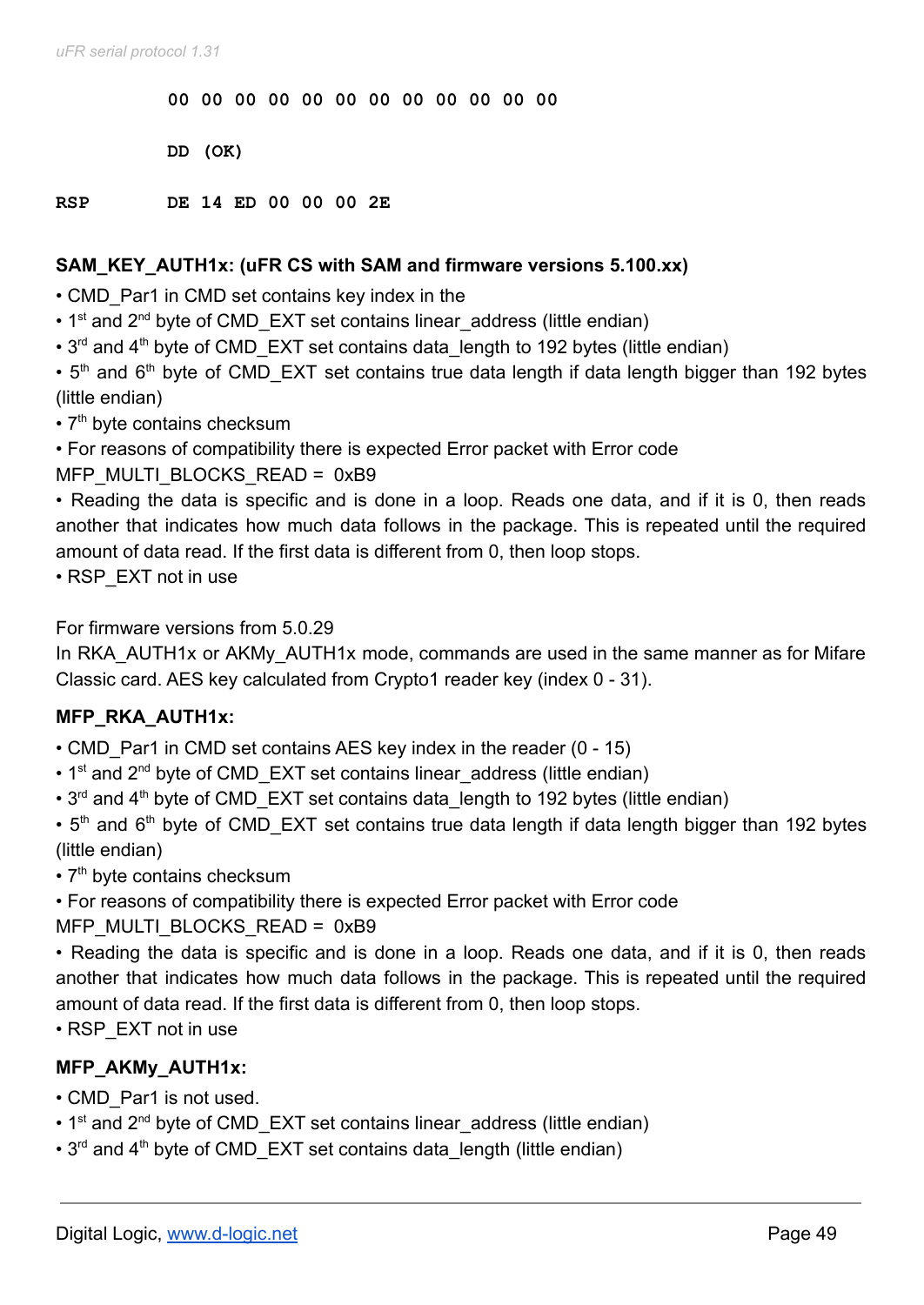```
        00 00 00 00 00 00 00 00 00 00 00 00

        DD (OK)

RSP     DE 14 ED 00 00 00 2E
```

**SAM_KEY_AUTH1x: (uFR CS with SAM and firmware versions 5.100.xx)**

- CMD_Par1 in CMD set contains key index in the
- 1st and 2nd byte of CMD_EXT set contains linear_address (little endian)
- 3rd and 4th byte of CMD_EXT set contains data_length to 192 bytes (little endian)
- 5th and 6th byte of CMD_EXT set contains true data length if data length bigger than 192 bytes (little endian)
- 7th byte contains checksum
- For reasons of compatibility there is expected Error packet with Error code

MFP_MULTI_BLOCKS_READ = 0xB9

- Reading the data is specific and is done in a loop. Reads one data, and if it is 0, then reads another that indicates how much data follows in the package. This is repeated until the required amount of data read. If the first data is different from 0, then loop stops.
- RSP_EXT not in use

For firmware versions from 5.0.29

In RKA_AUTH1x or AKMy_AUTH1x mode, commands are used in the same manner as for Mifare Classic card. AES key calculated from Crypto1 reader key (index 0 - 31).

**MFP_RKA_AUTH1x:**

- CMD_Par1 in CMD set contains AES key index in the reader (0 - 15)
- 1st and 2nd byte of CMD_EXT set contains linear_address (little endian)
- 3rd and 4th byte of CMD_EXT set contains data_length to 192 bytes (little endian)
- 5th and 6th byte of CMD_EXT set contains true data length if data length bigger than 192 bytes (little endian)
- 7th byte contains checksum
- For reasons of compatibility there is expected Error packet with Error code

MFP_MULTI_BLOCKS_READ = 0xB9

- Reading the data is specific and is done in a loop. Reads one data, and if it is 0, then reads another that indicates how much data follows in the package. This is repeated until the required amount of data read. If the first data is different from 0, then loop stops.
- RSP_EXT not in use

**MFP_AKMy_AUTH1x:**

- CMD_Par1 is not used.
- 1st and 2nd byte of CMD_EXT set contains linear_address (little endian)
- 3rd and 4th byte of CMD_EXT set contains data_length (little endian)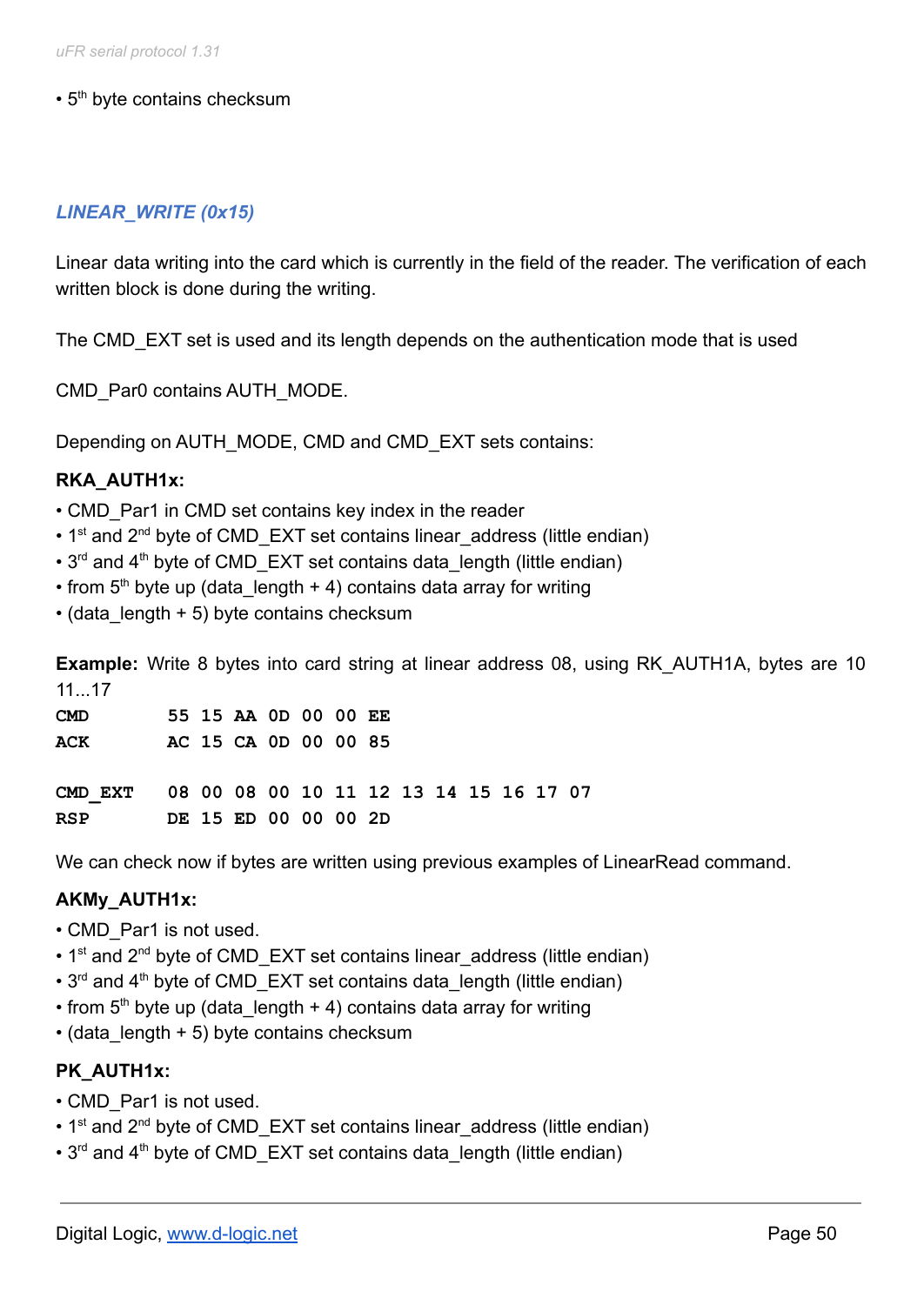- 5th byte contains checksum

### *LINEAR_WRITE (0x15)*

Linear data writing into the card which is currently in the field of the reader. The verification of each written block is done during the writing.

The CMD_EXT set is used and its length depends on the authentication mode that is used

CMD_Par0 contains AUTH_MODE.

Depending on AUTH_MODE, CMD and CMD_EXT sets contains:

**RKA_AUTH1x:**

- CMD_Par1 in CMD set contains key index in the reader
- 1st and 2nd byte of CMD_EXT set contains linear_address (little endian)
- 3rd and 4th byte of CMD_EXT set contains data_length (little endian)
- from 5th byte up (data_length + 4) contains data array for writing
- (data_length + 5) byte contains checksum

**Example:** Write 8 bytes into card string at linear address 08, using RK_AUTH1A, bytes are 10 11...17

```
CMD       55 15 AA 0D 00 00 EE
ACK       AC 15 CA 0D 00 00 85

CMD_EXT   08 00 08 00 10 11 12 13 14 15 16 17 07
RSP       DE 15 ED 00 00 00 2D
```

We can check now if bytes are written using previous examples of LinearRead command.

**AKMy_AUTH1x:**

- CMD_Par1 is not used.
- 1st and 2nd byte of CMD_EXT set contains linear_address (little endian)
- 3rd and 4th byte of CMD_EXT set contains data_length (little endian)
- from 5th byte up (data_length + 4) contains data array for writing
- (data_length + 5) byte contains checksum

**PK_AUTH1x:**

- CMD_Par1 is not used.
- 1st and 2nd byte of CMD_EXT set contains linear_address (little endian)
- 3rd and 4th byte of CMD_EXT set contains data_length (little endian)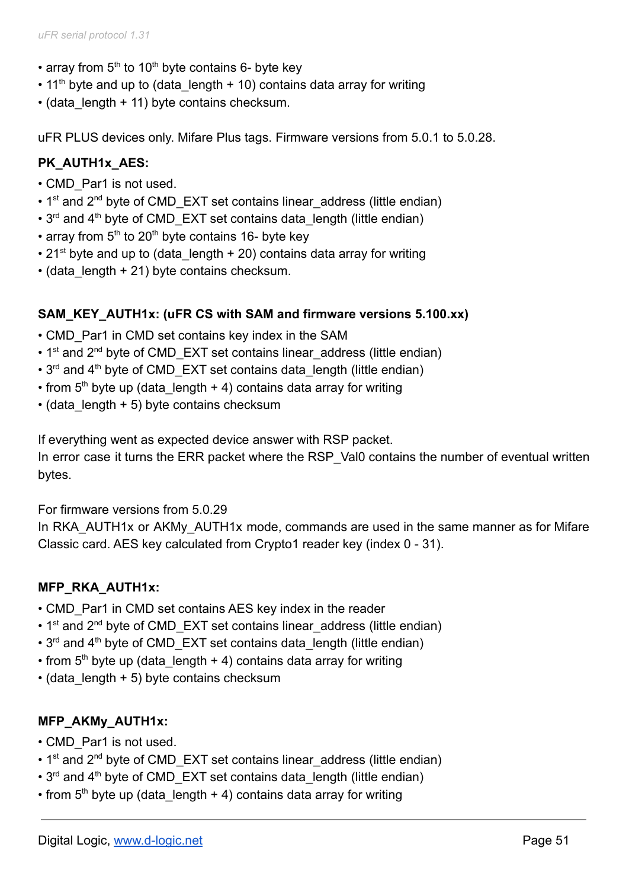- array from 5th to 10th byte contains 6- byte key
- 11th byte and up to (data_length + 10) contains data array for writing
- (data_length + 11) byte contains checksum.

uFR PLUS devices only. Mifare Plus tags. Firmware versions from 5.0.1 to 5.0.28.

**PK_AUTH1x_AES:**

- CMD_Par1 is not used.
- 1st and 2nd byte of CMD_EXT set contains linear_address (little endian)
- 3rd and 4th byte of CMD_EXT set contains data_length (little endian)
- array from 5th to 20th byte contains 16- byte key
- 21st byte and up to (data_length + 20) contains data array for writing
- (data_length + 21) byte contains checksum.

**SAM_KEY_AUTH1x: (uFR CS with SAM and firmware versions 5.100.xx)**

- CMD_Par1 in CMD set contains key index in the SAM
- 1st and 2nd byte of CMD_EXT set contains linear_address (little endian)
- 3rd and 4th byte of CMD_EXT set contains data_length (little endian)
- from 5th byte up (data_length + 4) contains data array for writing
- (data_length + 5) byte contains checksum

If everything went as expected device answer with RSP packet.
In error case it turns the ERR packet where the RSP_Val0 contains the number of eventual written bytes.

For firmware versions from 5.0.29
In RKA_AUTH1x or AKMy_AUTH1x mode, commands are used in the same manner as for Mifare Classic card. AES key calculated from Crypto1 reader key (index 0 - 31).

**MFP_RKA_AUTH1x:**

- CMD_Par1 in CMD set contains AES key index in the reader
- 1st and 2nd byte of CMD_EXT set contains linear_address (little endian)
- 3rd and 4th byte of CMD_EXT set contains data_length (little endian)
- from 5th byte up (data_length + 4) contains data array for writing
- (data_length + 5) byte contains checksum

**MFP_AKMy_AUTH1x:**

- CMD_Par1 is not used.
- 1st and 2nd byte of CMD_EXT set contains linear_address (little endian)
- 3rd and 4th byte of CMD_EXT set contains data_length (little endian)
- from 5th byte up (data_length + 4) contains data array for writing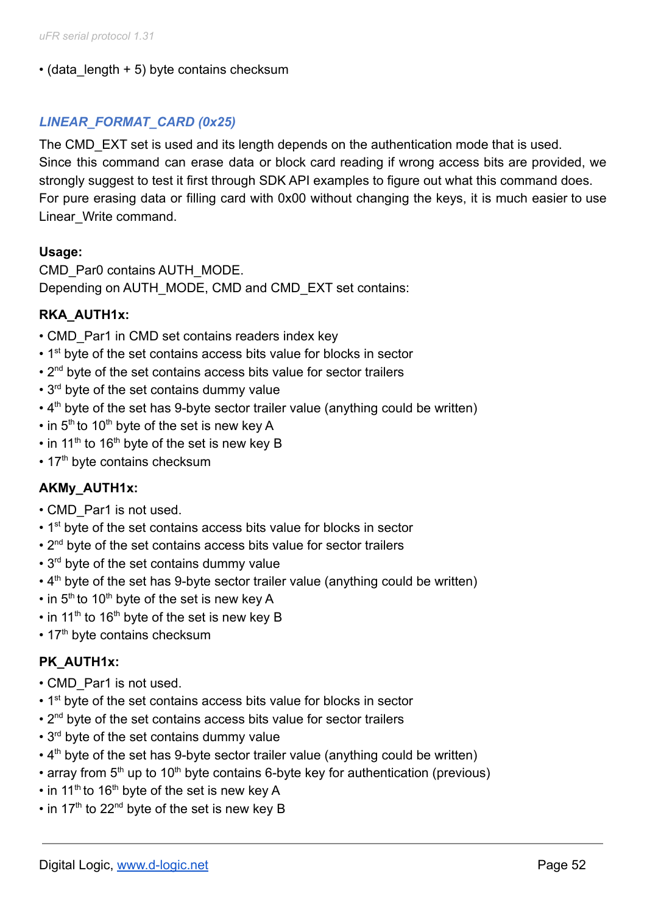• (data_length + 5) byte contains checksum

### *LINEAR_FORMAT_CARD (0x25)*

The CMD_EXT set is used and its length depends on the authentication mode that is used. Since this command can erase data or block card reading if wrong access bits are provided, we strongly suggest to test it first through SDK API examples to figure out what this command does. For pure erasing data or filling card with 0x00 without changing the keys, it is much easier to use Linear_Write command.

**Usage:**

CMD_Par0 contains AUTH_MODE.
Depending on AUTH_MODE, CMD and CMD_EXT set contains:

**RKA_AUTH1x:**

- CMD_Par1 in CMD set contains readers index key
- 1st byte of the set contains access bits value for blocks in sector
- 2nd byte of the set contains access bits value for sector trailers
- 3rd byte of the set contains dummy value
- 4th byte of the set has 9-byte sector trailer value (anything could be written)
- in 5th to 10th byte of the set is new key A
- in 11th to 16th byte of the set is new key B
- 17th byte contains checksum

**AKMy_AUTH1x:**

- CMD_Par1 is not used.
- 1st byte of the set contains access bits value for blocks in sector
- 2nd byte of the set contains access bits value for sector trailers
- 3rd byte of the set contains dummy value
- 4th byte of the set has 9-byte sector trailer value (anything could be written)
- in 5th to 10th byte of the set is new key A
- in 11th to 16th byte of the set is new key B
- 17th byte contains checksum

**PK_AUTH1x:**

- CMD_Par1 is not used.
- 1st byte of the set contains access bits value for blocks in sector
- 2nd byte of the set contains access bits value for sector trailers
- 3rd byte of the set contains dummy value
- 4th byte of the set has 9-byte sector trailer value (anything could be written)
- array from 5th up to 10th byte contains 6-byte key for authentication (previous)
- in 11th to 16th byte of the set is new key A
- in 17th to 22nd byte of the set is new key B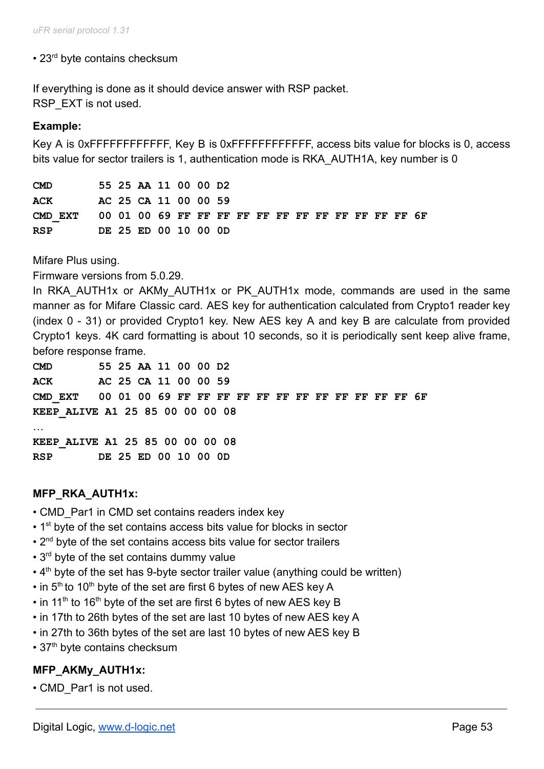• 23rd byte contains checksum

If everything is done as it should device answer with RSP packet.
RSP_EXT is not used.

**Example:**

Key A is 0xFFFFFFFFFFFF, Key B is 0xFFFFFFFFFFFF, access bits value for blocks is 0, access bits value for sector trailers is 1, authentication mode is RKA_AUTH1A, key number is 0

```
CMD        55 25 AA 11 00 00 D2
ACK        AC 25 CA 11 00 00 59
CMD_EXT    00 01 00 69 FF FF FF FF FF FF FF FF FF FF FF FF 6F
RSP        DE 25 ED 00 10 00 0D
```

Mifare Plus using.
Firmware versions from 5.0.29.
In RKA_AUTH1x or AKMy_AUTH1x or PK_AUTH1x mode, commands are used in the same manner as for Mifare Classic card. AES key for authentication calculated from Crypto1 reader key (index 0 - 31) or provided Crypto1 key. New AES key A and key B are calculate from provided Crypto1 keys. 4K card formatting is about 10 seconds, so it is periodically sent keep alive frame, before response frame.

```
CMD        55 25 AA 11 00 00 D2
ACK        AC 25 CA 11 00 00 59
CMD_EXT    00 01 00 69 FF FF FF FF FF FF FF FF FF FF FF FF 6F
KEEP_ALIVE A1 25 85 00 00 00 08
…
KEEP_ALIVE A1 25 85 00 00 00 08
RSP        DE 25 ED 00 10 00 0D
```

**MFP_RKA_AUTH1x:**

• CMD_Par1 in CMD set contains readers index key
• 1st byte of the set contains access bits value for blocks in sector
• 2nd byte of the set contains access bits value for sector trailers
• 3rd byte of the set contains dummy value
• 4th byte of the set has 9-byte sector trailer value (anything could be written)
• in 5th to 10th byte of the set are first 6 bytes of new AES key A
• in 11th to 16th byte of the set are first 6 bytes of new AES key B
• in 17th to 26th bytes of the set are last 10 bytes of new AES key A
• in 27th to 36th bytes of the set are last 10 bytes of new AES key B
• 37th byte contains checksum

**MFP_AKMy_AUTH1x:**

• CMD_Par1 is not used.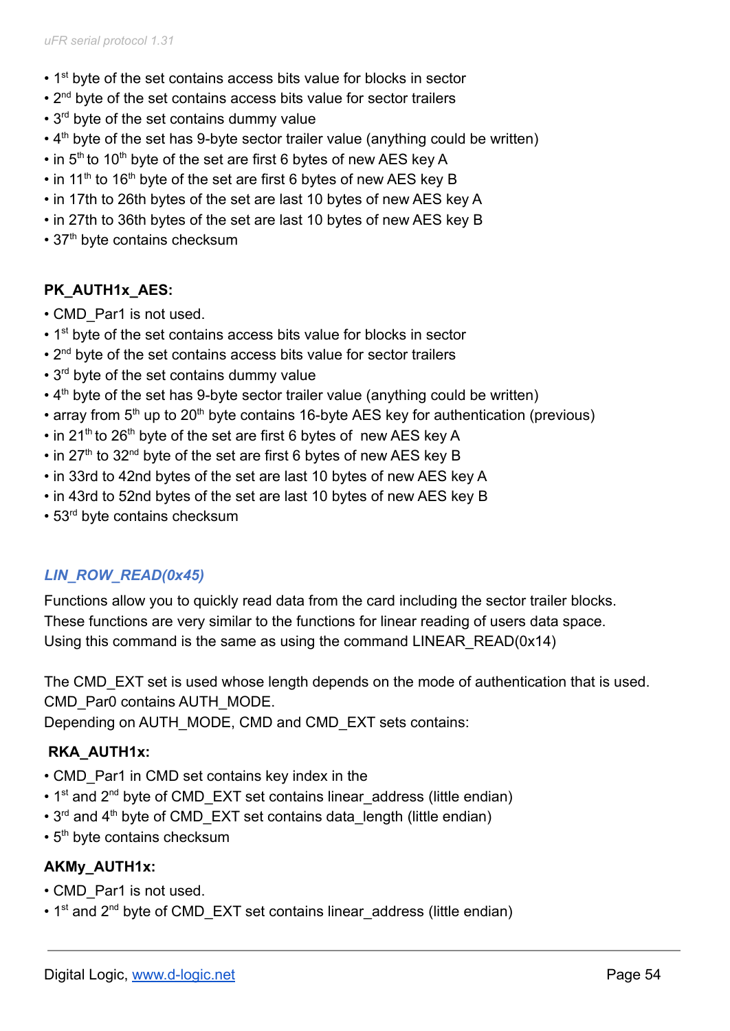- 1st byte of the set contains access bits value for blocks in sector
- 2nd byte of the set contains access bits value for sector trailers
- 3rd byte of the set contains dummy value
- 4th byte of the set has 9-byte sector trailer value (anything could be written)
- in 5th to 10th byte of the set are first 6 bytes of new AES key A
- in 11th to 16th byte of the set are first 6 bytes of new AES key B
- in 17th to 26th bytes of the set are last 10 bytes of new AES key A
- in 27th to 36th bytes of the set are last 10 bytes of new AES key B
- 37th byte contains checksum

**PK_AUTH1x_AES:**

- CMD_Par1 is not used.
- 1st byte of the set contains access bits value for blocks in sector
- 2nd byte of the set contains access bits value for sector trailers
- 3rd byte of the set contains dummy value
- 4th byte of the set has 9-byte sector trailer value (anything could be written)
- array from 5th up to 20th byte contains 16-byte AES key for authentication (previous)
- in 21th to 26th byte of the set are first 6 bytes of  new AES key A
- in 27th to 32nd byte of the set are first 6 bytes of new AES key B
- in 33rd to 42nd bytes of the set are last 10 bytes of new AES key A
- in 43rd to 52nd bytes of the set are last 10 bytes of new AES key B
- 53rd byte contains checksum

### *LIN_ROW_READ(0x45)*

Functions allow you to quickly read data from the card including the sector trailer blocks. These functions are very similar to the functions for linear reading of users data space. Using this command is the same as using the command LINEAR_READ(0x14)

The CMD_EXT set is used whose length depends on the mode of authentication that is used. CMD_Par0 contains AUTH_MODE.
Depending on AUTH_MODE, CMD and CMD_EXT sets contains:

**RKA_AUTH1x:**

- CMD_Par1 in CMD set contains key index in the
- 1st and 2nd byte of CMD_EXT set contains linear_address (little endian)
- 3rd and 4th byte of CMD_EXT set contains data_length (little endian)
- 5th byte contains checksum

**AKMy_AUTH1x:**

- CMD_Par1 is not used.
- 1st and 2nd byte of CMD_EXT set contains linear_address (little endian)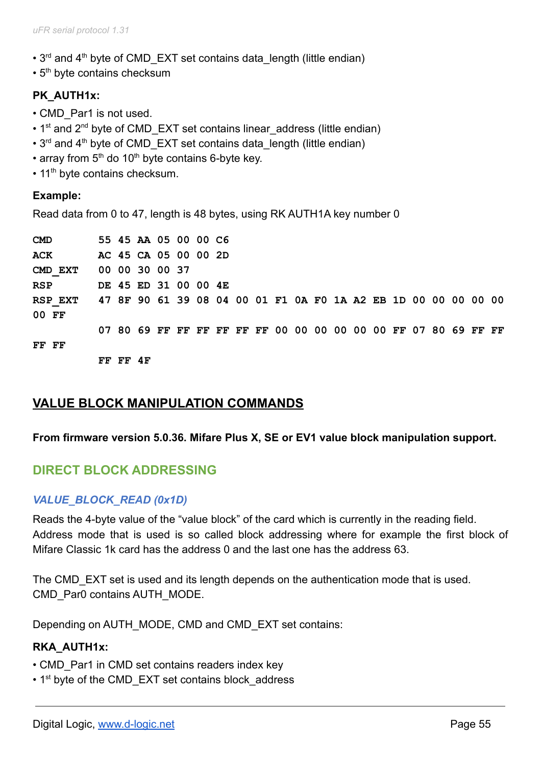- 3rd and 4th byte of CMD_EXT set contains data_length (little endian)
- 5th byte contains checksum

**PK_AUTH1x:**

- CMD_Par1 is not used.
- 1st and 2nd byte of CMD_EXT set contains linear_address (little endian)
- 3rd and 4th byte of CMD_EXT set contains data_length (little endian)
- array from 5th do 10th byte contains 6-byte key.
- 11th byte contains checksum.

**Example:**

Read data from 0 to 47, length is 48 bytes, using RK AUTH1A key number 0

```
CMD       55 45 AA 05 00 00 C6
ACK       AC 45 CA 05 00 00 2D
CMD_EXT   00 00 30 00 37
RSP       DE 45 ED 31 00 00 4E
RSP_EXT   47 8F 90 61 39 08 04 00 01 F1 0A F0 1A A2 EB 1D 00 00 00 00 00
00 FF
          07 80 69 FF FF FF FF FF FF 00 00 00 00 00 00 FF 07 80 69 FF FF
FF FF
          FF FF 4F
```

## VALUE BLOCK MANIPULATION COMMANDS

**From firmware version 5.0.36. Mifare Plus X, SE or EV1 value block manipulation support.**

### DIRECT BLOCK ADDRESSING

#### *VALUE_BLOCK_READ (0x1D)*

Reads the 4-byte value of the "value block" of the card which is currently in the reading field. Address mode that is used is so called block addressing where for example the first block of Mifare Classic 1k card has the address 0 and the last one has the address 63.

The CMD_EXT set is used and its length depends on the authentication mode that is used. CMD_Par0 contains AUTH_MODE.

Depending on AUTH_MODE, CMD and CMD_EXT set contains:

**RKA_AUTH1x:**

- CMD_Par1 in CMD set contains readers index key
- 1st byte of the CMD_EXT set contains block_address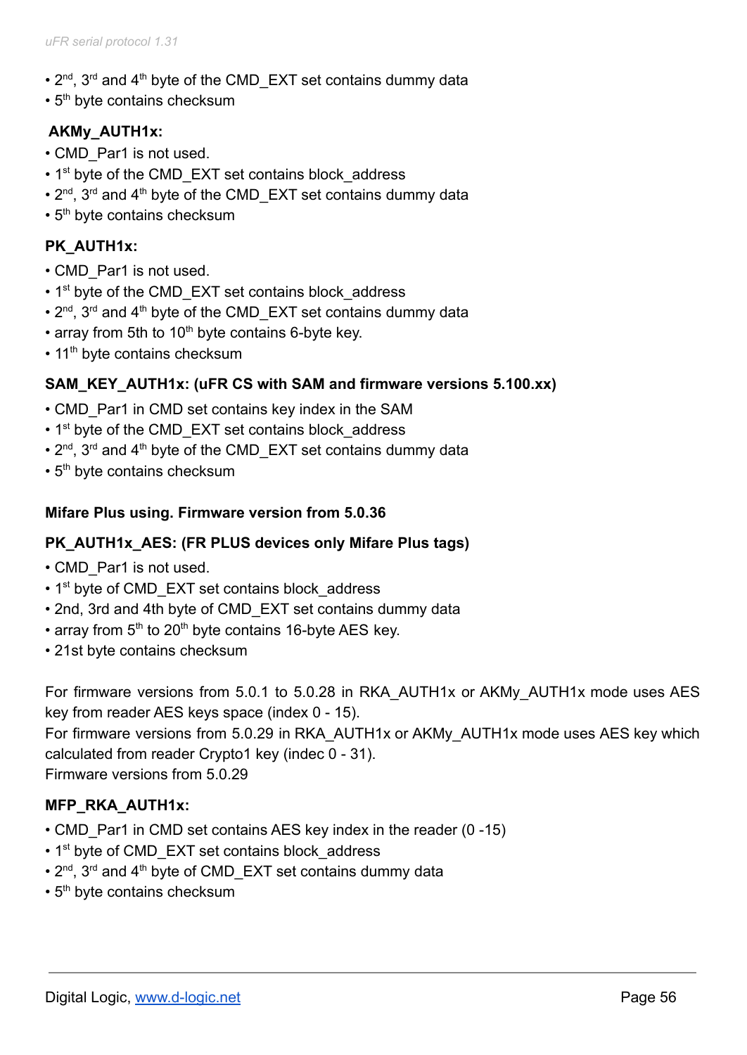- 2nd, 3rd and 4th byte of the CMD_EXT set contains dummy data
- 5th byte contains checksum

**AKMy_AUTH1x:**

- CMD_Par1 is not used.
- 1st byte of the CMD_EXT set contains block_address
- 2nd, 3rd and 4th byte of the CMD_EXT set contains dummy data
- 5th byte contains checksum

**PK_AUTH1x:**

- CMD_Par1 is not used.
- 1st byte of the CMD_EXT set contains block_address
- 2nd, 3rd and 4th byte of the CMD_EXT set contains dummy data
- array from 5th to 10th byte contains 6-byte key.
- 11th byte contains checksum

**SAM_KEY_AUTH1x: (uFR CS with SAM and firmware versions 5.100.xx)**

- CMD_Par1 in CMD set contains key index in the SAM
- 1st byte of the CMD_EXT set contains block_address
- 2nd, 3rd and 4th byte of the CMD_EXT set contains dummy data
- 5th byte contains checksum

**Mifare Plus using. Firmware version from 5.0.36**

**PK_AUTH1x_AES: (FR PLUS devices only Mifare Plus tags)**

- CMD_Par1 is not used.
- 1st byte of CMD_EXT set contains block_address
- 2nd, 3rd and 4th byte of CMD_EXT set contains dummy data
- array from 5th to 20th byte contains 16-byte AES key.
- 21st byte contains checksum

For firmware versions from 5.0.1 to 5.0.28 in RKA_AUTH1x or AKMy_AUTH1x mode uses AES key from reader AES keys space (index 0 - 15).
For firmware versions from 5.0.29 in RKA_AUTH1x or AKMy_AUTH1x mode uses AES key which calculated from reader Crypto1 key (indec 0 - 31).
Firmware versions from 5.0.29

**MFP_RKA_AUTH1x:**

- CMD_Par1 in CMD set contains AES key index in the reader (0 -15)
- 1st byte of CMD_EXT set contains block_address
- 2nd, 3rd and 4th byte of CMD_EXT set contains dummy data
- 5th byte contains checksum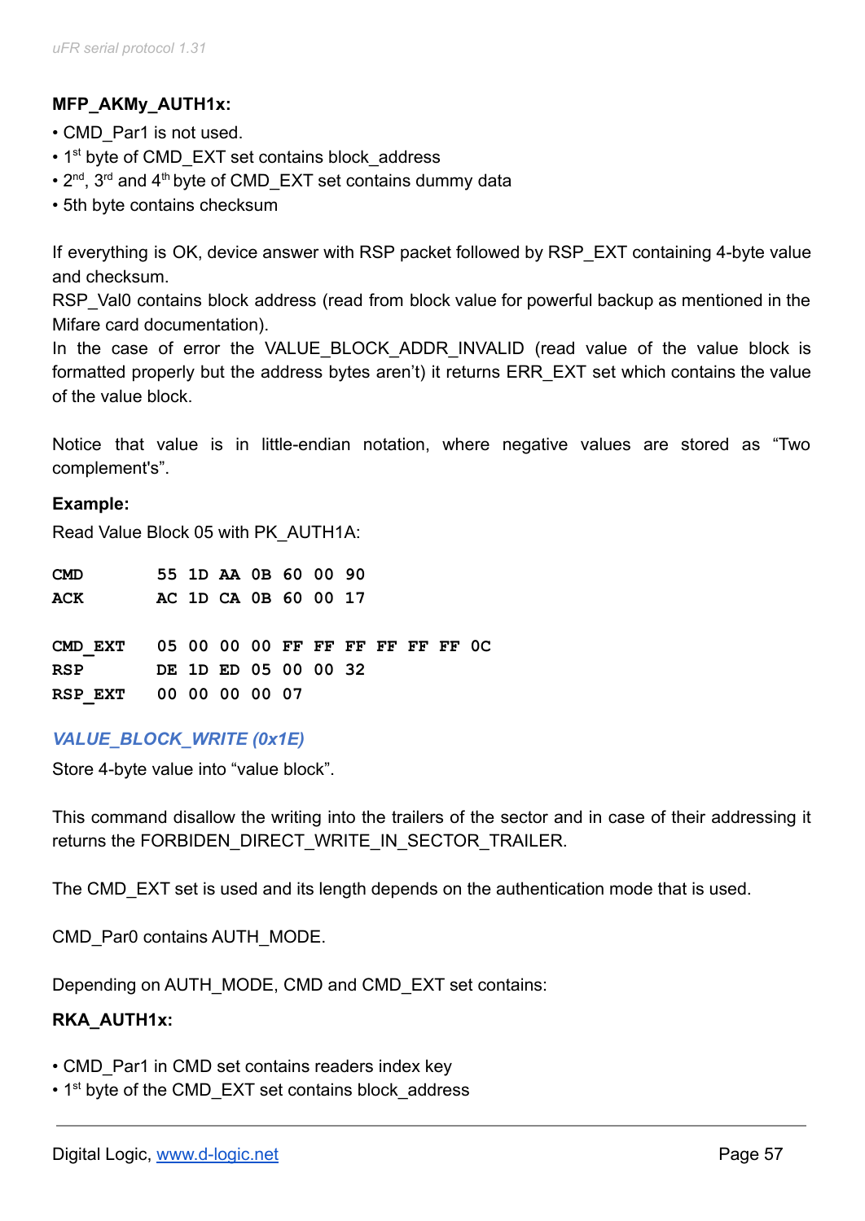**MFP_AKMy_AUTH1x:**

- CMD_Par1 is not used.
- 1st byte of CMD_EXT set contains block_address
- 2nd, 3rd and 4th byte of CMD_EXT set contains dummy data
- 5th byte contains checksum

If everything is OK, device answer with RSP packet followed by RSP_EXT containing 4-byte value and checksum.
RSP_Val0 contains block address (read from block value for powerful backup as mentioned in the Mifare card documentation).
In the case of error the VALUE_BLOCK_ADDR_INVALID (read value of the value block is formatted properly but the address bytes aren't) it returns ERR_EXT set which contains the value of the value block.

Notice that value is in little-endian notation, where negative values are stored as "Two complement's".

**Example:**

Read Value Block 05 with PK_AUTH1A:

```
CMD       55 1D AA 0B 60 00 90
ACK       AC 1D CA 0B 60 00 17

CMD_EXT   05 00 00 00 FF FF FF FF FF FF 0C
RSP       DE 1D ED 05 00 00 32
RSP_EXT   00 00 00 00 07
```

### *VALUE_BLOCK_WRITE (0x1E)*

Store 4-byte value into "value block".

This command disallow the writing into the trailers of the sector and in case of their addressing it returns the FORBIDEN_DIRECT_WRITE_IN_SECTOR_TRAILER.

The CMD_EXT set is used and its length depends on the authentication mode that is used.

CMD_Par0 contains AUTH_MODE.

Depending on AUTH_MODE, CMD and CMD_EXT set contains:

**RKA_AUTH1x:**

- CMD_Par1 in CMD set contains readers index key
- 1st byte of the CMD_EXT set contains block_address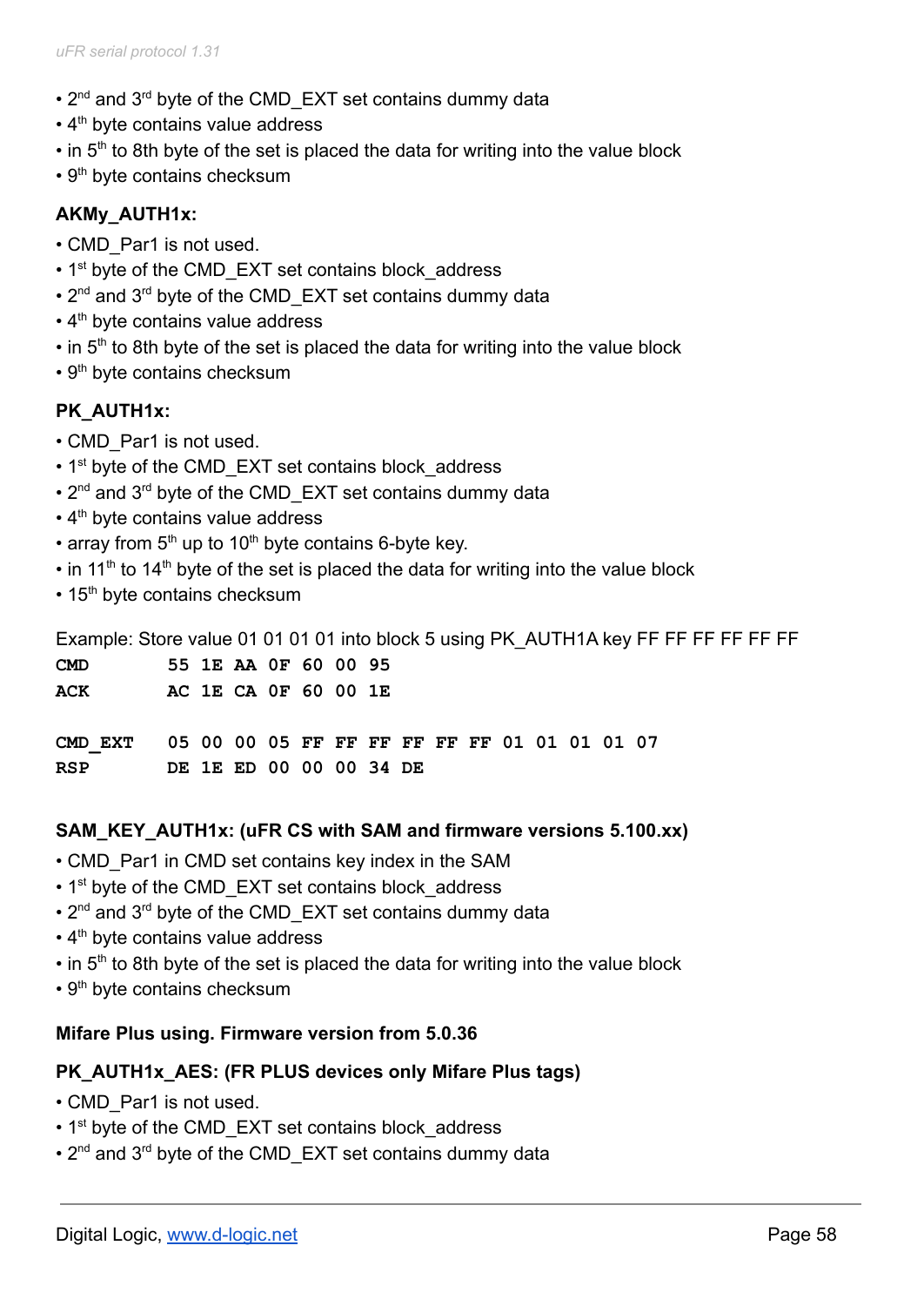- 2nd and 3rd byte of the CMD_EXT set contains dummy data
- 4th byte contains value address
- in 5th to 8th byte of the set is placed the data for writing into the value block
- 9th byte contains checksum

**AKMy_AUTH1x:**

- CMD_Par1 is not used.
- 1st byte of the CMD_EXT set contains block_address
- 2nd and 3rd byte of the CMD_EXT set contains dummy data
- 4th byte contains value address
- in 5th to 8th byte of the set is placed the data for writing into the value block
- 9th byte contains checksum

**PK_AUTH1x:**

- CMD_Par1 is not used.
- 1st byte of the CMD_EXT set contains block_address
- 2nd and 3rd byte of the CMD_EXT set contains dummy data
- 4th byte contains value address
- array from 5th up to 10th byte contains 6-byte key.
- in 11th to 14th byte of the set is placed the data for writing into the value block
- 15th byte contains checksum

Example: Store value 01 01 01 01 into block 5 using PK_AUTH1A key FF FF FF FF FF FF

```
CMD       55 1E AA 0F 60 00 95
ACK       AC 1E CA 0F 60 00 1E

CMD_EXT   05 00 00 05 FF FF FF FF FF FF 01 01 01 01 07
RSP       DE 1E ED 00 00 00 34 DE
```

**SAM_KEY_AUTH1x: (uFR CS with SAM and firmware versions 5.100.xx)**

- CMD_Par1 in CMD set contains key index in the SAM
- 1st byte of the CMD_EXT set contains block_address
- 2nd and 3rd byte of the CMD_EXT set contains dummy data
- 4th byte contains value address
- in 5th to 8th byte of the set is placed the data for writing into the value block
- 9th byte contains checksum

**Mifare Plus using. Firmware version from 5.0.36**

**PK_AUTH1x_AES: (FR PLUS devices only Mifare Plus tags)**

- CMD_Par1 is not used.
- 1st byte of the CMD_EXT set contains block_address
- 2nd and 3rd byte of the CMD_EXT set contains dummy data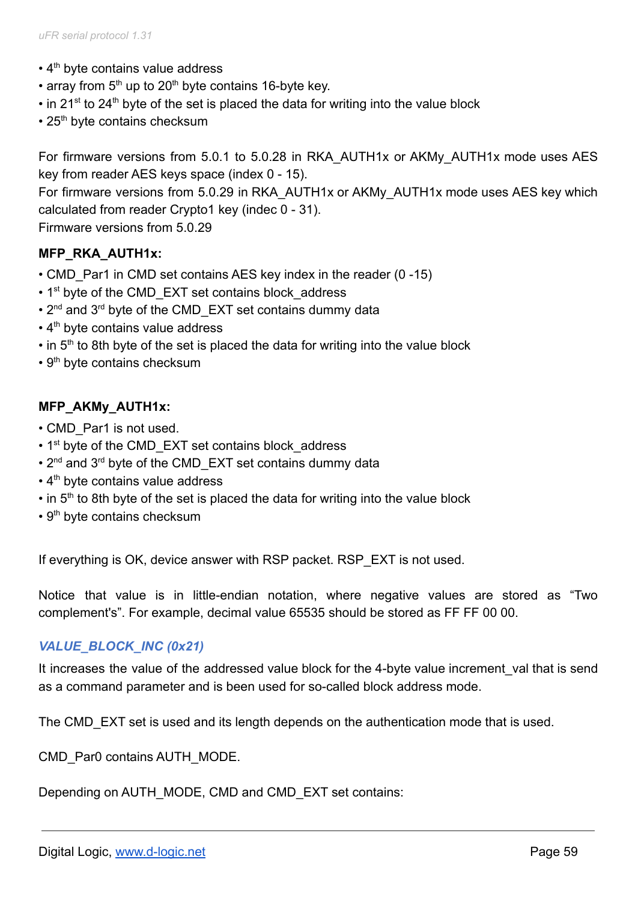• 4th byte contains value address
• array from 5th up to 20th byte contains 16-byte key.
• in 21st to 24th byte of the set is placed the data for writing into the value block
• 25th byte contains checksum

For firmware versions from 5.0.1 to 5.0.28 in RKA_AUTH1x or AKMy_AUTH1x mode uses AES key from reader AES keys space (index 0 - 15).
For firmware versions from 5.0.29 in RKA_AUTH1x or AKMy_AUTH1x mode uses AES key which calculated from reader Crypto1 key (indec 0 - 31).
Firmware versions from 5.0.29

**MFP_RKA_AUTH1x:**

• CMD_Par1 in CMD set contains AES key index in the reader (0 -15)
• 1st byte of the CMD_EXT set contains block_address
• 2nd and 3rd byte of the CMD_EXT set contains dummy data
• 4th byte contains value address
• in 5th to 8th byte of the set is placed the data for writing into the value block
• 9th byte contains checksum

**MFP_AKMy_AUTH1x:**

• CMD_Par1 is not used.
• 1st byte of the CMD_EXT set contains block_address
• 2nd and 3rd byte of the CMD_EXT set contains dummy data
• 4th byte contains value address
• in 5th to 8th byte of the set is placed the data for writing into the value block
• 9th byte contains checksum

If everything is OK, device answer with RSP packet. RSP_EXT is not used.

Notice that value is in little-endian notation, where negative values are stored as “Two complement's”. For example, decimal value 65535 should be stored as FF FF 00 00.

### *VALUE_BLOCK_INC (0x21)*

It increases the value of the addressed value block for the 4-byte value increment_val that is send as a command parameter and is been used for so-called block address mode.

The CMD_EXT set is used and its length depends on the authentication mode that is used.

CMD_Par0 contains AUTH_MODE.

Depending on AUTH_MODE, CMD and CMD_EXT set contains: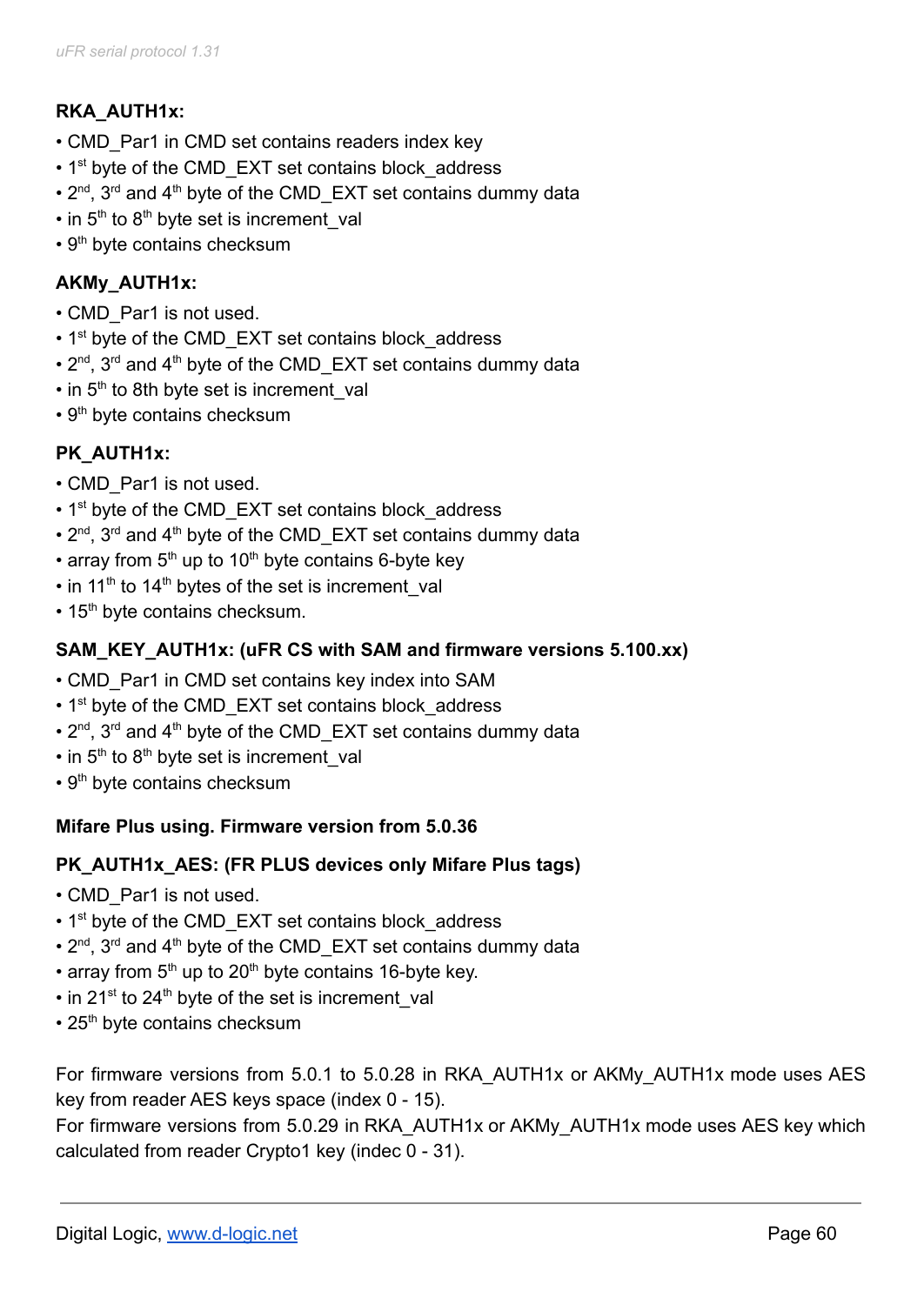**RKA_AUTH1x:**

- CMD_Par1 in CMD set contains readers index key
- 1st byte of the CMD_EXT set contains block_address
- 2nd, 3rd and 4th byte of the CMD_EXT set contains dummy data
- in 5th to 8th byte set is increment_val
- 9th byte contains checksum

**AKMy_AUTH1x:**

- CMD_Par1 is not used.
- 1st byte of the CMD_EXT set contains block_address
- 2nd, 3rd and 4th byte of the CMD_EXT set contains dummy data
- in 5th to 8th byte set is increment_val
- 9th byte contains checksum

**PK_AUTH1x:**

- CMD_Par1 is not used.
- 1st byte of the CMD_EXT set contains block_address
- 2nd, 3rd and 4th byte of the CMD_EXT set contains dummy data
- array from 5th up to 10th byte contains 6-byte key
- in 11th to 14th bytes of the set is increment_val
- 15th byte contains checksum.

**SAM_KEY_AUTH1x: (uFR CS with SAM and firmware versions 5.100.xx)**

- CMD_Par1 in CMD set contains key index into SAM
- 1st byte of the CMD_EXT set contains block_address
- 2nd, 3rd and 4th byte of the CMD_EXT set contains dummy data
- in 5th to 8th byte set is increment_val
- 9th byte contains checksum

**Mifare Plus using. Firmware version from 5.0.36**

**PK_AUTH1x_AES: (FR PLUS devices only Mifare Plus tags)**

- CMD_Par1 is not used.
- 1st byte of the CMD_EXT set contains block_address
- 2nd, 3rd and 4th byte of the CMD_EXT set contains dummy data
- array from 5th up to 20th byte contains 16-byte key.
- in 21st to 24th byte of the set is increment_val
- 25th byte contains checksum

For firmware versions from 5.0.1 to 5.0.28 in RKA_AUTH1x or AKMy_AUTH1x mode uses AES key from reader AES keys space (index 0 - 15).
For firmware versions from 5.0.29 in RKA_AUTH1x or AKMy_AUTH1x mode uses AES key which calculated from reader Crypto1 key (indec 0 - 31).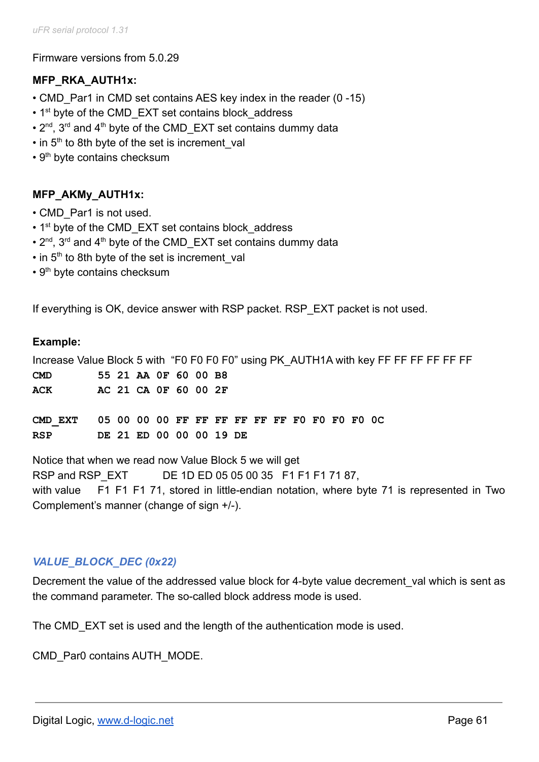Firmware versions from 5.0.29

**MFP_RKA_AUTH1x:**

- CMD_Par1 in CMD set contains AES key index in the reader (0 -15)
- 1st byte of the CMD_EXT set contains block_address
- 2nd, 3rd and 4th byte of the CMD_EXT set contains dummy data
- in 5th to 8th byte of the set is increment_val
- 9th byte contains checksum

**MFP_AKMy_AUTH1x:**

- CMD_Par1 is not used.
- 1st byte of the CMD_EXT set contains block_address
- 2nd, 3rd and 4th byte of the CMD_EXT set contains dummy data
- in 5th to 8th byte of the set is increment_val
- 9th byte contains checksum

If everything is OK, device answer with RSP packet. RSP_EXT packet is not used.

**Example:**

Increase Value Block 5 with "F0 F0 F0 F0" using PK_AUTH1A with key FF FF FF FF FF FF

```
CMD        55 21 AA 0F 60 00 B8
ACK        AC 21 CA 0F 60 00 2F

CMD_EXT    05 00 00 00 FF FF FF FF FF FF F0 F0 F0 F0 0C
RSP        DE 21 ED 00 00 00 19 DE
```

Notice that when we read now Value Block 5 we will get
RSP and RSP_EXT     DE 1D ED 05 05 00 35  F1 F1 F1 71 87,
with value   F1 F1 F1 71, stored in little-endian notation, where byte 71 is represented in Two Complement's manner (change of sign +/-).

## *VALUE_BLOCK_DEC (0x22)*

Decrement the value of the addressed value block for 4-byte value decrement_val which is sent as the command parameter. The so-called block address mode is used.

The CMD_EXT set is used and the length of the authentication mode is used.

CMD_Par0 contains AUTH_MODE.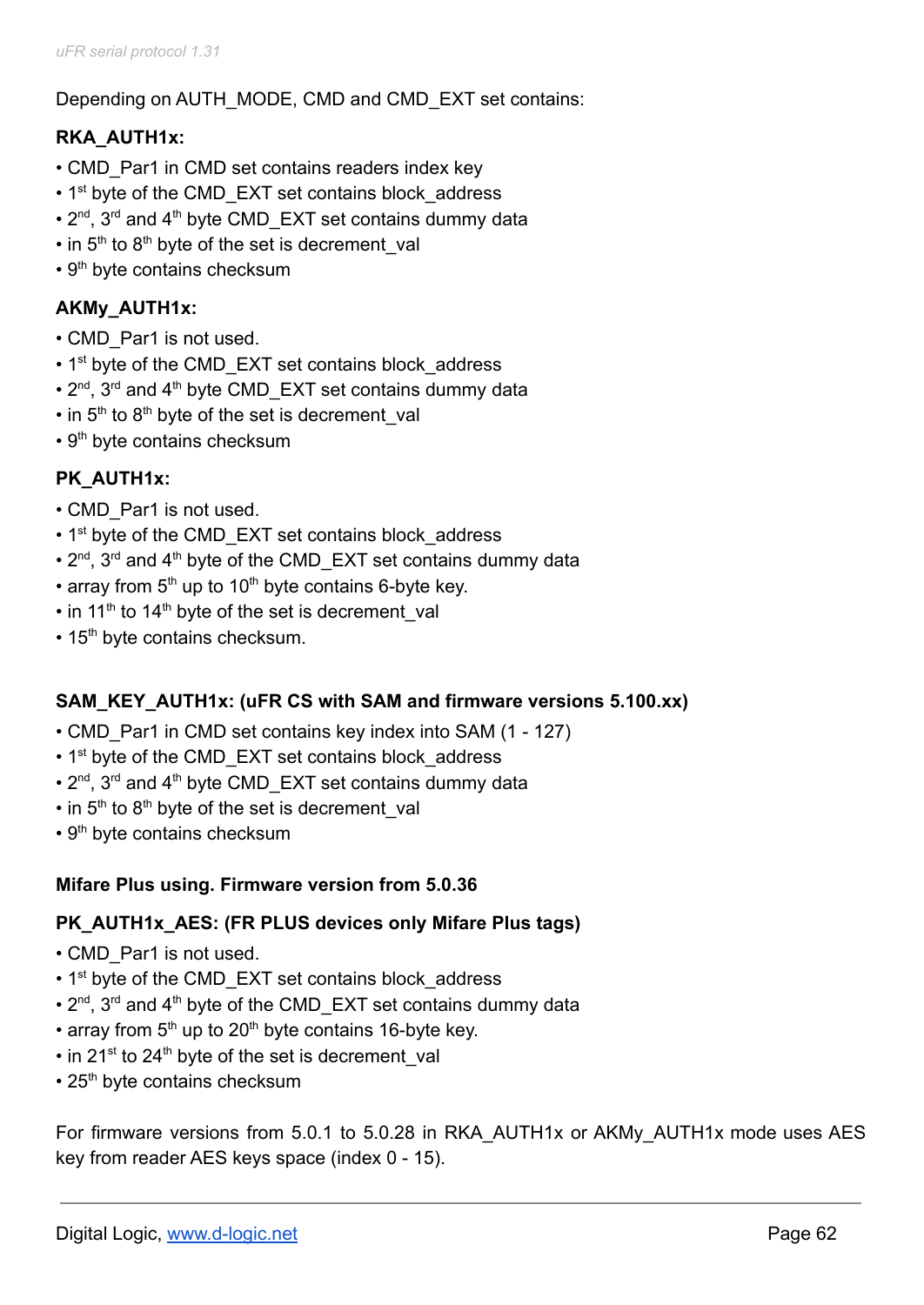Depending on AUTH_MODE, CMD and CMD_EXT set contains:

**RKA_AUTH1x:**

- CMD_Par1 in CMD set contains readers index key
- 1st byte of the CMD_EXT set contains block_address
- 2nd, 3rd and 4th byte CMD_EXT set contains dummy data
- in 5th to 8th byte of the set is decrement_val
- 9th byte contains checksum

**AKMy_AUTH1x:**

- CMD_Par1 is not used.
- 1st byte of the CMD_EXT set contains block_address
- 2nd, 3rd and 4th byte CMD_EXT set contains dummy data
- in 5th to 8th byte of the set is decrement_val
- 9th byte contains checksum

**PK_AUTH1x:**

- CMD_Par1 is not used.
- 1st byte of the CMD_EXT set contains block_address
- 2nd, 3rd and 4th byte of the CMD_EXT set contains dummy data
- array from 5th up to 10th byte contains 6-byte key.
- in 11th to 14th byte of the set is decrement_val
- 15th byte contains checksum.

**SAM_KEY_AUTH1x: (uFR CS with SAM and firmware versions 5.100.xx)**

- CMD_Par1 in CMD set contains key index into SAM (1 - 127)
- 1st byte of the CMD_EXT set contains block_address
- 2nd, 3rd and 4th byte CMD_EXT set contains dummy data
- in 5th to 8th byte of the set is decrement_val
- 9th byte contains checksum

**Mifare Plus using. Firmware version from 5.0.36**

**PK_AUTH1x_AES: (FR PLUS devices only Mifare Plus tags)**

- CMD_Par1 is not used.
- 1st byte of the CMD_EXT set contains block_address
- 2nd, 3rd and 4th byte of the CMD_EXT set contains dummy data
- array from 5th up to 20th byte contains 16-byte key.
- in 21st to 24th byte of the set is decrement_val
- 25th byte contains checksum

For firmware versions from 5.0.1 to 5.0.28 in RKA_AUTH1x or AKMy_AUTH1x mode uses AES key from reader AES keys space (index 0 - 15).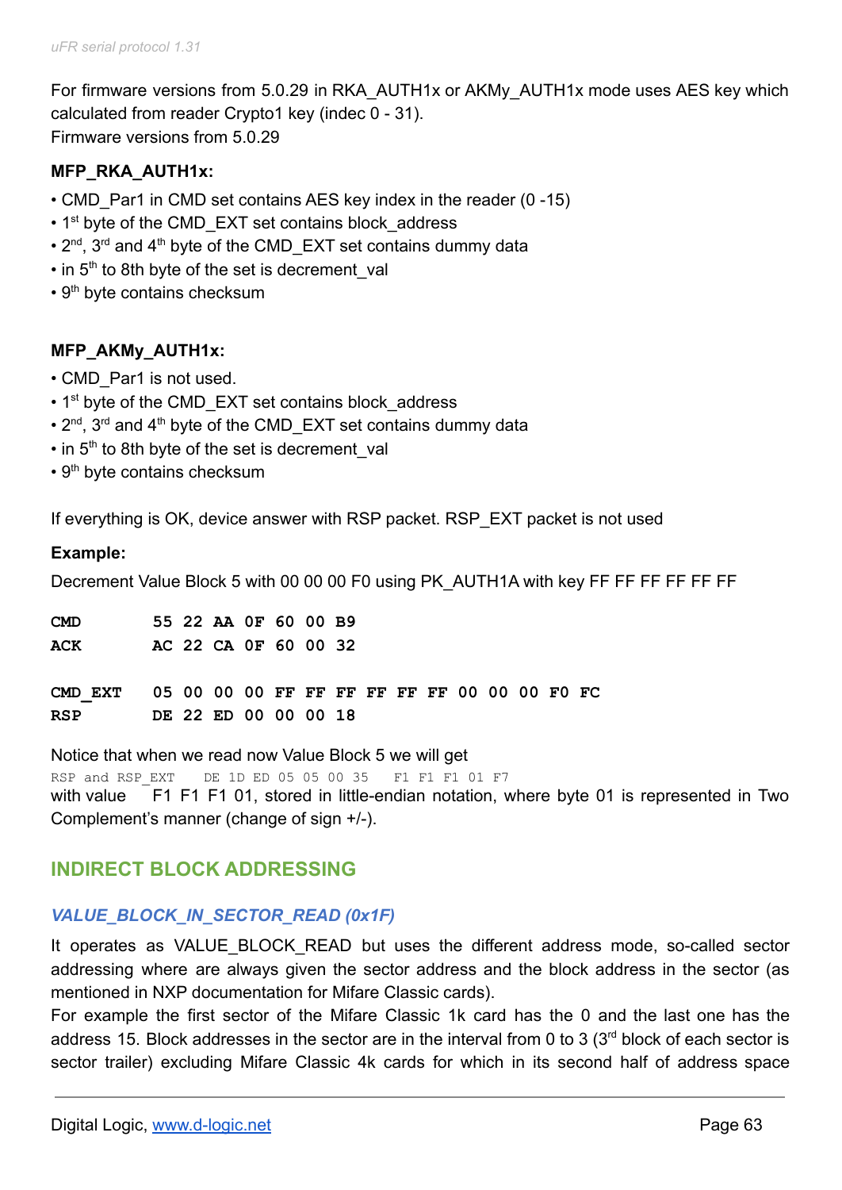For firmware versions from 5.0.29 in RKA_AUTH1x or AKMy_AUTH1x mode uses AES key which calculated from reader Crypto1 key (indec 0 - 31).
Firmware versions from 5.0.29

**MFP_RKA_AUTH1x:**

- CMD_Par1 in CMD set contains AES key index in the reader (0 -15)
- 1st byte of the CMD_EXT set contains block_address
- 2nd, 3rd and 4th byte of the CMD_EXT set contains dummy data
- in 5th to 8th byte of the set is decrement_val
- 9th byte contains checksum

**MFP_AKMy_AUTH1x:**

- CMD_Par1 is not used.
- 1st byte of the CMD_EXT set contains block_address
- 2nd, 3rd and 4th byte of the CMD_EXT set contains dummy data
- in 5th to 8th byte of the set is decrement_val
- 9th byte contains checksum

If everything is OK, device answer with RSP packet. RSP_EXT packet is not used

**Example:**

Decrement Value Block 5 with 00 00 00 F0 using PK_AUTH1A with key FF FF FF FF FF FF

```
CMD       55 22 AA 0F 60 00 B9
ACK       AC 22 CA 0F 60 00 32

CMD_EXT   05 00 00 00 FF FF FF FF FF FF 00 00 00 F0 FC
RSP       DE 22 ED 00 00 00 18
```

Notice that when we read now Value Block 5 we will get

```
RSP and RSP_EXT    DE 1D ED 05 05 00 35    F1 F1 F1 01 F7
```

with value F1 F1 F1 01, stored in little-endian notation, where byte 01 is represented in Two Complement's manner (change of sign +/-).

## INDIRECT BLOCK ADDRESSING

### *VALUE_BLOCK_IN_SECTOR_READ (0x1F)*

It operates as VALUE_BLOCK_READ but uses the different address mode, so-called sector addressing where are always given the sector address and the block address in the sector (as mentioned in NXP documentation for Mifare Classic cards).
For example the first sector of the Mifare Classic 1k card has the 0 and the last one has the address 15. Block addresses in the sector are in the interval from 0 to 3 (3rd block of each sector is sector trailer) excluding Mifare Classic 4k cards for which in its second half of address space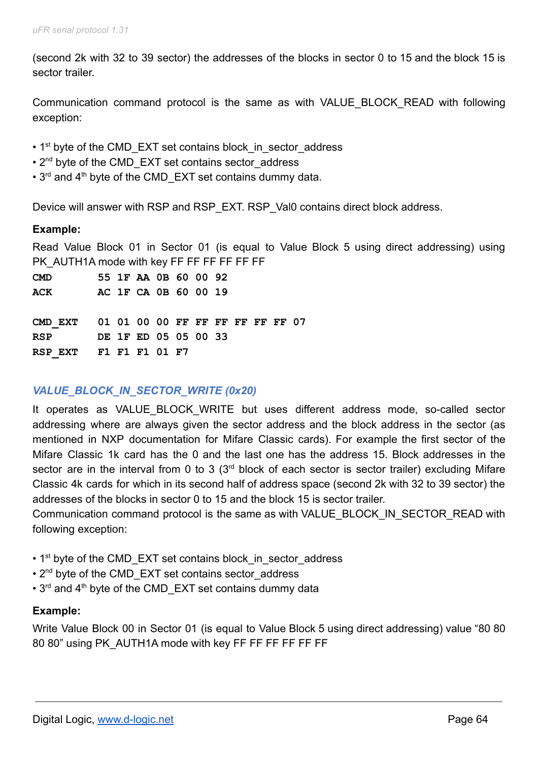(second 2k with 32 to 39 sector) the addresses of the blocks in sector 0 to 15 and the block 15 is sector trailer.

Communication command protocol is the same as with VALUE_BLOCK_READ with following exception:

- 1st byte of the CMD_EXT set contains block_in_sector_address
- 2nd byte of the CMD_EXT set contains sector_address
- 3rd and 4th byte of the CMD_EXT set contains dummy data.

Device will answer with RSP and RSP_EXT. RSP_Val0 contains direct block address.

**Example:**

Read Value Block 01 in Sector 01 (is equal to Value Block 5 using direct addressing) using PK_AUTH1A mode with key FF FF FF FF FF FF

```
CMD        55 1F AA 0B 60 00 92
ACK        AC 1F CA 0B 60 00 19

CMD_EXT    01 01 00 00 FF FF FF FF FF FF 07
RSP        DE 1F ED 05 05 00 33
RSP_EXT    F1 F1 F1 01 F7
```

### *VALUE_BLOCK_IN_SECTOR_WRITE (0x20)*

It operates as VALUE_BLOCK_WRITE but uses different address mode, so-called sector addressing where are always given the sector address and the block address in the sector (as mentioned in NXP documentation for Mifare Classic cards). For example the first sector of the Mifare Classic 1k card has the 0 and the last one has the address 15. Block addresses in the sector are in the interval from 0 to 3 (3rd block of each sector is sector trailer) excluding Mifare Classic 4k cards for which in its second half of address space (second 2k with 32 to 39 sector) the addresses of the blocks in sector 0 to 15 and the block 15 is sector trailer.
Communication command protocol is the same as with VALUE_BLOCK_IN_SECTOR_READ with following exception:

- 1st byte of the CMD_EXT set contains block_in_sector_address
- 2nd byte of the CMD_EXT set contains sector_address
- 3rd and 4th byte of the CMD_EXT set contains dummy data

**Example:**

Write Value Block 00 in Sector 01 (is equal to Value Block 5 using direct addressing) value "80 80 80 80" using PK_AUTH1A mode with key FF FF FF FF FF FF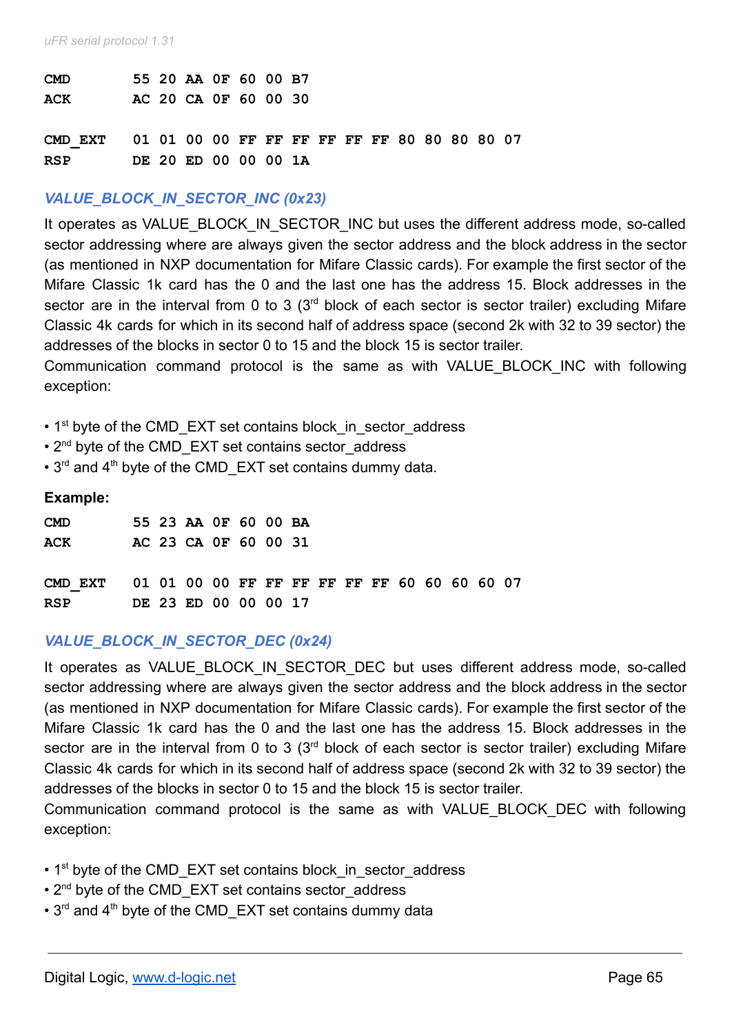```
CMD       55 20 AA 0F 60 00 B7
ACK       AC 20 CA 0F 60 00 30

CMD_EXT   01 01 00 00 FF FF FF FF FF FF 80 80 80 80 07
RSP       DE 20 ED 00 00 00 1A
```

### *VALUE_BLOCK_IN_SECTOR_INC (0x23)*

It operates as VALUE_BLOCK_IN_SECTOR_INC but uses the different address mode, so-called sector addressing where are always given the sector address and the block address in the sector (as mentioned in NXP documentation for Mifare Classic cards). For example the first sector of the Mifare Classic 1k card has the 0 and the last one has the address 15. Block addresses in the sector are in the interval from 0 to 3 (3rd block of each sector is sector trailer) excluding Mifare Classic 4k cards for which in its second half of address space (second 2k with 32 to 39 sector) the addresses of the blocks in sector 0 to 15 and the block 15 is sector trailer.
Communication command protocol is the same as with VALUE_BLOCK_INC with following exception:

- 1st byte of the CMD_EXT set contains block_in_sector_address
- 2nd byte of the CMD_EXT set contains sector_address
- 3rd and 4th byte of the CMD_EXT set contains dummy data.

**Example:**

```
CMD       55 23 AA 0F 60 00 BA
ACK       AC 23 CA 0F 60 00 31

CMD_EXT   01 01 00 00 FF FF FF FF FF FF 60 60 60 60 07
RSP       DE 23 ED 00 00 00 17
```

### *VALUE_BLOCK_IN_SECTOR_DEC (0x24)*

It operates as VALUE_BLOCK_IN_SECTOR_DEC but uses different address mode, so-called sector addressing where are always given the sector address and the block address in the sector (as mentioned in NXP documentation for Mifare Classic cards). For example the first sector of the Mifare Classic 1k card has the 0 and the last one has the address 15. Block addresses in the sector are in the interval from 0 to 3 (3rd block of each sector is sector trailer) excluding Mifare Classic 4k cards for which in its second half of address space (second 2k with 32 to 39 sector) the addresses of the blocks in sector 0 to 15 and the block 15 is sector trailer.
Communication command protocol is the same as with VALUE_BLOCK_DEC with following exception:

- 1st byte of the CMD_EXT set contains block_in_sector_address
- 2nd byte of the CMD_EXT set contains sector_address
- 3rd and 4th byte of the CMD_EXT set contains dummy data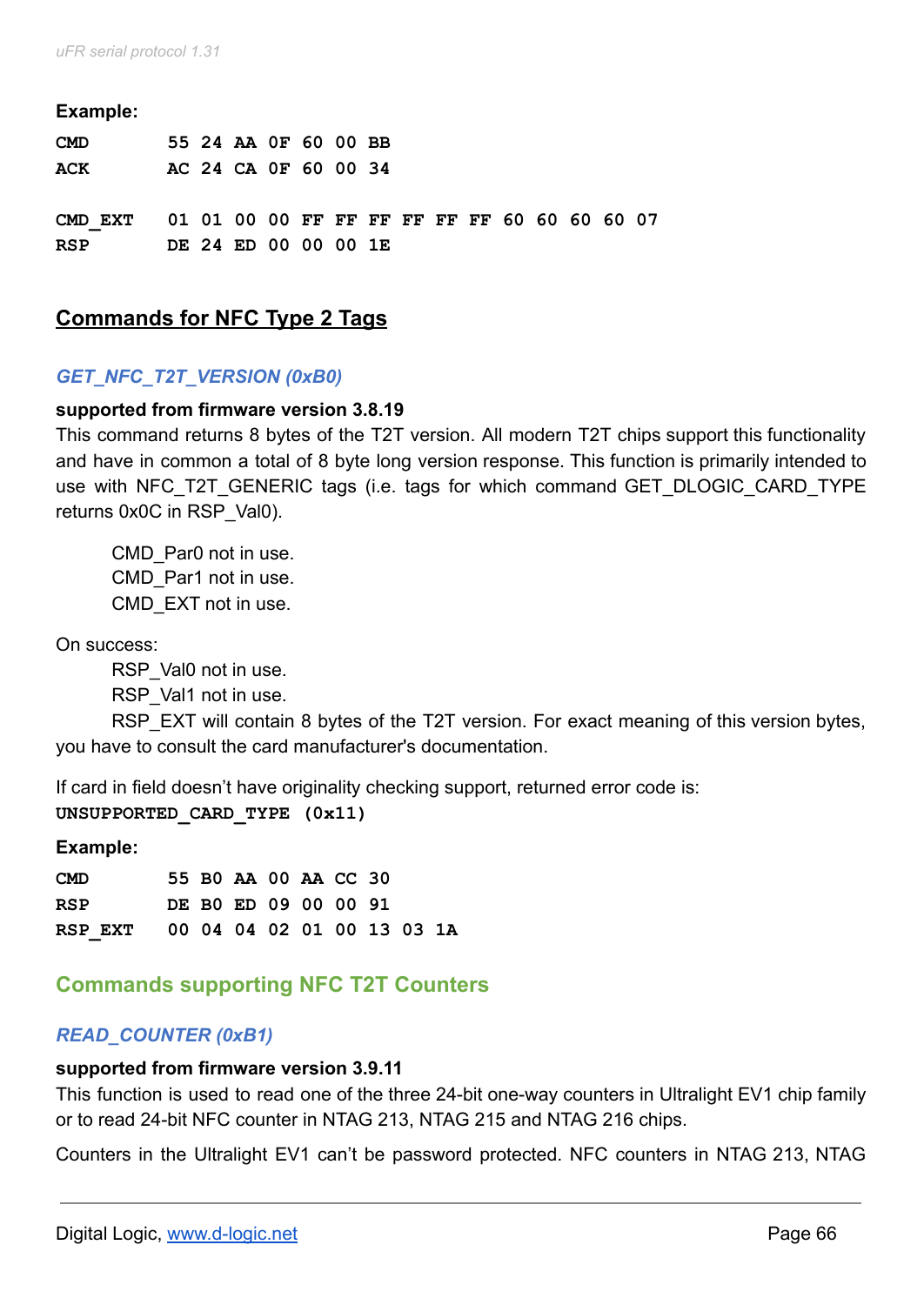**Example:**

```
CMD       55 24 AA 0F 60 00 BB
ACK       AC 24 CA 0F 60 00 34

CMD_EXT   01 01 00 00 FF FF FF FF FF FF 60 60 60 60 07
RSP       DE 24 ED 00 00 00 1E
```

## Commands for NFC Type 2 Tags

### *GET_NFC_T2T_VERSION (0xB0)*

**supported from firmware version 3.8.19**

This command returns 8 bytes of the T2T version. All modern T2T chips support this functionality and have in common a total of 8 byte long version response. This function is primarily intended to use with NFC_T2T_GENERIC tags (i.e. tags for which command GET_DLOGIC_CARD_TYPE returns 0x0C in RSP_Val0).

CMD_Par0 not in use.
CMD_Par1 not in use.
CMD_EXT not in use.

On success:

RSP_Val0 not in use.
RSP_Val1 not in use.
RSP_EXT will contain 8 bytes of the T2T version. For exact meaning of this version bytes, you have to consult the card manufacturer's documentation.

If card in field doesn't have originality checking support, returned error code is:
**UNSUPPORTED_CARD_TYPE (0x11)**

**Example:**

```
CMD       55 B0 AA 00 AA CC 30
RSP       DE B0 ED 09 00 00 91
RSP_EXT   00 04 04 02 01 00 13 03 1A
```

## Commands supporting NFC T2T Counters

### *READ_COUNTER (0xB1)*

**supported from firmware version 3.9.11**

This function is used to read one of the three 24-bit one-way counters in Ultralight EV1 chip family or to read 24-bit NFC counter in NTAG 213, NTAG 215 and NTAG 216 chips.

Counters in the Ultralight EV1 can't be password protected. NFC counters in NTAG 213, NTAG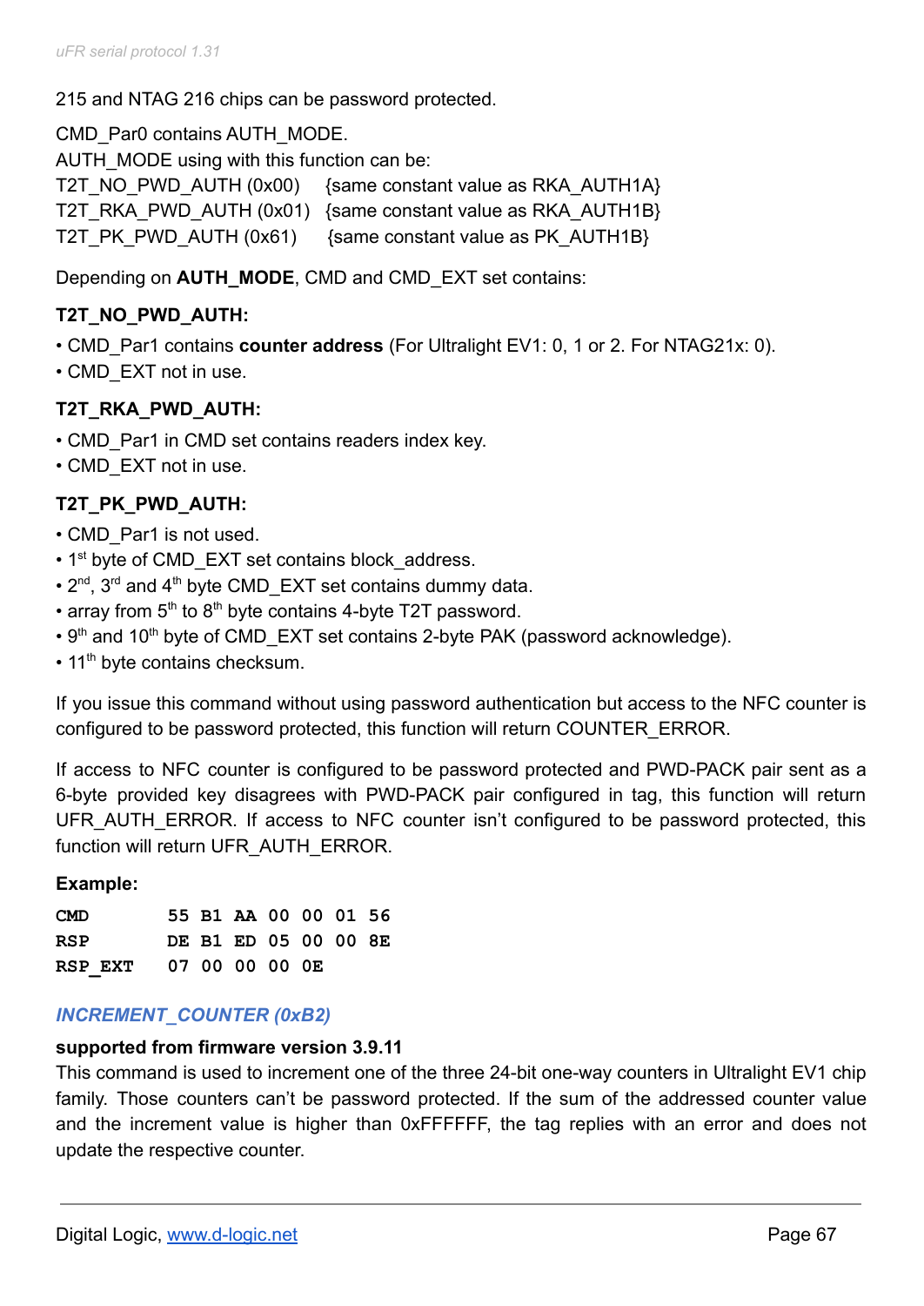215 and NTAG 216 chips can be password protected.

CMD_Par0 contains AUTH_MODE.
AUTH_MODE using with this function can be:
T2T_NO_PWD_AUTH (0x00) {same constant value as RKA_AUTH1A}
T2T_RKA_PWD_AUTH (0x01) {same constant value as RKA_AUTH1B}
T2T_PK_PWD_AUTH (0x61) {same constant value as PK_AUTH1B}

Depending on **AUTH_MODE**, CMD and CMD_EXT set contains:

**T2T_NO_PWD_AUTH:**

- CMD_Par1 contains **counter address** (For Ultralight EV1: 0, 1 or 2. For NTAG21x: 0).
- CMD_EXT not in use.

**T2T_RKA_PWD_AUTH:**

- CMD_Par1 in CMD set contains readers index key.
- CMD_EXT not in use.

**T2T_PK_PWD_AUTH:**

- CMD_Par1 is not used.
- 1st byte of CMD_EXT set contains block_address.
- 2nd, 3rd and 4th byte CMD_EXT set contains dummy data.
- array from 5th to 8th byte contains 4-byte T2T password.
- 9th and 10th byte of CMD_EXT set contains 2-byte PAK (password acknowledge).
- 11th byte contains checksum.

If you issue this command without using password authentication but access to the NFC counter is configured to be password protected, this function will return COUNTER_ERROR.

If access to NFC counter is configured to be password protected and PWD-PACK pair sent as a 6-byte provided key disagrees with PWD-PACK pair configured in tag, this function will return UFR_AUTH_ERROR. If access to NFC counter isn't configured to be password protected, this function will return UFR_AUTH_ERROR.

**Example:**

```
CMD       55 B1 AA 00 00 01 56
RSP       DE B1 ED 05 00 00 8E
RSP_EXT   07 00 00 00 0E
```

### *INCREMENT_COUNTER (0xB2)*

**supported from firmware version 3.9.11**
This command is used to increment one of the three 24-bit one-way counters in Ultralight EV1 chip family. Those counters can't be password protected. If the sum of the addressed counter value and the increment value is higher than 0xFFFFFF, the tag replies with an error and does not update the respective counter.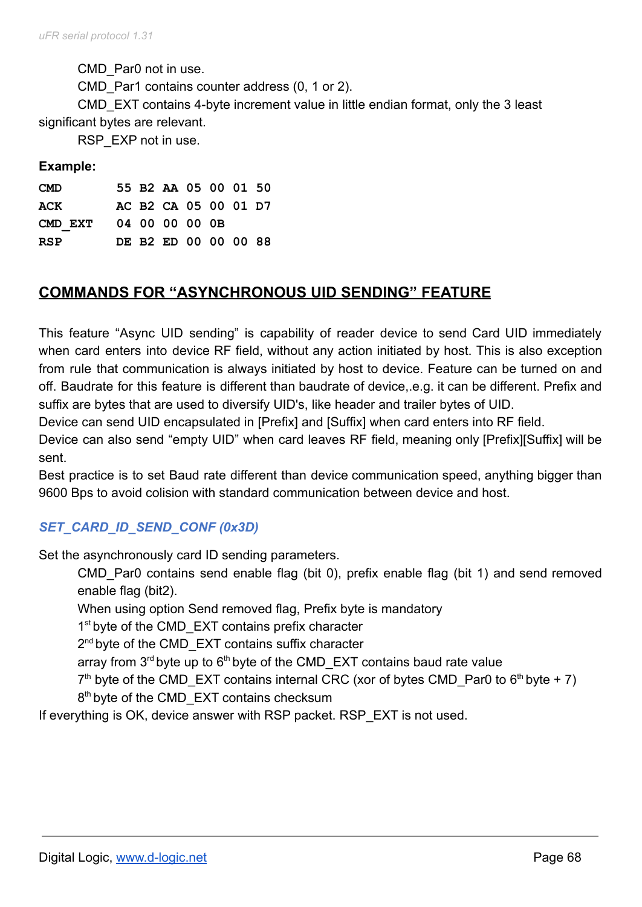CMD_Par0 not in use.

CMD_Par1 contains counter address (0, 1 or 2).

CMD_EXT contains 4-byte increment value in little endian format, only the 3 least significant bytes are relevant.

RSP_EXP not in use.

**Example:**

```
CMD        55 B2 AA 05 00 01 50
ACK        AC B2 CA 05 00 01 D7
CMD_EXT    04 00 00 00 0B
RSP        DE B2 ED 00 00 00 88
```

## COMMANDS FOR "ASYNCHRONOUS UID SENDING" FEATURE

This feature "Async UID sending" is capability of reader device to send Card UID immediately when card enters into device RF field, without any action initiated by host. This is also exception from rule that communication is always initiated by host to device. Feature can be turned on and off. Baudrate for this feature is different than baudrate of device,.e.g. it can be different. Prefix and suffix are bytes that are used to diversify UID's, like header and trailer bytes of UID.

Device can send UID encapsulated in [Prefix] and [Suffix] when card enters into RF field.

Device can also send "empty UID" when card leaves RF field, meaning only [Prefix][Suffix] will be sent.

Best practice is to set Baud rate different than device communication speed, anything bigger than 9600 Bps to avoid colision with standard communication between device and host.

### *SET_CARD_ID_SEND_CONF (0x3D)*

Set the asynchronously card ID sending parameters.

CMD_Par0 contains send enable flag (bit 0), prefix enable flag (bit 1) and send removed enable flag (bit2).

When using option Send removed flag, Prefix byte is mandatory

1st byte of the CMD_EXT contains prefix character

2nd byte of the CMD_EXT contains suffix character

array from 3rd byte up to 6th byte of the CMD_EXT contains baud rate value

7th byte of the CMD_EXT contains internal CRC (xor of bytes CMD_Par0 to 6th byte + 7)

8th byte of the CMD_EXT contains checksum

If everything is OK, device answer with RSP packet. RSP_EXT is not used.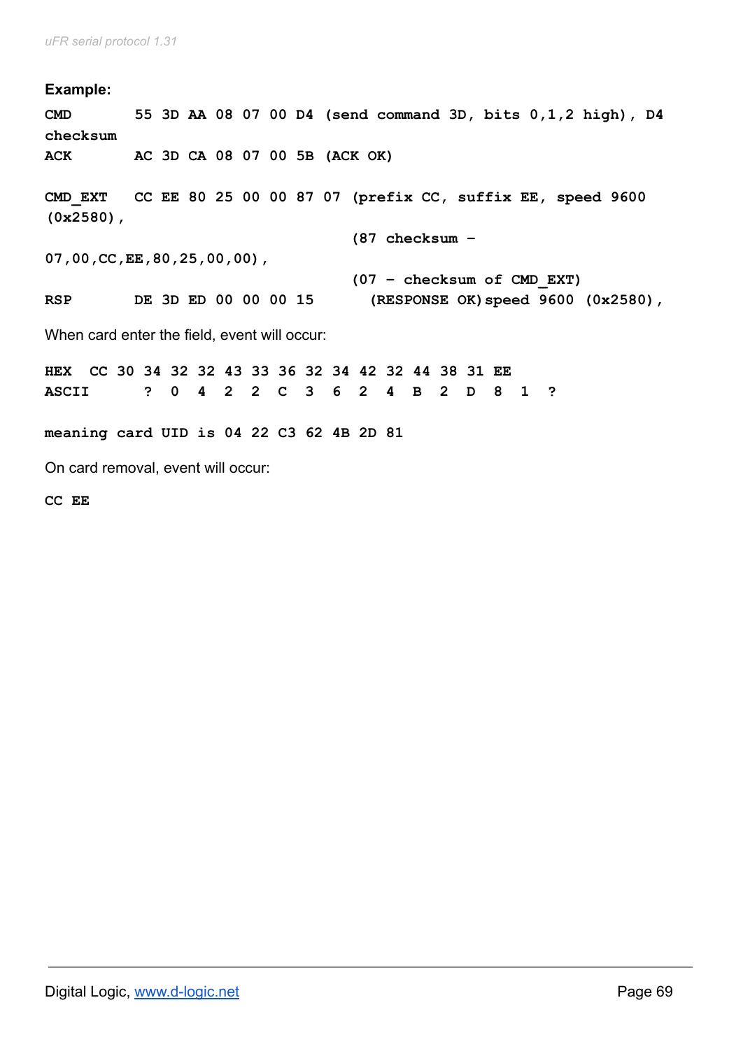**Example:**

```
CMD       55 3D AA 08 07 00 D4 (send command 3D, bits 0,1,2 high), D4
checksum
ACK       AC 3D CA 08 07 00 5B (ACK OK)

CMD_EXT   CC EE 80 25 00 00 87 07 (prefix CC, suffix EE, speed 9600
(0x2580),
                                   (87 checksum -
07,00,CC,EE,80,25,00,00),
                                   (07 - checksum of CMD_EXT)
RSP       DE 3D ED 00 00 00 15      (RESPONSE OK)speed 9600 (0x2580),
```

When card enter the field, event will occur:

```
HEX   CC 30 34 32 32 43 33 36 32 34 42 32 44 38 31 EE
ASCII     ?  0  4  2  2  C  3  6  2  4  B  2  D  8  1  ?

meaning card UID is 04 22 C3 62 4B 2D 81
```

On card removal, event will occur:

```
CC EE
```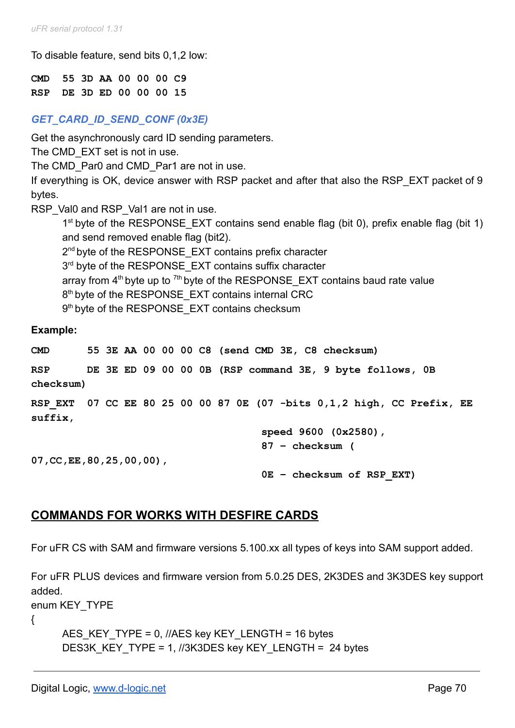To disable feature, send bits 0,1,2 low:

```
CMD   55 3D AA 00 00 00 C9
RSP   DE 3D ED 00 00 00 15
```

### *GET_CARD_ID_SEND_CONF (0x3E)*

Get the asynchronously card ID sending parameters.
The CMD_EXT set is not in use.
The CMD_Par0 and CMD_Par1 are not in use.
If everything is OK, device answer with RSP packet and after that also the RSP_EXT packet of 9 bytes.
RSP_Val0 and RSP_Val1 are not in use.

1st byte of the RESPONSE_EXT contains send enable flag (bit 0), prefix enable flag (bit 1) and send removed enable flag (bit2).
2nd byte of the RESPONSE_EXT contains prefix character
3rd byte of the RESPONSE_EXT contains suffix character
array from 4th byte up to 7th byte of the RESPONSE_EXT contains baud rate value
8th byte of the RESPONSE_EXT contains internal CRC
9th byte of the RESPONSE_EXT contains checksum

**Example:**

```
CMD      55 3E AA 00 00 00 C8 (send CMD 3E, C8 checksum)
RSP      DE 3E ED 09 00 00 0B (RSP command 3E, 9 byte follows, 0B
checksum)
RSP_EXT  07 CC EE 80 25 00 00 87 0E (07 -bits 0,1,2 high, CC Prefix, EE
suffix,
                                     speed 9600 (0x2580),
                                     87 – checksum (
07,CC,EE,80,25,00,00),
                                     0E – checksum of RSP_EXT)
```

## COMMANDS FOR WORKS WITH DESFIRE CARDS

For uFR CS with SAM and firmware versions 5.100.xx all types of keys into SAM support added.

For uFR PLUS devices and firmware version from 5.0.25 DES, 2K3DES and 3K3DES key support added.
enum KEY_TYPE
{
    AES_KEY_TYPE = 0, //AES key KEY_LENGTH = 16 bytes
    DES3K_KEY_TYPE = 1, //3K3DES key KEY_LENGTH = 24 bytes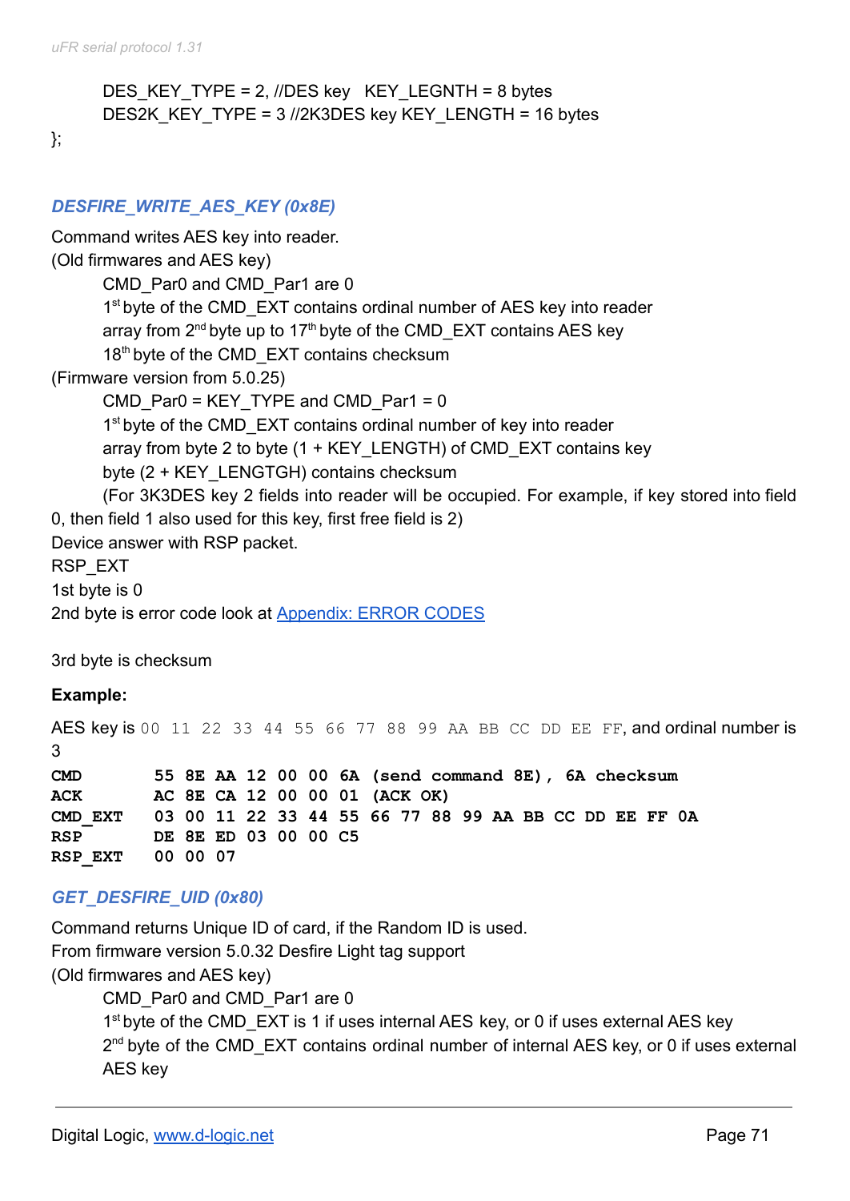DES_KEY_TYPE = 2, //DES key   KEY_LEGNTH = 8 bytes
DES2K_KEY_TYPE = 3 //2K3DES key KEY_LENGTH = 16 bytes

};

### *DESFIRE_WRITE_AES_KEY (0x8E)*

Command writes AES key into reader.
(Old firmwares and AES key)

CMD_Par0 and CMD_Par1 are 0
1st byte of the CMD_EXT contains ordinal number of AES key into reader
array from 2nd byte up to 17th byte of the CMD_EXT contains AES key
18th byte of the CMD_EXT contains checksum

(Firmware version from 5.0.25)

CMD_Par0 = KEY_TYPE and CMD_Par1 = 0
1st byte of the CMD_EXT contains ordinal number of key into reader
array from byte 2 to byte (1 + KEY_LENGTH) of CMD_EXT contains key
byte (2 + KEY_LENGTGH) contains checksum
(For 3K3DES key 2 fields into reader will be occupied. For example, if key stored into field 0, then field 1 also used for this key, first free field is 2)

Device answer with RSP packet.
RSP_EXT
1st byte is 0
2nd byte is error code look at Appendix: ERROR CODES

3rd byte is checksum

**Example:**

AES key is `00 11 22 33 44 55 66 77 88 99 AA BB CC DD EE FF`, and ordinal number is 3

```
CMD       55 8E AA 12 00 00 6A (send command 8E), 6A checksum
ACK       AC 8E CA 12 00 00 01 (ACK OK)
CMD_EXT   03 00 11 22 33 44 55 66 77 88 99 AA BB CC DD EE FF 0A
RSP       DE 8E ED 03 00 00 C5
RSP_EXT   00 00 07
```

### *GET_DESFIRE_UID (0x80)*

Command returns Unique ID of card, if the Random ID is used.
From firmware version 5.0.32 Desfire Light tag support
(Old firmwares and AES key)

CMD_Par0 and CMD_Par1 are 0
1st byte of the CMD_EXT is 1 if uses internal AES key, or 0 if uses external AES key
2nd byte of the CMD_EXT contains ordinal number of internal AES key, or 0 if uses external AES key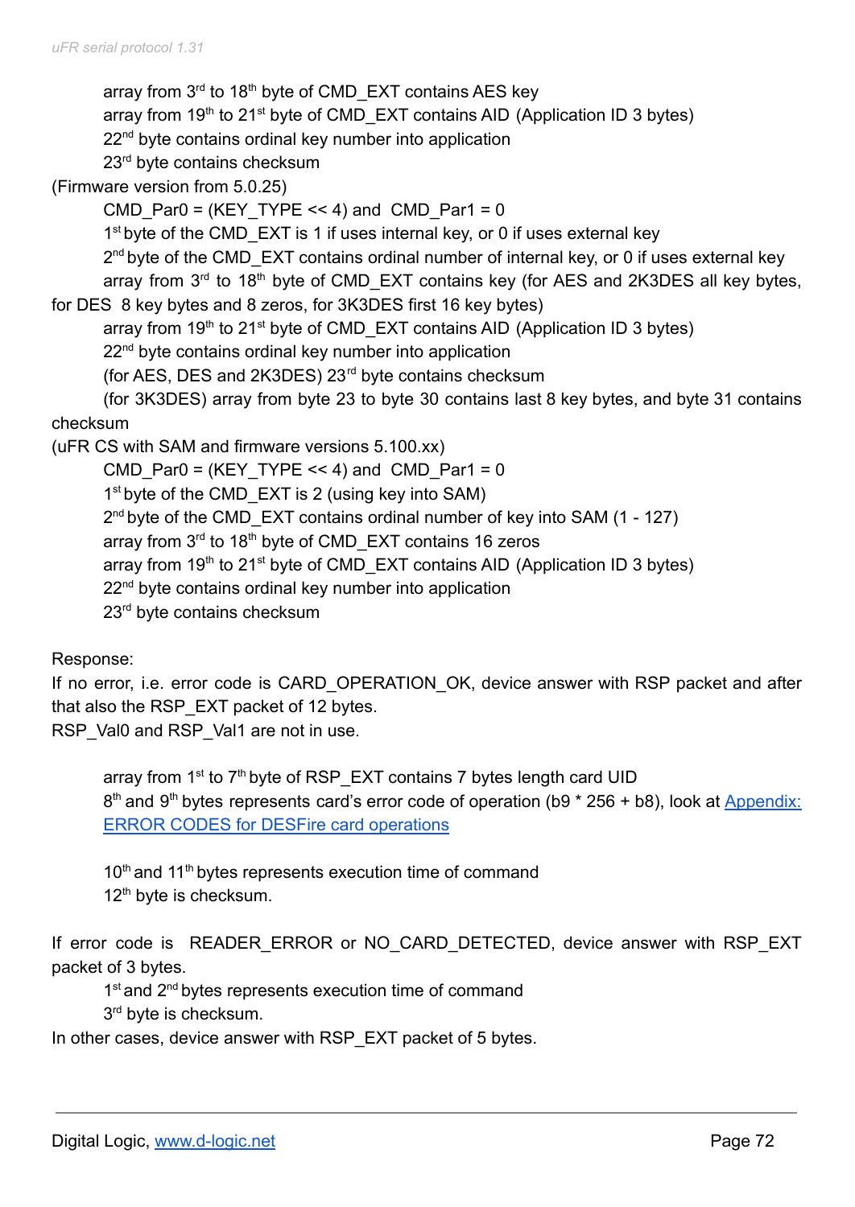array from 3rd to 18th byte of CMD_EXT contains AES key
array from 19th to 21st byte of CMD_EXT contains AID (Application ID 3 bytes)
22nd byte contains ordinal key number into application
23rd byte contains checksum

(Firmware version from 5.0.25)

CMD_Par0 = (KEY_TYPE << 4) and CMD_Par1 = 0
1st byte of the CMD_EXT is 1 if uses internal key, or 0 if uses external key
2nd byte of the CMD_EXT contains ordinal number of internal key, or 0 if uses external key
array from 3rd to 18th byte of CMD_EXT contains key (for AES and 2K3DES all key bytes, for DES 8 key bytes and 8 zeros, for 3K3DES first 16 key bytes)
array from 19th to 21st byte of CMD_EXT contains AID (Application ID 3 bytes)
22nd byte contains ordinal key number into application
(for AES, DES and 2K3DES) 23rd byte contains checksum
(for 3K3DES) array from byte 23 to byte 30 contains last 8 key bytes, and byte 31 contains checksum

(uFR CS with SAM and firmware versions 5.100.xx)

CMD_Par0 = (KEY_TYPE << 4) and CMD_Par1 = 0
1st byte of the CMD_EXT is 2 (using key into SAM)
2nd byte of the CMD_EXT contains ordinal number of key into SAM (1 - 127)
array from 3rd to 18th byte of CMD_EXT contains 16 zeros
array from 19th to 21st byte of CMD_EXT contains AID (Application ID 3 bytes)
22nd byte contains ordinal key number into application
23rd byte contains checksum

Response:
If no error, i.e. error code is CARD_OPERATION_OK, device answer with RSP packet and after that also the RSP_EXT packet of 12 bytes.
RSP_Val0 and RSP_Val1 are not in use.

array from 1st to 7th byte of RSP_EXT contains 7 bytes length card UID
8th and 9th bytes represents card's error code of operation (b9 * 256 + b8), look at [Appendix: ERROR CODES for DESFire card operations]

10th and 11th bytes represents execution time of command
12th byte is checksum.

If error code is READER_ERROR or NO_CARD_DETECTED, device answer with RSP_EXT packet of 3 bytes.

1st and 2nd bytes represents execution time of command
3rd byte is checksum.

In other cases, device answer with RSP_EXT packet of 5 bytes.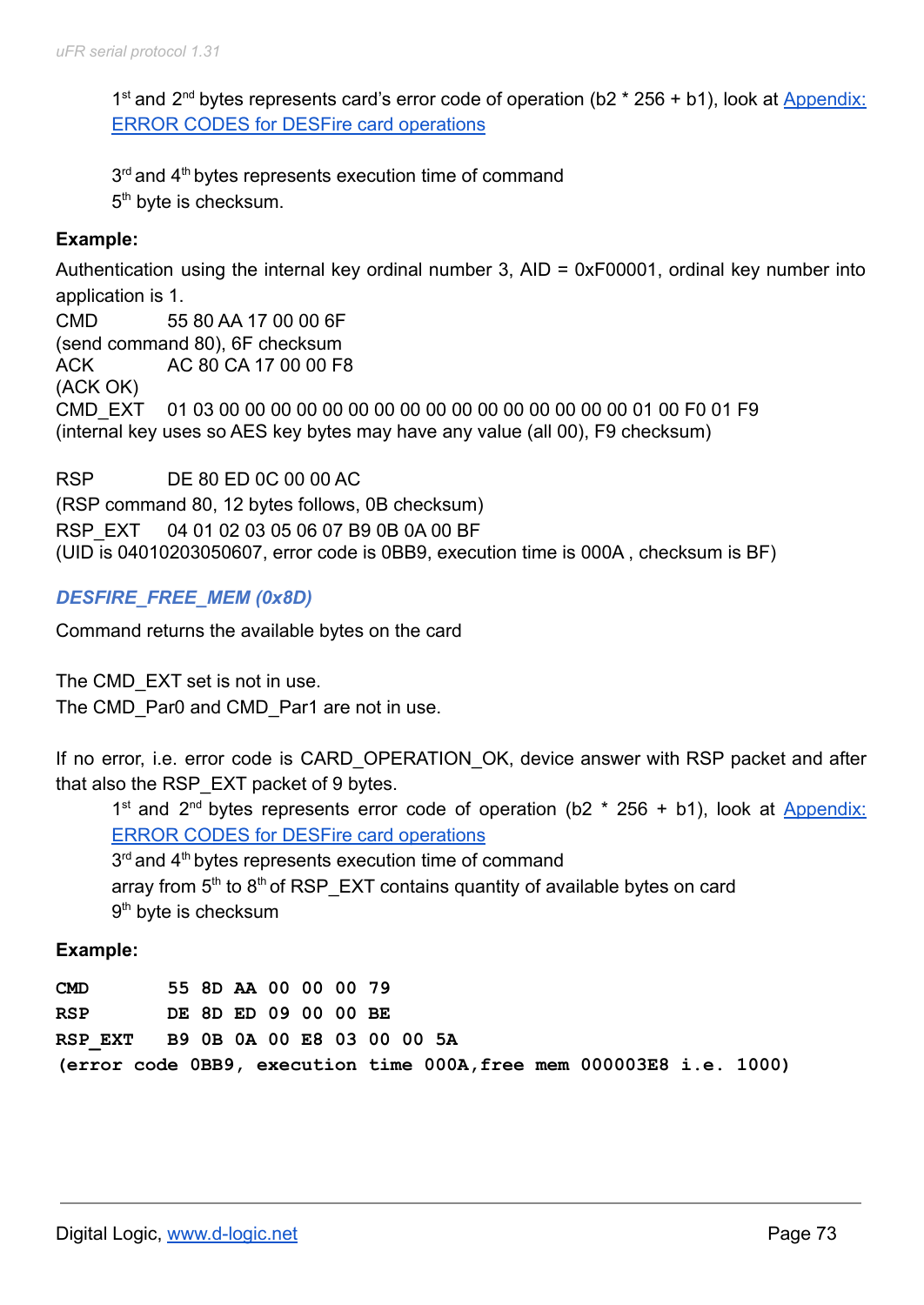1st and 2nd bytes represents card's error code of operation (b2 * 256 + b1), look at [Appendix: ERROR CODES for DESFire card operations](#)

3rd and 4th bytes represents execution time of command
5th byte is checksum.

**Example:**

Authentication using the internal key ordinal number 3, AID = 0xF00001, ordinal key number into application is 1.
CMD 55 80 AA 17 00 00 6F
(send command 80), 6F checksum
ACK AC 80 CA 17 00 00 F8
(ACK OK)
CMD_EXT 01 03 00 00 00 00 00 00 00 00 00 00 00 00 00 00 00 00 01 00 F0 01 F9
(internal key uses so AES key bytes may have any value (all 00), F9 checksum)

RSP DE 80 ED 0C 00 00 AC
(RSP command 80, 12 bytes follows, 0B checksum)
RSP_EXT 04 01 02 03 05 06 07 B9 0B 0A 00 BF
(UID is 04010203050607, error code is 0BB9, execution time is 000A , checksum is BF)

### *DESFIRE_FREE_MEM (0x8D)*

Command returns the available bytes on the card

The CMD_EXT set is not in use.
The CMD_Par0 and CMD_Par1 are not in use.

If no error, i.e. error code is CARD_OPERATION_OK, device answer with RSP packet and after that also the RSP_EXT packet of 9 bytes.

1st and 2nd bytes represents error code of operation (b2 * 256 + b1), look at [Appendix: ERROR CODES for DESFire card operations](#)
3rd and 4th bytes represents execution time of command
array from 5th to 8th of RSP_EXT contains quantity of available bytes on card
9th byte is checksum

**Example:**

```
CMD       55 8D AA 00 00 00 79
RSP       DE 8D ED 09 00 00 BE
RSP_EXT   B9 0B 0A 00 E8 03 00 00 5A
(error code 0BB9, execution time 000A,free mem 000003E8 i.e. 1000)
```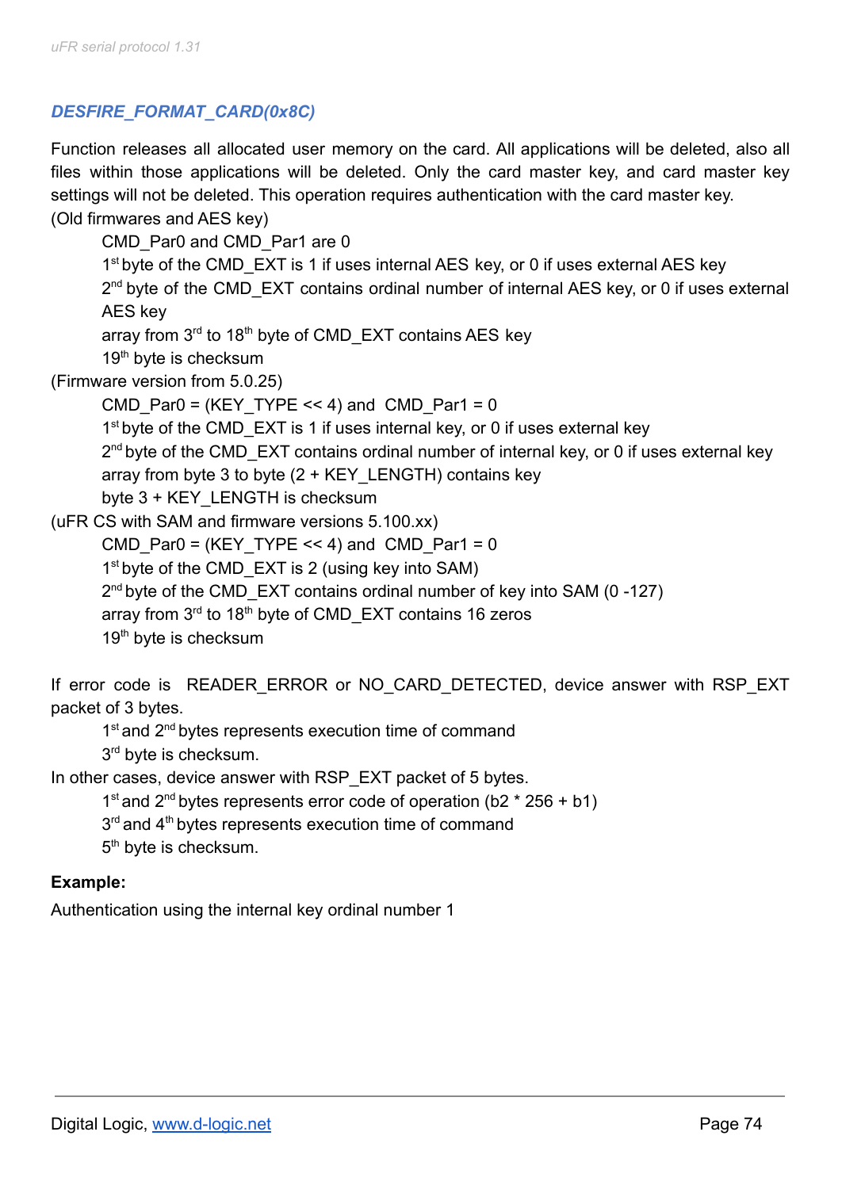### *DESFIRE_FORMAT_CARD(0x8C)*

Function releases all allocated user memory on the card. All applications will be deleted, also all files within those applications will be deleted. Only the card master key, and card master key settings will not be deleted. This operation requires authentication with the card master key.

(Old firmwares and AES key)

- CMD_Par0 and CMD_Par1 are 0
- 1st byte of the CMD_EXT is 1 if uses internal AES key, or 0 if uses external AES key
- 2nd byte of the CMD_EXT contains ordinal number of internal AES key, or 0 if uses external AES key
- array from 3rd to 18th byte of CMD_EXT contains AES key
- 19th byte is checksum

(Firmware version from 5.0.25)

- CMD_Par0 = (KEY_TYPE << 4) and CMD_Par1 = 0
- 1st byte of the CMD_EXT is 1 if uses internal key, or 0 if uses external key
- 2nd byte of the CMD_EXT contains ordinal number of internal key, or 0 if uses external key
- array from byte 3 to byte (2 + KEY_LENGTH) contains key
- byte 3 + KEY_LENGTH is checksum

(uFR CS with SAM and firmware versions 5.100.xx)

- CMD_Par0 = (KEY_TYPE << 4) and CMD_Par1 = 0
- 1st byte of the CMD_EXT is 2 (using key into SAM)
- 2nd byte of the CMD_EXT contains ordinal number of key into SAM (0 -127)
- array from 3rd to 18th byte of CMD_EXT contains 16 zeros
- 19th byte is checksum

If error code is READER_ERROR or NO_CARD_DETECTED, device answer with RSP_EXT packet of 3 bytes.

- 1st and 2nd bytes represents execution time of command
- 3rd byte is checksum.

In other cases, device answer with RSP_EXT packet of 5 bytes.

- 1st and 2nd bytes represents error code of operation (b2 * 256 + b1)
- 3rd and 4th bytes represents execution time of command
- 5th byte is checksum.

**Example:**

Authentication using the internal key ordinal number 1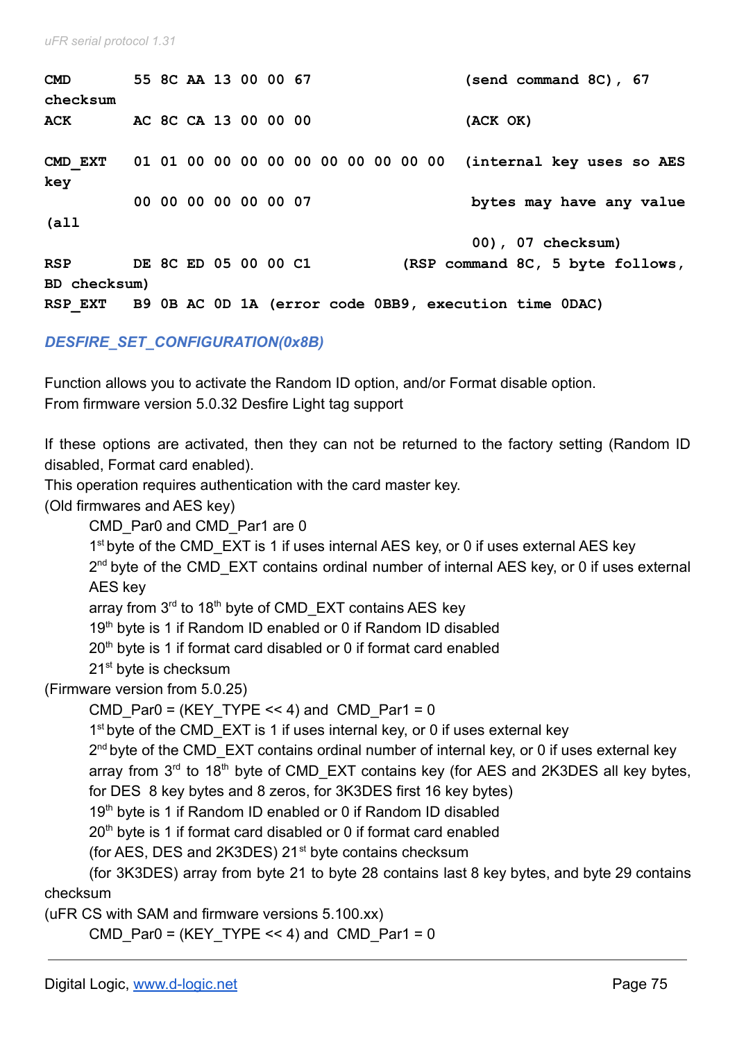```
CMD       55 8C AA 13 00 00 67                 (send command 8C), 67
checksum
ACK       AC 8C CA 13 00 00 00                 (ACK OK)

CMD_EXT   01 01 00 00 00 00 00 00 00 00 00 00  (internal key uses so AES
key
          00 00 00 00 00 00 07                  bytes may have any value
(all
                                                00), 07 checksum)
RSP       DE 8C ED 05 00 00 C1           (RSP command 8C, 5 byte follows,
BD checksum)
RSP_EXT   B9 0B AC 0D 1A (error code 0BB9, execution time 0DAC)
```

### *DESFIRE_SET_CONFIGURATION(0x8B)*

Function allows you to activate the Random ID option, and/or Format disable option.
From firmware version 5.0.32 Desfire Light tag support

If these options are activated, then they can not be returned to the factory setting (Random ID disabled, Format card enabled).
This operation requires authentication with the card master key.
(Old firmwares and AES key)

CMD_Par0 and CMD_Par1 are 0
1st byte of the CMD_EXT is 1 if uses internal AES key, or 0 if uses external AES key
2nd byte of the CMD_EXT contains ordinal number of internal AES key, or 0 if uses external AES key
array from 3rd to 18th byte of CMD_EXT contains AES key
19th byte is 1 if Random ID enabled or 0 if Random ID disabled
20th byte is 1 if format card disabled or 0 if format card enabled
21st byte is checksum

(Firmware version from 5.0.25)

CMD_Par0 = (KEY_TYPE << 4) and CMD_Par1 = 0
1st byte of the CMD_EXT is 1 if uses internal key, or 0 if uses external key
2nd byte of the CMD_EXT contains ordinal number of internal key, or 0 if uses external key
array from 3rd to 18th byte of CMD_EXT contains key (for AES and 2K3DES all key bytes, for DES 8 key bytes and 8 zeros, for 3K3DES first 16 key bytes)
19th byte is 1 if Random ID enabled or 0 if Random ID disabled
20th byte is 1 if format card disabled or 0 if format card enabled
(for AES, DES and 2K3DES) 21st byte contains checksum
(for 3K3DES) array from byte 21 to byte 28 contains last 8 key bytes, and byte 29 contains checksum

(uFR CS with SAM and firmware versions 5.100.xx)

CMD_Par0 = (KEY_TYPE << 4) and CMD_Par1 = 0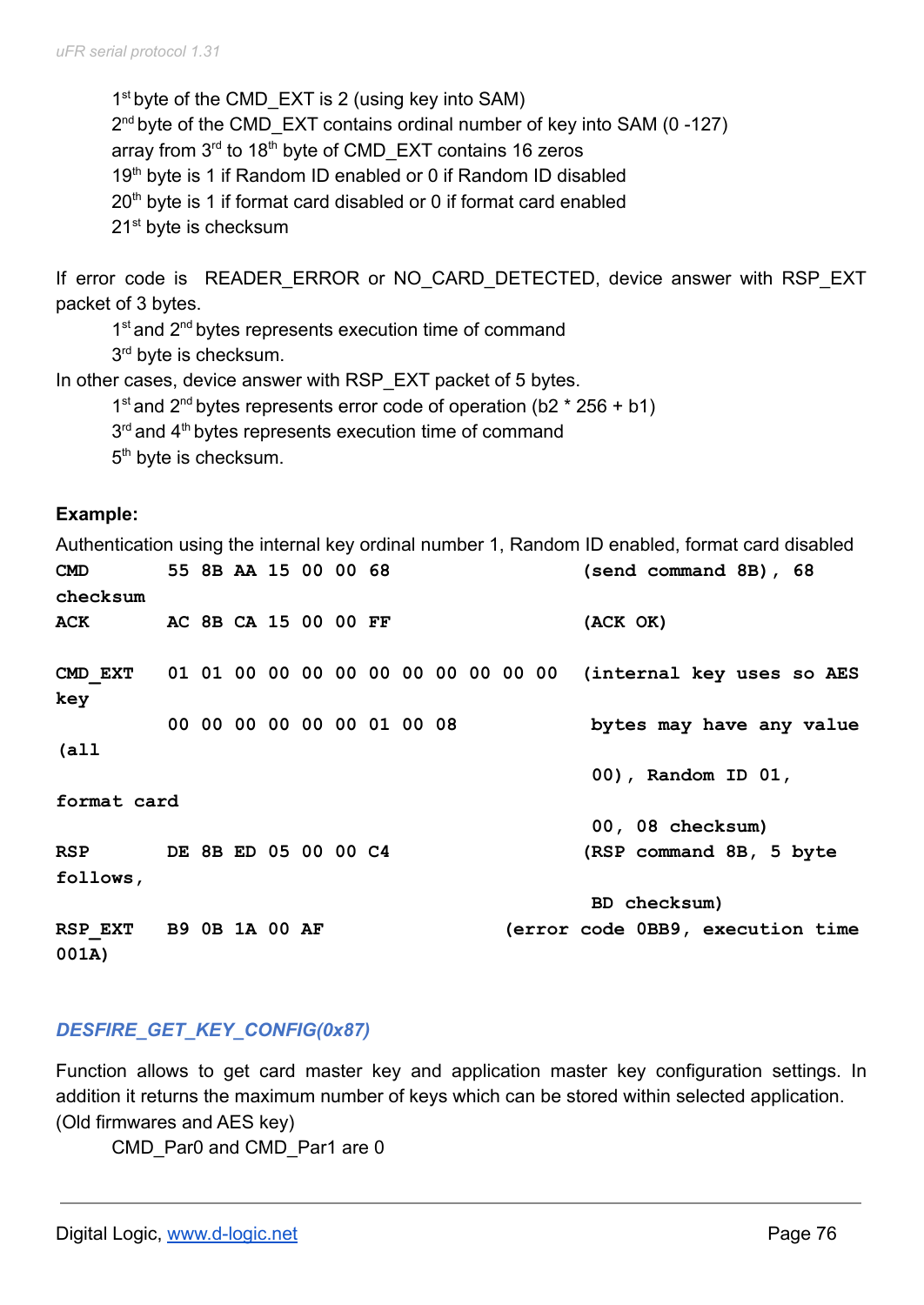1st byte of the CMD_EXT is 2 (using key into SAM)
2nd byte of the CMD_EXT contains ordinal number of key into SAM (0 -127)
array from 3rd to 18th byte of CMD_EXT contains 16 zeros
19th byte is 1 if Random ID enabled or 0 if Random ID disabled
20th byte is 1 if format card disabled or 0 if format card enabled
21st byte is checksum

If error code is READER_ERROR or NO_CARD_DETECTED, device answer with RSP_EXT packet of 3 bytes.

1st and 2nd bytes represents execution time of command
3rd byte is checksum.

In other cases, device answer with RSP_EXT packet of 5 bytes.

1st and 2nd bytes represents error code of operation (b2 * 256 + b1)
3rd and 4th bytes represents execution time of command
5th byte is checksum.

**Example:**

Authentication using the internal key ordinal number 1, Random ID enabled, format card disabled

```
CMD       55 8B AA 15 00 00 68                  (send command 8B), 68
checksum
ACK       AC 8B CA 15 00 00 FF                  (ACK OK)

CMD_EXT   01 01 00 00 00 00 00 00 00 00 00 00   (internal key uses so AES
key
          00 00 00 00 00 00 01 00 08             bytes may have any value
(all
                                                 00), Random ID 01,
format card
                                                 00, 08 checksum)
RSP       DE 8B ED 05 00 00 C4                  (RSP command 8B, 5 byte
follows,
                                                 BD checksum)
RSP_EXT   B9 0B 1A 00 AF                  (error code 0BB9, execution time
001A)
```

### *DESFIRE_GET_KEY_CONFIG(0x87)*

Function allows to get card master key and application master key configuration settings. In addition it returns the maximum number of keys which can be stored within selected application. (Old firmwares and AES key)

CMD_Par0 and CMD_Par1 are 0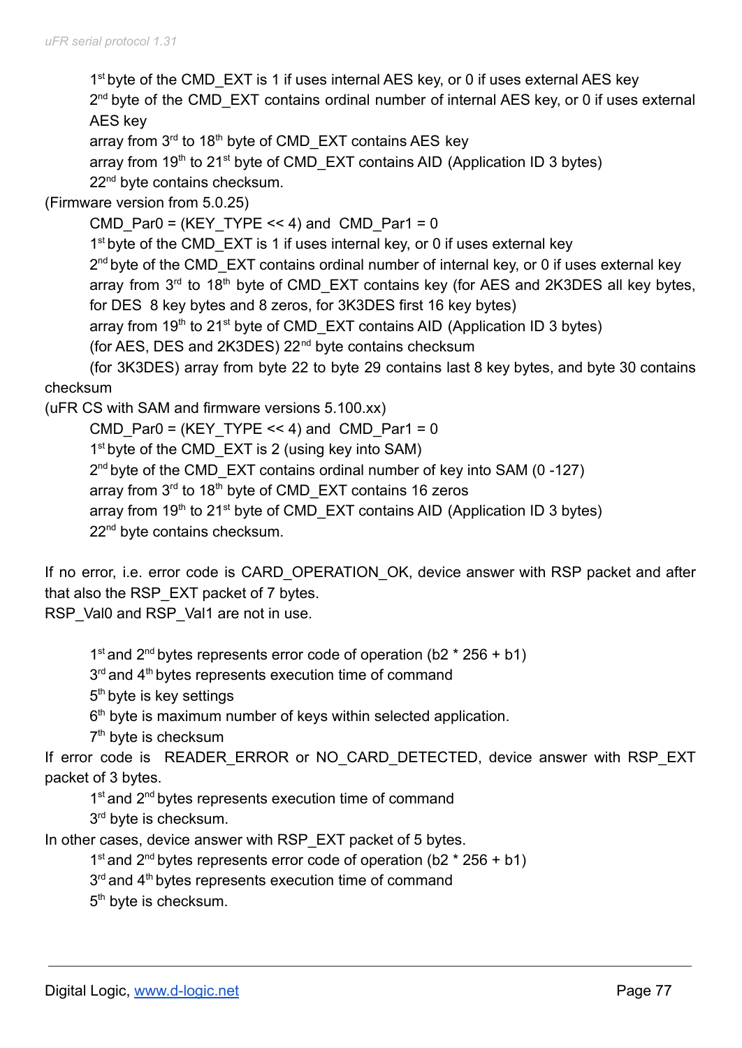1st byte of the CMD_EXT is 1 if uses internal AES key, or 0 if uses external AES key

2nd byte of the CMD_EXT contains ordinal number of internal AES key, or 0 if uses external AES key

array from 3rd to 18th byte of CMD_EXT contains AES key

array from 19th to 21st byte of CMD_EXT contains AID (Application ID 3 bytes)

22nd byte contains checksum.

(Firmware version from 5.0.25)

CMD_Par0 = (KEY_TYPE << 4) and CMD_Par1 = 0

1st byte of the CMD_EXT is 1 if uses internal key, or 0 if uses external key

2nd byte of the CMD_EXT contains ordinal number of internal key, or 0 if uses external key

array from 3rd to 18th byte of CMD_EXT contains key (for AES and 2K3DES all key bytes, for DES 8 key bytes and 8 zeros, for 3K3DES first 16 key bytes)

array from 19th to 21st byte of CMD_EXT contains AID (Application ID 3 bytes)

(for AES, DES and 2K3DES) 22nd byte contains checksum

(for 3K3DES) array from byte 22 to byte 29 contains last 8 key bytes, and byte 30 contains checksum

(uFR CS with SAM and firmware versions 5.100.xx)

CMD_Par0 = (KEY_TYPE << 4) and CMD_Par1 = 0

1st byte of the CMD_EXT is 2 (using key into SAM)

2nd byte of the CMD_EXT contains ordinal number of key into SAM (0 -127)

array from 3rd to 18th byte of CMD_EXT contains 16 zeros

array from 19th to 21st byte of CMD_EXT contains AID (Application ID 3 bytes)

22nd byte contains checksum.

If no error, i.e. error code is CARD_OPERATION_OK, device answer with RSP packet and after that also the RSP_EXT packet of 7 bytes.

RSP_Val0 and RSP_Val1 are not in use.

1st and 2nd bytes represents error code of operation (b2 * 256 + b1)

3rd and 4th bytes represents execution time of command

5th byte is key settings

6th byte is maximum number of keys within selected application.

7th byte is checksum

If error code is READER_ERROR or NO_CARD_DETECTED, device answer with RSP_EXT packet of 3 bytes.

1st and 2nd bytes represents execution time of command

3rd byte is checksum.

In other cases, device answer with RSP_EXT packet of 5 bytes.

1st and 2nd bytes represents error code of operation (b2 * 256 + b1)

3rd and 4th bytes represents execution time of command

5th byte is checksum.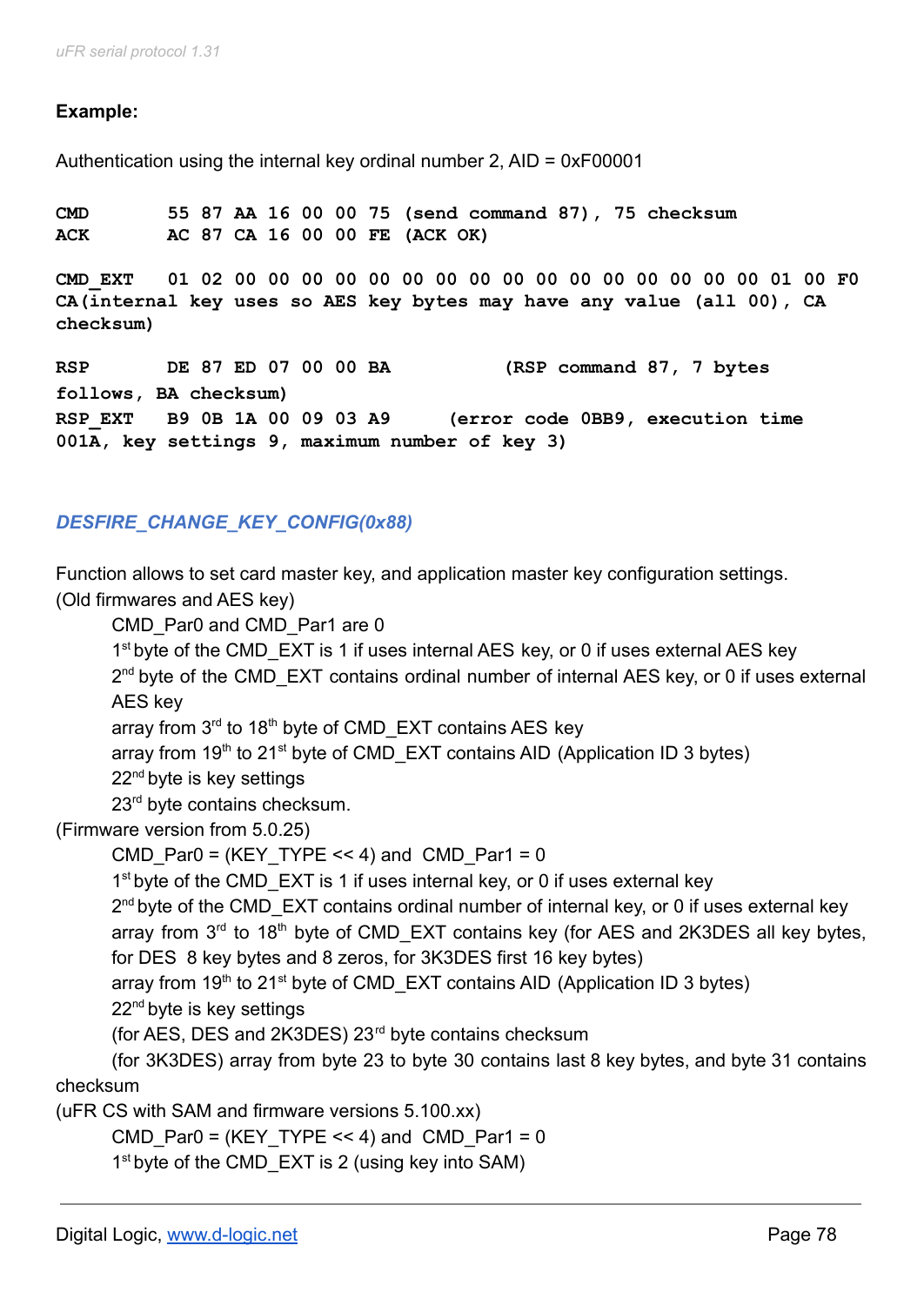**Example:**

Authentication using the internal key ordinal number 2, AID = 0xF00001

```
CMD       55 87 AA 16 00 00 75 (send command 87), 75 checksum
ACK       AC 87 CA 16 00 00 FE (ACK OK)

CMD_EXT   01 02 00 00 00 00 00 00 00 00 00 00 00 00 00 00 00 00 01 00 F0
CA(internal key uses so AES key bytes may have any value (all 00), CA
checksum)

RSP       DE 87 ED 07 00 00 BA         (RSP command 87, 7 bytes
follows, BA checksum)
RSP_EXT   B9 0B 1A 00 09 03 A9     (error code 0BB9, execution time
001A, key settings 9, maximum number of key 3)
```

### *DESFIRE_CHANGE_KEY_CONFIG(0x88)*

Function allows to set card master key, and application master key configuration settings.

(Old firmwares and AES key)

- CMD_Par0 and CMD_Par1 are 0
- 1st byte of the CMD_EXT is 1 if uses internal AES key, or 0 if uses external AES key
- 2nd byte of the CMD_EXT contains ordinal number of internal AES key, or 0 if uses external AES key
- array from 3rd to 18th byte of CMD_EXT contains AES key
- array from 19th to 21st byte of CMD_EXT contains AID (Application ID 3 bytes)
- 22nd byte is key settings
- 23rd byte contains checksum.

(Firmware version from 5.0.25)

- CMD_Par0 = (KEY_TYPE << 4) and CMD_Par1 = 0
- 1st byte of the CMD_EXT is 1 if uses internal key, or 0 if uses external key
- 2nd byte of the CMD_EXT contains ordinal number of internal key, or 0 if uses external key
- array from 3rd to 18th byte of CMD_EXT contains key (for AES and 2K3DES all key bytes, for DES 8 key bytes and 8 zeros, for 3K3DES first 16 key bytes)
- array from 19th to 21st byte of CMD_EXT contains AID (Application ID 3 bytes)
- 22nd byte is key settings
- (for AES, DES and 2K3DES) 23rd byte contains checksum
- (for 3K3DES) array from byte 23 to byte 30 contains last 8 key bytes, and byte 31 contains checksum

(uFR CS with SAM and firmware versions 5.100.xx)

- CMD_Par0 = (KEY_TYPE << 4) and CMD_Par1 = 0
- 1st byte of the CMD_EXT is 2 (using key into SAM)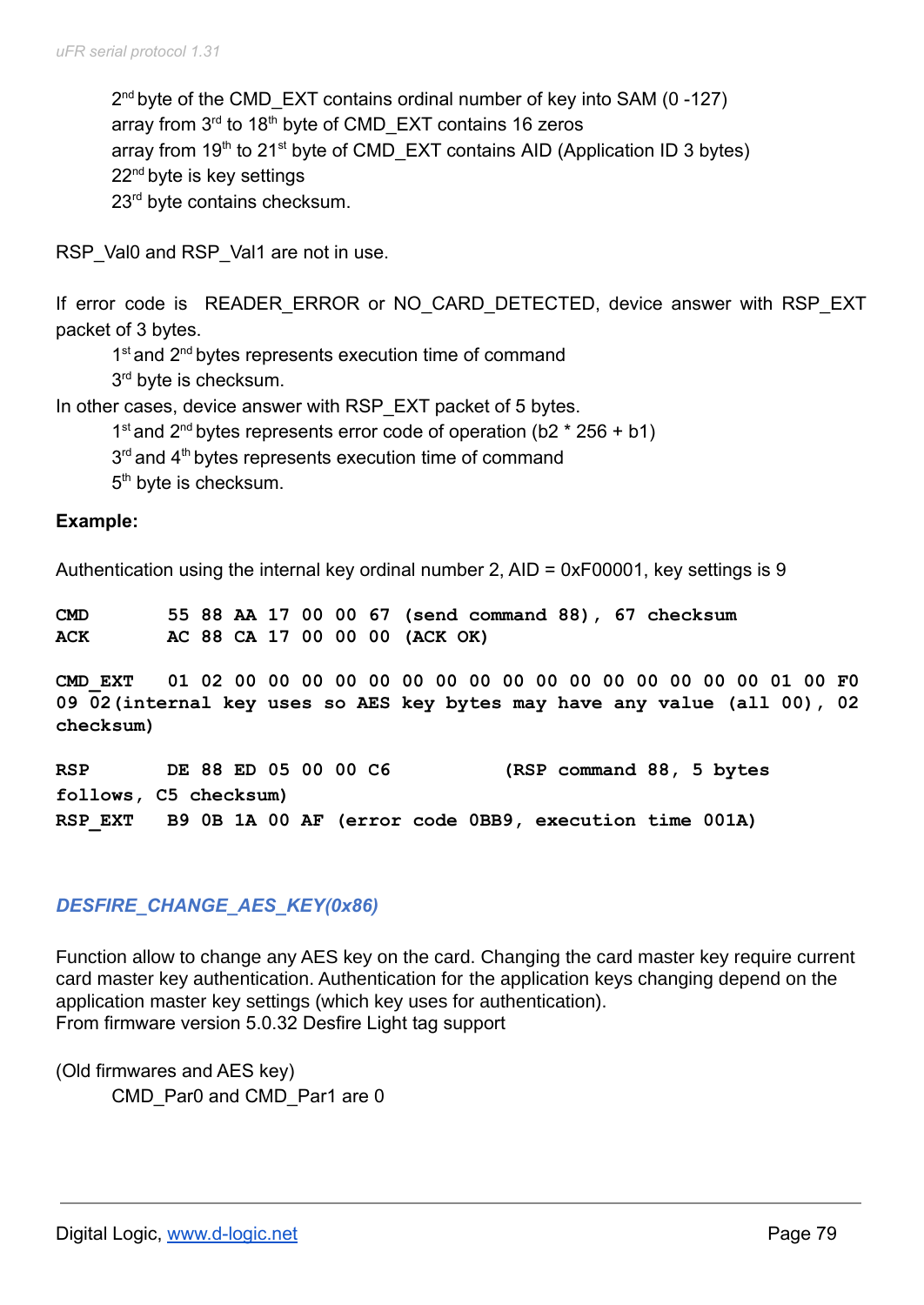2nd byte of the CMD_EXT contains ordinal number of key into SAM (0 -127)
array from 3rd to 18th byte of CMD_EXT contains 16 zeros
array from 19th to 21st byte of CMD_EXT contains AID (Application ID 3 bytes)
22nd byte is key settings
23rd byte contains checksum.

RSP_Val0 and RSP_Val1 are not in use.

If error code is READER_ERROR or NO_CARD_DETECTED, device answer with RSP_EXT packet of 3 bytes.

1st and 2nd bytes represents execution time of command
3rd byte is checksum.

In other cases, device answer with RSP_EXT packet of 5 bytes.

1st and 2nd bytes represents error code of operation (b2 * 256 + b1)
3rd and 4th bytes represents execution time of command
5th byte is checksum.

**Example:**

Authentication using the internal key ordinal number 2, AID = 0xF00001, key settings is 9

```
CMD       55 88 AA 17 00 00 67 (send command 88), 67 checksum
ACK       AC 88 CA 17 00 00 00 (ACK OK)

CMD_EXT   01 02 00 00 00 00 00 00 00 00 00 00 00 00 00 00 00 00 01 00 F0
09 02(internal key uses so AES key bytes may have any value (all 00), 02
checksum)

RSP       DE 88 ED 05 00 00 C6          (RSP command 88, 5 bytes
follows, C5 checksum)
RSP_EXT   B9 0B 1A 00 AF (error code 0BB9, execution time 001A)
```

### *DESFIRE_CHANGE_AES_KEY(0x86)*

Function allow to change any AES key on the card. Changing the card master key require current card master key authentication. Authentication for the application keys changing depend on the application master key settings (which key uses for authentication).
From firmware version 5.0.32 Desfire Light tag support

(Old firmwares and AES key)

CMD_Par0 and CMD_Par1 are 0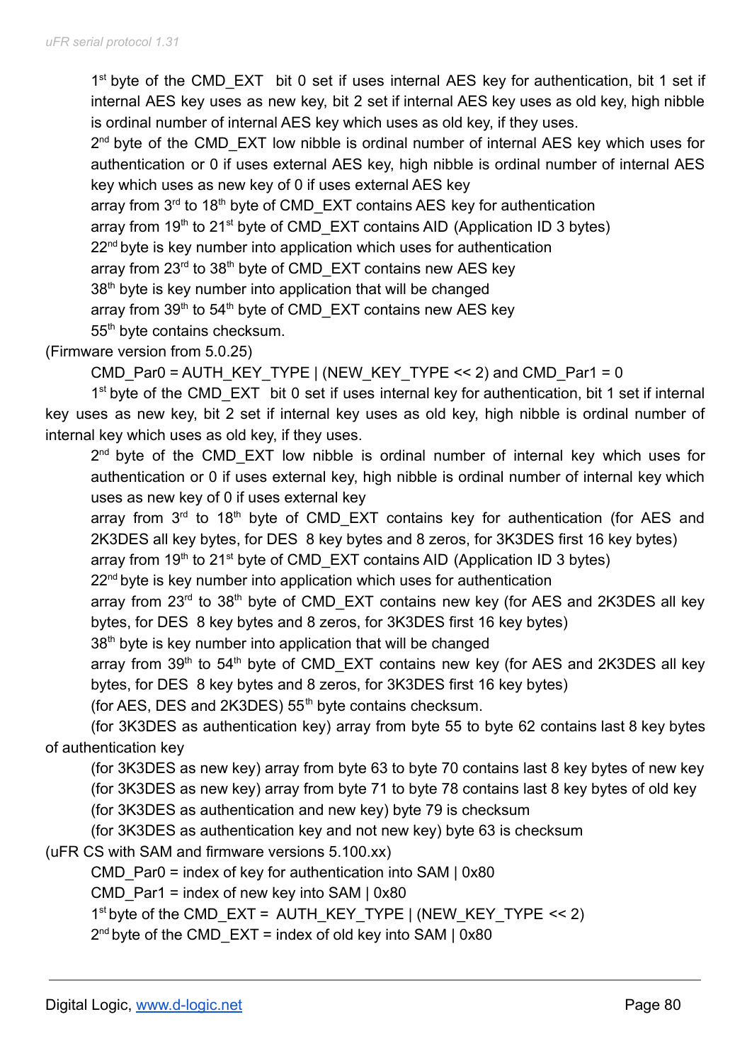1st byte of the CMD_EXT  bit 0 set if uses internal AES key for authentication, bit 1 set if internal AES key uses as new key, bit 2 set if internal AES key uses as old key, high nibble is ordinal number of internal AES key which uses as old key, if they uses.

2nd byte of the CMD_EXT low nibble is ordinal number of internal AES key which uses for authentication or 0 if uses external AES key, high nibble is ordinal number of internal AES key which uses as new key of 0 if uses external AES key

array from 3rd to 18th byte of CMD_EXT contains AES key for authentication

array from 19th to 21st byte of CMD_EXT contains AID (Application ID 3 bytes)

22nd byte is key number into application which uses for authentication

array from 23rd to 38th byte of CMD_EXT contains new AES key

38th byte is key number into application that will be changed

array from 39th to 54th byte of CMD_EXT contains new AES key

55th byte contains checksum.

(Firmware version from 5.0.25)

CMD_Par0 = AUTH_KEY_TYPE | (NEW_KEY_TYPE << 2) and CMD_Par1 = 0

1st byte of the CMD_EXT  bit 0 set if uses internal key for authentication, bit 1 set if internal key uses as new key, bit 2 set if internal key uses as old key, high nibble is ordinal number of internal key which uses as old key, if they uses.

2nd byte of the CMD_EXT low nibble is ordinal number of internal key which uses for authentication or 0 if uses external key, high nibble is ordinal number of internal key which uses as new key of 0 if uses external key

array from 3rd to 18th byte of CMD_EXT contains key for authentication (for AES and 2K3DES all key bytes, for DES  8 key bytes and 8 zeros, for 3K3DES first 16 key bytes)

array from 19th to 21st byte of CMD_EXT contains AID (Application ID 3 bytes)

22nd byte is key number into application which uses for authentication

array from 23rd to 38th byte of CMD_EXT contains new key (for AES and 2K3DES all key bytes, for DES  8 key bytes and 8 zeros, for 3K3DES first 16 key bytes)

38th byte is key number into application that will be changed

array from 39th to 54th byte of CMD_EXT contains new key (for AES and 2K3DES all key bytes, for DES  8 key bytes and 8 zeros, for 3K3DES first 16 key bytes)

(for AES, DES and 2K3DES) 55th byte contains checksum.

(for 3K3DES as authentication key) array from byte 55 to byte 62 contains last 8 key bytes of authentication key

(for 3K3DES as new key) array from byte 63 to byte 70 contains last 8 key bytes of new key

(for 3K3DES as new key) array from byte 71 to byte 78 contains last 8 key bytes of old key

(for 3K3DES as authentication and new key) byte 79 is checksum

(for 3K3DES as authentication key and not new key) byte 63 is checksum

(uFR CS with SAM and firmware versions 5.100.xx)

CMD_Par0 = index of key for authentication into SAM | 0x80

CMD_Par1 = index of new key into SAM | 0x80

1st byte of the CMD_EXT =  AUTH_KEY_TYPE | (NEW_KEY_TYPE << 2)

2nd byte of the CMD_EXT = index of old key into SAM | 0x80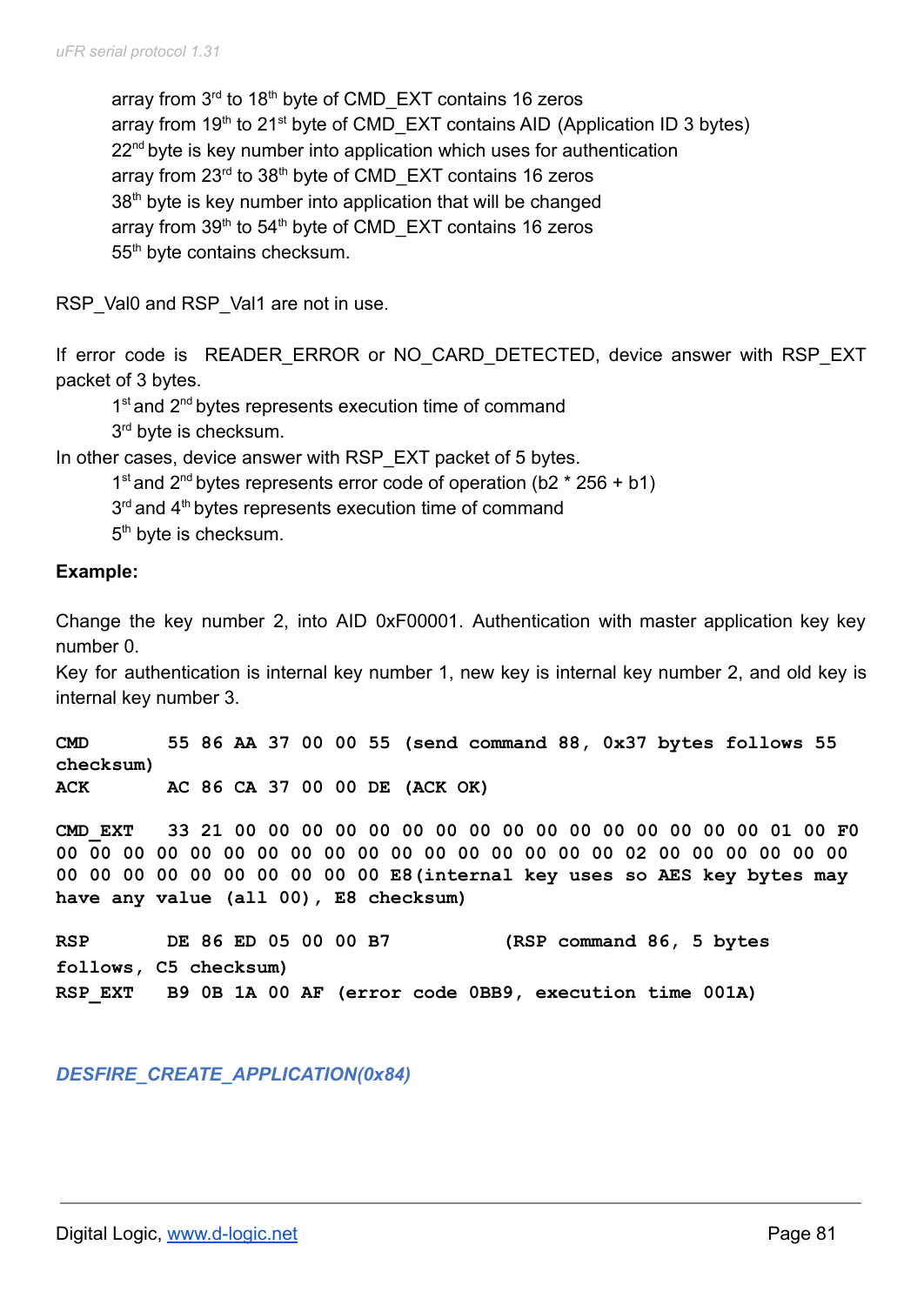array from 3rd to 18th byte of CMD_EXT contains 16 zeros
array from 19th to 21st byte of CMD_EXT contains AID (Application ID 3 bytes)
22nd byte is key number into application which uses for authentication
array from 23rd to 38th byte of CMD_EXT contains 16 zeros
38th byte is key number into application that will be changed
array from 39th to 54th byte of CMD_EXT contains 16 zeros
55th byte contains checksum.

RSP_Val0 and RSP_Val1 are not in use.

If error code is READER_ERROR or NO_CARD_DETECTED, device answer with RSP_EXT packet of 3 bytes.

1st and 2nd bytes represents execution time of command
3rd byte is checksum.

In other cases, device answer with RSP_EXT packet of 5 bytes.

1st and 2nd bytes represents error code of operation (b2 * 256 + b1)
3rd and 4th bytes represents execution time of command
5th byte is checksum.

**Example:**

Change the key number 2, into AID 0xF00001. Authentication with master application key key number 0.
Key for authentication is internal key number 1, new key is internal key number 2, and old key is internal key number 3.

```
CMD       55 86 AA 37 00 00 55 (send command 88, 0x37 bytes follows 55
checksum)
ACK       AC 86 CA 37 00 00 DE (ACK OK)

CMD_EXT   33 21 00 00 00 00 00 00 00 00 00 00 00 00 00 00 00 00 01 00 F0
00 00 00 00 00 00 00 00 00 00 00 00 00 00 00 00 00 02 00 00 00 00 00 00
00 00 00 00 00 00 00 00 00 00 E8(internal key uses so AES key bytes may
have any value (all 00), E8 checksum)

RSP       DE 86 ED 05 00 00 B7          (RSP command 86, 5 bytes
follows, C5 checksum)
RSP_EXT   B9 0B 1A 00 AF (error code 0BB9, execution time 001A)
```

### *DESFIRE_CREATE_APPLICATION(0x84)*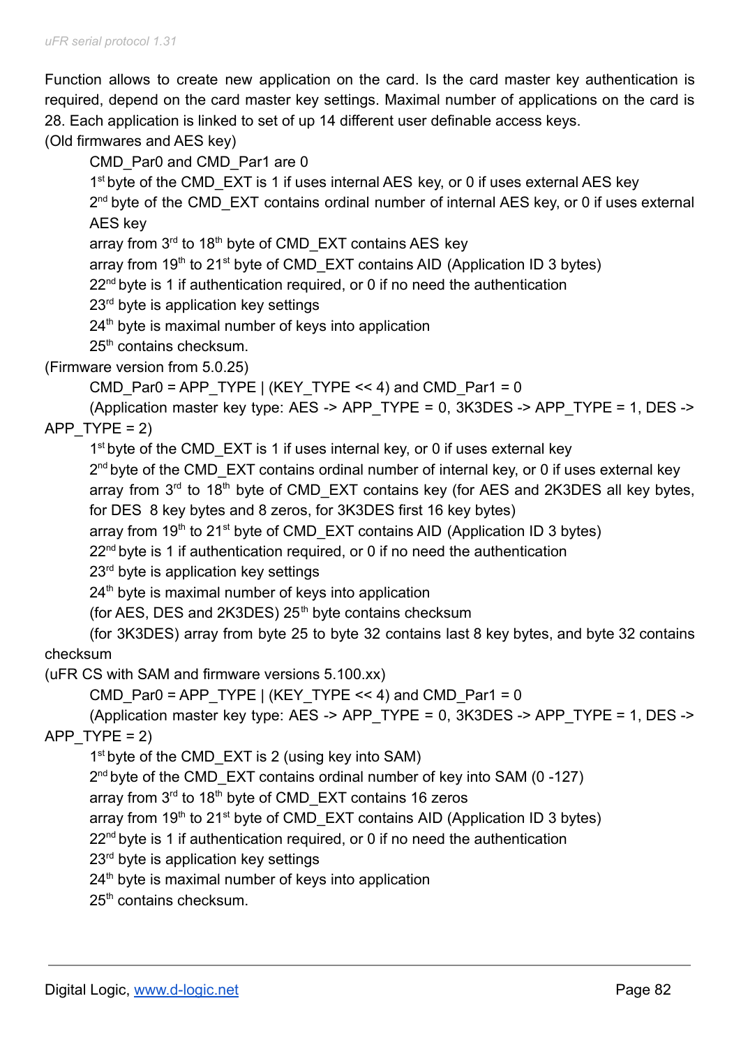Function allows to create new application on the card. Is the card master key authentication is required, depend on the card master key settings. Maximal number of applications on the card is 28. Each application is linked to set of up 14 different user definable access keys.

(Old firmwares and AES key)

CMD_Par0 and CMD_Par1 are 0

1st byte of the CMD_EXT is 1 if uses internal AES key, or 0 if uses external AES key

2nd byte of the CMD_EXT contains ordinal number of internal AES key, or 0 if uses external AES key

array from 3rd to 18th byte of CMD_EXT contains AES key

array from 19th to 21st byte of CMD_EXT contains AID (Application ID 3 bytes)

22nd byte is 1 if authentication required, or 0 if no need the authentication

23rd byte is application key settings

24th byte is maximal number of keys into application

25th contains checksum.

(Firmware version from 5.0.25)

CMD_Par0 = APP_TYPE | (KEY_TYPE << 4) and CMD_Par1 = 0

(Application master key type: AES -> APP_TYPE = 0, 3K3DES -> APP_TYPE = 1, DES -> APP_TYPE = 2)

1st byte of the CMD_EXT is 1 if uses internal key, or 0 if uses external key

2nd byte of the CMD_EXT contains ordinal number of internal key, or 0 if uses external key

array from 3rd to 18th byte of CMD_EXT contains key (for AES and 2K3DES all key bytes, for DES 8 key bytes and 8 zeros, for 3K3DES first 16 key bytes)

array from 19th to 21st byte of CMD_EXT contains AID (Application ID 3 bytes)

22nd byte is 1 if authentication required, or 0 if no need the authentication

23rd byte is application key settings

24th byte is maximal number of keys into application

(for AES, DES and 2K3DES) 25th byte contains checksum

(for 3K3DES) array from byte 25 to byte 32 contains last 8 key bytes, and byte 32 contains checksum

(uFR CS with SAM and firmware versions 5.100.xx)

CMD_Par0 = APP_TYPE | (KEY_TYPE << 4) and CMD_Par1 = 0

(Application master key type: AES -> APP_TYPE = 0, 3K3DES -> APP_TYPE = 1, DES -> APP_TYPE = 2)

1st byte of the CMD_EXT is 2 (using key into SAM)

2nd byte of the CMD_EXT contains ordinal number of key into SAM (0 -127)

array from 3rd to 18th byte of CMD_EXT contains 16 zeros

array from 19th to 21st byte of CMD_EXT contains AID (Application ID 3 bytes)

22nd byte is 1 if authentication required, or 0 if no need the authentication

23rd byte is application key settings

24th byte is maximal number of keys into application

25th contains checksum.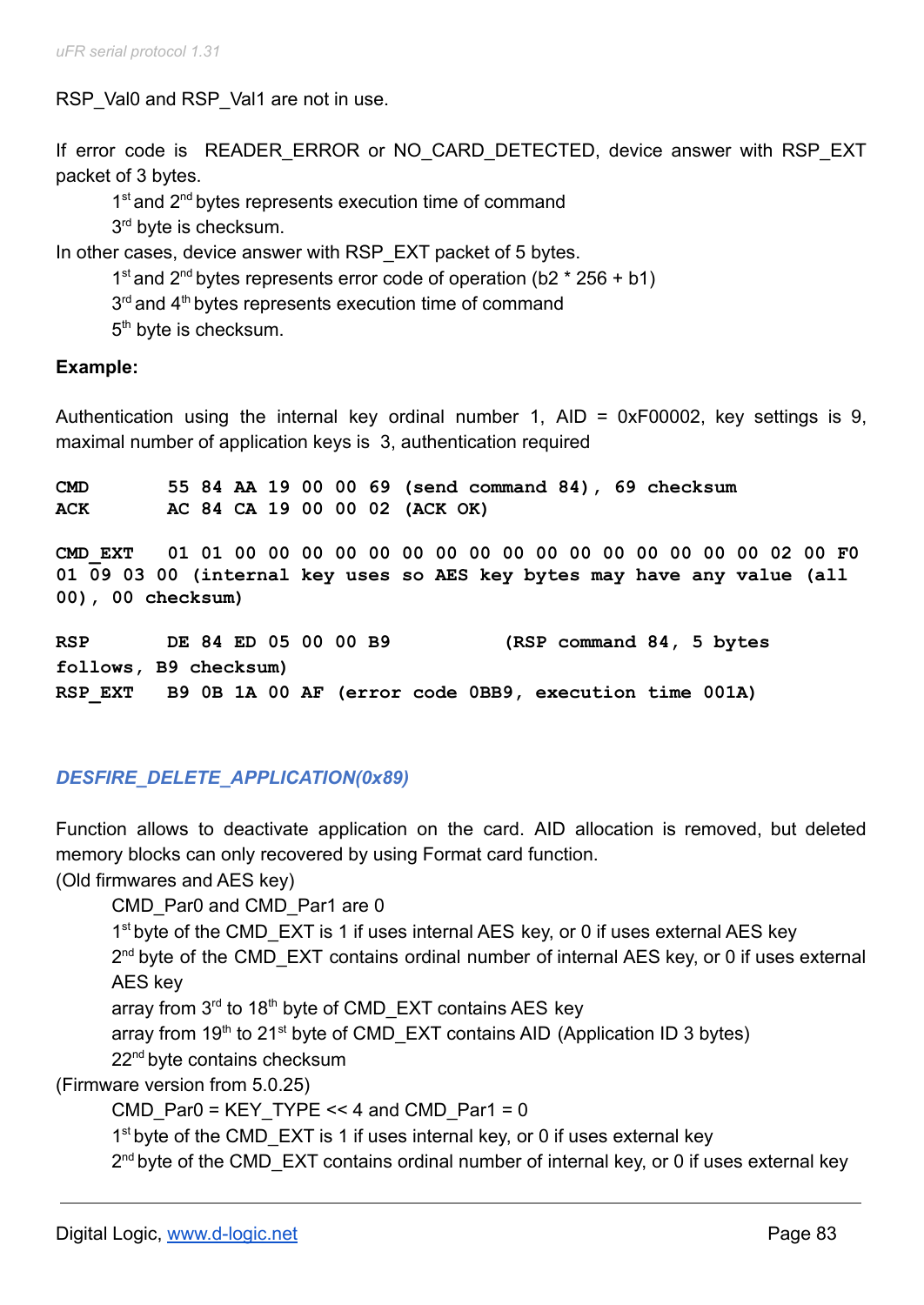RSP_Val0 and RSP_Val1 are not in use.

If error code is READER_ERROR or NO_CARD_DETECTED, device answer with RSP_EXT packet of 3 bytes.

- 1st and 2nd bytes represents execution time of command
- 3rd byte is checksum.

In other cases, device answer with RSP_EXT packet of 5 bytes.

- 1st and 2nd bytes represents error code of operation (b2 * 256 + b1)
- 3rd and 4th bytes represents execution time of command
- 5th byte is checksum.

**Example:**

Authentication using the internal key ordinal number 1, AID = 0xF00002, key settings is 9, maximal number of application keys is 3, authentication required

```
CMD       55 84 AA 19 00 00 69 (send command 84), 69 checksum
ACK       AC 84 CA 19 00 00 02 (ACK OK)

CMD_EXT   01 01 00 00 00 00 00 00 00 00 00 00 00 00 00 00 00 00 02 00 F0
01 09 03 00 (internal key uses so AES key bytes may have any value (all
00), 00 checksum)

RSP       DE 84 ED 05 00 00 B9          (RSP command 84, 5 bytes
follows, B9 checksum)
RSP_EXT   B9 0B 1A 00 AF (error code 0BB9, execution time 001A)
```

### *DESFIRE_DELETE_APPLICATION(0x89)*

Function allows to deactivate application on the card. AID allocation is removed, but deleted memory blocks can only recovered by using Format card function.

(Old firmwares and AES key)

- CMD_Par0 and CMD_Par1 are 0
- 1st byte of the CMD_EXT is 1 if uses internal AES key, or 0 if uses external AES key
- 2nd byte of the CMD_EXT contains ordinal number of internal AES key, or 0 if uses external AES key
- array from 3rd to 18th byte of CMD_EXT contains AES key
- array from 19th to 21st byte of CMD_EXT contains AID (Application ID 3 bytes)
- 22nd byte contains checksum

(Firmware version from 5.0.25)

- CMD_Par0 = KEY_TYPE << 4 and CMD_Par1 = 0
- 1st byte of the CMD_EXT is 1 if uses internal key, or 0 if uses external key
- 2nd byte of the CMD_EXT contains ordinal number of internal key, or 0 if uses external key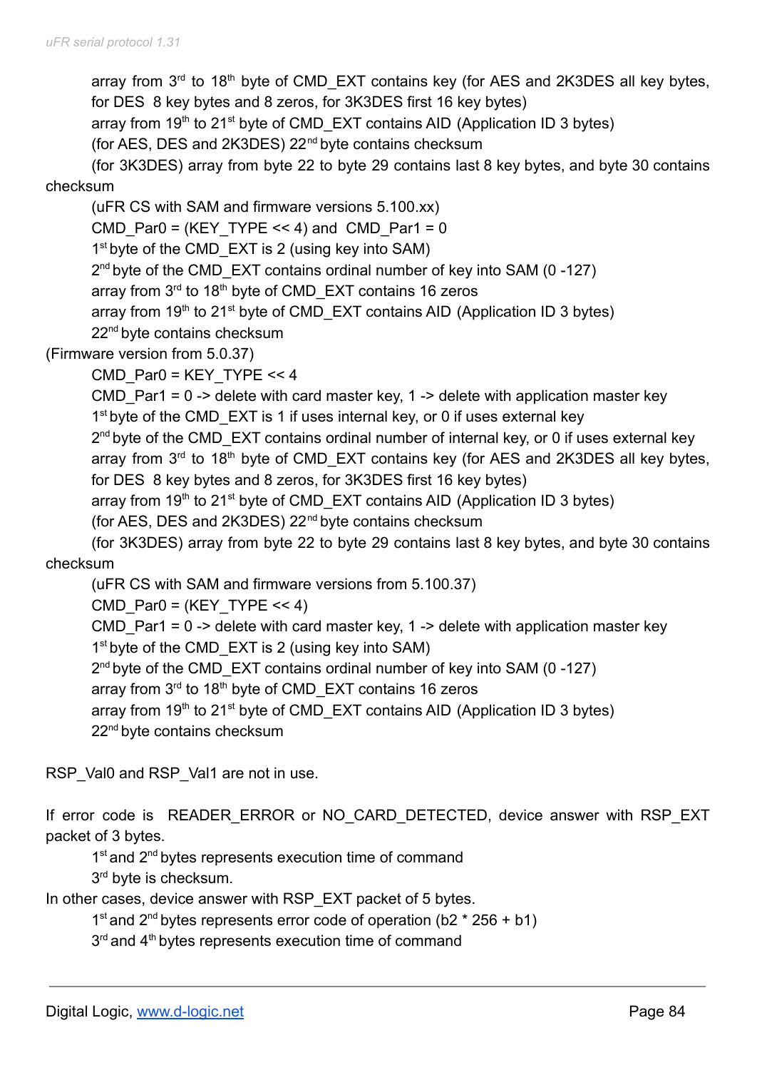array from 3rd to 18th byte of CMD_EXT contains key (for AES and 2K3DES all key bytes, for DES 8 key bytes and 8 zeros, for 3K3DES first 16 key bytes)

array from 19th to 21st byte of CMD_EXT contains AID (Application ID 3 bytes)

(for AES, DES and 2K3DES) 22nd byte contains checksum

(for 3K3DES) array from byte 22 to byte 29 contains last 8 key bytes, and byte 30 contains checksum

(uFR CS with SAM and firmware versions 5.100.xx)

CMD_Par0 = (KEY_TYPE << 4) and CMD_Par1 = 0

1st byte of the CMD_EXT is 2 (using key into SAM)

2nd byte of the CMD_EXT contains ordinal number of key into SAM (0 -127)

array from 3rd to 18th byte of CMD_EXT contains 16 zeros

array from 19th to 21st byte of CMD_EXT contains AID (Application ID 3 bytes)

22nd byte contains checksum

(Firmware version from 5.0.37)

CMD_Par0 = KEY_TYPE << 4

CMD_Par1 = 0 -> delete with card master key, 1 -> delete with application master key

1st byte of the CMD_EXT is 1 if uses internal key, or 0 if uses external key

2nd byte of the CMD_EXT contains ordinal number of internal key, or 0 if uses external key

array from 3rd to 18th byte of CMD_EXT contains key (for AES and 2K3DES all key bytes, for DES 8 key bytes and 8 zeros, for 3K3DES first 16 key bytes)

array from 19th to 21st byte of CMD_EXT contains AID (Application ID 3 bytes)

(for AES, DES and 2K3DES) 22nd byte contains checksum

(for 3K3DES) array from byte 22 to byte 29 contains last 8 key bytes, and byte 30 contains checksum

(uFR CS with SAM and firmware versions from 5.100.37)

CMD_Par0 = (KEY_TYPE << 4)

CMD_Par1 = 0 -> delete with card master key, 1 -> delete with application master key

1st byte of the CMD_EXT is 2 (using key into SAM)

2nd byte of the CMD_EXT contains ordinal number of key into SAM (0 -127)

array from 3rd to 18th byte of CMD_EXT contains 16 zeros

array from 19th to 21st byte of CMD_EXT contains AID (Application ID 3 bytes)

22nd byte contains checksum

RSP_Val0 and RSP_Val1 are not in use.

If error code is READER_ERROR or NO_CARD_DETECTED, device answer with RSP_EXT packet of 3 bytes.

1st and 2nd bytes represents execution time of command

3rd byte is checksum.

In other cases, device answer with RSP_EXT packet of 5 bytes.

1st and 2nd bytes represents error code of operation (b2 * 256 + b1)

3rd and 4th bytes represents execution time of command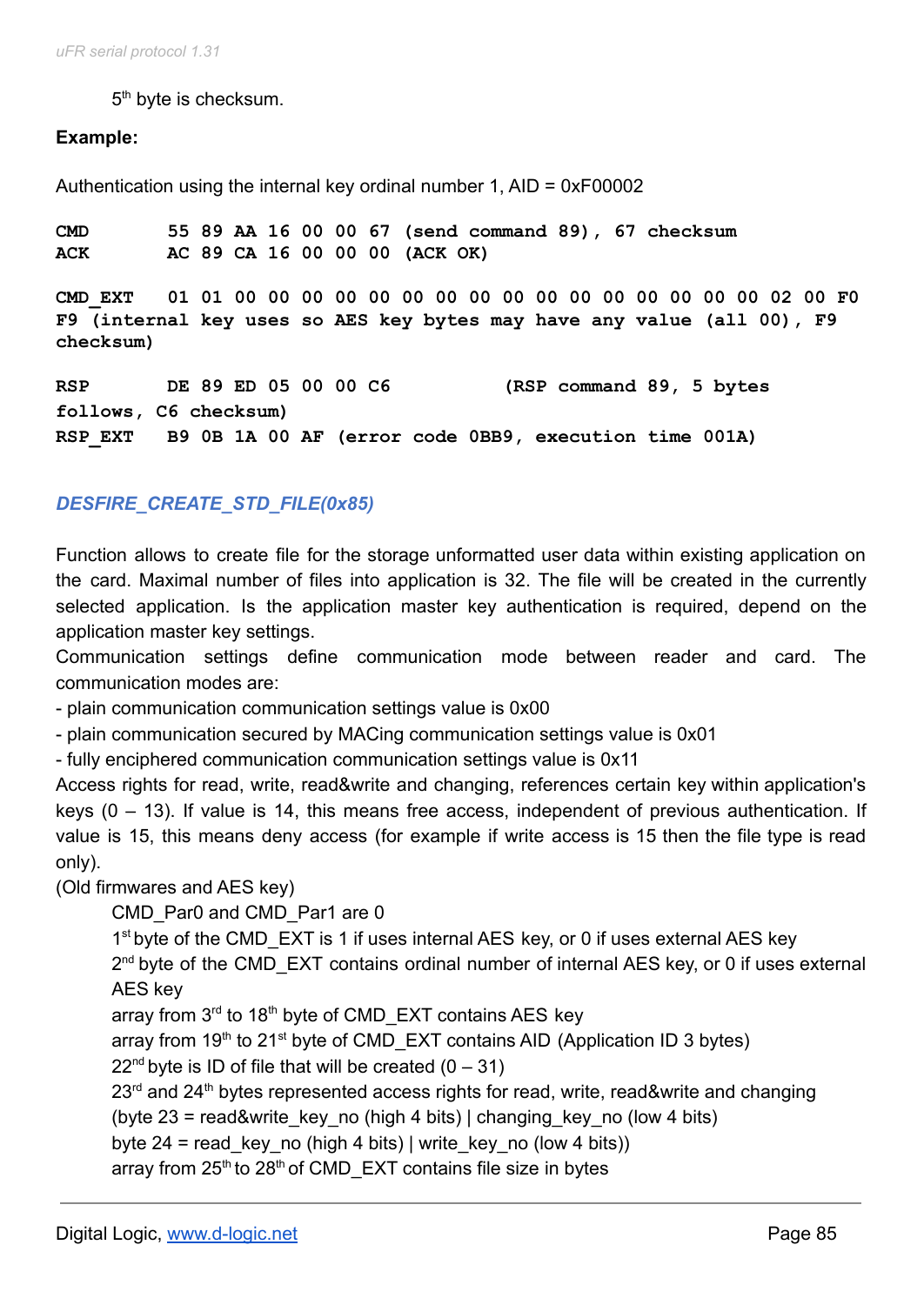5th byte is checksum.

**Example:**

Authentication using the internal key ordinal number 1, AID = 0xF00002

```
CMD        55 89 AA 16 00 00 67 (send command 89), 67 checksum
ACK        AC 89 CA 16 00 00 00 (ACK OK)

CMD_EXT    01 01 00 00 00 00 00 00 00 00 00 00 00 00 00 00 00 00 02 00 F0
F9 (internal key uses so AES key bytes may have any value (all 00), F9
checksum)

RSP        DE 89 ED 05 00 00 C6          (RSP command 89, 5 bytes
follows, C6 checksum)
RSP_EXT    B9 0B 1A 00 AF (error code 0BB9, execution time 001A)
```

### *DESFIRE_CREATE_STD_FILE(0x85)*

Function allows to create file for the storage unformatted user data within existing application on the card. Maximal number of files into application is 32. The file will be created in the currently selected application. Is the application master key authentication is required, depend on the application master key settings.
Communication settings define communication mode between reader and card. The communication modes are:
- plain communication communication settings value is 0x00
- plain communication secured by MACing communication settings value is 0x01
- fully enciphered communication communication settings value is 0x11
Access rights for read, write, read&write and changing, references certain key within application's keys (0 – 13). If value is 14, this means free access, independent of previous authentication. If value is 15, this means deny access (for example if write access is 15 then the file type is read only).
(Old firmwares and AES key)

CMD_Par0 and CMD_Par1 are 0
1st byte of the CMD_EXT is 1 if uses internal AES key, or 0 if uses external AES key
2nd byte of the CMD_EXT contains ordinal number of internal AES key, or 0 if uses external AES key
array from 3rd to 18th byte of CMD_EXT contains AES key
array from 19th to 21st byte of CMD_EXT contains AID (Application ID 3 bytes)
22nd byte is ID of file that will be created (0 – 31)
23rd and 24th bytes represented access rights for read, write, read&write and changing
(byte 23 = read&write_key_no (high 4 bits) | changing_key_no (low 4 bits)
byte 24 = read_key_no (high 4 bits) | write_key_no (low 4 bits))
array from 25th to 28th of CMD_EXT contains file size in bytes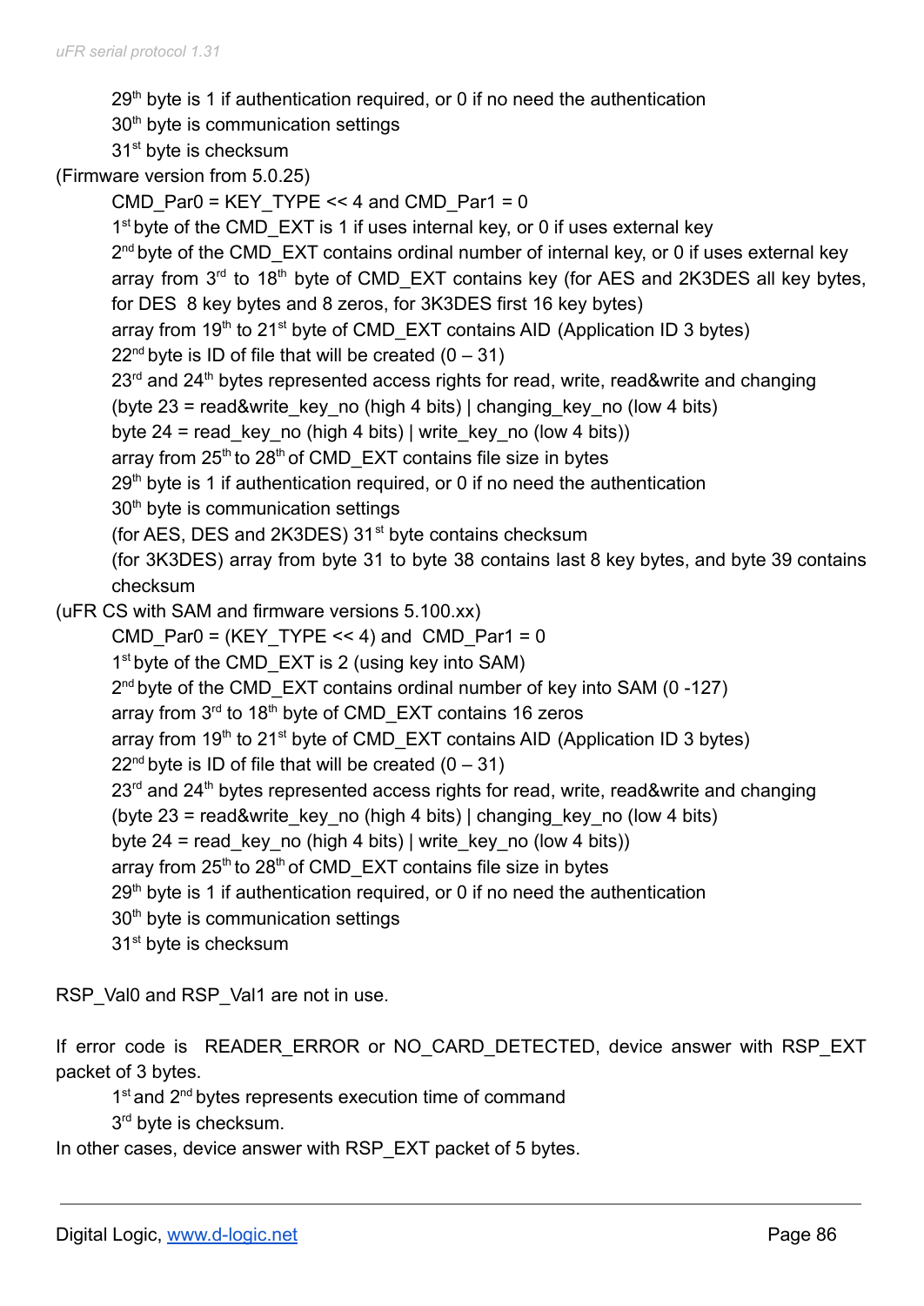29th byte is 1 if authentication required, or 0 if no need the authentication
30th byte is communication settings
31st byte is checksum

(Firmware version from 5.0.25)

CMD_Par0 = KEY_TYPE << 4 and CMD_Par1 = 0
1st byte of the CMD_EXT is 1 if uses internal key, or 0 if uses external key
2nd byte of the CMD_EXT contains ordinal number of internal key, or 0 if uses external key
array from 3rd to 18th byte of CMD_EXT contains key (for AES and 2K3DES all key bytes, for DES 8 key bytes and 8 zeros, for 3K3DES first 16 key bytes)
array from 19th to 21st byte of CMD_EXT contains AID (Application ID 3 bytes)
22nd byte is ID of file that will be created (0 – 31)
23rd and 24th bytes represented access rights for read, write, read&write and changing
(byte 23 = read&write_key_no (high 4 bits) | changing_key_no (low 4 bits)
byte 24 = read_key_no (high 4 bits) | write_key_no (low 4 bits))
array from 25th to 28th of CMD_EXT contains file size in bytes
29th byte is 1 if authentication required, or 0 if no need the authentication
30th byte is communication settings
(for AES, DES and 2K3DES) 31st byte contains checksum
(for 3K3DES) array from byte 31 to byte 38 contains last 8 key bytes, and byte 39 contains checksum

(uFR CS with SAM and firmware versions 5.100.xx)

CMD_Par0 = (KEY_TYPE << 4) and CMD_Par1 = 0
1st byte of the CMD_EXT is 2 (using key into SAM)
2nd byte of the CMD_EXT contains ordinal number of key into SAM (0 -127)
array from 3rd to 18th byte of CMD_EXT contains 16 zeros
array from 19th to 21st byte of CMD_EXT contains AID (Application ID 3 bytes)
22nd byte is ID of file that will be created (0 – 31)
23rd and 24th bytes represented access rights for read, write, read&write and changing
(byte 23 = read&write_key_no (high 4 bits) | changing_key_no (low 4 bits)
byte 24 = read_key_no (high 4 bits) | write_key_no (low 4 bits))
array from 25th to 28th of CMD_EXT contains file size in bytes
29th byte is 1 if authentication required, or 0 if no need the authentication
30th byte is communication settings
31st byte is checksum

RSP_Val0 and RSP_Val1 are not in use.

If error code is READER_ERROR or NO_CARD_DETECTED, device answer with RSP_EXT packet of 3 bytes.

1st and 2nd bytes represents execution time of command
3rd byte is checksum.

In other cases, device answer with RSP_EXT packet of 5 bytes.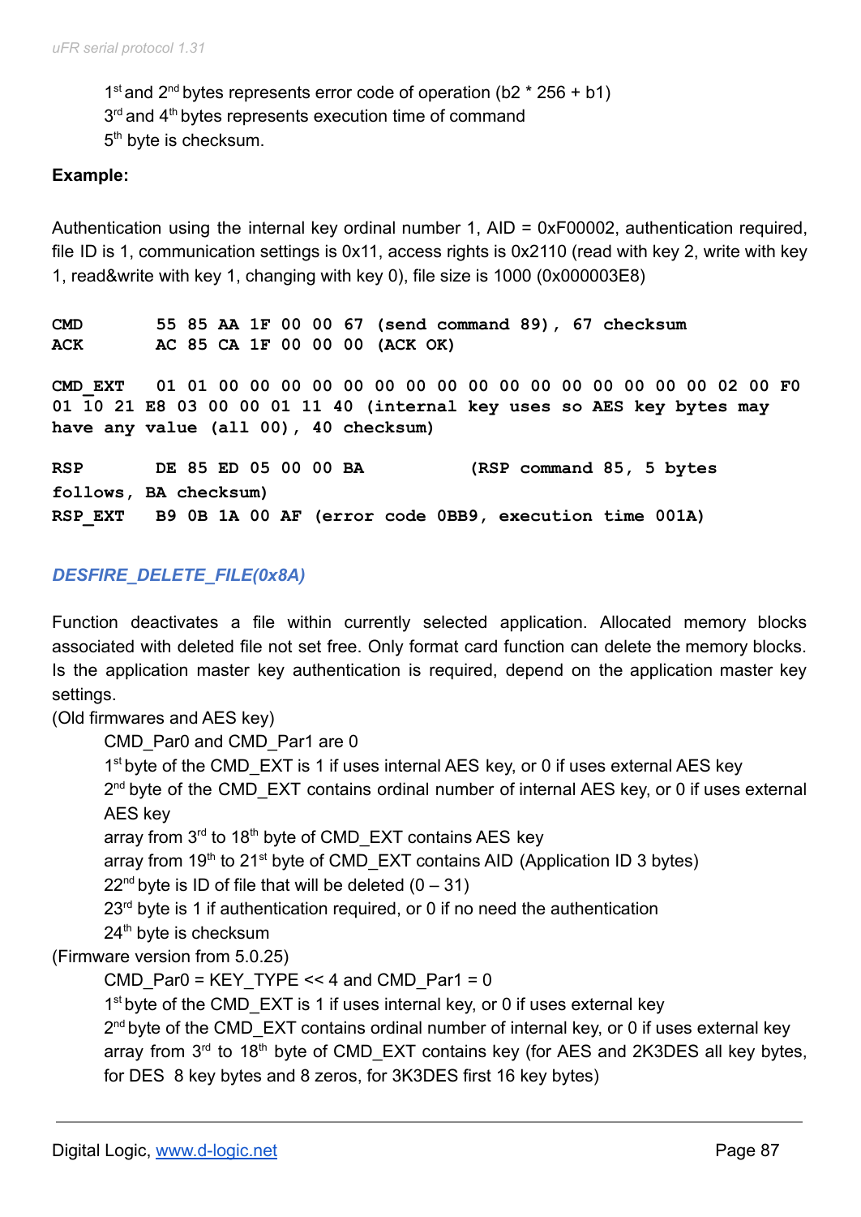1st and 2nd bytes represents error code of operation (b2 * 256 + b1)
3rd and 4th bytes represents execution time of command
5th byte is checksum.

**Example:**

Authentication using the internal key ordinal number 1, AID = 0xF00002, authentication required, file ID is 1, communication settings is 0x11, access rights is 0x2110 (read with key 2, write with key 1, read&write with key 1, changing with key 0), file size is 1000 (0x000003E8)

```
CMD       55 85 AA 1F 00 00 67 (send command 89), 67 checksum
ACK       AC 85 CA 1F 00 00 00 (ACK OK)

CMD_EXT   01 01 00 00 00 00 00 00 00 00 00 00 00 00 00 00 00 00 02 00 F0
01 10 21 E8 03 00 00 01 11 40 (internal key uses so AES key bytes may
have any value (all 00), 40 checksum)

RSP       DE 85 ED 05 00 00 BA         (RSP command 85, 5 bytes
follows, BA checksum)
RSP_EXT   B9 0B 1A 00 AF (error code 0BB9, execution time 001A)
```

### *DESFIRE_DELETE_FILE(0x8A)*

Function deactivates a file within currently selected application. Allocated memory blocks associated with deleted file not set free. Only format card function can delete the memory blocks. Is the application master key authentication is required, depend on the application master key settings.

(Old firmwares and AES key)

- CMD_Par0 and CMD_Par1 are 0
- 1st byte of the CMD_EXT is 1 if uses internal AES key, or 0 if uses external AES key
- 2nd byte of the CMD_EXT contains ordinal number of internal AES key, or 0 if uses external AES key
- array from 3rd to 18th byte of CMD_EXT contains AES key
- array from 19th to 21st byte of CMD_EXT contains AID (Application ID 3 bytes)
- 22nd byte is ID of file that will be deleted (0 – 31)
- 23rd byte is 1 if authentication required, or 0 if no need the authentication
- 24th byte is checksum

(Firmware version from 5.0.25)

- CMD_Par0 = KEY_TYPE << 4 and CMD_Par1 = 0
- 1st byte of the CMD_EXT is 1 if uses internal key, or 0 if uses external key
- 2nd byte of the CMD_EXT contains ordinal number of internal key, or 0 if uses external key
- array from 3rd to 18th byte of CMD_EXT contains key (for AES and 2K3DES all key bytes, for DES 8 key bytes and 8 zeros, for 3K3DES first 16 key bytes)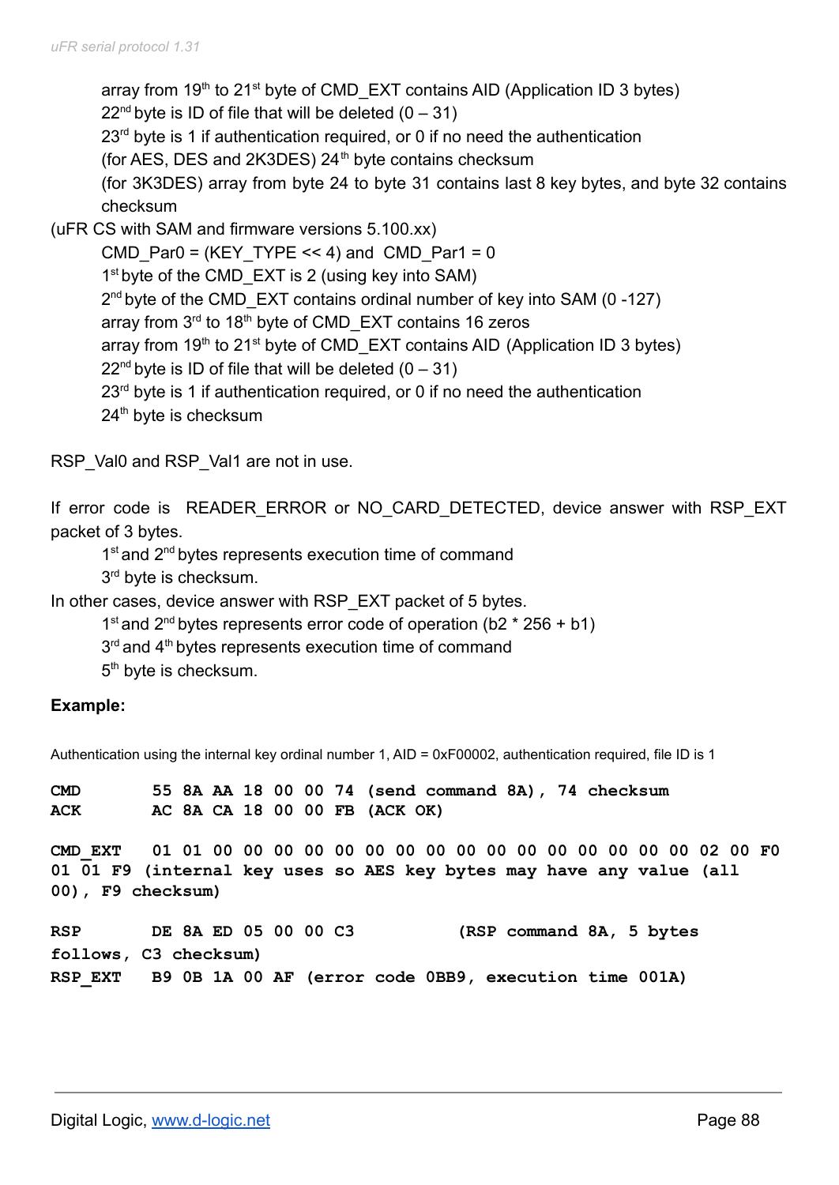array from 19th to 21st byte of CMD_EXT contains AID (Application ID 3 bytes)
22nd byte is ID of file that will be deleted (0 – 31)
23rd byte is 1 if authentication required, or 0 if no need the authentication
(for AES, DES and 2K3DES) 24th byte contains checksum
(for 3K3DES) array from byte 24 to byte 31 contains last 8 key bytes, and byte 32 contains checksum

(uFR CS with SAM and firmware versions 5.100.xx)

CMD_Par0 = (KEY_TYPE << 4) and CMD_Par1 = 0
1st byte of the CMD_EXT is 2 (using key into SAM)
2nd byte of the CMD_EXT contains ordinal number of key into SAM (0 -127)
array from 3rd to 18th byte of CMD_EXT contains 16 zeros
array from 19th to 21st byte of CMD_EXT contains AID (Application ID 3 bytes)
22nd byte is ID of file that will be deleted (0 – 31)
23rd byte is 1 if authentication required, or 0 if no need the authentication
24th byte is checksum

RSP_Val0 and RSP_Val1 are not in use.

If error code is READER_ERROR or NO_CARD_DETECTED, device answer with RSP_EXT packet of 3 bytes.

1st and 2nd bytes represents execution time of command
3rd byte is checksum.

In other cases, device answer with RSP_EXT packet of 5 bytes.

1st and 2nd bytes represents error code of operation (b2 * 256 + b1)
3rd and 4th bytes represents execution time of command
5th byte is checksum.

**Example:**

Authentication using the internal key ordinal number 1, AID = 0xF00002, authentication required, file ID is 1

```
CMD       55 8A AA 18 00 00 74 (send command 8A), 74 checksum
ACK       AC 8A CA 18 00 00 FB (ACK OK)

CMD_EXT   01 01 00 00 00 00 00 00 00 00 00 00 00 00 00 00 00 00 02 00 F0
01 01 F9 (internal key uses so AES key bytes may have any value (all
00), F9 checksum)

RSP       DE 8A ED 05 00 00 C3          (RSP command 8A, 5 bytes
follows, C3 checksum)
RSP_EXT   B9 0B 1A 00 AF (error code 0BB9, execution time 001A)
```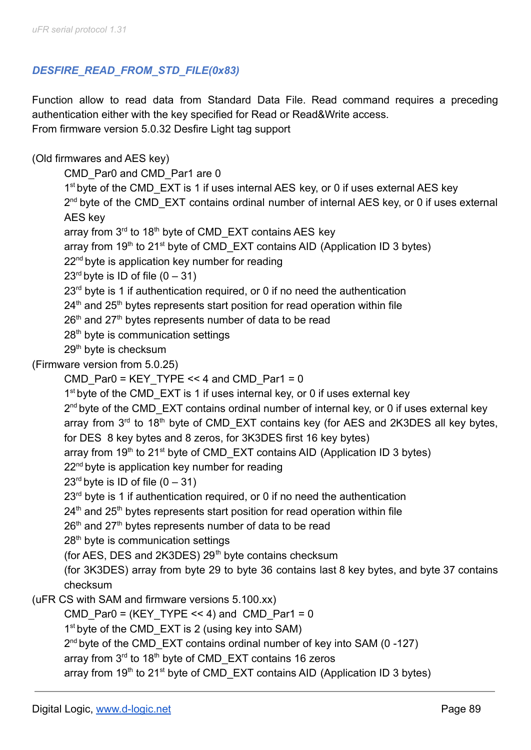### *DESFIRE_READ_FROM_STD_FILE(0x83)*

Function allow to read data from Standard Data File. Read command requires a preceding authentication either with the key specified for Read or Read&Write access.
From firmware version 5.0.32 Desfire Light tag support

(Old firmwares and AES key)

CMD_Par0 and CMD_Par1 are 0
1st byte of the CMD_EXT is 1 if uses internal AES key, or 0 if uses external AES key
2nd byte of the CMD_EXT contains ordinal number of internal AES key, or 0 if uses external AES key
array from 3rd to 18th byte of CMD_EXT contains AES key
array from 19th to 21st byte of CMD_EXT contains AID (Application ID 3 bytes)
22nd byte is application key number for reading
23rd byte is ID of file (0 – 31)
23rd byte is 1 if authentication required, or 0 if no need the authentication
24th and 25th bytes represents start position for read operation within file
26th and 27th bytes represents number of data to be read
28th byte is communication settings
29th byte is checksum

(Firmware version from 5.0.25)

CMD_Par0 = KEY_TYPE << 4 and CMD_Par1 = 0
1st byte of the CMD_EXT is 1 if uses internal key, or 0 if uses external key
2nd byte of the CMD_EXT contains ordinal number of internal key, or 0 if uses external key
array from 3rd to 18th byte of CMD_EXT contains key (for AES and 2K3DES all key bytes, for DES 8 key bytes and 8 zeros, for 3K3DES first 16 key bytes)
array from 19th to 21st byte of CMD_EXT contains AID (Application ID 3 bytes)
22nd byte is application key number for reading
23rd byte is ID of file (0 – 31)
23rd byte is 1 if authentication required, or 0 if no need the authentication
24th and 25th bytes represents start position for read operation within file
26th and 27th bytes represents number of data to be read
28th byte is communication settings
(for AES, DES and 2K3DES) 29th byte contains checksum
(for 3K3DES) array from byte 29 to byte 36 contains last 8 key bytes, and byte 37 contains checksum

(uFR CS with SAM and firmware versions 5.100.xx)

CMD_Par0 = (KEY_TYPE << 4) and CMD_Par1 = 0
1st byte of the CMD_EXT is 2 (using key into SAM)
2nd byte of the CMD_EXT contains ordinal number of key into SAM (0 -127)
array from 3rd to 18th byte of CMD_EXT contains 16 zeros
array from 19th to 21st byte of CMD_EXT contains AID (Application ID 3 bytes)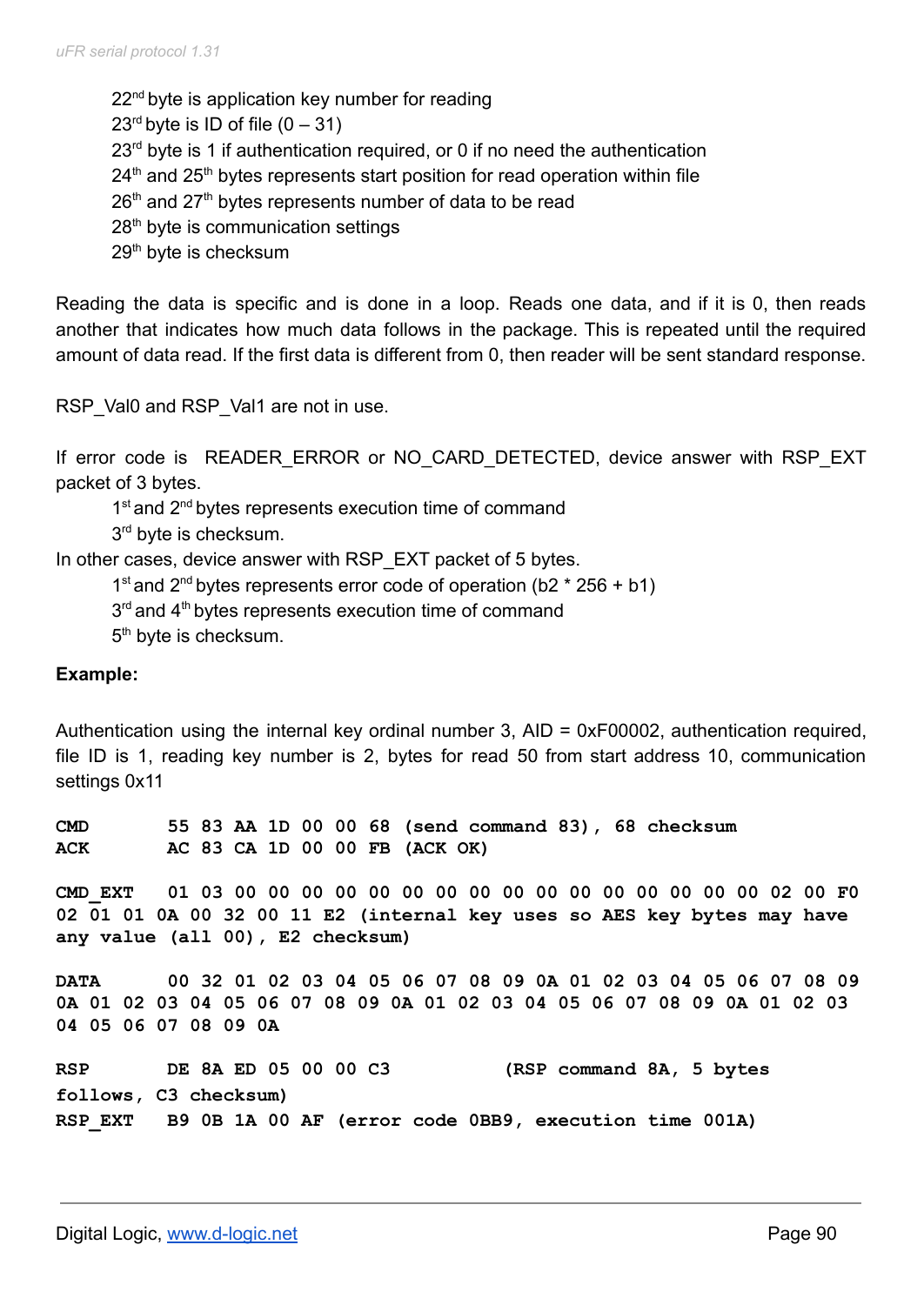22nd byte is application key number for reading
23rd byte is ID of file (0 – 31)
23rd byte is 1 if authentication required, or 0 if no need the authentication
24th and 25th bytes represents start position for read operation within file
26th and 27th bytes represents number of data to be read
28th byte is communication settings
29th byte is checksum

Reading the data is specific and is done in a loop. Reads one data, and if it is 0, then reads another that indicates how much data follows in the package. This is repeated until the required amount of data read. If the first data is different from 0, then reader will be sent standard response.

RSP_Val0 and RSP_Val1 are not in use.

If error code is READER_ERROR or NO_CARD_DETECTED, device answer with RSP_EXT packet of 3 bytes.

1st and 2nd bytes represents execution time of command
3rd byte is checksum.

In other cases, device answer with RSP_EXT packet of 5 bytes.

1st and 2nd bytes represents error code of operation (b2 * 256 + b1)
3rd and 4th bytes represents execution time of command
5th byte is checksum.

**Example:**

Authentication using the internal key ordinal number 3, AID = 0xF00002, authentication required, file ID is 1, reading key number is 2, bytes for read 50 from start address 10, communication settings 0x11

```
CMD       55 83 AA 1D 00 00 68 (send command 83), 68 checksum
ACK       AC 83 CA 1D 00 00 FB (ACK OK)

CMD_EXT   01 03 00 00 00 00 00 00 00 00 00 00 00 00 00 00 00 00 02 00 F0
02 01 01 0A 00 32 00 11 E2 (internal key uses so AES key bytes may have
any value (all 00), E2 checksum)

DATA      00 32 01 02 03 04 05 06 07 08 09 0A 01 02 03 04 05 06 07 08 09
0A 01 02 03 04 05 06 07 08 09 0A 01 02 03 04 05 06 07 08 09 0A 01 02 03
04 05 06 07 08 09 0A

RSP       DE 8A ED 05 00 00 C3          (RSP command 8A, 5 bytes
follows, C3 checksum)
RSP_EXT   B9 0B 1A 00 AF (error code 0BB9, execution time 001A)
```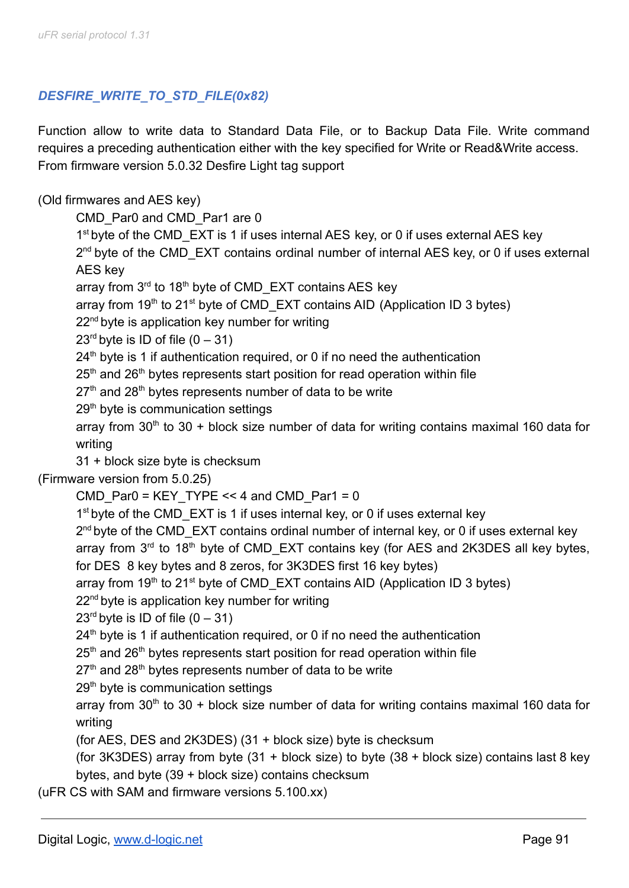### *DESFIRE_WRITE_TO_STD_FILE(0x82)*

Function allow to write data to Standard Data File, or to Backup Data File. Write command requires a preceding authentication either with the key specified for Write or Read&Write access. From firmware version 5.0.32 Desfire Light tag support

(Old firmwares and AES key)

CMD_Par0 and CMD_Par1 are 0
1st byte of the CMD_EXT is 1 if uses internal AES key, or 0 if uses external AES key
2nd byte of the CMD_EXT contains ordinal number of internal AES key, or 0 if uses external AES key
array from 3rd to 18th byte of CMD_EXT contains AES key
array from 19th to 21st byte of CMD_EXT contains AID (Application ID 3 bytes)
22nd byte is application key number for writing
23rd byte is ID of file (0 – 31)
24th byte is 1 if authentication required, or 0 if no need the authentication
25th and 26th bytes represents start position for read operation within file
27th and 28th bytes represents number of data to be write
29th byte is communication settings
array from 30th to 30 + block size number of data for writing contains maximal 160 data for writing
31 + block size byte is checksum

(Firmware version from 5.0.25)

CMD_Par0 = KEY_TYPE << 4 and CMD_Par1 = 0
1st byte of the CMD_EXT is 1 if uses internal key, or 0 if uses external key
2nd byte of the CMD_EXT contains ordinal number of internal key, or 0 if uses external key
array from 3rd to 18th byte of CMD_EXT contains key (for AES and 2K3DES all key bytes, for DES 8 key bytes and 8 zeros, for 3K3DES first 16 key bytes)
array from 19th to 21st byte of CMD_EXT contains AID (Application ID 3 bytes)
22nd byte is application key number for writing
23rd byte is ID of file (0 – 31)
24th byte is 1 if authentication required, or 0 if no need the authentication
25th and 26th bytes represents start position for read operation within file
27th and 28th bytes represents number of data to be write
29th byte is communication settings
array from 30th to 30 + block size number of data for writing contains maximal 160 data for writing
(for AES, DES and 2K3DES) (31 + block size) byte is checksum
(for 3K3DES) array from byte (31 + block size) to byte (38 + block size) contains last 8 key bytes, and byte (39 + block size) contains checksum

(uFR CS with SAM and firmware versions 5.100.xx)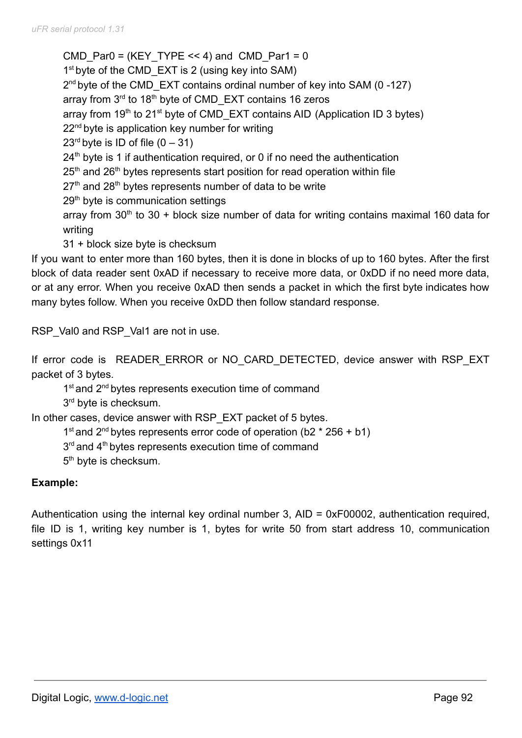CMD_Par0 = (KEY_TYPE << 4) and CMD_Par1 = 0
1st byte of the CMD_EXT is 2 (using key into SAM)
2nd byte of the CMD_EXT contains ordinal number of key into SAM (0 -127)
array from 3rd to 18th byte of CMD_EXT contains 16 zeros
array from 19th to 21st byte of CMD_EXT contains AID (Application ID 3 bytes)
22nd byte is application key number for writing
23rd byte is ID of file (0 – 31)
24th byte is 1 if authentication required, or 0 if no need the authentication
25th and 26th bytes represents start position for read operation within file
27th and 28th bytes represents number of data to be write
29th byte is communication settings
array from 30th to 30 + block size number of data for writing contains maximal 160 data for writing
31 + block size byte is checksum

If you want to enter more than 160 bytes, then it is done in blocks of up to 160 bytes. After the first block of data reader sent 0xAD if necessary to receive more data, or 0xDD if no need more data, or at any error. When you receive 0xAD then sends a packet in which the first byte indicates how many bytes follow. When you receive 0xDD then follow standard response.

RSP_Val0 and RSP_Val1 are not in use.

If error code is READER_ERROR or NO_CARD_DETECTED, device answer with RSP_EXT packet of 3 bytes.
1st and 2nd bytes represents execution time of command
3rd byte is checksum.

In other cases, device answer with RSP_EXT packet of 5 bytes.
1st and 2nd bytes represents error code of operation (b2 * 256 + b1)
3rd and 4th bytes represents execution time of command
5th byte is checksum.

**Example:**

Authentication using the internal key ordinal number 3, AID = 0xF00002, authentication required, file ID is 1, writing key number is 1, bytes for write 50 from start address 10, communication settings 0x11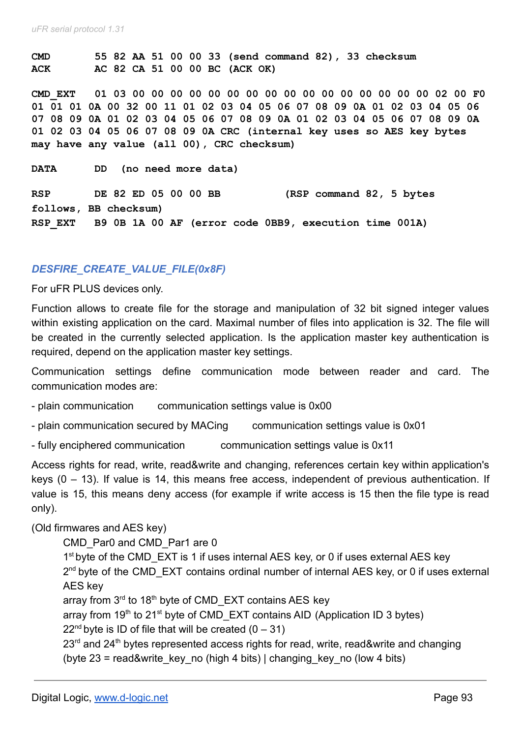```
CMD       55 82 AA 51 00 00 33 (send command 82), 33 checksum
ACK       AC 82 CA 51 00 00 BC (ACK OK)

CMD_EXT   01 03 00 00 00 00 00 00 00 00 00 00 00 00 00 00 00 00 02 00 F0
01 01 01 0A 00 32 00 11 01 02 03 04 05 06 07 08 09 0A 01 02 03 04 05 06
07 08 09 0A 01 02 03 04 05 06 07 08 09 0A 01 02 03 04 05 06 07 08 09 0A
01 02 03 04 05 06 07 08 09 0A CRC (internal key uses so AES key bytes
may have any value (all 00), CRC checksum)

DATA      DD  (no need more data)

RSP       DE 82 ED 05 00 00 BB         (RSP command 82, 5 bytes
follows, BB checksum)
RSP_EXT   B9 0B 1A 00 AF (error code 0BB9, execution time 001A)
```

### *DESFIRE_CREATE_VALUE_FILE(0x8F)*

For uFR PLUS devices only.

Function allows to create file for the storage and manipulation of 32 bit signed integer values within existing application on the card. Maximal number of files into application is 32. The file will be created in the currently selected application. Is the application master key authentication is required, depend on the application master key settings.

Communication settings define communication mode between reader and card. The communication modes are:

- plain communication        communication settings value is 0x00
- plain communication secured by MACing        communication settings value is 0x01
- fully enciphered communication        communication settings value is 0x11

Access rights for read, write, read&write and changing, references certain key within application's keys (0 – 13). If value is 14, this means free access, independent of previous authentication. If value is 15, this means deny access (for example if write access is 15 then the file type is read only).

(Old firmwares and AES key)

CMD_Par0 and CMD_Par1 are 0
1st byte of the CMD_EXT is 1 if uses internal AES key, or 0 if uses external AES key
2nd byte of the CMD_EXT contains ordinal number of internal AES key, or 0 if uses external AES key
array from 3rd to 18th byte of CMD_EXT contains AES key
array from 19th to 21st byte of CMD_EXT contains AID (Application ID 3 bytes)
22nd byte is ID of file that will be created (0 – 31)
23rd and 24th bytes represented access rights for read, write, read&write and changing
(byte 23 = read&write_key_no (high 4 bits) | changing_key_no (low 4 bits)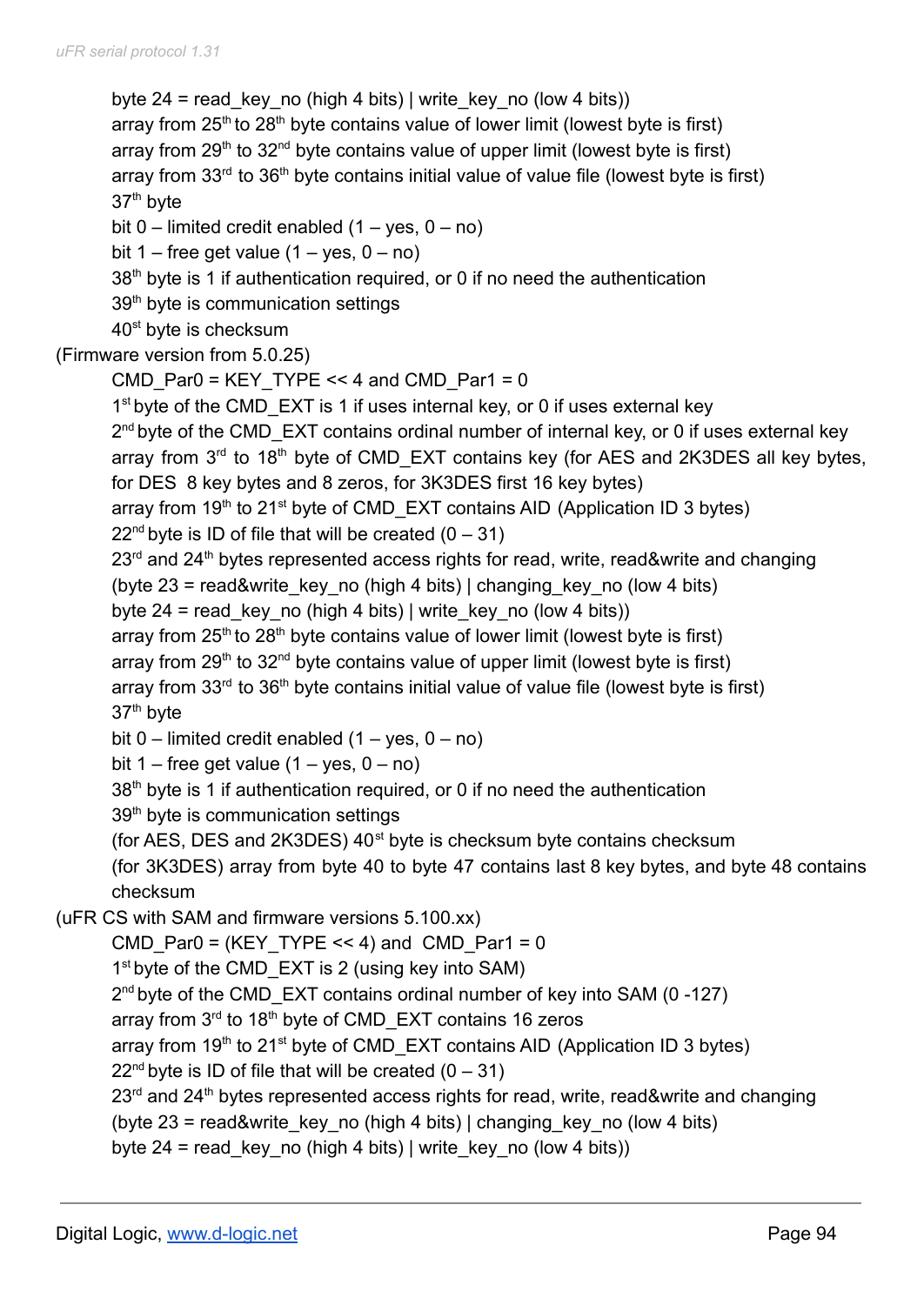byte 24 = read_key_no (high 4 bits) | write_key_no (low 4 bits))
array from 25th to 28th byte contains value of lower limit (lowest byte is first)
array from 29th to 32nd byte contains value of upper limit (lowest byte is first)
array from 33rd to 36th byte contains initial value of value file (lowest byte is first)
37th byte
bit 0 – limited credit enabled (1 – yes, 0 – no)
bit 1 – free get value (1 – yes, 0 – no)
38th byte is 1 if authentication required, or 0 if no need the authentication
39th byte is communication settings
40st byte is checksum

(Firmware version from 5.0.25)

CMD_Par0 = KEY_TYPE << 4 and CMD_Par1 = 0
1st byte of the CMD_EXT is 1 if uses internal key, or 0 if uses external key
2nd byte of the CMD_EXT contains ordinal number of internal key, or 0 if uses external key
array from 3rd to 18th byte of CMD_EXT contains key (for AES and 2K3DES all key bytes, for DES 8 key bytes and 8 zeros, for 3K3DES first 16 key bytes)
array from 19th to 21st byte of CMD_EXT contains AID (Application ID 3 bytes)
22nd byte is ID of file that will be created (0 – 31)
23rd and 24th bytes represented access rights for read, write, read&write and changing
(byte 23 = read&write_key_no (high 4 bits) | changing_key_no (low 4 bits)
byte 24 = read_key_no (high 4 bits) | write_key_no (low 4 bits))
array from 25th to 28th byte contains value of lower limit (lowest byte is first)
array from 29th to 32nd byte contains value of upper limit (lowest byte is first)
array from 33rd to 36th byte contains initial value of value file (lowest byte is first)
37th byte
bit 0 – limited credit enabled (1 – yes, 0 – no)
bit 1 – free get value (1 – yes, 0 – no)
38th byte is 1 if authentication required, or 0 if no need the authentication
39th byte is communication settings
(for AES, DES and 2K3DES) 40st byte is checksum byte contains checksum
(for 3K3DES) array from byte 40 to byte 47 contains last 8 key bytes, and byte 48 contains checksum

(uFR CS with SAM and firmware versions 5.100.xx)

CMD_Par0 = (KEY_TYPE << 4) and CMD_Par1 = 0
1st byte of the CMD_EXT is 2 (using key into SAM)
2nd byte of the CMD_EXT contains ordinal number of key into SAM (0 -127)
array from 3rd to 18th byte of CMD_EXT contains 16 zeros
array from 19th to 21st byte of CMD_EXT contains AID (Application ID 3 bytes)
22nd byte is ID of file that will be created (0 – 31)
23rd and 24th bytes represented access rights for read, write, read&write and changing
(byte 23 = read&write_key_no (high 4 bits) | changing_key_no (low 4 bits)
byte 24 = read_key_no (high 4 bits) | write_key_no (low 4 bits))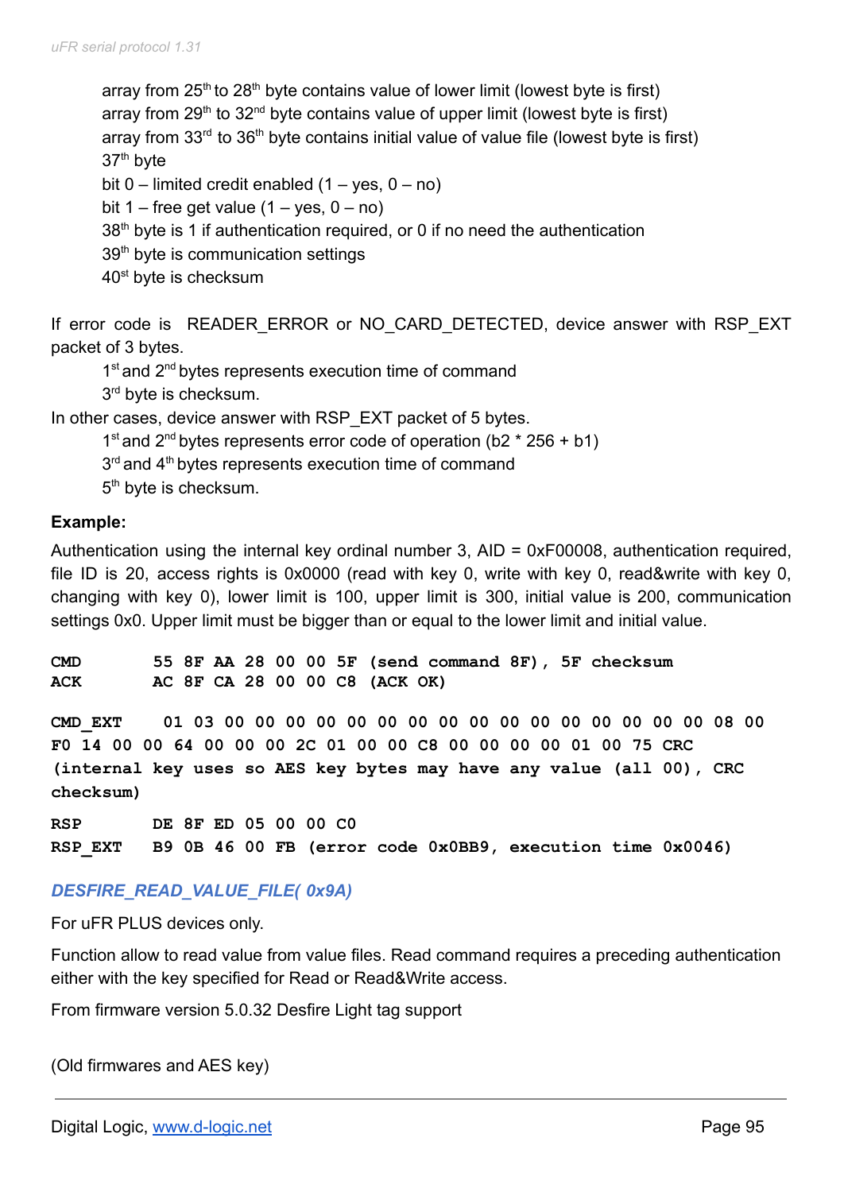array from 25th to 28th byte contains value of lower limit (lowest byte is first)
array from 29th to 32nd byte contains value of upper limit (lowest byte is first)
array from 33rd to 36th byte contains initial value of value file (lowest byte is first)
37th byte
bit 0 – limited credit enabled (1 – yes, 0 – no)
bit 1 – free get value (1 – yes, 0 – no)
38th byte is 1 if authentication required, or 0 if no need the authentication
39th byte is communication settings
40st byte is checksum

If error code is READER_ERROR or NO_CARD_DETECTED, device answer with RSP_EXT packet of 3 bytes.

1st and 2nd bytes represents execution time of command
3rd byte is checksum.

In other cases, device answer with RSP_EXT packet of 5 bytes.

1st and 2nd bytes represents error code of operation (b2 * 256 + b1)
3rd and 4th bytes represents execution time of command
5th byte is checksum.

**Example:**

Authentication using the internal key ordinal number 3, AID = 0xF00008, authentication required, file ID is 20, access rights is 0x0000 (read with key 0, write with key 0, read&write with key 0, changing with key 0), lower limit is 100, upper limit is 300, initial value is 200, communication settings 0x0. Upper limit must be bigger than or equal to the lower limit and initial value.

```
CMD       55 8F AA 28 00 00 5F (send command 8F), 5F checksum
ACK       AC 8F CA 28 00 00 C8 (ACK OK)

CMD_EXT    01 03 00 00 00 00 00 00 00 00 00 00 00 00 00 00 00 00 08 00
F0 14 00 00 64 00 00 00 2C 01 00 00 C8 00 00 00 00 01 00 75 CRC
(internal key uses so AES key bytes may have any value (all 00), CRC
checksum)

RSP       DE 8F ED 05 00 00 C0
RSP_EXT   B9 0B 46 00 FB (error code 0x0BB9, execution time 0x0046)
```

### *DESFIRE_READ_VALUE_FILE( 0x9A)*

For uFR PLUS devices only.

Function allow to read value from value files. Read command requires a preceding authentication either with the key specified for Read or Read&Write access.

From firmware version 5.0.32 Desfire Light tag support

(Old firmwares and AES key)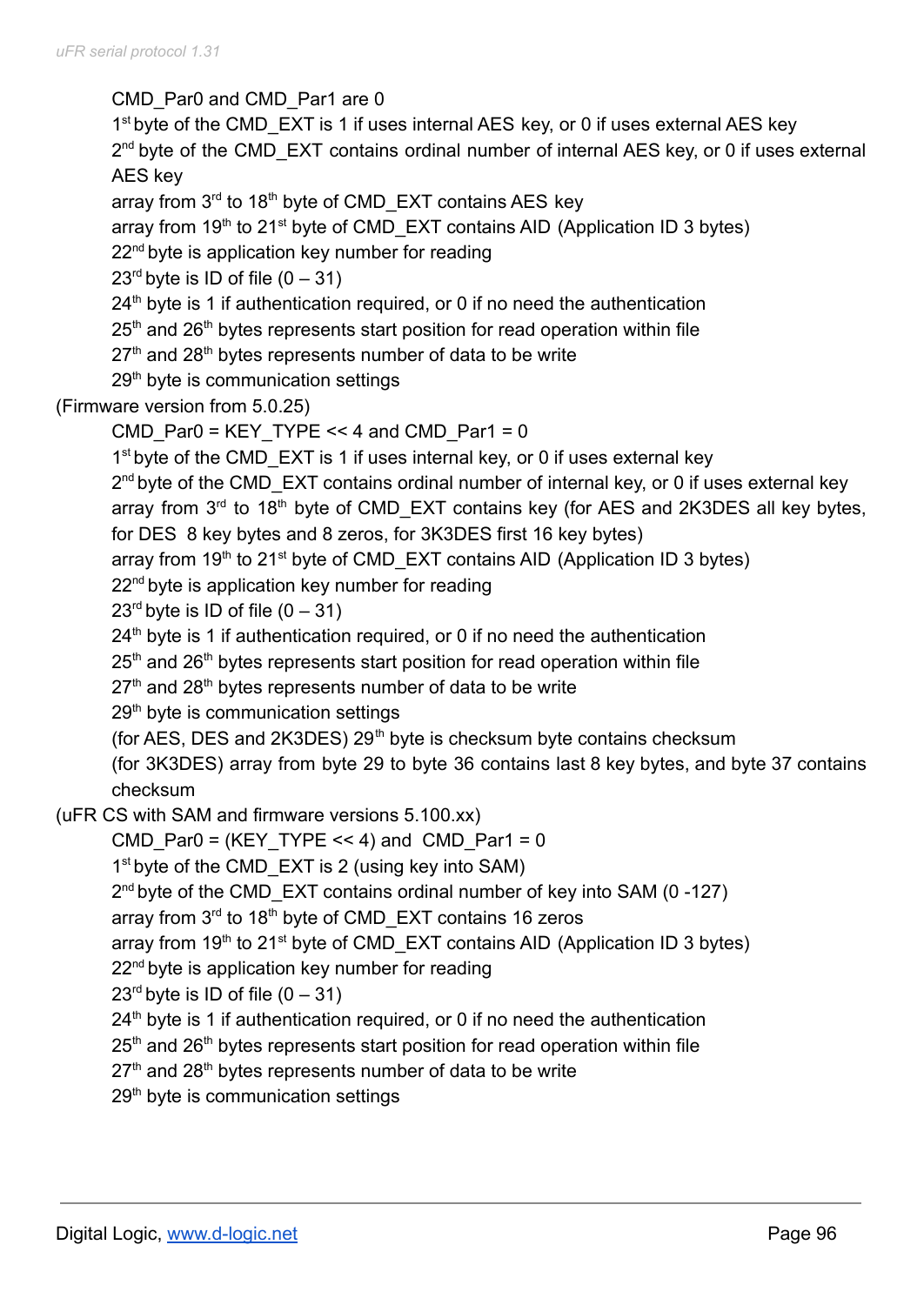CMD_Par0 and CMD_Par1 are 0
1st byte of the CMD_EXT is 1 if uses internal AES key, or 0 if uses external AES key
2nd byte of the CMD_EXT contains ordinal number of internal AES key, or 0 if uses external AES key
array from 3rd to 18th byte of CMD_EXT contains AES key
array from 19th to 21st byte of CMD_EXT contains AID (Application ID 3 bytes)
22nd byte is application key number for reading
23rd byte is ID of file (0 – 31)
24th byte is 1 if authentication required, or 0 if no need the authentication
25th and 26th bytes represents start position for read operation within file
27th and 28th bytes represents number of data to be write
29th byte is communication settings

(Firmware version from 5.0.25)

CMD_Par0 = KEY_TYPE << 4 and CMD_Par1 = 0
1st byte of the CMD_EXT is 1 if uses internal key, or 0 if uses external key
2nd byte of the CMD_EXT contains ordinal number of internal key, or 0 if uses external key
array from 3rd to 18th byte of CMD_EXT contains key (for AES and 2K3DES all key bytes, for DES 8 key bytes and 8 zeros, for 3K3DES first 16 key bytes)
array from 19th to 21st byte of CMD_EXT contains AID (Application ID 3 bytes)
22nd byte is application key number for reading
23rd byte is ID of file (0 – 31)
24th byte is 1 if authentication required, or 0 if no need the authentication
25th and 26th bytes represents start position for read operation within file
27th and 28th bytes represents number of data to be write
29th byte is communication settings
(for AES, DES and 2K3DES) 29th byte is checksum byte contains checksum
(for 3K3DES) array from byte 29 to byte 36 contains last 8 key bytes, and byte 37 contains checksum

(uFR CS with SAM and firmware versions 5.100.xx)

CMD_Par0 = (KEY_TYPE << 4) and CMD_Par1 = 0
1st byte of the CMD_EXT is 2 (using key into SAM)
2nd byte of the CMD_EXT contains ordinal number of key into SAM (0 -127)
array from 3rd to 18th byte of CMD_EXT contains 16 zeros
array from 19th to 21st byte of CMD_EXT contains AID (Application ID 3 bytes)
22nd byte is application key number for reading
23rd byte is ID of file (0 – 31)
24th byte is 1 if authentication required, or 0 if no need the authentication
25th and 26th bytes represents start position for read operation within file
27th and 28th bytes represents number of data to be write
29th byte is communication settings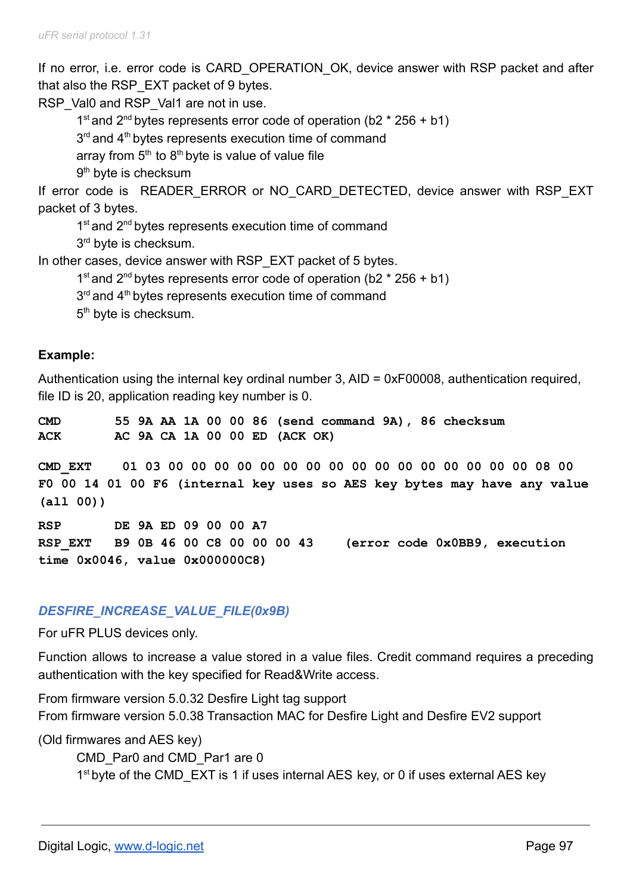If no error, i.e. error code is CARD_OPERATION_OK, device answer with RSP packet and after that also the RSP_EXT packet of 9 bytes.
RSP_Val0 and RSP_Val1 are not in use.

- 1st and 2nd bytes represents error code of operation (b2 * 256 + b1)
- 3rd and 4th bytes represents execution time of command
- array from 5th to 8th byte is value of value file
- 9th byte is checksum

If error code is READER_ERROR or NO_CARD_DETECTED, device answer with RSP_EXT packet of 3 bytes.

- 1st and 2nd bytes represents execution time of command
- 3rd byte is checksum.

In other cases, device answer with RSP_EXT packet of 5 bytes.

- 1st and 2nd bytes represents error code of operation (b2 * 256 + b1)
- 3rd and 4th bytes represents execution time of command
- 5th byte is checksum.

**Example:**

Authentication using the internal key ordinal number 3, AID = 0xF00008, authentication required, file ID is 20, application reading key number is 0.

```
CMD       55 9A AA 1A 00 00 86 (send command 9A), 86 checksum
ACK       AC 9A CA 1A 00 00 ED (ACK OK)

CMD_EXT    01 03 00 00 00 00 00 00 00 00 00 00 00 00 00 00 00 00 08 00
F0 00 14 01 00 F6 (internal key uses so AES key bytes may have any value
(all 00))

RSP       DE 9A ED 09 00 00 A7
RSP_EXT   B9 0B 46 00 C8 00 00 00 43    (error code 0x0BB9, execution
time 0x0046, value 0x000000C8)
```

### *DESFIRE_INCREASE_VALUE_FILE(0x9B)*

For uFR PLUS devices only.

Function allows to increase a value stored in a value files. Credit command requires a preceding authentication with the key specified for Read&Write access.

From firmware version 5.0.32 Desfire Light tag support
From firmware version 5.0.38 Transaction MAC for Desfire Light and Desfire EV2 support

(Old firmwares and AES key)

- CMD_Par0 and CMD_Par1 are 0
- 1st byte of the CMD_EXT is 1 if uses internal AES key, or 0 if uses external AES key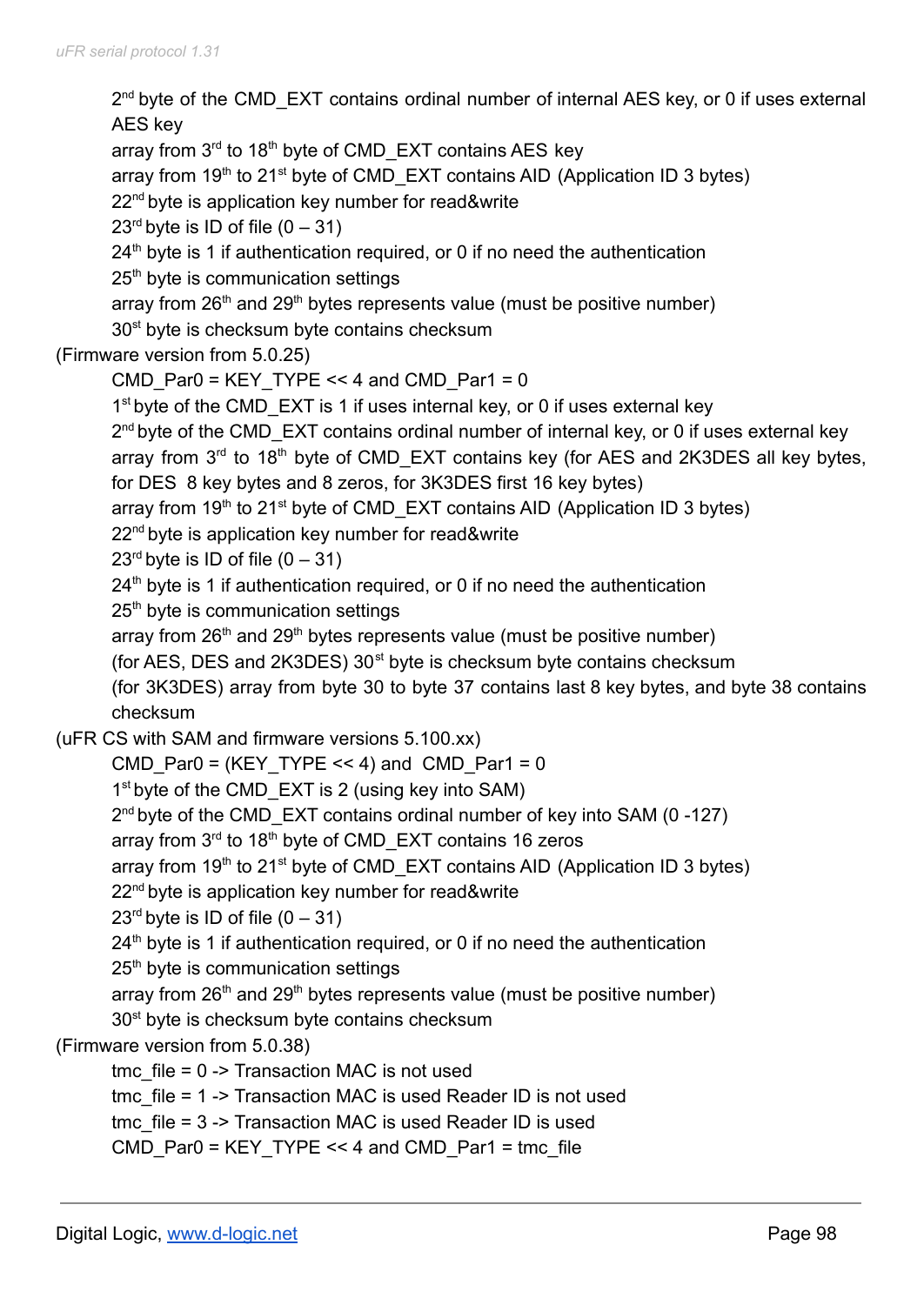2nd byte of the CMD_EXT contains ordinal number of internal AES key, or 0 if uses external AES key
array from 3rd to 18th byte of CMD_EXT contains AES key
array from 19th to 21st byte of CMD_EXT contains AID (Application ID 3 bytes)
22nd byte is application key number for read&write
23rd byte is ID of file (0 – 31)
24th byte is 1 if authentication required, or 0 if no need the authentication
25th byte is communication settings
array from 26th and 29th bytes represents value (must be positive number)
30st byte is checksum byte contains checksum

(Firmware version from 5.0.25)

CMD_Par0 = KEY_TYPE << 4 and CMD_Par1 = 0
1st byte of the CMD_EXT is 1 if uses internal key, or 0 if uses external key
2nd byte of the CMD_EXT contains ordinal number of internal key, or 0 if uses external key
array from 3rd to 18th byte of CMD_EXT contains key (for AES and 2K3DES all key bytes, for DES 8 key bytes and 8 zeros, for 3K3DES first 16 key bytes)
array from 19th to 21st byte of CMD_EXT contains AID (Application ID 3 bytes)
22nd byte is application key number for read&write
23rd byte is ID of file (0 – 31)
24th byte is 1 if authentication required, or 0 if no need the authentication
25th byte is communication settings
array from 26th and 29th bytes represents value (must be positive number)
(for AES, DES and 2K3DES) 30st byte is checksum byte contains checksum
(for 3K3DES) array from byte 30 to byte 37 contains last 8 key bytes, and byte 38 contains checksum

(uFR CS with SAM and firmware versions 5.100.xx)

CMD_Par0 = (KEY_TYPE << 4) and CMD_Par1 = 0
1st byte of the CMD_EXT is 2 (using key into SAM)
2nd byte of the CMD_EXT contains ordinal number of key into SAM (0 -127)
array from 3rd to 18th byte of CMD_EXT contains 16 zeros
array from 19th to 21st byte of CMD_EXT contains AID (Application ID 3 bytes)
22nd byte is application key number for read&write
23rd byte is ID of file (0 – 31)
24th byte is 1 if authentication required, or 0 if no need the authentication
25th byte is communication settings
array from 26th and 29th bytes represents value (must be positive number)
30st byte is checksum byte contains checksum

(Firmware version from 5.0.38)

tmc_file = 0 -> Transaction MAC is not used
tmc_file = 1 -> Transaction MAC is used Reader ID is not used
tmc_file = 3 -> Transaction MAC is used Reader ID is used
CMD_Par0 = KEY_TYPE << 4 and CMD_Par1 = tmc_file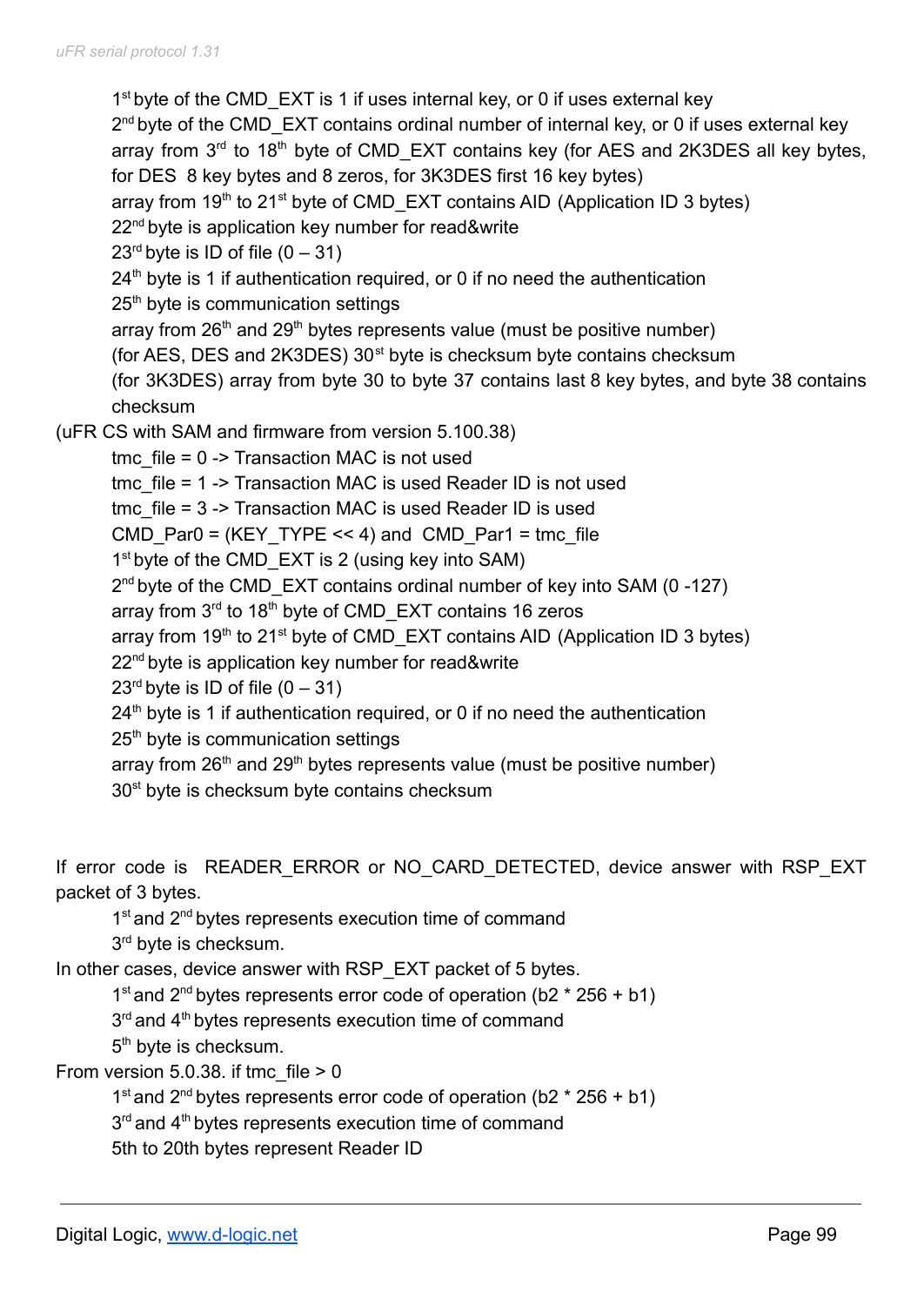1st byte of the CMD_EXT is 1 if uses internal key, or 0 if uses external key
2nd byte of the CMD_EXT contains ordinal number of internal key, or 0 if uses external key
array from 3rd to 18th byte of CMD_EXT contains key (for AES and 2K3DES all key bytes, for DES 8 key bytes and 8 zeros, for 3K3DES first 16 key bytes)
array from 19th to 21st byte of CMD_EXT contains AID (Application ID 3 bytes)
22nd byte is application key number for read&write
23rd byte is ID of file (0 – 31)
24th byte is 1 if authentication required, or 0 if no need the authentication
25th byte is communication settings
array from 26th and 29th bytes represents value (must be positive number)
(for AES, DES and 2K3DES) 30st byte is checksum byte contains checksum
(for 3K3DES) array from byte 30 to byte 37 contains last 8 key bytes, and byte 38 contains checksum

(uFR CS with SAM and firmware from version 5.100.38)

tmc_file = 0 -> Transaction MAC is not used
tmc_file = 1 -> Transaction MAC is used Reader ID is not used
tmc_file = 3 -> Transaction MAC is used Reader ID is used
CMD_Par0 = (KEY_TYPE << 4) and CMD_Par1 = tmc_file
1st byte of the CMD_EXT is 2 (using key into SAM)
2nd byte of the CMD_EXT contains ordinal number of key into SAM (0 -127)
array from 3rd to 18th byte of CMD_EXT contains 16 zeros
array from 19th to 21st byte of CMD_EXT contains AID (Application ID 3 bytes)
22nd byte is application key number for read&write
23rd byte is ID of file (0 – 31)
24th byte is 1 if authentication required, or 0 if no need the authentication
25th byte is communication settings
array from 26th and 29th bytes represents value (must be positive number)
30st byte is checksum byte contains checksum

If error code is READER_ERROR or NO_CARD_DETECTED, device answer with RSP_EXT packet of 3 bytes.

1st and 2nd bytes represents execution time of command
3rd byte is checksum.

In other cases, device answer with RSP_EXT packet of 5 bytes.

1st and 2nd bytes represents error code of operation (b2 * 256 + b1)
3rd and 4th bytes represents execution time of command
5th byte is checksum.

From version 5.0.38. if tmc_file > 0

1st and 2nd bytes represents error code of operation (b2 * 256 + b1)
3rd and 4th bytes represents execution time of command
5th to 20th bytes represent Reader ID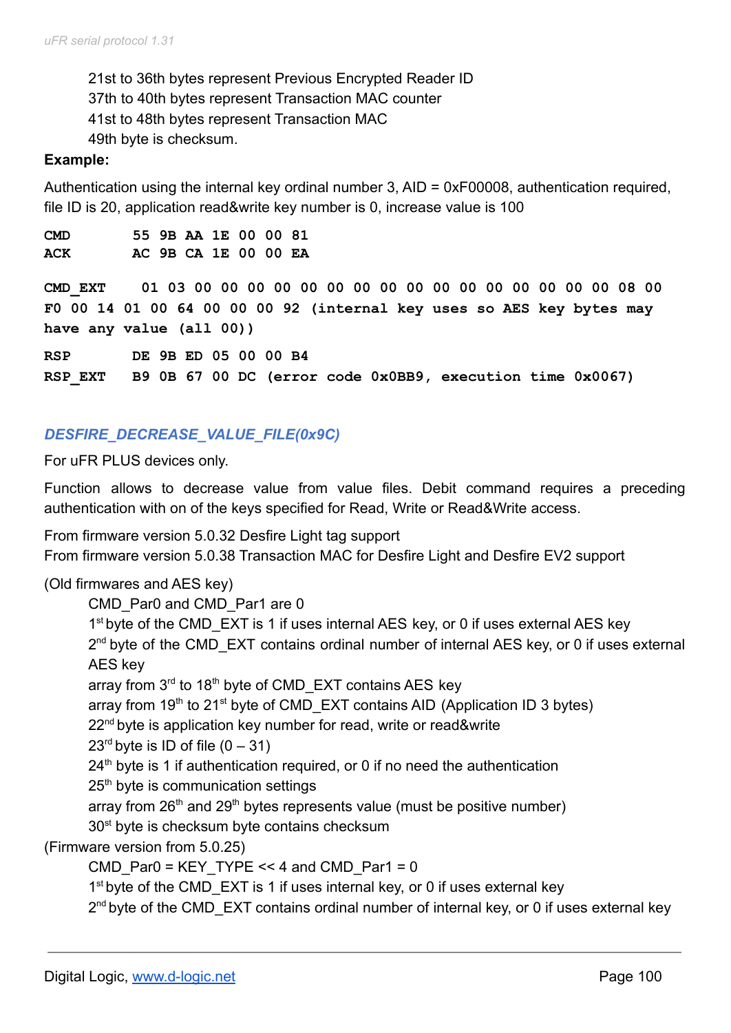21st to 36th bytes represent Previous Encrypted Reader ID
37th to 40th bytes represent Transaction MAC counter
41st to 48th bytes represent Transaction MAC
49th byte is checksum.

**Example:**

Authentication using the internal key ordinal number 3, AID = 0xF00008, authentication required, file ID is 20, application read&write key number is 0, increase value is 100

```
CMD       55 9B AA 1E 00 00 81
ACK       AC 9B CA 1E 00 00 EA

CMD_EXT    01 03 00 00 00 00 00 00 00 00 00 00 00 00 00 00 00 00 08 00
F0 00 14 01 00 64 00 00 00 92 (internal key uses so AES key bytes may
have any value (all 00))

RSP       DE 9B ED 05 00 00 B4
RSP_EXT   B9 0B 67 00 DC (error code 0x0BB9, execution time 0x0067)
```

### *DESFIRE_DECREASE_VALUE_FILE(0x9C)*

For uFR PLUS devices only.

Function allows to decrease value from value files. Debit command requires a preceding authentication with on of the keys specified for Read, Write or Read&Write access.

From firmware version 5.0.32 Desfire Light tag support
From firmware version 5.0.38 Transaction MAC for Desfire Light and Desfire EV2 support

(Old firmwares and AES key)

- CMD_Par0 and CMD_Par1 are 0
- 1st byte of the CMD_EXT is 1 if uses internal AES key, or 0 if uses external AES key
- 2nd byte of the CMD_EXT contains ordinal number of internal AES key, or 0 if uses external AES key
- array from 3rd to 18th byte of CMD_EXT contains AES key
- array from 19th to 21st byte of CMD_EXT contains AID (Application ID 3 bytes)
- 22nd byte is application key number for read, write or read&write
- 23rd byte is ID of file (0 – 31)
- 24th byte is 1 if authentication required, or 0 if no need the authentication
- 25th byte is communication settings
- array from 26th and 29th bytes represents value (must be positive number)
- 30st byte is checksum byte contains checksum

(Firmware version from 5.0.25)

- CMD_Par0 = KEY_TYPE << 4 and CMD_Par1 = 0
- 1st byte of the CMD_EXT is 1 if uses internal key, or 0 if uses external key
- 2nd byte of the CMD_EXT contains ordinal number of internal key, or 0 if uses external key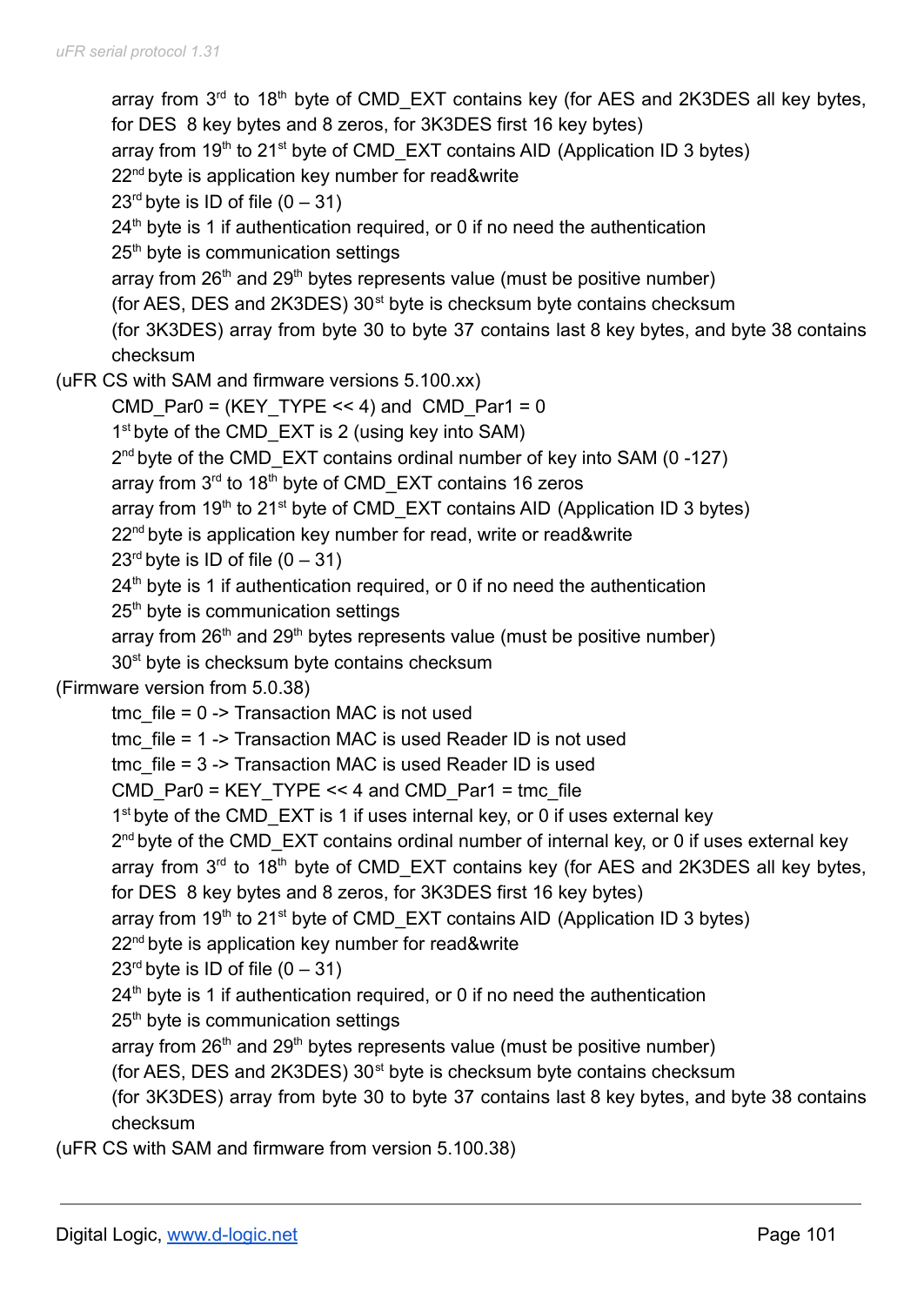array from 3rd to 18th byte of CMD_EXT contains key (for AES and 2K3DES all key bytes, for DES 8 key bytes and 8 zeros, for 3K3DES first 16 key bytes)
array from 19th to 21st byte of CMD_EXT contains AID (Application ID 3 bytes)
22nd byte is application key number for read&write
23rd byte is ID of file (0 – 31)
24th byte is 1 if authentication required, or 0 if no need the authentication
25th byte is communication settings
array from 26th and 29th bytes represents value (must be positive number)
(for AES, DES and 2K3DES) 30st byte is checksum byte contains checksum
(for 3K3DES) array from byte 30 to byte 37 contains last 8 key bytes, and byte 38 contains checksum

(uFR CS with SAM and firmware versions 5.100.xx)

CMD_Par0 = (KEY_TYPE << 4) and CMD_Par1 = 0
1st byte of the CMD_EXT is 2 (using key into SAM)
2nd byte of the CMD_EXT contains ordinal number of key into SAM (0 -127)
array from 3rd to 18th byte of CMD_EXT contains 16 zeros
array from 19th to 21st byte of CMD_EXT contains AID (Application ID 3 bytes)
22nd byte is application key number for read, write or read&write
23rd byte is ID of file (0 – 31)
24th byte is 1 if authentication required, or 0 if no need the authentication
25th byte is communication settings
array from 26th and 29th bytes represents value (must be positive number)
30st byte is checksum byte contains checksum

(Firmware version from 5.0.38)

tmc_file = 0 -> Transaction MAC is not used
tmc_file = 1 -> Transaction MAC is used Reader ID is not used
tmc_file = 3 -> Transaction MAC is used Reader ID is used
CMD_Par0 = KEY_TYPE << 4 and CMD_Par1 = tmc_file
1st byte of the CMD_EXT is 1 if uses internal key, or 0 if uses external key
2nd byte of the CMD_EXT contains ordinal number of internal key, or 0 if uses external key
array from 3rd to 18th byte of CMD_EXT contains key (for AES and 2K3DES all key bytes, for DES 8 key bytes and 8 zeros, for 3K3DES first 16 key bytes)
array from 19th to 21st byte of CMD_EXT contains AID (Application ID 3 bytes)
22nd byte is application key number for read&write
23rd byte is ID of file (0 – 31)
24th byte is 1 if authentication required, or 0 if no need the authentication
25th byte is communication settings
array from 26th and 29th bytes represents value (must be positive number)
(for AES, DES and 2K3DES) 30st byte is checksum byte contains checksum
(for 3K3DES) array from byte 30 to byte 37 contains last 8 key bytes, and byte 38 contains checksum

(uFR CS with SAM and firmware from version 5.100.38)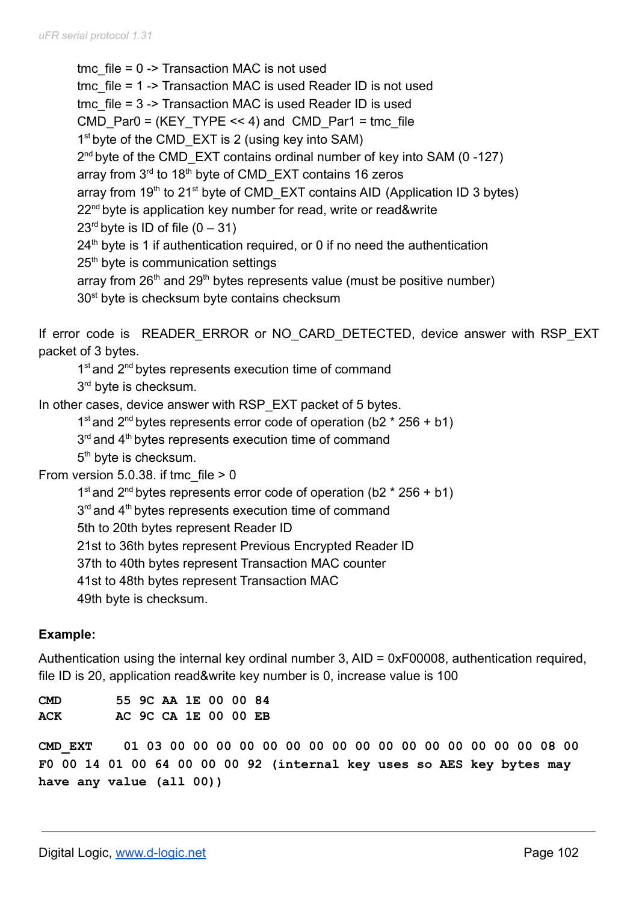tmc_file = 0 -> Transaction MAC is not used
tmc_file = 1 -> Transaction MAC is used Reader ID is not used
tmc_file = 3 -> Transaction MAC is used Reader ID is used
CMD_Par0 = (KEY_TYPE << 4) and CMD_Par1 = tmc_file
1st byte of the CMD_EXT is 2 (using key into SAM)
2nd byte of the CMD_EXT contains ordinal number of key into SAM (0 -127)
array from 3rd to 18th byte of CMD_EXT contains 16 zeros
array from 19th to 21st byte of CMD_EXT contains AID (Application ID 3 bytes)
22nd byte is application key number for read, write or read&write
23rd byte is ID of file (0 – 31)
24th byte is 1 if authentication required, or 0 if no need the authentication
25th byte is communication settings
array from 26th and 29th bytes represents value (must be positive number)
30st byte is checksum byte contains checksum

If error code is READER_ERROR or NO_CARD_DETECTED, device answer with RSP_EXT packet of 3 bytes.

1st and 2nd bytes represents execution time of command
3rd byte is checksum.

In other cases, device answer with RSP_EXT packet of 5 bytes.

1st and 2nd bytes represents error code of operation (b2 * 256 + b1)
3rd and 4th bytes represents execution time of command
5th byte is checksum.

From version 5.0.38. if tmc_file > 0

1st and 2nd bytes represents error code of operation (b2 * 256 + b1)
3rd and 4th bytes represents execution time of command
5th to 20th bytes represent Reader ID
21st to 36th bytes represent Previous Encrypted Reader ID
37th to 40th bytes represent Transaction MAC counter
41st to 48th bytes represent Transaction MAC
49th byte is checksum.

**Example:**

Authentication using the internal key ordinal number 3, AID = 0xF00008, authentication required, file ID is 20, application read&write key number is 0, increase value is 100

```
CMD       55 9C AA 1E 00 00 84
ACK       AC 9C CA 1E 00 00 EB

CMD_EXT    01 03 00 00 00 00 00 00 00 00 00 00 00 00 00 00 00 00 08 00
F0 00 14 01 00 64 00 00 00 92 (internal key uses so AES key bytes may
have any value (all 00))
```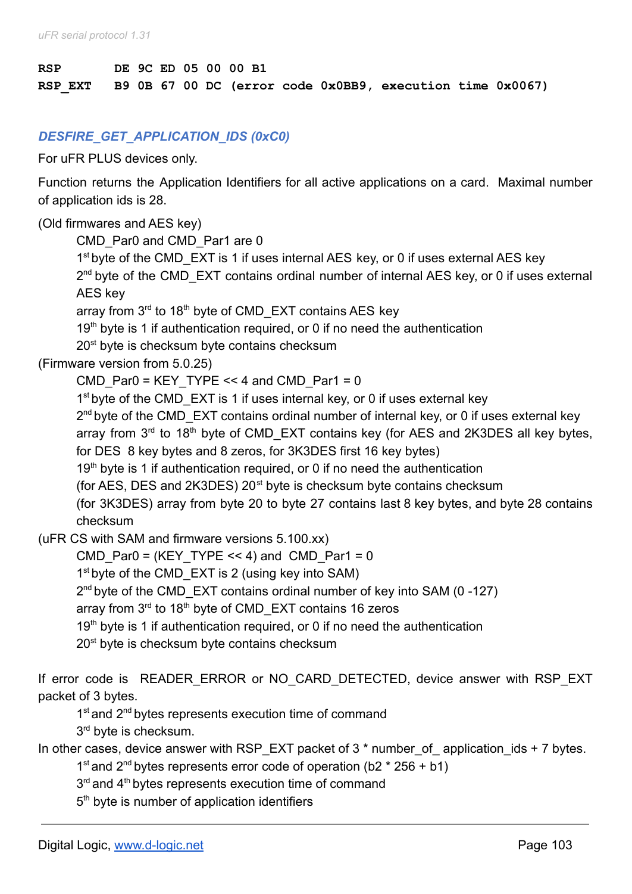```
RSP       DE 9C ED 05 00 00 B1
RSP_EXT   B9 0B 67 00 DC (error code 0x0BB9, execution time 0x0067)
```

### *DESFIRE_GET_APPLICATION_IDS (0xC0)*

For uFR PLUS devices only.

Function returns the Application Identifiers for all active applications on a card. Maximal number of application ids is 28.

(Old firmwares and AES key)

- CMD_Par0 and CMD_Par1 are 0
- 1st byte of the CMD_EXT is 1 if uses internal AES key, or 0 if uses external AES key
- 2nd byte of the CMD_EXT contains ordinal number of internal AES key, or 0 if uses external AES key
- array from 3rd to 18th byte of CMD_EXT contains AES key
- 19th byte is 1 if authentication required, or 0 if no need the authentication
- 20st byte is checksum byte contains checksum

(Firmware version from 5.0.25)

- CMD_Par0 = KEY_TYPE << 4 and CMD_Par1 = 0
- 1st byte of the CMD_EXT is 1 if uses internal key, or 0 if uses external key
- 2nd byte of the CMD_EXT contains ordinal number of internal key, or 0 if uses external key
- array from 3rd to 18th byte of CMD_EXT contains key (for AES and 2K3DES all key bytes, for DES 8 key bytes and 8 zeros, for 3K3DES first 16 key bytes)
- 19th byte is 1 if authentication required, or 0 if no need the authentication
- (for AES, DES and 2K3DES) 20st byte is checksum byte contains checksum
- (for 3K3DES) array from byte 20 to byte 27 contains last 8 key bytes, and byte 28 contains checksum

(uFR CS with SAM and firmware versions 5.100.xx)

- CMD_Par0 = (KEY_TYPE << 4) and CMD_Par1 = 0
- 1st byte of the CMD_EXT is 2 (using key into SAM)
- 2nd byte of the CMD_EXT contains ordinal number of key into SAM (0 -127)
- array from 3rd to 18th byte of CMD_EXT contains 16 zeros
- 19th byte is 1 if authentication required, or 0 if no need the authentication
- 20st byte is checksum byte contains checksum

If error code is READER_ERROR or NO_CARD_DETECTED, device answer with RSP_EXT packet of 3 bytes.

- 1st and 2nd bytes represents execution time of command
- 3rd byte is checksum.

In other cases, device answer with RSP_EXT packet of 3 * number_of_ application_ids + 7 bytes.

- 1st and 2nd bytes represents error code of operation (b2 * 256 + b1)
- 3rd and 4th bytes represents execution time of command
- 5th byte is number of application identifiers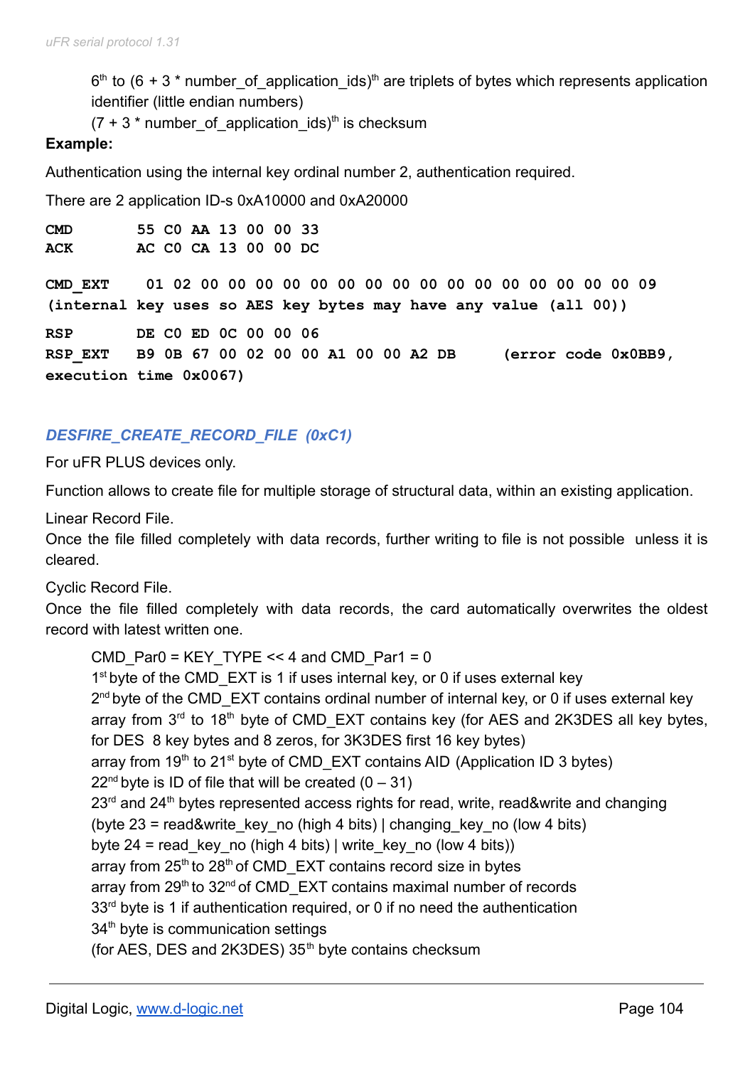6th to (6 + 3 * number_of_application_ids)th are triplets of bytes which represents application identifier (little endian numbers)

(7 + 3 * number_of_application_ids)th is checksum

**Example:**

Authentication using the internal key ordinal number 2, authentication required.

There are 2 application ID-s 0xA10000 and 0xA20000

```
CMD        55 C0 AA 13 00 00 33
ACK        AC C0 CA 13 00 00 DC

CMD_EXT     01 02 00 00 00 00 00 00 00 00 00 00 00 00 00 00 00 00 09
(internal key uses so AES key bytes may have any value (all 00))
RSP        DE C0 ED 0C 00 00 06
RSP_EXT    B9 0B 67 00 02 00 00 A1 00 00 A2 DB     (error code 0x0BB9,
execution time 0x0067)
```

## *DESFIRE_CREATE_RECORD_FILE (0xC1)*

For uFR PLUS devices only.

Function allows to create file for multiple storage of structural data, within an existing application.

Linear Record File.
Once the file filled completely with data records, further writing to file is not possible unless it is cleared.

Cyclic Record File.
Once the file filled completely with data records, the card automatically overwrites the oldest record with latest written one.

CMD_Par0 = KEY_TYPE << 4 and CMD_Par1 = 0
1st byte of the CMD_EXT is 1 if uses internal key, or 0 if uses external key
2nd byte of the CMD_EXT contains ordinal number of internal key, or 0 if uses external key
array from 3rd to 18th byte of CMD_EXT contains key (for AES and 2K3DES all key bytes, for DES 8 key bytes and 8 zeros, for 3K3DES first 16 key bytes)
array from 19th to 21st byte of CMD_EXT contains AID (Application ID 3 bytes)
22nd byte is ID of file that will be created (0 – 31)
23rd and 24th bytes represented access rights for read, write, read&write and changing
(byte 23 = read&write_key_no (high 4 bits) | changing_key_no (low 4 bits)
byte 24 = read_key_no (high 4 bits) | write_key_no (low 4 bits))
array from 25th to 28th of CMD_EXT contains record size in bytes
array from 29th to 32nd of CMD_EXT contains maximal number of records
33rd byte is 1 if authentication required, or 0 if no need the authentication
34th byte is communication settings
(for AES, DES and 2K3DES) 35th byte contains checksum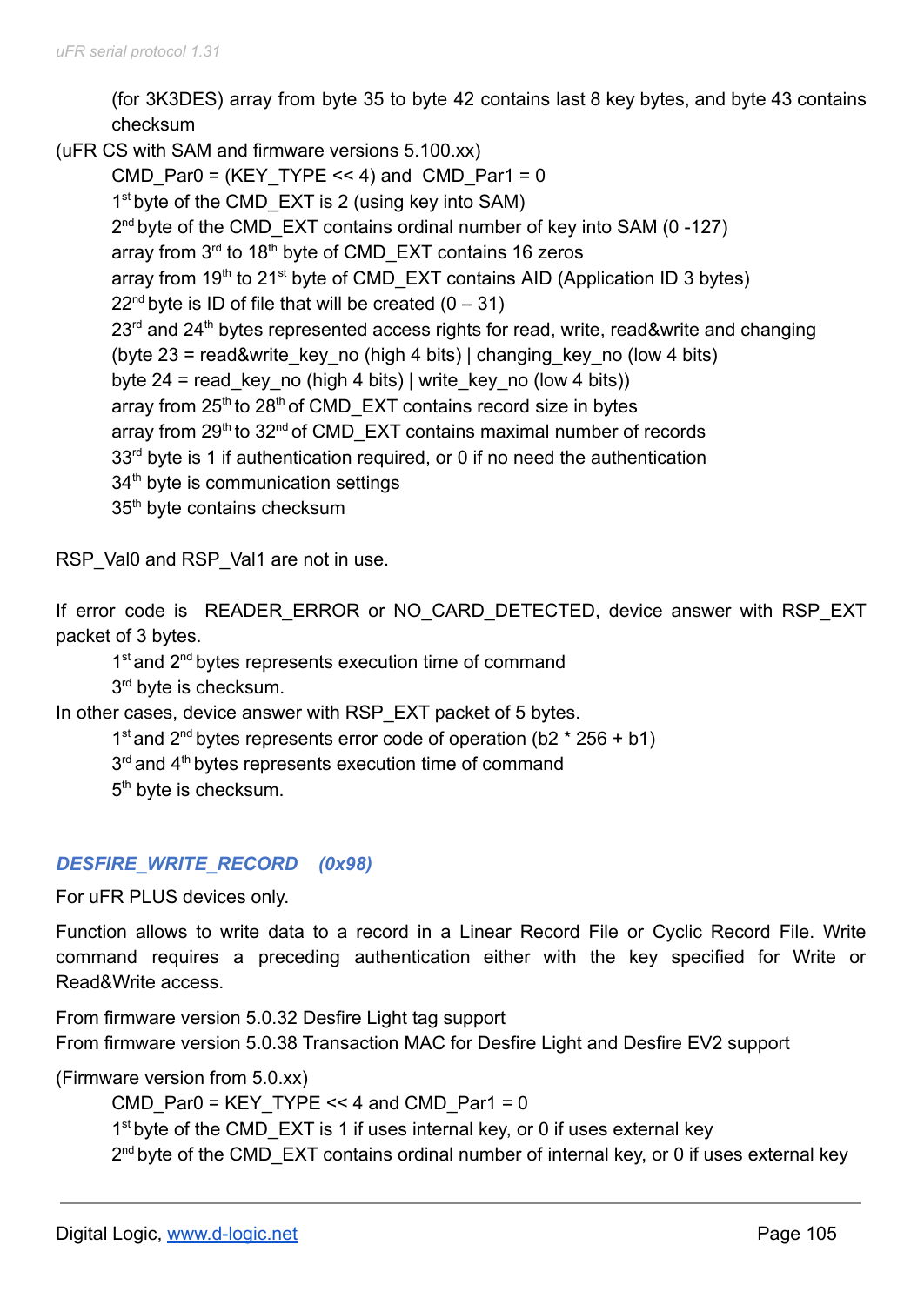(for 3K3DES) array from byte 35 to byte 42 contains last 8 key bytes, and byte 43 contains checksum

(uFR CS with SAM and firmware versions 5.100.xx)

CMD_Par0 = (KEY_TYPE << 4) and CMD_Par1 = 0
1st byte of the CMD_EXT is 2 (using key into SAM)
2nd byte of the CMD_EXT contains ordinal number of key into SAM (0 -127)
array from 3rd to 18th byte of CMD_EXT contains 16 zeros
array from 19th to 21st byte of CMD_EXT contains AID (Application ID 3 bytes)
22nd byte is ID of file that will be created (0 – 31)
23rd and 24th bytes represented access rights for read, write, read&write and changing
(byte 23 = read&write_key_no (high 4 bits) | changing_key_no (low 4 bits)
byte 24 = read_key_no (high 4 bits) | write_key_no (low 4 bits))
array from 25th to 28th of CMD_EXT contains record size in bytes
array from 29th to 32nd of CMD_EXT contains maximal number of records
33rd byte is 1 if authentication required, or 0 if no need the authentication
34th byte is communication settings
35th byte contains checksum

RSP_Val0 and RSP_Val1 are not in use.

If error code is READER_ERROR or NO_CARD_DETECTED, device answer with RSP_EXT packet of 3 bytes.

1st and 2nd bytes represents execution time of command
3rd byte is checksum.

In other cases, device answer with RSP_EXT packet of 5 bytes.

1st and 2nd bytes represents error code of operation (b2 * 256 + b1)
3rd and 4th bytes represents execution time of command
5th byte is checksum.

### *DESFIRE_WRITE_RECORD (0x98)*

For uFR PLUS devices only.

Function allows to write data to a record in a Linear Record File or Cyclic Record File. Write command requires a preceding authentication either with the key specified for Write or Read&Write access.

From firmware version 5.0.32 Desfire Light tag support
From firmware version 5.0.38 Transaction MAC for Desfire Light and Desfire EV2 support

(Firmware version from 5.0.xx)

CMD_Par0 = KEY_TYPE << 4 and CMD_Par1 = 0
1st byte of the CMD_EXT is 1 if uses internal key, or 0 if uses external key
2nd byte of the CMD_EXT contains ordinal number of internal key, or 0 if uses external key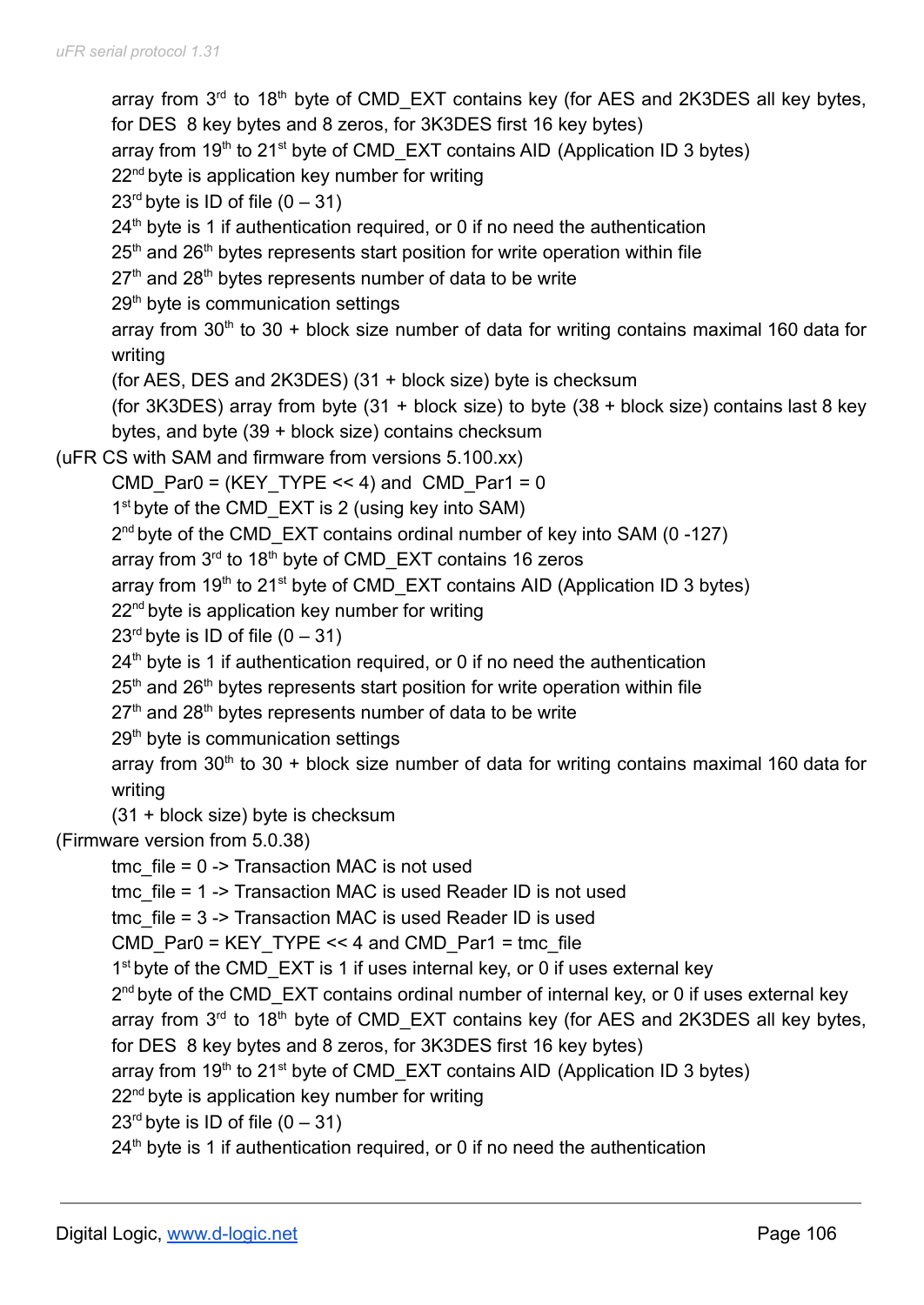array from 3rd to 18th byte of CMD_EXT contains key (for AES and 2K3DES all key bytes, for DES 8 key bytes and 8 zeros, for 3K3DES first 16 key bytes)
array from 19th to 21st byte of CMD_EXT contains AID (Application ID 3 bytes)
22nd byte is application key number for writing
23rd byte is ID of file (0 – 31)
24th byte is 1 if authentication required, or 0 if no need the authentication
25th and 26th bytes represents start position for write operation within file
27th and 28th bytes represents number of data to be write
29th byte is communication settings
array from 30th to 30 + block size number of data for writing contains maximal 160 data for writing
(for AES, DES and 2K3DES) (31 + block size) byte is checksum
(for 3K3DES) array from byte (31 + block size) to byte (38 + block size) contains last 8 key bytes, and byte (39 + block size) contains checksum

(uFR CS with SAM and firmware from versions 5.100.xx)

CMD_Par0 = (KEY_TYPE << 4) and CMD_Par1 = 0
1st byte of the CMD_EXT is 2 (using key into SAM)
2nd byte of the CMD_EXT contains ordinal number of key into SAM (0 -127)
array from 3rd to 18th byte of CMD_EXT contains 16 zeros
array from 19th to 21st byte of CMD_EXT contains AID (Application ID 3 bytes)
22nd byte is application key number for writing
23rd byte is ID of file (0 – 31)
24th byte is 1 if authentication required, or 0 if no need the authentication
25th and 26th bytes represents start position for write operation within file
27th and 28th bytes represents number of data to be write
29th byte is communication settings
array from 30th to 30 + block size number of data for writing contains maximal 160 data for writing
(31 + block size) byte is checksum

(Firmware version from 5.0.38)

tmc_file = 0 -> Transaction MAC is not used
tmc_file = 1 -> Transaction MAC is used Reader ID is not used
tmc_file = 3 -> Transaction MAC is used Reader ID is used
CMD_Par0 = KEY_TYPE << 4 and CMD_Par1 = tmc_file
1st byte of the CMD_EXT is 1 if uses internal key, or 0 if uses external key
2nd byte of the CMD_EXT contains ordinal number of internal key, or 0 if uses external key
array from 3rd to 18th byte of CMD_EXT contains key (for AES and 2K3DES all key bytes, for DES 8 key bytes and 8 zeros, for 3K3DES first 16 key bytes)
array from 19th to 21st byte of CMD_EXT contains AID (Application ID 3 bytes)
22nd byte is application key number for writing
23rd byte is ID of file (0 – 31)
24th byte is 1 if authentication required, or 0 if no need the authentication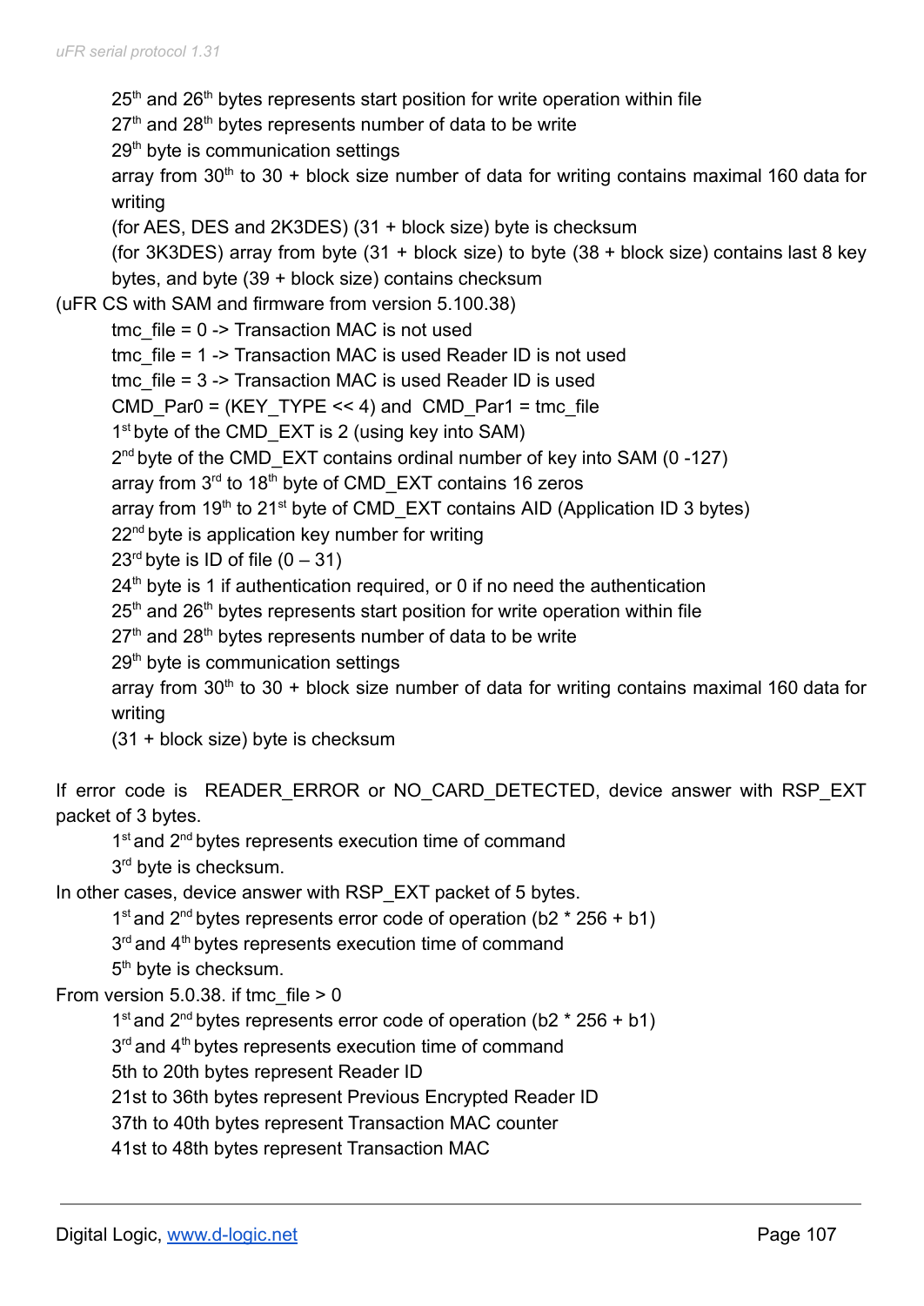25th and 26th bytes represents start position for write operation within file

27th and 28th bytes represents number of data to be write

29th byte is communication settings

array from 30th to 30 + block size number of data for writing contains maximal 160 data for writing

(for AES, DES and 2K3DES) (31 + block size) byte is checksum

(for 3K3DES) array from byte (31 + block size) to byte (38 + block size) contains last 8 key bytes, and byte (39 + block size) contains checksum

(uFR CS with SAM and firmware from version 5.100.38)

tmc_file = 0 -> Transaction MAC is not used

tmc_file = 1 -> Transaction MAC is used Reader ID is not used

tmc_file = 3 -> Transaction MAC is used Reader ID is used

CMD_Par0 = (KEY_TYPE << 4) and CMD_Par1 = tmc_file

1st byte of the CMD_EXT is 2 (using key into SAM)

2nd byte of the CMD_EXT contains ordinal number of key into SAM (0 -127)

array from 3rd to 18th byte of CMD_EXT contains 16 zeros

array from 19th to 21st byte of CMD_EXT contains AID (Application ID 3 bytes)

22nd byte is application key number for writing

23rd byte is ID of file (0 – 31)

24th byte is 1 if authentication required, or 0 if no need the authentication

25th and 26th bytes represents start position for write operation within file

27th and 28th bytes represents number of data to be write

29th byte is communication settings

array from 30th to 30 + block size number of data for writing contains maximal 160 data for writing

(31 + block size) byte is checksum

If error code is READER_ERROR or NO_CARD_DETECTED, device answer with RSP_EXT packet of 3 bytes.

1st and 2nd bytes represents execution time of command

3rd byte is checksum.

In other cases, device answer with RSP_EXT packet of 5 bytes.

1st and 2nd bytes represents error code of operation (b2 * 256 + b1)

3rd and 4th bytes represents execution time of command

5th byte is checksum.

From version 5.0.38. if tmc_file > 0

1st and 2nd bytes represents error code of operation (b2 * 256 + b1)

3rd and 4th bytes represents execution time of command

5th to 20th bytes represent Reader ID

21st to 36th bytes represent Previous Encrypted Reader ID

37th to 40th bytes represent Transaction MAC counter

41st to 48th bytes represent Transaction MAC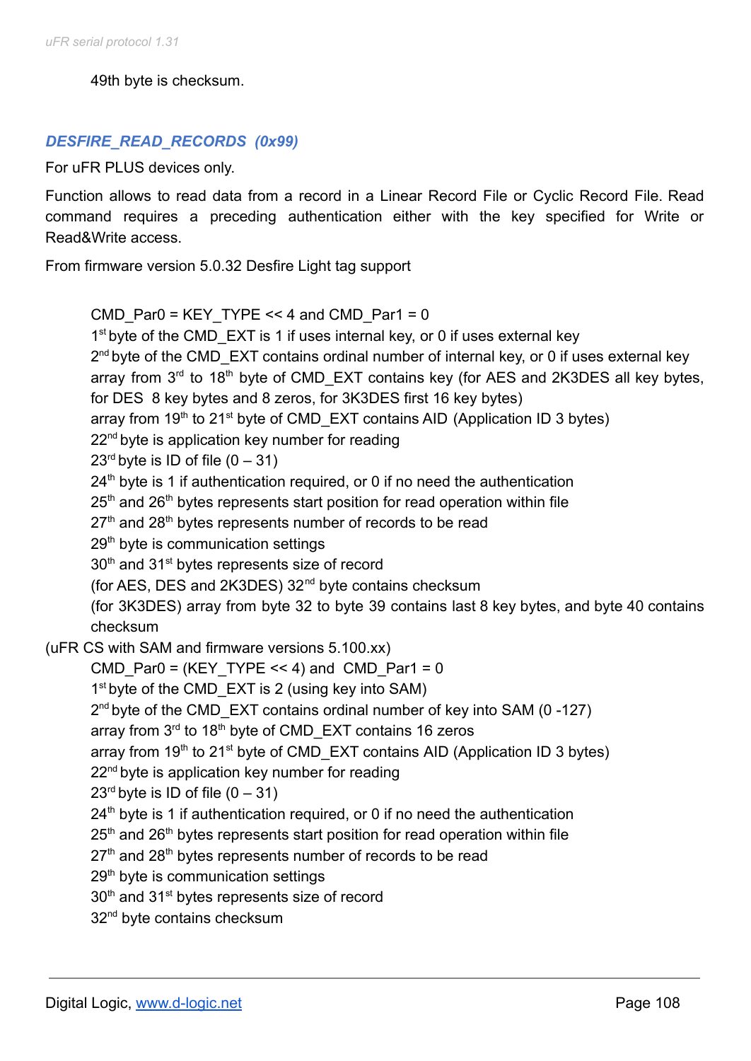49th byte is checksum.

### *DESFIRE_READ_RECORDS (0x99)*

For uFR PLUS devices only.

Function allows to read data from a record in a Linear Record File or Cyclic Record File. Read command requires a preceding authentication either with the key specified for Write or Read&Write access.

From firmware version 5.0.32 Desfire Light tag support

CMD_Par0 = KEY_TYPE << 4 and CMD_Par1 = 0
1st byte of the CMD_EXT is 1 if uses internal key, or 0 if uses external key
2nd byte of the CMD_EXT contains ordinal number of internal key, or 0 if uses external key
array from 3rd to 18th byte of CMD_EXT contains key (for AES and 2K3DES all key bytes, for DES 8 key bytes and 8 zeros, for 3K3DES first 16 key bytes)
array from 19th to 21st byte of CMD_EXT contains AID (Application ID 3 bytes)
22nd byte is application key number for reading
23rd byte is ID of file (0 – 31)
24th byte is 1 if authentication required, or 0 if no need the authentication
25th and 26th bytes represents start position for read operation within file
27th and 28th bytes represents number of records to be read
29th byte is communication settings
30th and 31st bytes represents size of record
(for AES, DES and 2K3DES) 32nd byte contains checksum
(for 3K3DES) array from byte 32 to byte 39 contains last 8 key bytes, and byte 40 contains checksum

(uFR CS with SAM and firmware versions 5.100.xx)

CMD_Par0 = (KEY_TYPE << 4) and CMD_Par1 = 0
1st byte of the CMD_EXT is 2 (using key into SAM)
2nd byte of the CMD_EXT contains ordinal number of key into SAM (0 -127)
array from 3rd to 18th byte of CMD_EXT contains 16 zeros
array from 19th to 21st byte of CMD_EXT contains AID (Application ID 3 bytes)
22nd byte is application key number for reading
23rd byte is ID of file (0 – 31)
24th byte is 1 if authentication required, or 0 if no need the authentication
25th and 26th bytes represents start position for read operation within file
27th and 28th bytes represents number of records to be read
29th byte is communication settings
30th and 31st bytes represents size of record
32nd byte contains checksum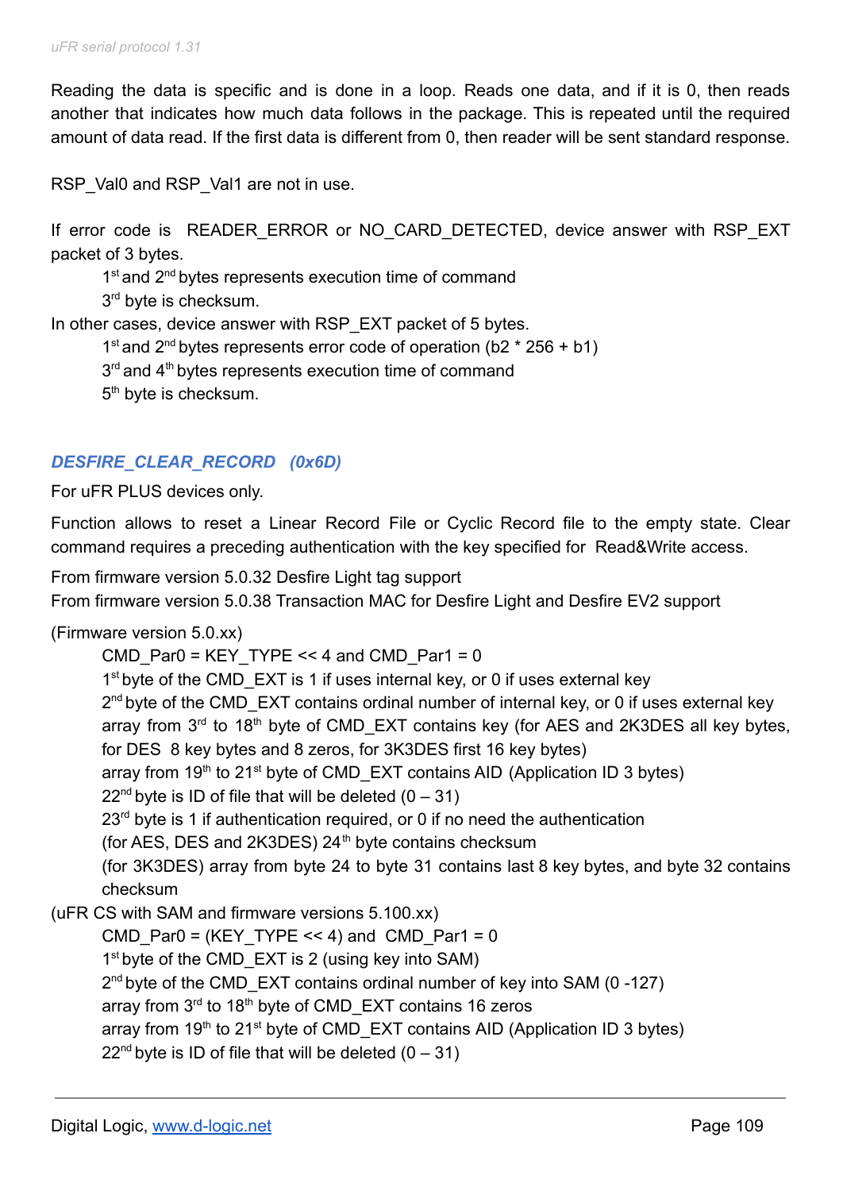Reading the data is specific and is done in a loop. Reads one data, and if it is 0, then reads another that indicates how much data follows in the package. This is repeated until the required amount of data read. If the first data is different from 0, then reader will be sent standard response.

RSP_Val0 and RSP_Val1 are not in use.

If error code is READER_ERROR or NO_CARD_DETECTED, device answer with RSP_EXT packet of 3 bytes.

- 1st and 2nd bytes represents execution time of command
- 3rd byte is checksum.

In other cases, device answer with RSP_EXT packet of 5 bytes.

- 1st and 2nd bytes represents error code of operation (b2 * 256 + b1)
- 3rd and 4th bytes represents execution time of command
- 5th byte is checksum.

### *DESFIRE_CLEAR_RECORD (0x6D)*

For uFR PLUS devices only.

Function allows to reset a Linear Record File or Cyclic Record file to the empty state. Clear command requires a preceding authentication with the key specified for Read&Write access.

From firmware version 5.0.32 Desfire Light tag support
From firmware version 5.0.38 Transaction MAC for Desfire Light and Desfire EV2 support

(Firmware version 5.0.xx)

- CMD_Par0 = KEY_TYPE << 4 and CMD_Par1 = 0
- 1st byte of the CMD_EXT is 1 if uses internal key, or 0 if uses external key
- 2nd byte of the CMD_EXT contains ordinal number of internal key, or 0 if uses external key
- array from 3rd to 18th byte of CMD_EXT contains key (for AES and 2K3DES all key bytes, for DES 8 key bytes and 8 zeros, for 3K3DES first 16 key bytes)
- array from 19th to 21st byte of CMD_EXT contains AID (Application ID 3 bytes)
- 22nd byte is ID of file that will be deleted (0 – 31)
- 23rd byte is 1 if authentication required, or 0 if no need the authentication
- (for AES, DES and 2K3DES) 24th byte contains checksum
- (for 3K3DES) array from byte 24 to byte 31 contains last 8 key bytes, and byte 32 contains checksum

(uFR CS with SAM and firmware versions 5.100.xx)

- CMD_Par0 = (KEY_TYPE << 4) and CMD_Par1 = 0
- 1st byte of the CMD_EXT is 2 (using key into SAM)
- 2nd byte of the CMD_EXT contains ordinal number of key into SAM (0 -127)
- array from 3rd to 18th byte of CMD_EXT contains 16 zeros
- array from 19th to 21st byte of CMD_EXT contains AID (Application ID 3 bytes)
- 22nd byte is ID of file that will be deleted (0 – 31)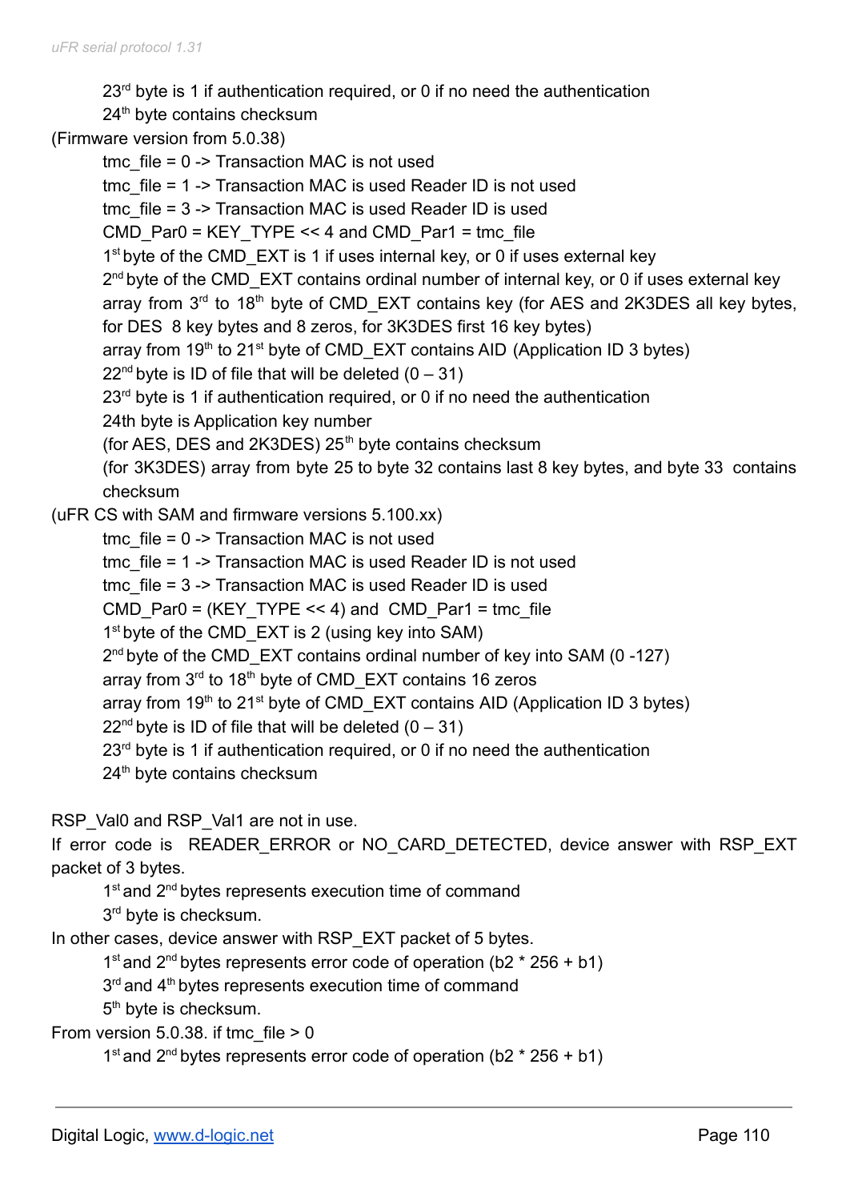23rd byte is 1 if authentication required, or 0 if no need the authentication

24th byte contains checksum

(Firmware version from 5.0.38)

tmc_file = 0 -> Transaction MAC is not used

tmc_file = 1 -> Transaction MAC is used Reader ID is not used

tmc_file = 3 -> Transaction MAC is used Reader ID is used

CMD_Par0 = KEY_TYPE << 4 and CMD_Par1 = tmc_file

1st byte of the CMD_EXT is 1 if uses internal key, or 0 if uses external key

2nd byte of the CMD_EXT contains ordinal number of internal key, or 0 if uses external key

array from 3rd to 18th byte of CMD_EXT contains key (for AES and 2K3DES all key bytes, for DES 8 key bytes and 8 zeros, for 3K3DES first 16 key bytes)

array from 19th to 21st byte of CMD_EXT contains AID (Application ID 3 bytes)

22nd byte is ID of file that will be deleted (0 – 31)

23rd byte is 1 if authentication required, or 0 if no need the authentication

24th byte is Application key number

(for AES, DES and 2K3DES) 25th byte contains checksum

(for 3K3DES) array from byte 25 to byte 32 contains last 8 key bytes, and byte 33 contains checksum

(uFR CS with SAM and firmware versions 5.100.xx)

tmc_file = 0 -> Transaction MAC is not used

tmc_file = 1 -> Transaction MAC is used Reader ID is not used

tmc_file = 3 -> Transaction MAC is used Reader ID is used

CMD_Par0 = (KEY_TYPE << 4) and CMD_Par1 = tmc_file

1st byte of the CMD_EXT is 2 (using key into SAM)

2nd byte of the CMD_EXT contains ordinal number of key into SAM (0 -127)

array from 3rd to 18th byte of CMD_EXT contains 16 zeros

array from 19th to 21st byte of CMD_EXT contains AID (Application ID 3 bytes)

22nd byte is ID of file that will be deleted (0 – 31)

23rd byte is 1 if authentication required, or 0 if no need the authentication

24th byte contains checksum

RSP_Val0 and RSP_Val1 are not in use.

If error code is READER_ERROR or NO_CARD_DETECTED, device answer with RSP_EXT packet of 3 bytes.

1st and 2nd bytes represents execution time of command

3rd byte is checksum.

In other cases, device answer with RSP_EXT packet of 5 bytes.

1st and 2nd bytes represents error code of operation (b2 * 256 + b1)

3rd and 4th bytes represents execution time of command

5th byte is checksum.

From version 5.0.38. if tmc_file > 0

1st and 2nd bytes represents error code of operation (b2 * 256 + b1)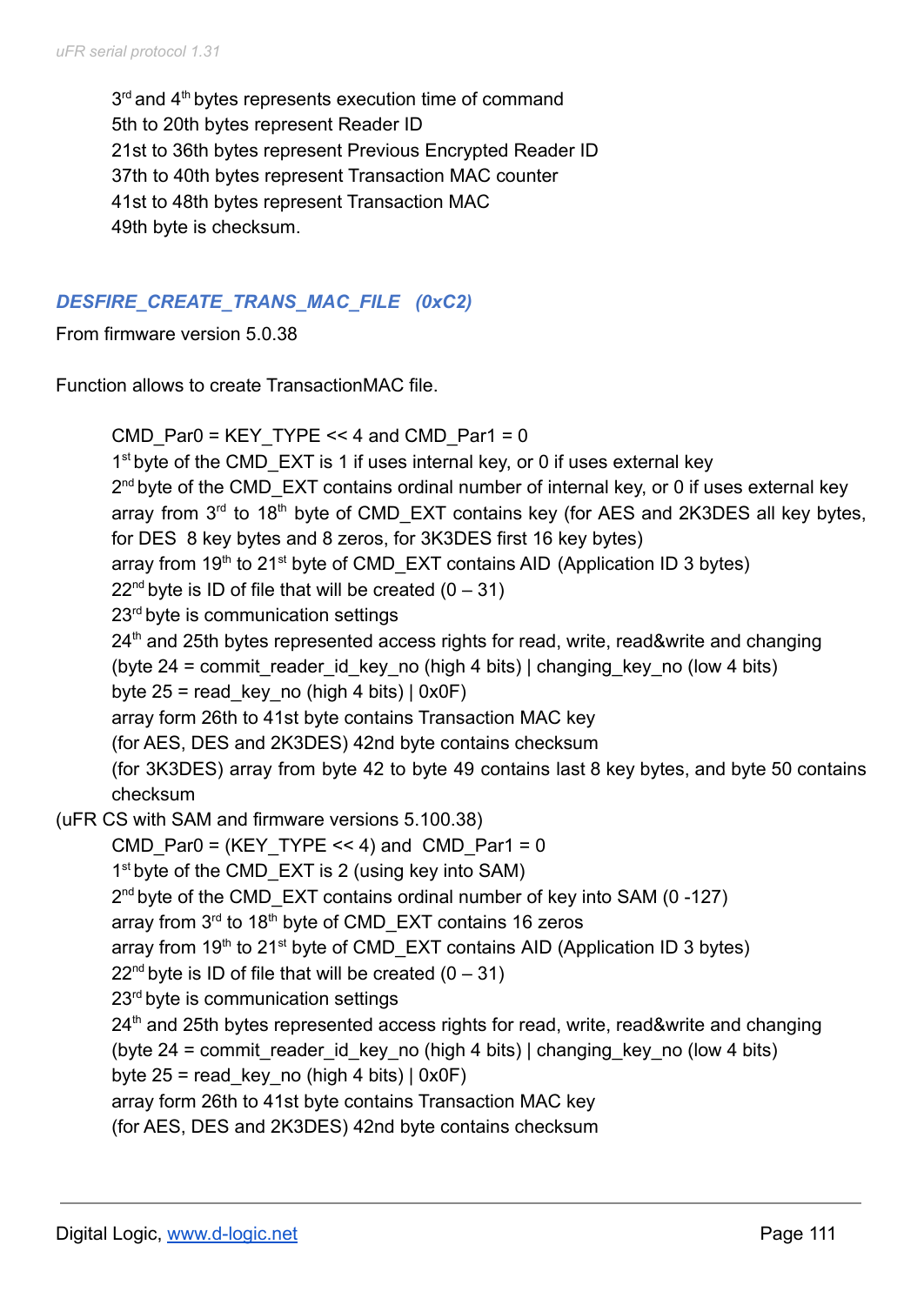3rd and 4th bytes represents execution time of command
5th to 20th bytes represent Reader ID
21st to 36th bytes represent Previous Encrypted Reader ID
37th to 40th bytes represent Transaction MAC counter
41st to 48th bytes represent Transaction MAC
49th byte is checksum.

### *DESFIRE_CREATE_TRANS_MAC_FILE (0xC2)*

From firmware version 5.0.38

Function allows to create TransactionMAC file.

CMD_Par0 = KEY_TYPE << 4 and CMD_Par1 = 0
1st byte of the CMD_EXT is 1 if uses internal key, or 0 if uses external key
2nd byte of the CMD_EXT contains ordinal number of internal key, or 0 if uses external key
array from 3rd to 18th byte of CMD_EXT contains key (for AES and 2K3DES all key bytes, for DES 8 key bytes and 8 zeros, for 3K3DES first 16 key bytes)
array from 19th to 21st byte of CMD_EXT contains AID (Application ID 3 bytes)
22nd byte is ID of file that will be created (0 – 31)
23rd byte is communication settings
24th and 25th bytes represented access rights for read, write, read&write and changing
(byte 24 = commit_reader_id_key_no (high 4 bits) | changing_key_no (low 4 bits)
byte 25 = read_key_no (high 4 bits) | 0x0F)
array form 26th to 41st byte contains Transaction MAC key
(for AES, DES and 2K3DES) 42nd byte contains checksum
(for 3K3DES) array from byte 42 to byte 49 contains last 8 key bytes, and byte 50 contains checksum

(uFR CS with SAM and firmware versions 5.100.38)

CMD_Par0 = (KEY_TYPE << 4) and CMD_Par1 = 0
1st byte of the CMD_EXT is 2 (using key into SAM)
2nd byte of the CMD_EXT contains ordinal number of key into SAM (0 -127)
array from 3rd to 18th byte of CMD_EXT contains 16 zeros
array from 19th to 21st byte of CMD_EXT contains AID (Application ID 3 bytes)
22nd byte is ID of file that will be created (0 – 31)
23rd byte is communication settings
24th and 25th bytes represented access rights for read, write, read&write and changing
(byte 24 = commit_reader_id_key_no (high 4 bits) | changing_key_no (low 4 bits)
byte 25 = read_key_no (high 4 bits) | 0x0F)
array form 26th to 41st byte contains Transaction MAC key
(for AES, DES and 2K3DES) 42nd byte contains checksum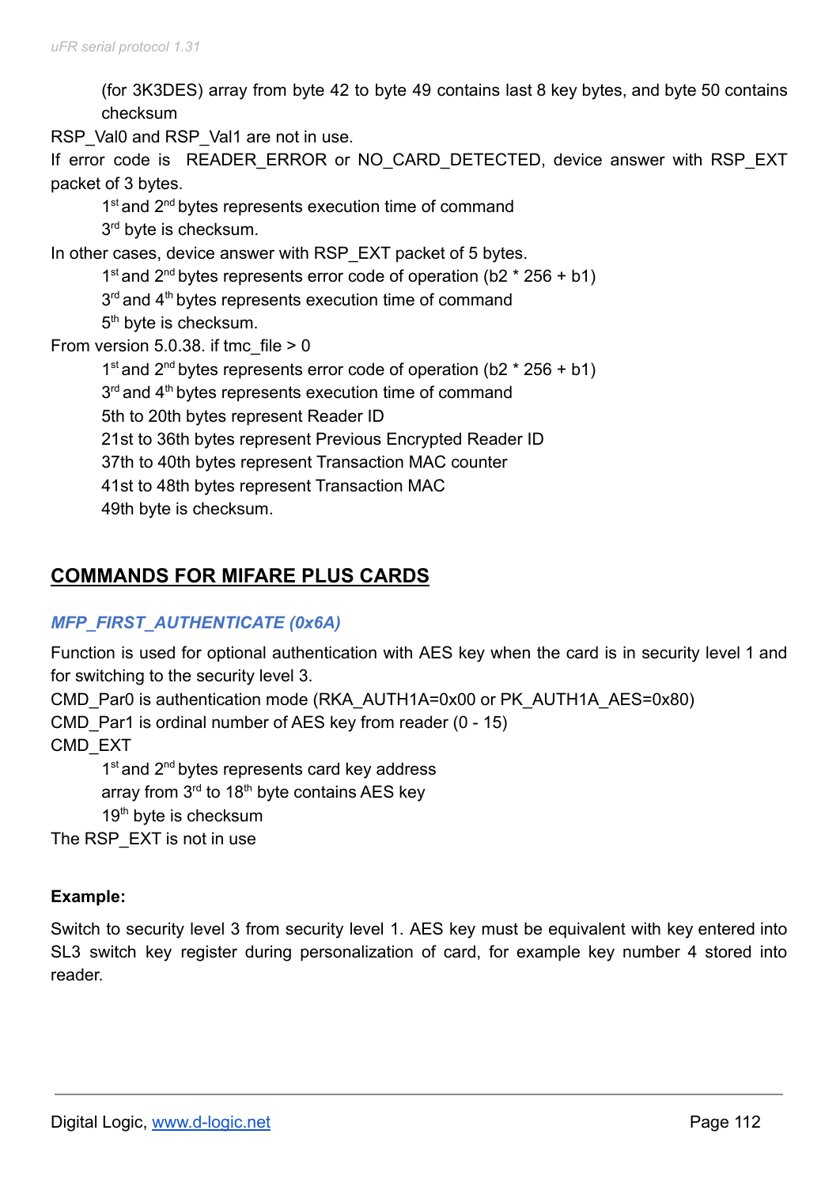(for 3K3DES) array from byte 42 to byte 49 contains last 8 key bytes, and byte 50 contains checksum

RSP_Val0 and RSP_Val1 are not in use.

If error code is READER_ERROR or NO_CARD_DETECTED, device answer with RSP_EXT packet of 3 bytes.

1st and 2nd bytes represents execution time of command
3rd byte is checksum.

In other cases, device answer with RSP_EXT packet of 5 bytes.

1st and 2nd bytes represents error code of operation (b2 * 256 + b1)
3rd and 4th bytes represents execution time of command
5th byte is checksum.

From version 5.0.38. if tmc_file > 0

1st and 2nd bytes represents error code of operation (b2 * 256 + b1)
3rd and 4th bytes represents execution time of command
5th to 20th bytes represent Reader ID
21st to 36th bytes represent Previous Encrypted Reader ID
37th to 40th bytes represent Transaction MAC counter
41st to 48th bytes represent Transaction MAC
49th byte is checksum.

## COMMANDS FOR MIFARE PLUS CARDS

### *MFP_FIRST_AUTHENTICATE (0x6A)*

Function is used for optional authentication with AES key when the card is in security level 1 and for switching to the security level 3.

CMD_Par0 is authentication mode (RKA_AUTH1A=0x00 or PK_AUTH1A_AES=0x80)

CMD_Par1 is ordinal number of AES key from reader (0 - 15)

CMD_EXT

1st and 2nd bytes represents card key address
array from 3rd to 18th byte contains AES key
19th byte is checksum

The RSP_EXT is not in use

**Example:**

Switch to security level 3 from security level 1. AES key must be equivalent with key entered into SL3 switch key register during personalization of card, for example key number 4 stored into reader.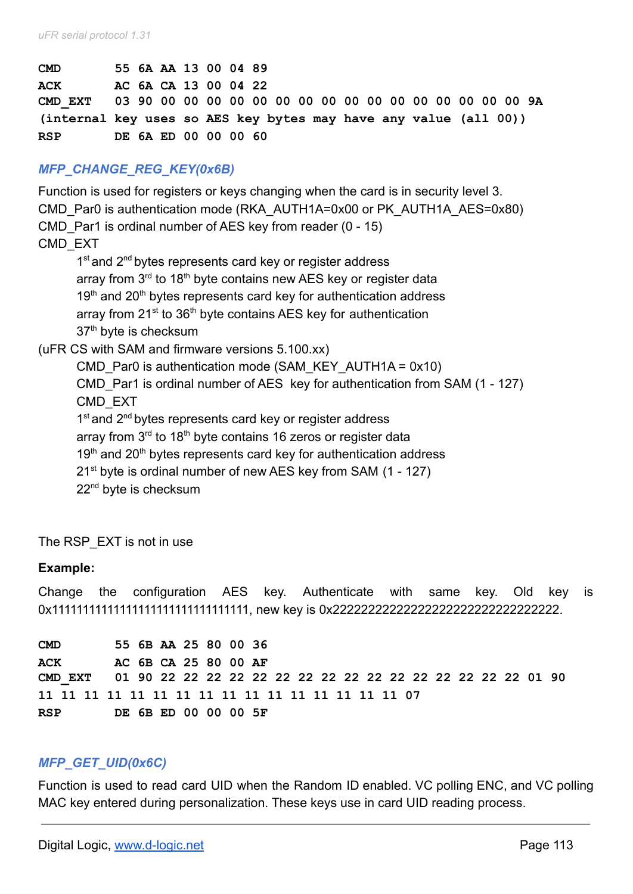```
CMD        55 6A AA 13 00 04 89
ACK        AC 6A CA 13 00 04 22
CMD_EXT    03 90 00 00 00 00 00 00 00 00 00 00 00 00 00 00 00 00 9A
(internal key uses so AES key bytes may have any value (all 00))
RSP        DE 6A ED 00 00 00 60
```

### *MFP_CHANGE_REG_KEY(0x6B)*

Function is used for registers or keys changing when the card is in security level 3.
CMD_Par0 is authentication mode (RKA_AUTH1A=0x00 or PK_AUTH1A_AES=0x80)
CMD_Par1 is ordinal number of AES key from reader (0 - 15)
CMD_EXT

- 1st and 2nd bytes represents card key or register address
- array from 3rd to 18th byte contains new AES key or register data
- 19th and 20th bytes represents card key for authentication address
- array from 21st to 36th byte contains AES key for authentication
- 37th byte is checksum

(uFR CS with SAM and firmware versions 5.100.xx)

- CMD_Par0 is authentication mode (SAM_KEY_AUTH1A = 0x10)
- CMD_Par1 is ordinal number of AES key for authentication from SAM (1 - 127)
- CMD_EXT
- 1st and 2nd bytes represents card key or register address
- array from 3rd to 18th byte contains 16 zeros or register data
- 19th and 20th bytes represents card key for authentication address
- 21st byte is ordinal number of new AES key from SAM (1 - 127)
- 22nd byte is checksum

The RSP_EXT is not in use

**Example:**

Change the configuration AES key. Authenticate with same key. Old key is 0x11111111111111111111111111111111, new key is 0x22222222222222222222222222222222.

```
CMD        55 6B AA 25 80 00 36
ACK        AC 6B CA 25 80 00 AF
CMD_EXT    01 90 22 22 22 22 22 22 22 22 22 22 22 22 22 22 22 22 01 90
11 11 11 11 11 11 11 11 11 11 11 11 11 11 11 11 07
RSP        DE 6B ED 00 00 00 5F
```

### *MFP_GET_UID(0x6C)*

Function is used to read card UID when the Random ID enabled. VC polling ENC, and VC polling MAC key entered during personalization. These keys use in card UID reading process.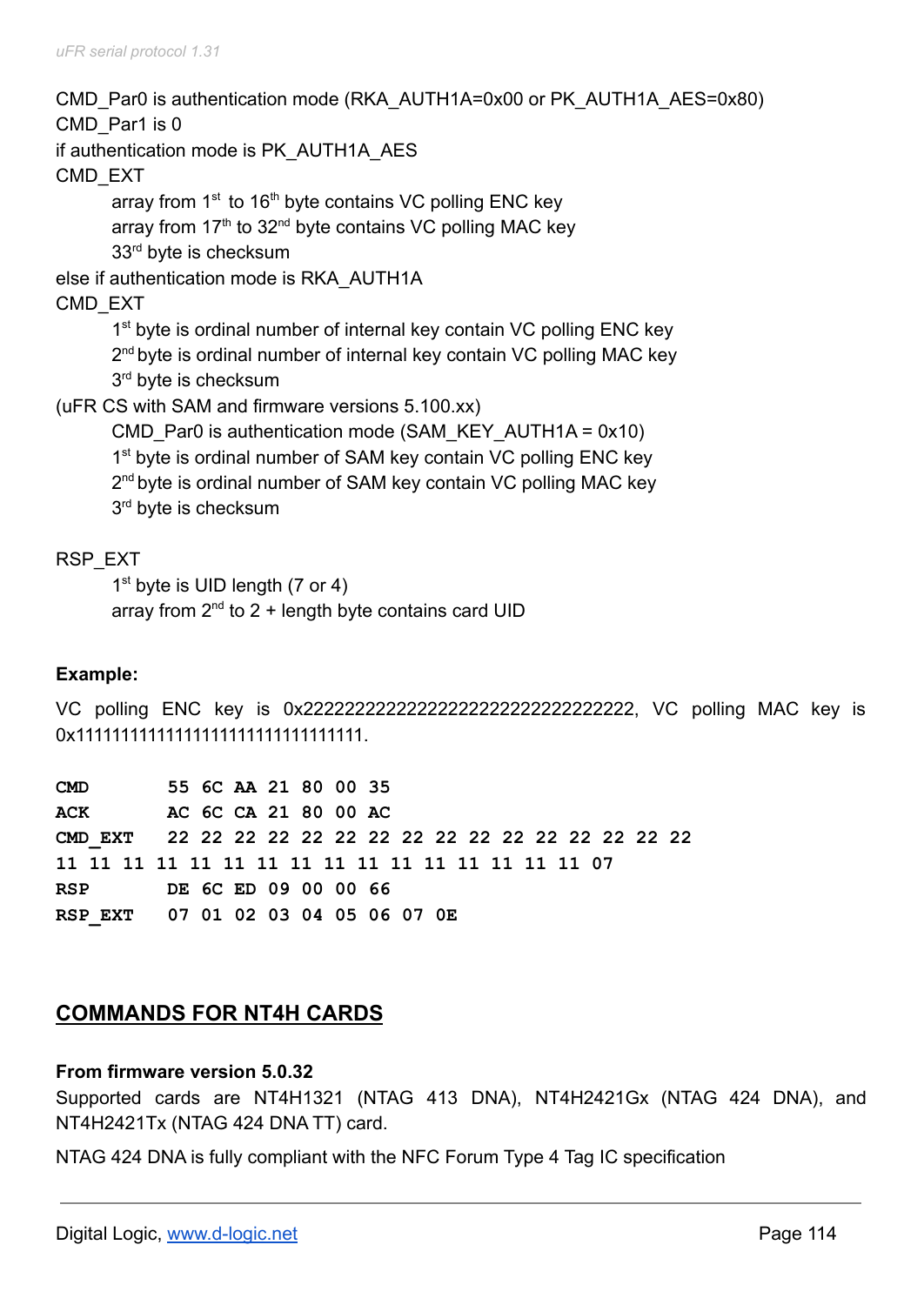CMD_Par0 is authentication mode (RKA_AUTH1A=0x00 or PK_AUTH1A_AES=0x80)
CMD_Par1 is 0
if authentication mode is PK_AUTH1A_AES
CMD_EXT

- array from 1st to 16th byte contains VC polling ENC key
- array from 17th to 32nd byte contains VC polling MAC key
- 33rd byte is checksum

else if authentication mode is RKA_AUTH1A
CMD_EXT

- 1st byte is ordinal number of internal key contain VC polling ENC key
- 2nd byte is ordinal number of internal key contain VC polling MAC key
- 3rd byte is checksum

(uFR CS with SAM and firmware versions 5.100.xx)

- CMD_Par0 is authentication mode (SAM_KEY_AUTH1A = 0x10)
- 1st byte is ordinal number of SAM key contain VC polling ENC key
- 2nd byte is ordinal number of SAM key contain VC polling MAC key
- 3rd byte is checksum

RSP_EXT

- 1st byte is UID length (7 or 4)
- array from 2nd to 2 + length byte contains card UID

**Example:**

VC polling ENC key is 0x22222222222222222222222222222222, VC polling MAC key is 0x11111111111111111111111111111111.

```
CMD       55 6C AA 21 80 00 35
ACK       AC 6C CA 21 80 00 AC
CMD_EXT   22 22 22 22 22 22 22 22 22 22 22 22 22 22 22 22
11 11 11 11 11 11 11 11 11 11 11 11 11 11 11 11 07
RSP       DE 6C ED 09 00 00 66
RSP_EXT   07 01 02 03 04 05 06 07 0E
```

## COMMANDS FOR NT4H CARDS

**From firmware version 5.0.32**

Supported cards are NT4H1321 (NTAG 413 DNA), NT4H2421Gx (NTAG 424 DNA), and NT4H2421Tx (NTAG 424 DNA TT) card.

NTAG 424 DNA is fully compliant with the NFC Forum Type 4 Tag IC specification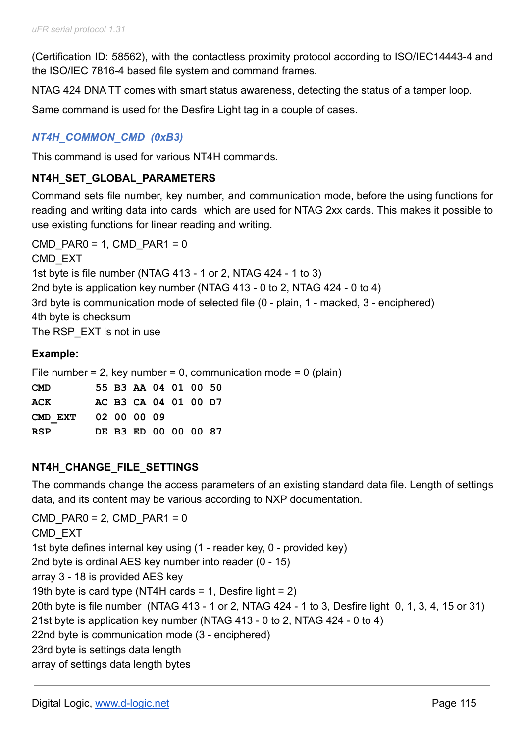(Certification ID: 58562), with the contactless proximity protocol according to ISO/IEC14443-4 and the ISO/IEC 7816-4 based file system and command frames.

NTAG 424 DNA TT comes with smart status awareness, detecting the status of a tamper loop.

Same command is used for the Desfire Light tag in a couple of cases.

### *NT4H_COMMON_CMD (0xB3)*

This command is used for various NT4H commands.

#### NT4H_SET_GLOBAL_PARAMETERS

Command sets file number, key number, and communication mode, before the using functions for reading and writing data into cards which are used for NTAG 2xx cards. This makes it possible to use existing functions for linear reading and writing.

CMD_PAR0 = 1, CMD_PAR1 = 0
CMD_EXT
1st byte is file number (NTAG 413 - 1 or 2, NTAG 424 - 1 to 3)
2nd byte is application key number (NTAG 413 - 0 to 2, NTAG 424 - 0 to 4)
3rd byte is communication mode of selected file (0 - plain, 1 - macked, 3 - enciphered)
4th byte is checksum
The RSP_EXT is not in use

**Example:**

File number = 2, key number = 0, communication mode = 0 (plain)

```
CMD       55 B3 AA 04 01 00 50
ACK       AC B3 CA 04 01 00 D7
CMD_EXT   02 00 00 09
RSP       DE B3 ED 00 00 00 87
```

#### NT4H_CHANGE_FILE_SETTINGS

The commands change the access parameters of an existing standard data file. Length of settings data, and its content may be various according to NXP documentation.

CMD_PAR0 = 2, CMD_PAR1 = 0
CMD_EXT
1st byte defines internal key using (1 - reader key, 0 - provided key)
2nd byte is ordinal AES key number into reader (0 - 15)
array 3 - 18 is provided AES key
19th byte is card type (NT4H cards = 1, Desfire light = 2)
20th byte is file number (NTAG 413 - 1 or 2, NTAG 424 - 1 to 3, Desfire light 0, 1, 3, 4, 15 or 31)
21st byte is application key number (NTAG 413 - 0 to 2, NTAG 424 - 0 to 4)
22nd byte is communication mode (3 - enciphered)
23rd byte is settings data length
array of settings data length bytes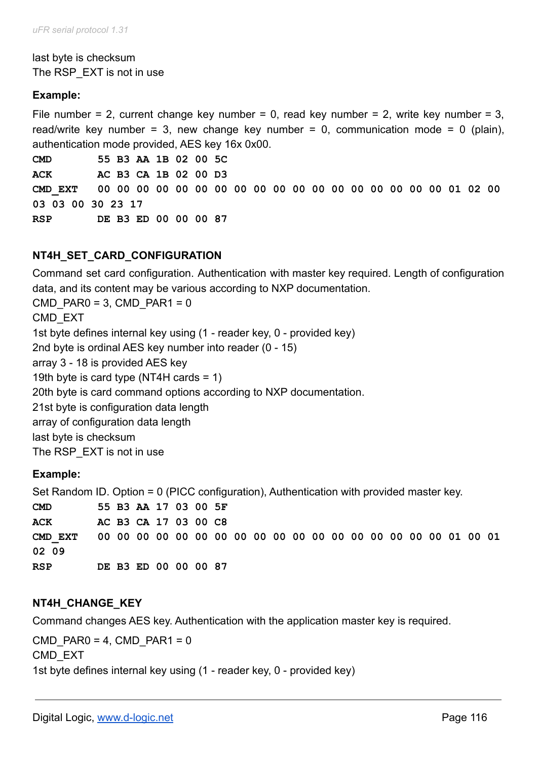last byte is checksum
The RSP_EXT is not in use

**Example:**

File number = 2, current change key number = 0, read key number = 2, write key number = 3, read/write key number = 3, new change key number = 0, communication mode = 0 (plain), authentication mode provided, AES key 16x 0x00.

```
CMD       55 B3 AA 1B 02 00 5C
ACK       AC B3 CA 1B 02 00 D3
CMD_EXT   00 00 00 00 00 00 00 00 00 00 00 00 00 00 00 00 00 00 01 02 00
03 03 00 30 23 17
RSP       DE B3 ED 00 00 00 87
```

### NT4H_SET_CARD_CONFIGURATION

Command set card configuration. Authentication with master key required. Length of configuration data, and its content may be various according to NXP documentation.
CMD_PAR0 = 3, CMD_PAR1 = 0
CMD_EXT
1st byte defines internal key using (1 - reader key, 0 - provided key)
2nd byte is ordinal AES key number into reader (0 - 15)
array 3 - 18 is provided AES key
19th byte is card type (NT4H cards = 1)
20th byte is card command options according to NXP documentation.
21st byte is configuration data length
array of configuration data length
last byte is checksum
The RSP_EXT is not in use

**Example:**

Set Random ID. Option = 0 (PICC configuration), Authentication with provided master key.

```
CMD       55 B3 AA 17 03 00 5F
ACK       AC B3 CA 17 03 00 C8
CMD_EXT   00 00 00 00 00 00 00 00 00 00 00 00 00 00 00 00 00 00 01 00 01
02 09
RSP       DE B3 ED 00 00 00 87
```

### NT4H_CHANGE_KEY

Command changes AES key. Authentication with the application master key is required.

CMD_PAR0 = 4, CMD_PAR1 = 0
CMD_EXT
1st byte defines internal key using (1 - reader key, 0 - provided key)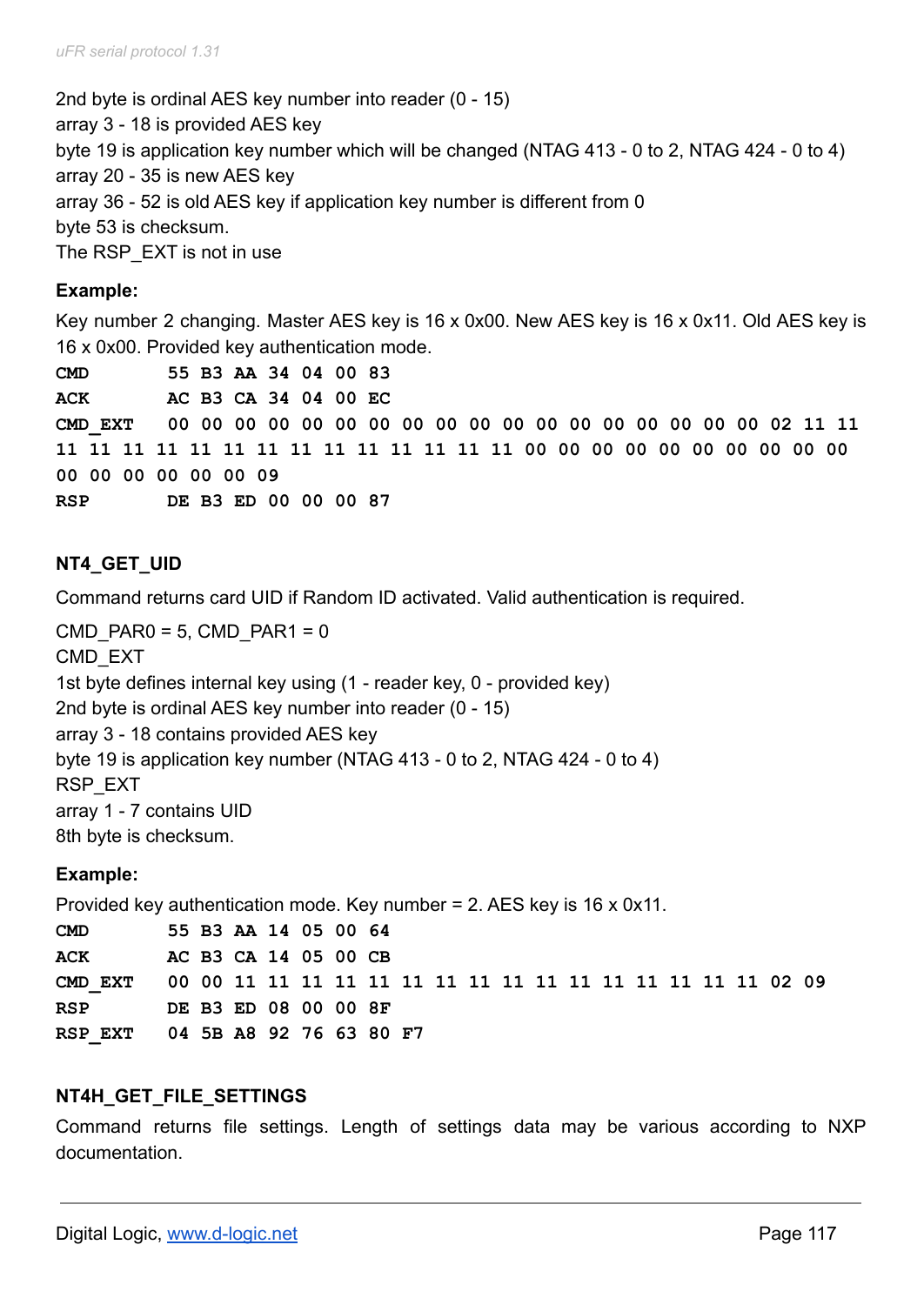2nd byte is ordinal AES key number into reader (0 - 15)
array 3 - 18 is provided AES key
byte 19 is application key number which will be changed (NTAG 413 - 0 to 2, NTAG 424 - 0 to 4)
array 20 - 35 is new AES key
array 36 - 52 is old AES key if application key number is different from 0
byte 53 is checksum.
The RSP_EXT is not in use

**Example:**

Key number 2 changing. Master AES key is 16 x 0x00. New AES key is 16 x 0x11. Old AES key is 16 x 0x00. Provided key authentication mode.

```
CMD       55 B3 AA 34 04 00 83
ACK       AC B3 CA 34 04 00 EC
CMD_EXT   00 00 00 00 00 00 00 00 00 00 00 00 00 00 00 00 00 00 02 11 11
11 11 11 11 11 11 11 11 11 11 11 11 11 11 00 00 00 00 00 00 00 00 00 00
00 00 00 00 00 00 09
RSP       DE B3 ED 00 00 00 87
```

## NT4_GET_UID

Command returns card UID if Random ID activated. Valid authentication is required.

CMD_PAR0 = 5, CMD_PAR1 = 0
CMD_EXT
1st byte defines internal key using (1 - reader key, 0 - provided key)
2nd byte is ordinal AES key number into reader (0 - 15)
array 3 - 18 contains provided AES key
byte 19 is application key number (NTAG 413 - 0 to 2, NTAG 424 - 0 to 4)
RSP_EXT
array 1 - 7 contains UID
8th byte is checksum.

**Example:**

Provided key authentication mode. Key number = 2. AES key is 16 x 0x11.

```
CMD       55 B3 AA 14 05 00 64
ACK       AC B3 CA 14 05 00 CB
CMD_EXT   00 00 11 11 11 11 11 11 11 11 11 11 11 11 11 11 11 11 02 09
RSP       DE B3 ED 08 00 00 8F
RSP_EXT   04 5B A8 92 76 63 80 F7
```

## NT4H_GET_FILE_SETTINGS

Command returns file settings. Length of settings data may be various according to NXP documentation.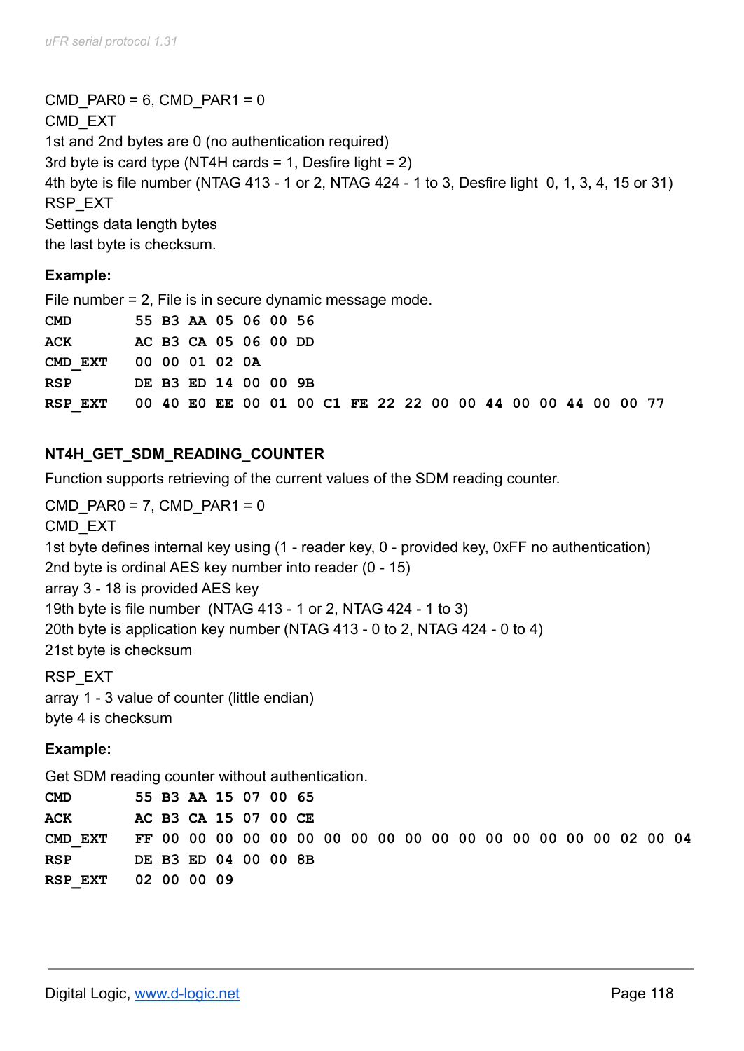CMD_PAR0 = 6, CMD_PAR1 = 0
CMD_EXT
1st and 2nd bytes are 0 (no authentication required)
3rd byte is card type (NT4H cards = 1, Desfire light = 2)
4th byte is file number (NTAG 413 - 1 or 2, NTAG 424 - 1 to 3, Desfire light 0, 1, 3, 4, 15 or 31)
RSP_EXT
Settings data length bytes
the last byte is checksum.

**Example:**

File number = 2, File is in secure dynamic message mode.

```
CMD       55 B3 AA 05 06 00 56
ACK       AC B3 CA 05 06 00 DD
CMD_EXT   00 00 01 02 0A
RSP       DE B3 ED 14 00 00 9B
RSP_EXT   00 40 E0 EE 00 01 00 C1 FE 22 22 00 00 44 00 00 44 00 00 77
```

**NT4H_GET_SDM_READING_COUNTER**

Function supports retrieving of the current values of the SDM reading counter.

CMD_PAR0 = 7, CMD_PAR1 = 0
CMD_EXT
1st byte defines internal key using (1 - reader key, 0 - provided key, 0xFF no authentication)
2nd byte is ordinal AES key number into reader (0 - 15)
array 3 - 18 is provided AES key
19th byte is file number (NTAG 413 - 1 or 2, NTAG 424 - 1 to 3)
20th byte is application key number (NTAG 413 - 0 to 2, NTAG 424 - 0 to 4)
21st byte is checksum

RSP_EXT
array 1 - 3 value of counter (little endian)
byte 4 is checksum

**Example:**

Get SDM reading counter without authentication.

```
CMD       55 B3 AA 15 07 00 65
ACK       AC B3 CA 15 07 00 CE
CMD_EXT   FF 00 00 00 00 00 00 00 00 00 00 00 00 00 00 00 00 00 02 00 04
RSP       DE B3 ED 04 00 00 8B
RSP_EXT   02 00 00 09
```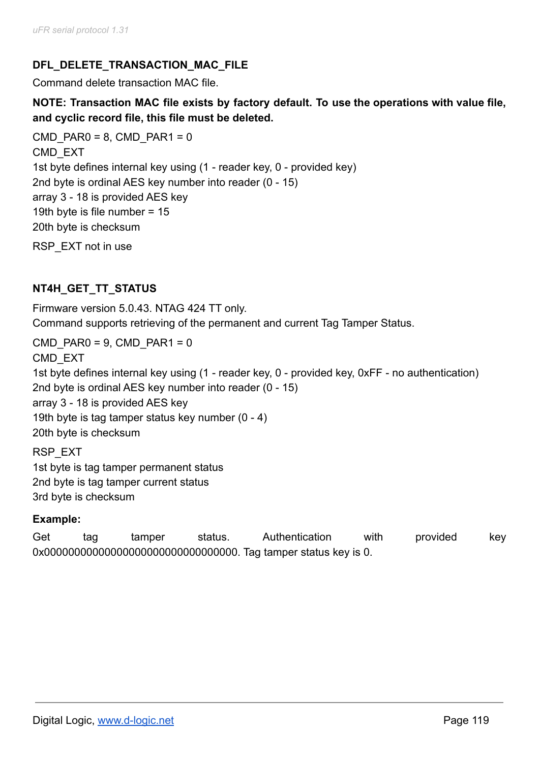### DFL_DELETE_TRANSACTION_MAC_FILE

Command delete transaction MAC file.

**NOTE: Transaction MAC file exists by factory default. To use the operations with value file, and cyclic record file, this file must be deleted.**

CMD_PAR0 = 8, CMD_PAR1 = 0
CMD_EXT
1st byte defines internal key using (1 - reader key, 0 - provided key)
2nd byte is ordinal AES key number into reader (0 - 15)
array 3 - 18 is provided AES key
19th byte is file number = 15
20th byte is checksum

RSP_EXT not in use

### NT4H_GET_TT_STATUS

Firmware version 5.0.43. NTAG 424 TT only.
Command supports retrieving of the permanent and current Tag Tamper Status.

CMD_PAR0 = 9, CMD_PAR1 = 0
CMD_EXT
1st byte defines internal key using (1 - reader key, 0 - provided key, 0xFF - no authentication)
2nd byte is ordinal AES key number into reader (0 - 15)
array 3 - 18 is provided AES key
19th byte is tag tamper status key number (0 - 4)
20th byte is checksum

RSP_EXT
1st byte is tag tamper permanent status
2nd byte is tag tamper current status
3rd byte is checksum

**Example:**

Get tag tamper status. Authentication with provided key 0x00000000000000000000000000000000. Tag tamper status key is 0.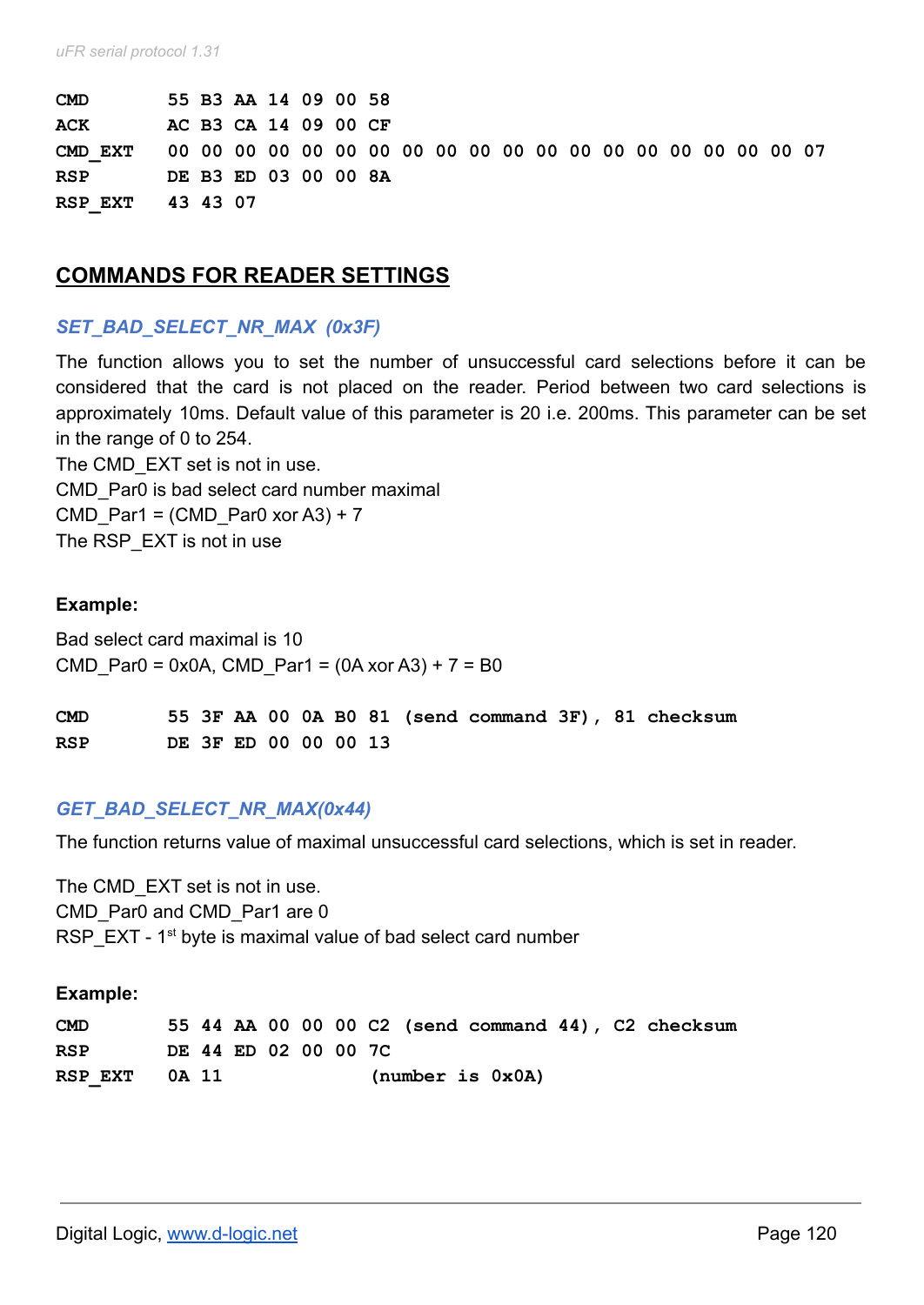```
CMD       55 B3 AA 14 09 00 58
ACK       AC B3 CA 14 09 00 CF
CMD_EXT   00 00 00 00 00 00 00 00 00 00 00 00 00 00 00 00 00 00 00 07
RSP       DE B3 ED 03 00 00 8A
RSP_EXT   43 43 07
```

## COMMANDS FOR READER SETTINGS

### *SET_BAD_SELECT_NR_MAX (0x3F)*

The function allows you to set the number of unsuccessful card selections before it can be considered that the card is not placed on the reader. Period between two card selections is approximately 10ms. Default value of this parameter is 20 i.e. 200ms. This parameter can be set in the range of 0 to 254.
The CMD_EXT set is not in use.
CMD_Par0 is bad select card number maximal
CMD_Par1 = (CMD_Par0 xor A3) + 7
The RSP_EXT is not in use

**Example:**

Bad select card maximal is 10
CMD_Par0 = 0x0A, CMD_Par1 = (0A xor A3) + 7 = B0

```
CMD       55 3F AA 00 0A B0 81 (send command 3F), 81 checksum
RSP       DE 3F ED 00 00 00 13
```

### *GET_BAD_SELECT_NR_MAX(0x44)*

The function returns value of maximal unsuccessful card selections, which is set in reader.

The CMD_EXT set is not in use.
CMD_Par0 and CMD_Par1 are 0
RSP_EXT - 1st byte is maximal value of bad select card number

**Example:**

```
CMD       55 44 AA 00 00 00 C2 (send command 44), C2 checksum
RSP       DE 44 ED 02 00 00 7C
RSP_EXT   0A 11              (number is 0x0A)
```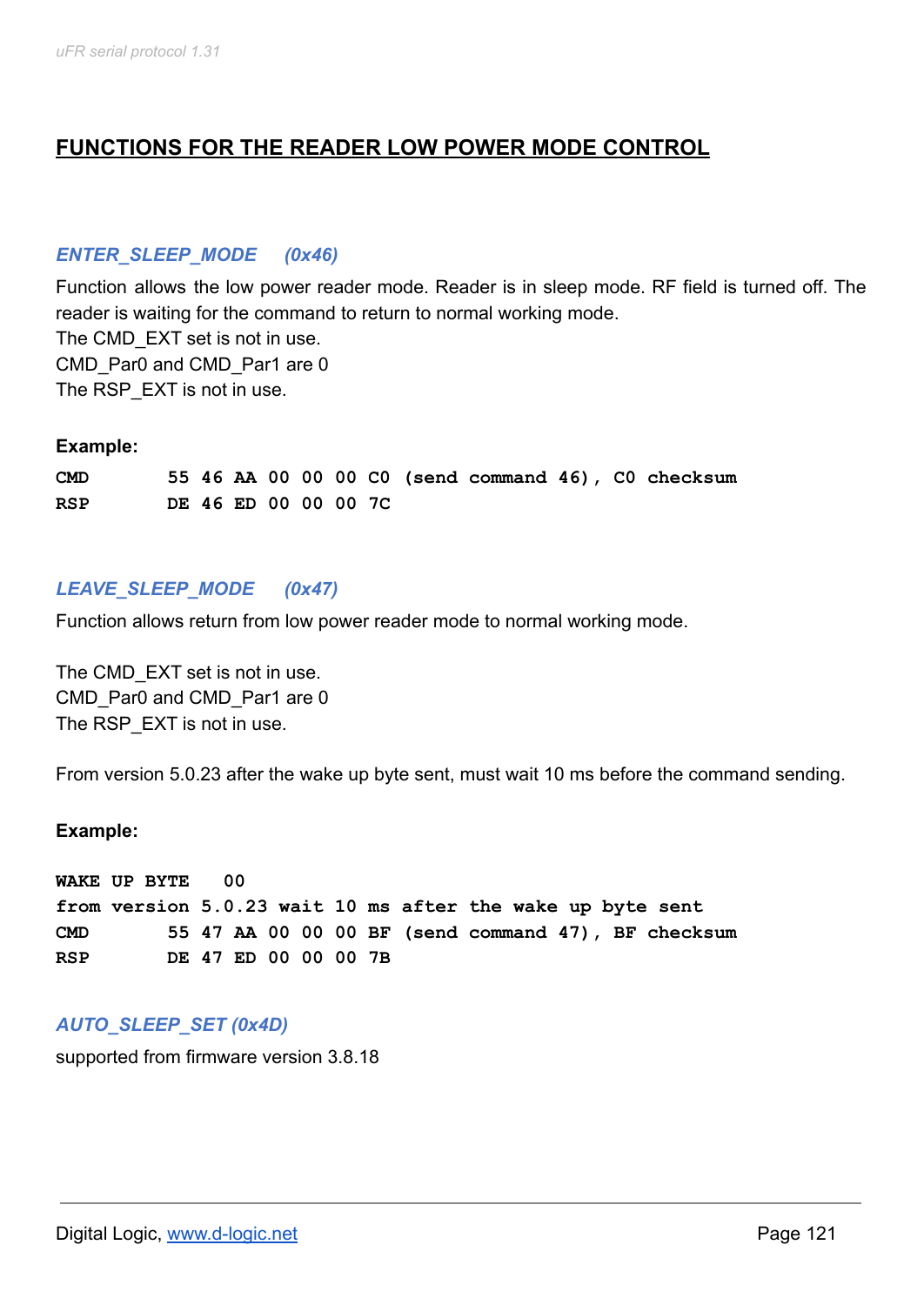# FUNCTIONS FOR THE READER LOW POWER MODE CONTROL

### *ENTER_SLEEP_MODE (0x46)*

Function allows the low power reader mode. Reader is in sleep mode. RF field is turned off. The reader is waiting for the command to return to normal working mode.
The CMD_EXT set is not in use.
CMD_Par0 and CMD_Par1 are 0
The RSP_EXT is not in use.

**Example:**

```
CMD       55 46 AA 00 00 00 C0 (send command 46), C0 checksum
RSP       DE 46 ED 00 00 00 7C
```

### *LEAVE_SLEEP_MODE (0x47)*

Function allows return from low power reader mode to normal working mode.

The CMD_EXT set is not in use.
CMD_Par0 and CMD_Par1 are 0
The RSP_EXT is not in use.

From version 5.0.23 after the wake up byte sent, must wait 10 ms before the command sending.

**Example:**

```
WAKE UP BYTE   00
from version 5.0.23 wait 10 ms after the wake up byte sent
CMD       55 47 AA 00 00 00 BF (send command 47), BF checksum
RSP       DE 47 ED 00 00 00 7B
```

### *AUTO_SLEEP_SET (0x4D)*

supported from firmware version 3.8.18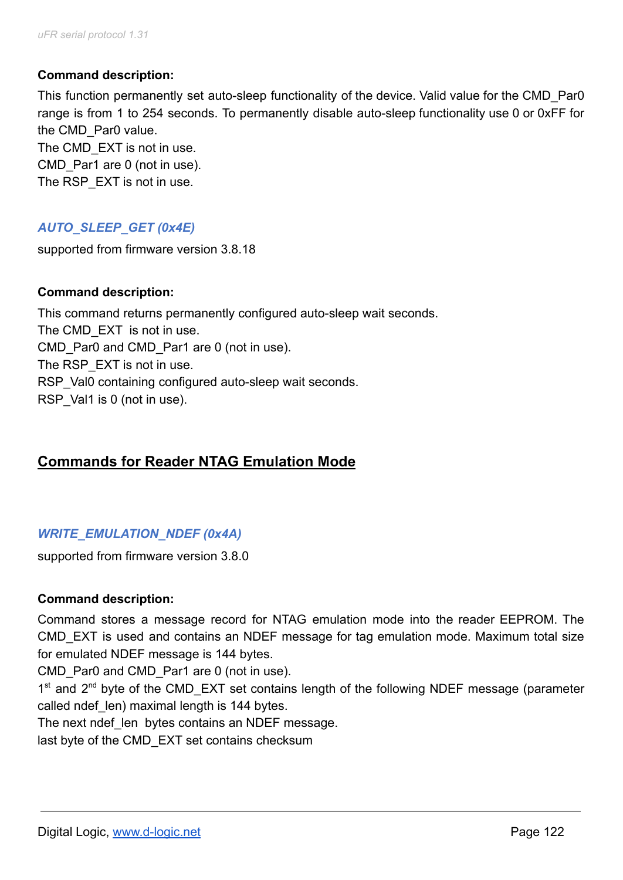**Command description:**

This function permanently set auto-sleep functionality of the device. Valid value for the CMD_Par0 range is from 1 to 254 seconds. To permanently disable auto-sleep functionality use 0 or 0xFF for the CMD_Par0 value.
The CMD_EXT is not in use.
CMD_Par1 are 0 (not in use).
The RSP_EXT is not in use.

### *AUTO_SLEEP_GET (0x4E)*

supported from firmware version 3.8.18

**Command description:**

This command returns permanently configured auto-sleep wait seconds.
The CMD_EXT is not in use.
CMD_Par0 and CMD_Par1 are 0 (not in use).
The RSP_EXT is not in use.
RSP_Val0 containing configured auto-sleep wait seconds.
RSP_Val1 is 0 (not in use).

## Commands for Reader NTAG Emulation Mode

### *WRITE_EMULATION_NDEF (0x4A)*

supported from firmware version 3.8.0

**Command description:**

Command stores a message record for NTAG emulation mode into the reader EEPROM. The CMD_EXT is used and contains an NDEF message for tag emulation mode. Maximum total size for emulated NDEF message is 144 bytes.
CMD_Par0 and CMD_Par1 are 0 (not in use).
1st and 2nd byte of the CMD_EXT set contains length of the following NDEF message (parameter called ndef_len) maximal length is 144 bytes.
The next ndef_len bytes contains an NDEF message.
last byte of the CMD_EXT set contains checksum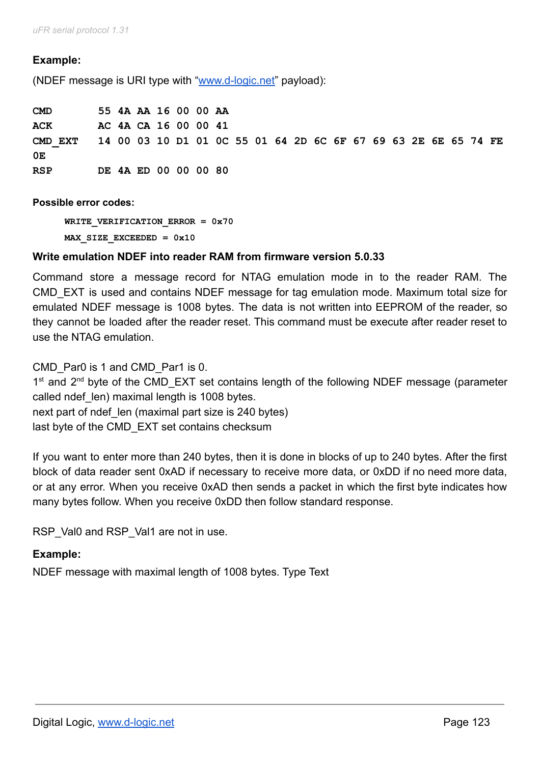**Example:**

(NDEF message is URI type with "[www.d-logic.net](http://www.d-logic.net)" payload):

```
CMD       55 4A AA 16 00 00 AA
ACK       AC 4A CA 16 00 00 41
CMD_EXT   14 00 03 10 D1 01 0C 55 01 64 2D 6C 6F 67 69 63 2E 6E 65 74 FE
0E
RSP       DE 4A ED 00 00 00 80
```

**Possible error codes:**

```
WRITE_VERIFICATION_ERROR = 0x70
MAX_SIZE_EXCEEDED = 0x10
```

**Write emulation NDEF into reader RAM from firmware version 5.0.33**

Command store a message record for NTAG emulation mode in to the reader RAM. The CMD_EXT is used and contains NDEF message for tag emulation mode. Maximum total size for emulated NDEF message is 1008 bytes. The data is not written into EEPROM of the reader, so they cannot be loaded after the reader reset. This command must be execute after reader reset to use the NTAG emulation.

CMD_Par0 is 1 and CMD_Par1 is 0.
1st and 2nd byte of the CMD_EXT set contains length of the following NDEF message (parameter called ndef_len) maximal length is 1008 bytes.
next part of ndef_len (maximal part size is 240 bytes)
last byte of the CMD_EXT set contains checksum

If you want to enter more than 240 bytes, then it is done in blocks of up to 240 bytes. After the first block of data reader sent 0xAD if necessary to receive more data, or 0xDD if no need more data, or at any error. When you receive 0xAD then sends a packet in which the first byte indicates how many bytes follow. When you receive 0xDD then follow standard response.

RSP_Val0 and RSP_Val1 are not in use.

**Example:**

NDEF message with maximal length of 1008 bytes. Type Text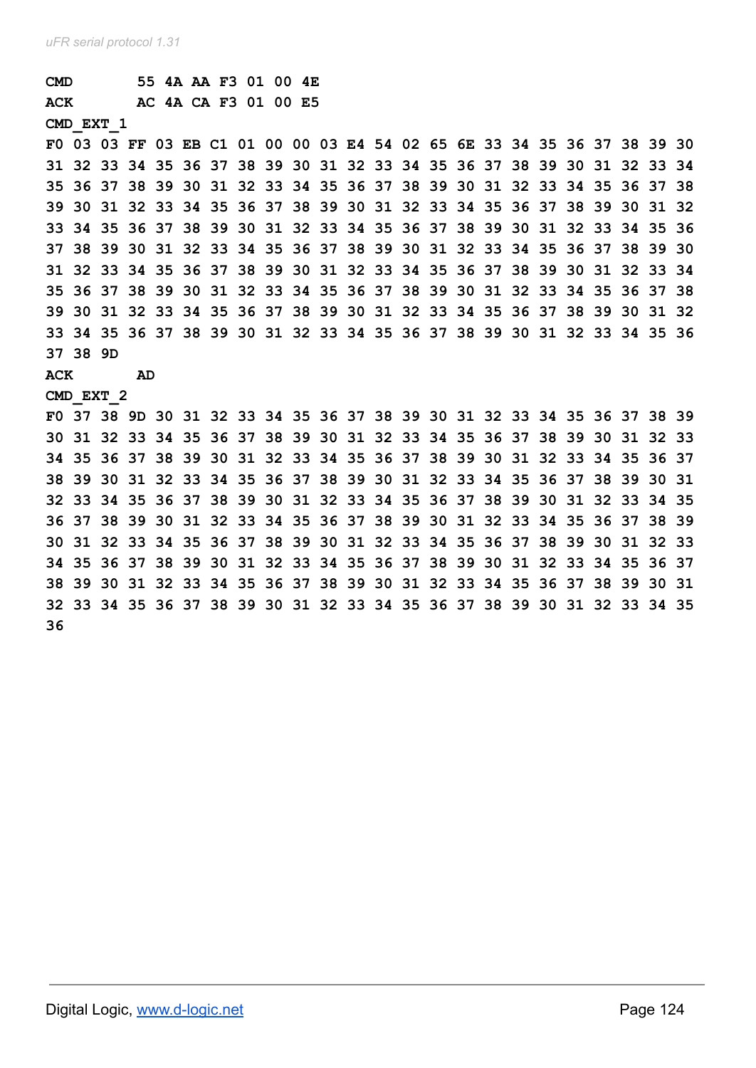**CMD** **55 4A AA F3 01 00 4E**

**ACK** **AC 4A CA F3 01 00 E5**

**CMD_EXT_1**

**F0 03 03 FF 03 EB C1 01 00 00 03 E4 54 02 65 6E 33 34 35 36 37 38 39 30 31 32 33 34 35 36 37 38 39 30 31 32 33 34 35 36 37 38 39 30 31 32 33 34 35 36 37 38 39 30 31 32 33 34 35 36 37 38 39 30 31 32 33 34 35 36 37 38 39 30 31 32 33 34 35 36 37 38 39 30 31 32 33 34 35 36 37 38 39 30 31 32 33 34 35 36 37 38 39 30 31 32 33 34 35 36 37 38 39 30 31 32 33 34 35 36 37 38 39 30 31 32 33 34 35 36 37 38 39 30 31 32 33 34 35 36 37 38 39 30 31 32 33 34 35 36 37 38 39 30 31 32 33 34 35 36 37 38 39 30 31 32 33 34 35 36 37 38 39 30 31 32 33 34 35 36 37 38 39 30 31 32 33 34 35 36 37 38 39 30 31 32 33 34 35 36 37 38 39 30 31 32 33 34 35 36 37 38 39 30 31 32 33 34 35 36 37 38 39 30 31 32 33 34 35 36 37 38 9D**

**ACK** **AD**

**CMD_EXT_2**

**F0 37 38 9D 30 31 32 33 34 35 36 37 38 39 30 31 32 33 34 35 36 37 38 39 30 31 32 33 34 35 36 37 38 39 30 31 32 33 34 35 36 37 38 39 30 31 32 33 34 35 36 37 38 39 30 31 32 33 34 35 36 37 38 39 30 31 32 33 34 35 36 37 38 39 30 31 32 33 34 35 36 37 38 39 30 31 32 33 34 35 36 37 38 39 30 31 32 33 34 35 36 37 38 39 30 31 32 33 34 35 36 37 38 39 30 31 32 33 34 35 36 37 38 39 30 31 32 33 34 35 36 37 38 39 30 31 32 33 34 35 36 37 38 39 30 31 32 33 34 35 36 37 38 39 30 31 32 33 34 35 36 37 38 39 30 31 32 33 34 35 36 37 38 39 30 31 32 33 34 35 36 37 38 39 30 31 32 33 34 35 36 37 38 39 30 31 32 33 34 35 36 37 38 39 30 31 32 33 34 35 36 37 38 39 30 31 32 33 34 35 36 37 38 39 30 31 32 33 34 35 36**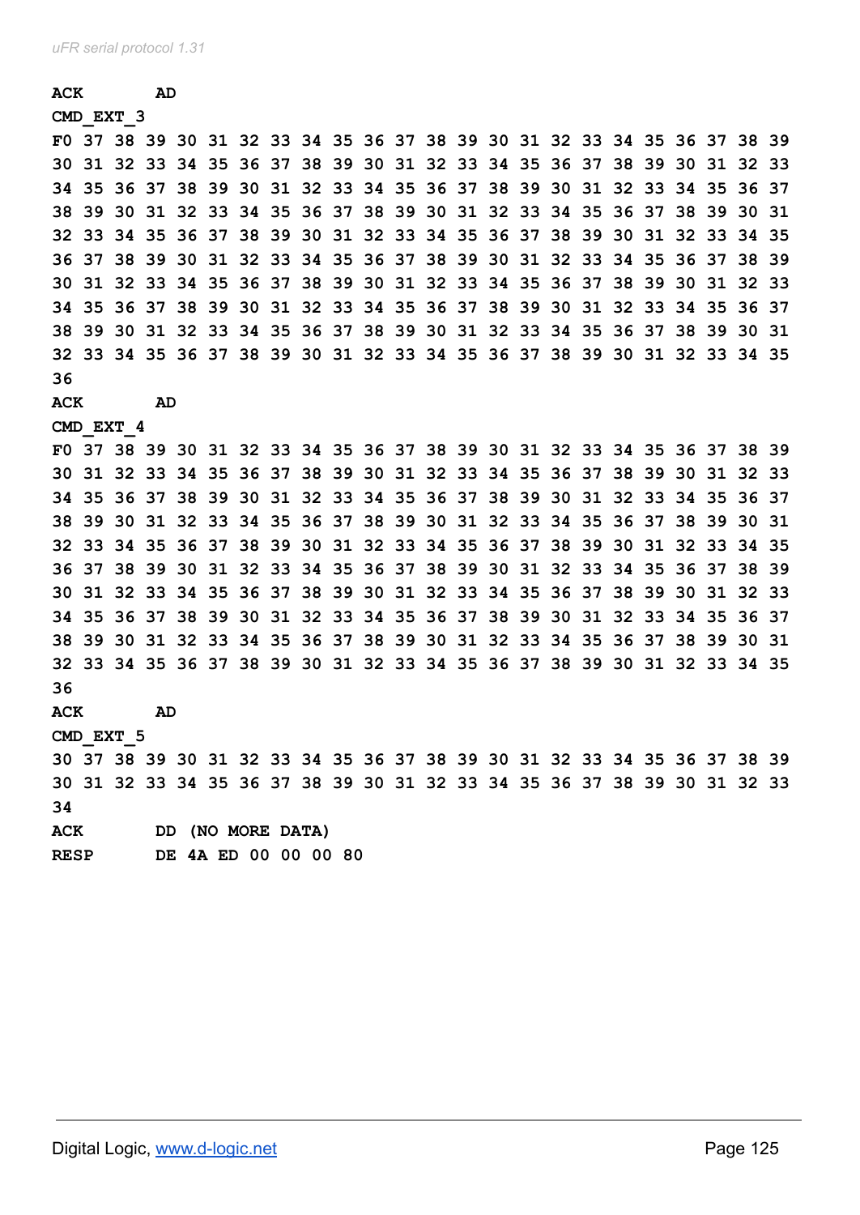**ACK		AD**

**CMD_EXT_3**

**F0 37 38 39 30 31 32 33 34 35 36 37 38 39 30 31 32 33 34 35 36 37 38 39**
**30 31 32 33 34 35 36 37 38 39 30 31 32 33 34 35 36 37 38 39 30 31 32 33**
**34 35 36 37 38 39 30 31 32 33 34 35 36 37 38 39 30 31 32 33 34 35 36 37**
**38 39 30 31 32 33 34 35 36 37 38 39 30 31 32 33 34 35 36 37 38 39 30 31**
**32 33 34 35 36 37 38 39 30 31 32 33 34 35 36 37 38 39 30 31 32 33 34 35**
**36 37 38 39 30 31 32 33 34 35 36 37 38 39 30 31 32 33 34 35 36 37 38 39**
**30 31 32 33 34 35 36 37 38 39 30 31 32 33 34 35 36 37 38 39 30 31 32 33**
**34 35 36 37 38 39 30 31 32 33 34 35 36 37 38 39 30 31 32 33 34 35 36 37**
**38 39 30 31 32 33 34 35 36 37 38 39 30 31 32 33 34 35 36 37 38 39 30 31**
**32 33 34 35 36 37 38 39 30 31 32 33 34 35 36 37 38 39 30 31 32 33 34 35**
**36**

**ACK		AD**

**CMD_EXT_4**

**F0 37 38 39 30 31 32 33 34 35 36 37 38 39 30 31 32 33 34 35 36 37 38 39**
**30 31 32 33 34 35 36 37 38 39 30 31 32 33 34 35 36 37 38 39 30 31 32 33**
**34 35 36 37 38 39 30 31 32 33 34 35 36 37 38 39 30 31 32 33 34 35 36 37**
**38 39 30 31 32 33 34 35 36 37 38 39 30 31 32 33 34 35 36 37 38 39 30 31**
**32 33 34 35 36 37 38 39 30 31 32 33 34 35 36 37 38 39 30 31 32 33 34 35**
**36 37 38 39 30 31 32 33 34 35 36 37 38 39 30 31 32 33 34 35 36 37 38 39**
**30 31 32 33 34 35 36 37 38 39 30 31 32 33 34 35 36 37 38 39 30 31 32 33**
**34 35 36 37 38 39 30 31 32 33 34 35 36 37 38 39 30 31 32 33 34 35 36 37**
**38 39 30 31 32 33 34 35 36 37 38 39 30 31 32 33 34 35 36 37 38 39 30 31**
**32 33 34 35 36 37 38 39 30 31 32 33 34 35 36 37 38 39 30 31 32 33 34 35**
**36**

**ACK		AD**

**CMD_EXT_5**

**30 37 38 39 30 31 32 33 34 35 36 37 38 39 30 31 32 33 34 35 36 37 38 39**
**30 31 32 33 34 35 36 37 38 39 30 31 32 33 34 35 36 37 38 39 30 31 32 33**
**34**

**ACK		DD (NO MORE DATA)**

**RESP		DE 4A ED 00 00 00 80**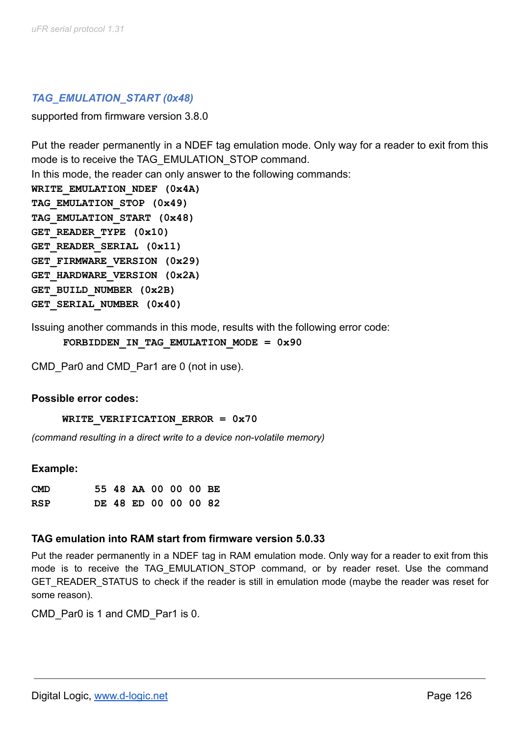### *TAG_EMULATION_START (0x48)*

supported from firmware version 3.8.0

Put the reader permanently in a NDEF tag emulation mode. Only way for a reader to exit from this mode is to receive the TAG_EMULATION_STOP command.
In this mode, the reader can only answer to the following commands:

**WRITE_EMULATION_NDEF (0x4A)**
**TAG_EMULATION_STOP (0x49)**
**TAG_EMULATION_START (0x48)**
**GET_READER_TYPE (0x10)**
**GET_READER_SERIAL (0x11)**
**GET_FIRMWARE_VERSION (0x29)**
**GET_HARDWARE_VERSION (0x2A)**
**GET_BUILD_NUMBER (0x2B)**
**GET_SERIAL_NUMBER (0x40)**

Issuing another commands in this mode, results with the following error code:

**FORBIDDEN_IN_TAG_EMULATION_MODE = 0x90**

CMD_Par0 and CMD_Par1 are 0 (not in use).

**Possible error codes:**

**WRITE_VERIFICATION_ERROR = 0x70**

*(command resulting in a direct write to a device non-volatile memory)*

**Example:**

```
CMD     55 48 AA 00 00 00 BE
RSP     DE 48 ED 00 00 00 82
```

**TAG emulation into RAM start from firmware version 5.0.33**

Put the reader permanently in a NDEF tag in RAM emulation mode. Only way for a reader to exit from this mode is to receive the TAG_EMULATION_STOP command, or by reader reset. Use the command GET_READER_STATUS to check if the reader is still in emulation mode (maybe the reader was reset for some reason).

CMD_Par0 is 1 and CMD_Par1 is 0.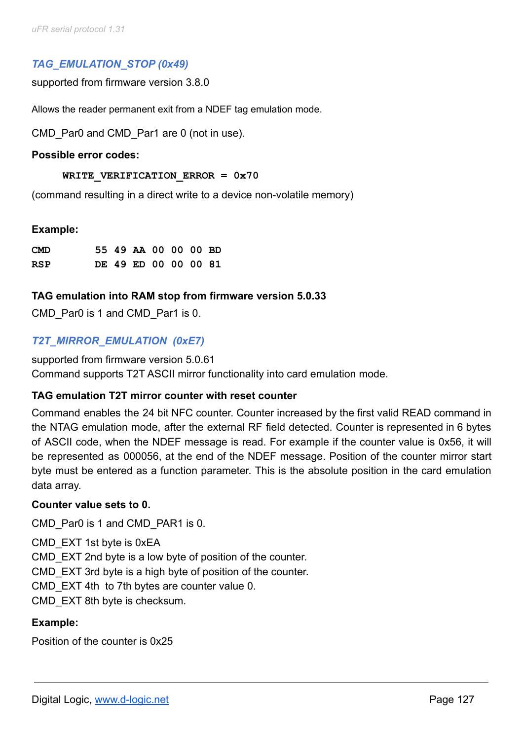### *TAG_EMULATION_STOP (0x49)*

supported from firmware version 3.8.0

Allows the reader permanent exit from a NDEF tag emulation mode.

CMD_Par0 and CMD_Par1 are 0 (not in use).

**Possible error codes:**

```
WRITE_VERIFICATION_ERROR = 0x70
```

(command resulting in a direct write to a device non-volatile memory)

**Example:**

```
CMD     55 49 AA 00 00 00 BD
RSP     DE 49 ED 00 00 00 81
```

**TAG emulation into RAM stop from firmware version 5.0.33**

CMD_Par0 is 1 and CMD_Par1 is 0.

### *T2T_MIRROR_EMULATION (0xE7)*

supported from firmware version 5.0.61
Command supports T2T ASCII mirror functionality into card emulation mode.

**TAG emulation T2T mirror counter with reset counter**

Command enables the 24 bit NFC counter. Counter increased by the first valid READ command in the NTAG emulation mode, after the external RF field detected. Counter is represented in 6 bytes of ASCII code, when the NDEF message is read. For example if the counter value is 0x56, it will be represented as 000056, at the end of the NDEF message. Position of the counter mirror start byte must be entered as a function parameter. This is the absolute position in the card emulation data array.

**Counter value sets to 0.**

CMD_Par0 is 1 and CMD_PAR1 is 0.

CMD_EXT 1st byte is 0xEA
CMD_EXT 2nd byte is a low byte of position of the counter.
CMD_EXT 3rd byte is a high byte of position of the counter.
CMD_EXT 4th to 7th bytes are counter value 0.
CMD_EXT 8th byte is checksum.

**Example:**

Position of the counter is 0x25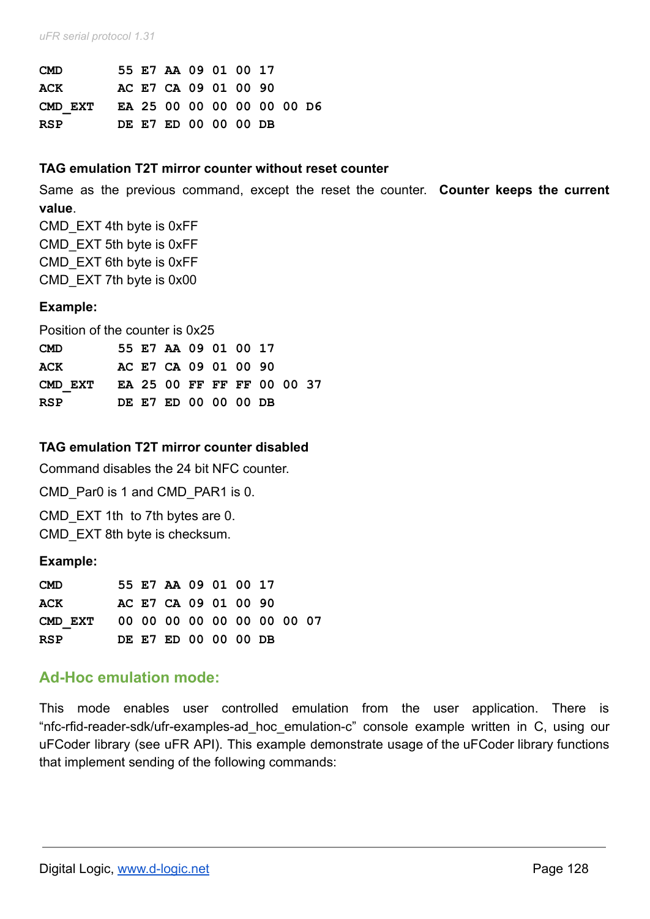```
CMD       55 E7 AA 09 01 00 17
ACK       AC E7 CA 09 01 00 90
CMD_EXT   EA 25 00 00 00 00 00 00 D6
RSP       DE E7 ED 00 00 00 DB
```

### TAG emulation T2T mirror counter without reset counter

Same as the previous command, except the reset the counter. **Counter keeps the current value**.
CMD_EXT 4th byte is 0xFF
CMD_EXT 5th byte is 0xFF
CMD_EXT 6th byte is 0xFF
CMD_EXT 7th byte is 0x00

**Example:**

Position of the counter is 0x25

```
CMD       55 E7 AA 09 01 00 17
ACK       AC E7 CA 09 01 00 90
CMD_EXT   EA 25 00 FF FF FF 00 00 37
RSP       DE E7 ED 00 00 00 DB
```

### TAG emulation T2T mirror counter disabled

Command disables the 24 bit NFC counter.

CMD_Par0 is 1 and CMD_PAR1 is 0.

CMD_EXT 1th to 7th bytes are 0.
CMD_EXT 8th byte is checksum.

**Example:**

```
CMD       55 E7 AA 09 01 00 17
ACK       AC E7 CA 09 01 00 90
CMD_EXT   00 00 00 00 00 00 00 00 07
RSP       DE E7 ED 00 00 00 DB
```

## Ad-Hoc emulation mode:

This mode enables user controlled emulation from the user application. There is "nfc-rfid-reader-sdk/ufr-examples-ad_hoc_emulation-c" console example written in C, using our uFCoder library (see uFR API). This example demonstrate usage of the uFCoder library functions that implement sending of the following commands: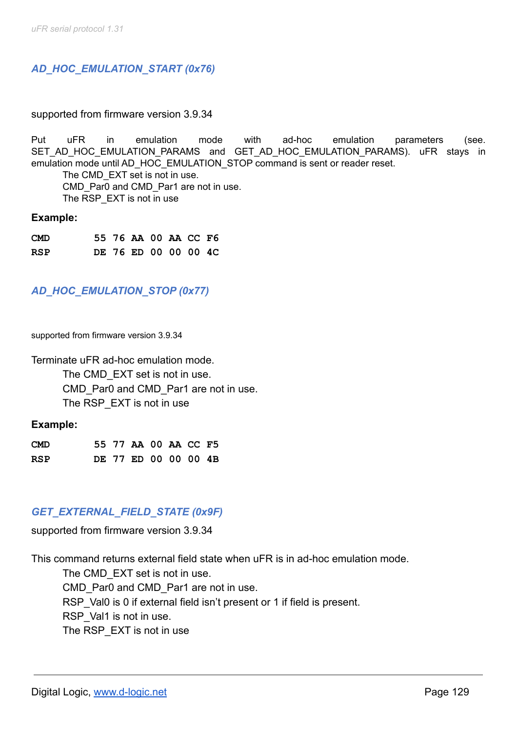### *AD_HOC_EMULATION_START (0x76)*

supported from firmware version 3.9.34

Put uFR in emulation mode with ad-hoc emulation parameters (see. SET_AD_HOC_EMULATION_PARAMS and GET_AD_HOC_EMULATION_PARAMS). uFR stays in emulation mode until AD_HOC_EMULATION_STOP command is sent or reader reset.

The CMD_EXT set is not in use.
CMD_Par0 and CMD_Par1 are not in use.
The RSP_EXT is not in use

**Example:**

```
CMD       55 76 AA 00 AA CC F6
RSP       DE 76 ED 00 00 00 4C
```

### *AD_HOC_EMULATION_STOP (0x77)*

supported from firmware version 3.9.34

Terminate uFR ad-hoc emulation mode.

The CMD_EXT set is not in use.
CMD_Par0 and CMD_Par1 are not in use.
The RSP_EXT is not in use

**Example:**

```
CMD       55 77 AA 00 AA CC F5
RSP       DE 77 ED 00 00 00 4B
```

### *GET_EXTERNAL_FIELD_STATE (0x9F)*

supported from firmware version 3.9.34

This command returns external field state when uFR is in ad-hoc emulation mode.

The CMD_EXT set is not in use.
CMD_Par0 and CMD_Par1 are not in use.
RSP_Val0 is 0 if external field isn't present or 1 if field is present.
RSP_Val1 is not in use.
The RSP_EXT is not in use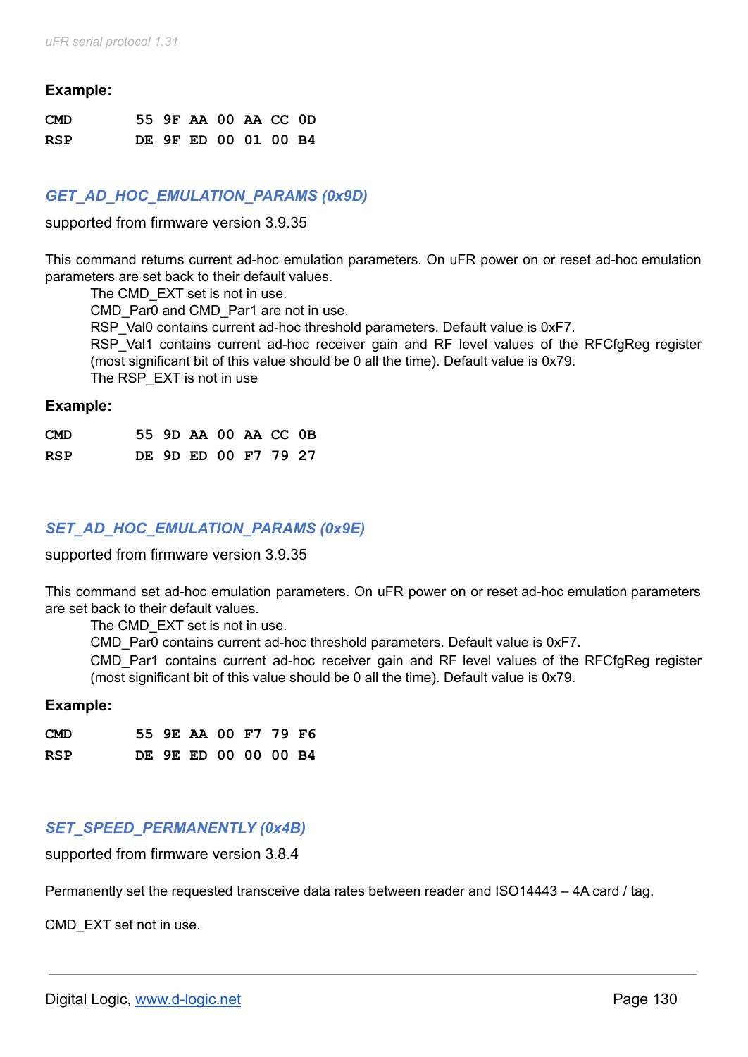**Example:**

```
CMD     55 9F AA 00 AA CC 0D
RSP     DE 9F ED 00 01 00 B4
```

### *GET_AD_HOC_EMULATION_PARAMS (0x9D)*

supported from firmware version 3.9.35

This command returns current ad-hoc emulation parameters. On uFR power on or reset ad-hoc emulation parameters are set back to their default values.

The CMD_EXT set is not in use.
CMD_Par0 and CMD_Par1 are not in use.
RSP_Val0 contains current ad-hoc threshold parameters. Default value is 0xF7.
RSP_Val1 contains current ad-hoc receiver gain and RF level values of the RFCfgReg register (most significant bit of this value should be 0 all the time). Default value is 0x79.
The RSP_EXT is not in use

**Example:**

```
CMD     55 9D AA 00 AA CC 0B
RSP     DE 9D ED 00 F7 79 27
```

### *SET_AD_HOC_EMULATION_PARAMS (0x9E)*

supported from firmware version 3.9.35

This command set ad-hoc emulation parameters. On uFR power on or reset ad-hoc emulation parameters are set back to their default values.

The CMD_EXT set is not in use.
CMD_Par0 contains current ad-hoc threshold parameters. Default value is 0xF7.
CMD_Par1 contains current ad-hoc receiver gain and RF level values of the RFCfgReg register (most significant bit of this value should be 0 all the time). Default value is 0x79.

**Example:**

```
CMD     55 9E AA 00 F7 79 F6
RSP     DE 9E ED 00 00 00 B4
```

### *SET_SPEED_PERMANENTLY (0x4B)*

supported from firmware version 3.8.4

Permanently set the requested transceive data rates between reader and ISO14443 – 4A card / tag.

CMD_EXT set not in use.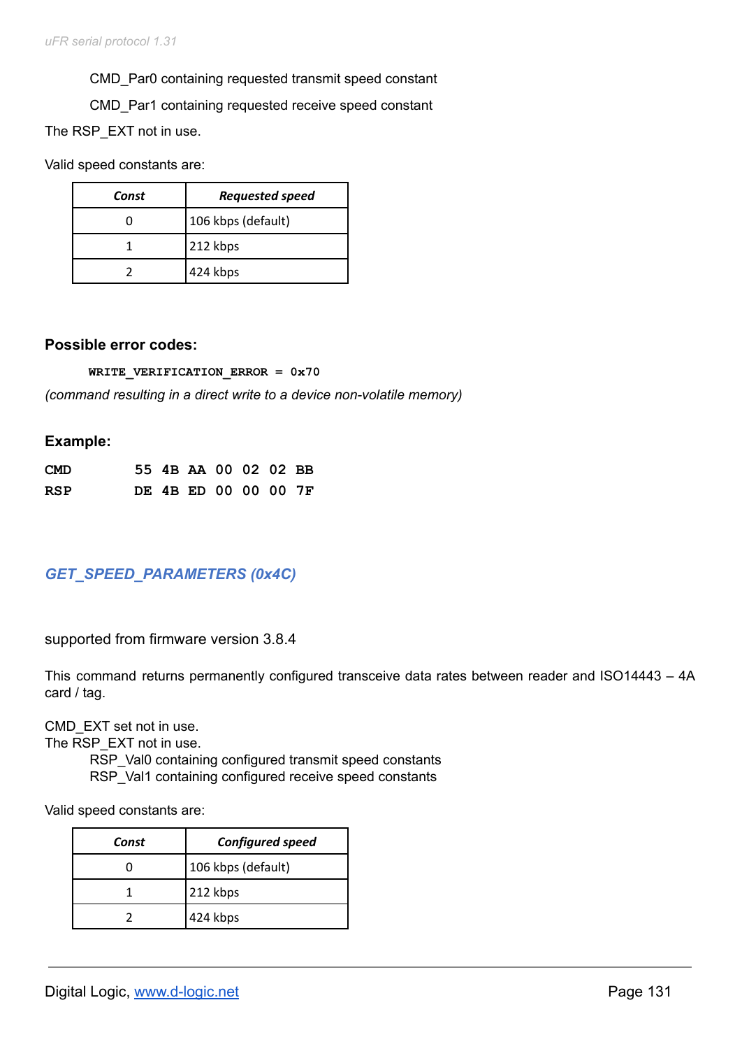CMD_Par0 containing requested transmit speed constant

CMD_Par1 containing requested receive speed constant

The RSP_EXT not in use.

Valid speed constants are:

| *Const* | *Requested speed* |
|---|---|
| 0 | 106 kbps (default) |
| 1 | 212 kbps |
| 2 | 424 kbps |

**Possible error codes:**

```
WRITE_VERIFICATION_ERROR = 0x70
```

*(command resulting in a direct write to a device non-volatile memory)*

**Example:**

```
CMD     55 4B AA 00 02 02 BB
RSP     DE 4B ED 00 00 00 7F
```

## GET_SPEED_PARAMETERS (0x4C)

supported from firmware version 3.8.4

This command returns permanently configured transceive data rates between reader and ISO14443 – 4A card / tag.

CMD_EXT set not in use.
The RSP_EXT not in use.

RSP_Val0 containing configured transmit speed constants
RSP_Val1 containing configured receive speed constants

Valid speed constants are:

| *Const* | *Configured speed* |
|---|---|
| 0 | 106 kbps (default) |
| 1 | 212 kbps |
| 2 | 424 kbps |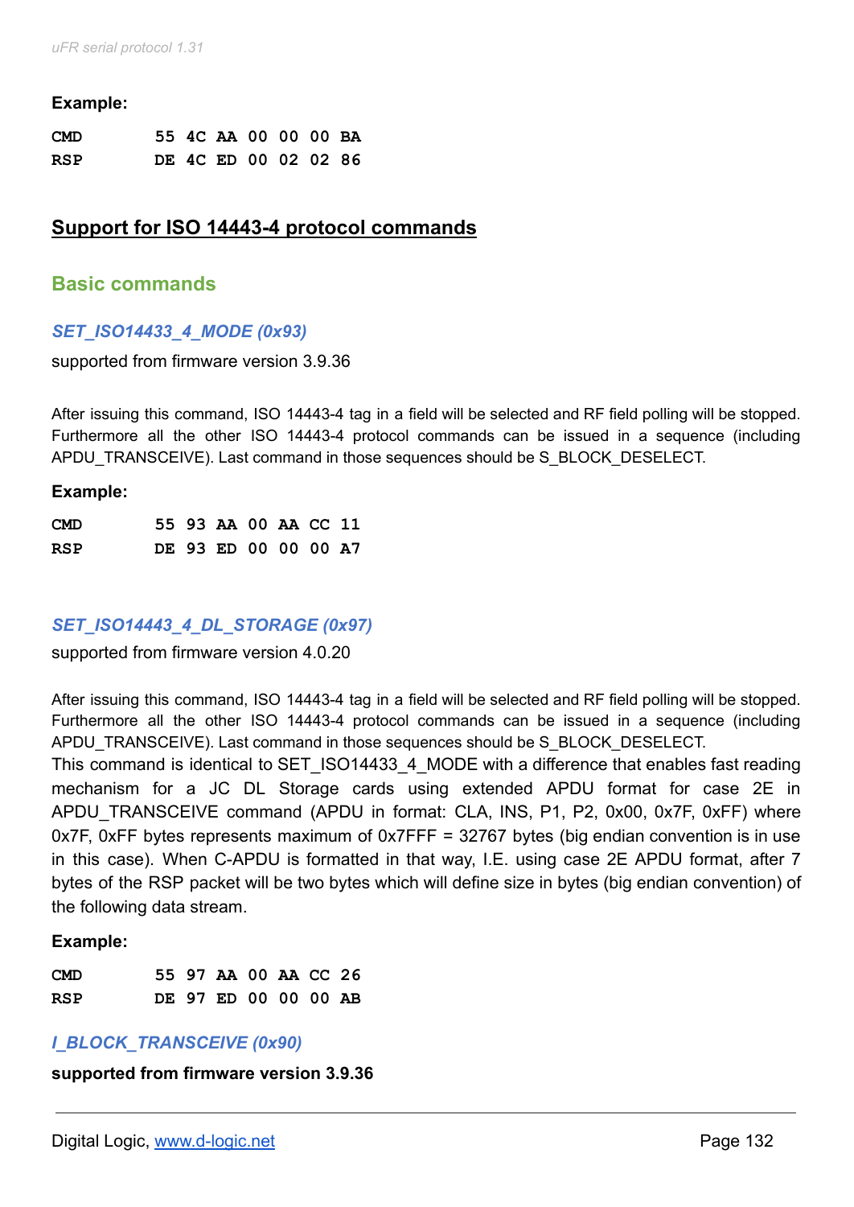**Example:**

```
CMD     55 4C AA 00 00 00 BA
RSP     DE 4C ED 00 02 02 86
```

## Support for ISO 14443-4 protocol commands

### Basic commands

#### *SET_ISO14433_4_MODE (0x93)*

supported from firmware version 3.9.36

After issuing this command, ISO 14443-4 tag in a field will be selected and RF field polling will be stopped. Furthermore all the other ISO 14443-4 protocol commands can be issued in a sequence (including APDU_TRANSCEIVE). Last command in those sequences should be S_BLOCK_DESELECT.

**Example:**

```
CMD     55 93 AA 00 AA CC 11
RSP     DE 93 ED 00 00 00 A7
```

#### *SET_ISO14443_4_DL_STORAGE (0x97)*

supported from firmware version 4.0.20

After issuing this command, ISO 14443-4 tag in a field will be selected and RF field polling will be stopped. Furthermore all the other ISO 14443-4 protocol commands can be issued in a sequence (including APDU_TRANSCEIVE). Last command in those sequences should be S_BLOCK_DESELECT.

This command is identical to SET_ISO14433_4_MODE with a difference that enables fast reading mechanism for a JC DL Storage cards using extended APDU format for case 2E in APDU_TRANSCEIVE command (APDU in format: CLA, INS, P1, P2, 0x00, 0x7F, 0xFF) where 0x7F, 0xFF bytes represents maximum of 0x7FFF = 32767 bytes (big endian convention is in use in this case). When C-APDU is formatted in that way, I.E. using case 2E APDU format, after 7 bytes of the RSP packet will be two bytes which will define size in bytes (big endian convention) of the following data stream.

**Example:**

```
CMD     55 97 AA 00 AA CC 26
RSP     DE 97 ED 00 00 00 AB
```

#### *I_BLOCK_TRANSCEIVE (0x90)*

**supported from firmware version 3.9.36**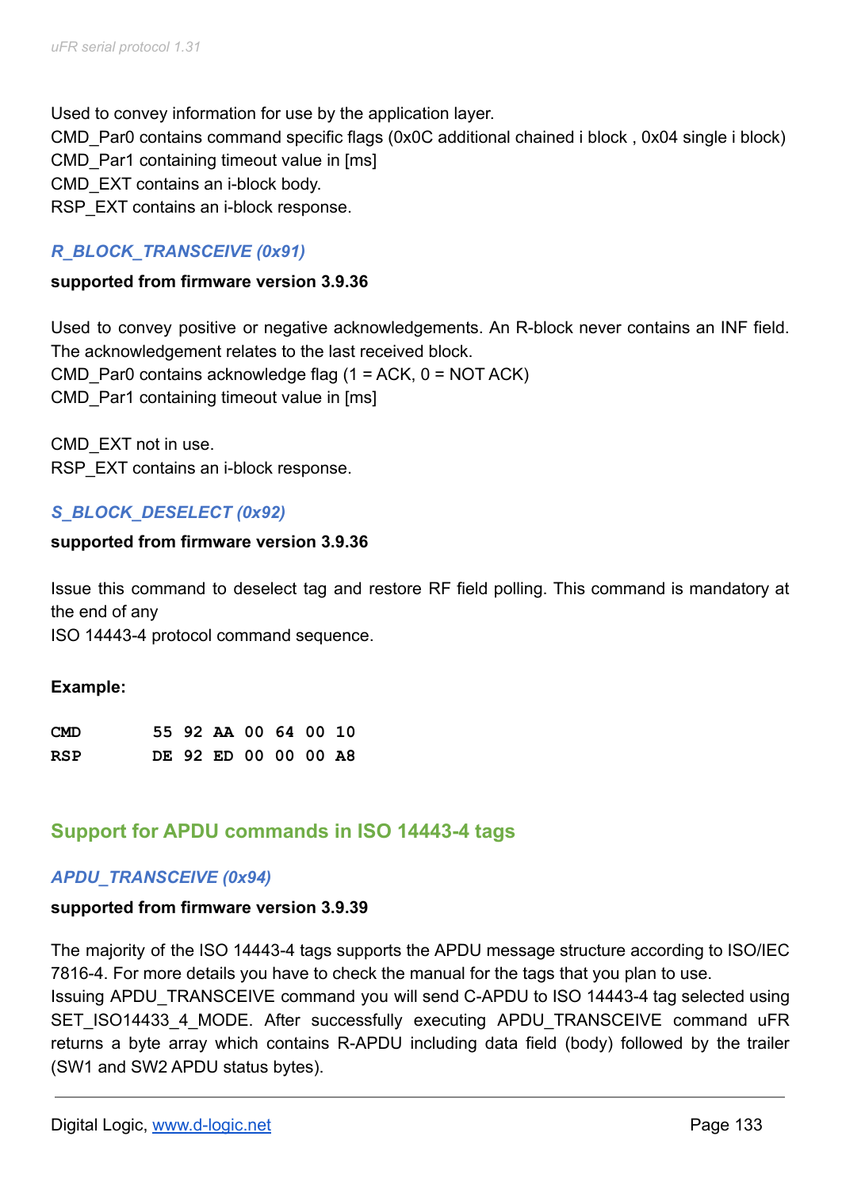Used to convey information for use by the application layer.
CMD_Par0 contains command specific flags (0x0C additional chained i block , 0x04 single i block)
CMD_Par1 containing timeout value in [ms]
CMD_EXT contains an i-block body.
RSP_EXT contains an i-block response.

### *R_BLOCK_TRANSCEIVE (0x91)*

**supported from firmware version 3.9.36**

Used to convey positive or negative acknowledgements. An R-block never contains an INF field. The acknowledgement relates to the last received block.
CMD_Par0 contains acknowledge flag (1 = ACK, 0 = NOT ACK)
CMD_Par1 containing timeout value in [ms]

CMD_EXT not in use.
RSP_EXT contains an i-block response.

### *S_BLOCK_DESELECT (0x92)*

**supported from firmware version 3.9.36**

Issue this command to deselect tag and restore RF field polling. This command is mandatory at the end of any
ISO 14443-4 protocol command sequence.

**Example:**

```
CMD     55 92 AA 00 64 00 10
RSP     DE 92 ED 00 00 00 A8
```

## Support for APDU commands in ISO 14443-4 tags

### *APDU_TRANSCEIVE (0x94)*

**supported from firmware version 3.9.39**

The majority of the ISO 14443-4 tags supports the APDU message structure according to ISO/IEC 7816-4. For more details you have to check the manual for the tags that you plan to use.
Issuing APDU_TRANSCEIVE command you will send C-APDU to ISO 14443-4 tag selected using SET_ISO14433_4_MODE. After successfully executing APDU_TRANSCEIVE command uFR returns a byte array which contains R-APDU including data field (body) followed by the trailer (SW1 and SW2 APDU status bytes).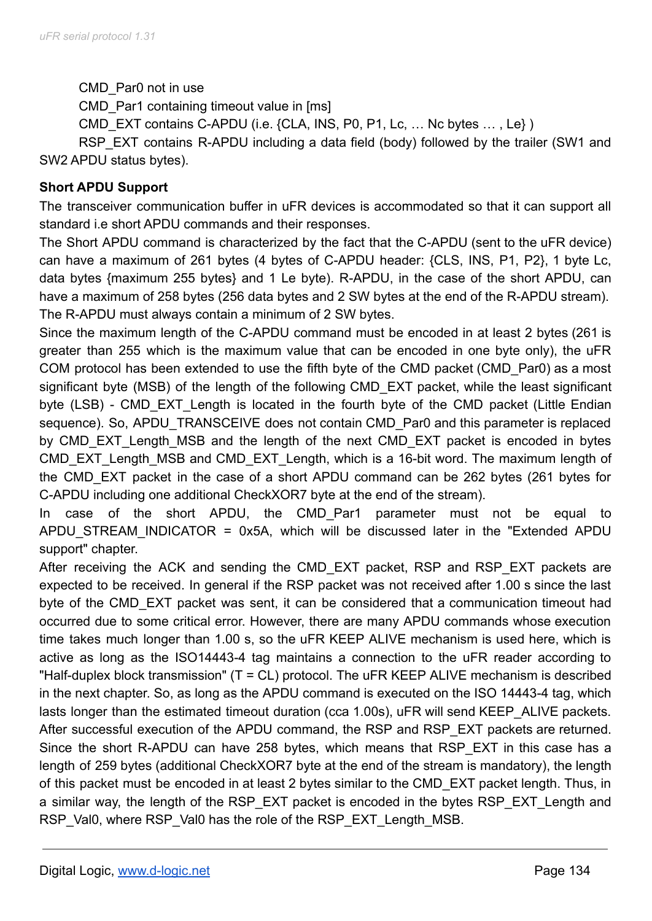CMD_Par0 not in use

CMD_Par1 containing timeout value in [ms]

CMD_EXT contains C-APDU (i.e. {CLA, INS, P0, P1, Lc, … Nc bytes … , Le} )

RSP_EXT contains R-APDU including a data field (body) followed by the trailer (SW1 and SW2 APDU status bytes).

**Short APDU Support**

The transceiver communication buffer in uFR devices is accommodated so that it can support all standard i.e short APDU commands and their responses.

The Short APDU command is characterized by the fact that the C-APDU (sent to the uFR device) can have a maximum of 261 bytes (4 bytes of C-APDU header: {CLS, INS, P1, P2}, 1 byte Lc, data bytes {maximum 255 bytes} and 1 Le byte). R-APDU, in the case of the short APDU, can have a maximum of 258 bytes (256 data bytes and 2 SW bytes at the end of the R-APDU stream). The R-APDU must always contain a minimum of 2 SW bytes.

Since the maximum length of the C-APDU command must be encoded in at least 2 bytes (261 is greater than 255 which is the maximum value that can be encoded in one byte only), the uFR COM protocol has been extended to use the fifth byte of the CMD packet (CMD_Par0) as a most significant byte (MSB) of the length of the following CMD_EXT packet, while the least significant byte (LSB) - CMD_EXT_Length is located in the fourth byte of the CMD packet (Little Endian sequence). So, APDU_TRANSCEIVE does not contain CMD_Par0 and this parameter is replaced by CMD_EXT_Length_MSB and the length of the next CMD_EXT packet is encoded in bytes CMD_EXT_Length_MSB and CMD_EXT_Length, which is a 16-bit word. The maximum length of the CMD_EXT packet in the case of a short APDU command can be 262 bytes (261 bytes for C-APDU including one additional CheckXOR7 byte at the end of the stream).

In case of the short APDU, the CMD_Par1 parameter must not be equal to APDU_STREAM_INDICATOR = 0x5A, which will be discussed later in the "Extended APDU support" chapter.

After receiving the ACK and sending the CMD_EXT packet, RSP and RSP_EXT packets are expected to be received. In general if the RSP packet was not received after 1.00 s since the last byte of the CMD_EXT packet was sent, it can be considered that a communication timeout had occurred due to some critical error. However, there are many APDU commands whose execution time takes much longer than 1.00 s, so the uFR KEEP ALIVE mechanism is used here, which is active as long as the ISO14443-4 tag maintains a connection to the uFR reader according to "Half-duplex block transmission" (T = CL) protocol. The uFR KEEP ALIVE mechanism is described in the next chapter. So, as long as the APDU command is executed on the ISO 14443-4 tag, which lasts longer than the estimated timeout duration (cca 1.00s), uFR will send KEEP_ALIVE packets. After successful execution of the APDU command, the RSP and RSP_EXT packets are returned. Since the short R-APDU can have 258 bytes, which means that RSP_EXT in this case has a length of 259 bytes (additional CheckXOR7 byte at the end of the stream is mandatory), the length of this packet must be encoded in at least 2 bytes similar to the CMD_EXT packet length. Thus, in a similar way, the length of the RSP_EXT packet is encoded in the bytes RSP_EXT_Length and RSP_Val0, where RSP_Val0 has the role of the RSP_EXT_Length_MSB.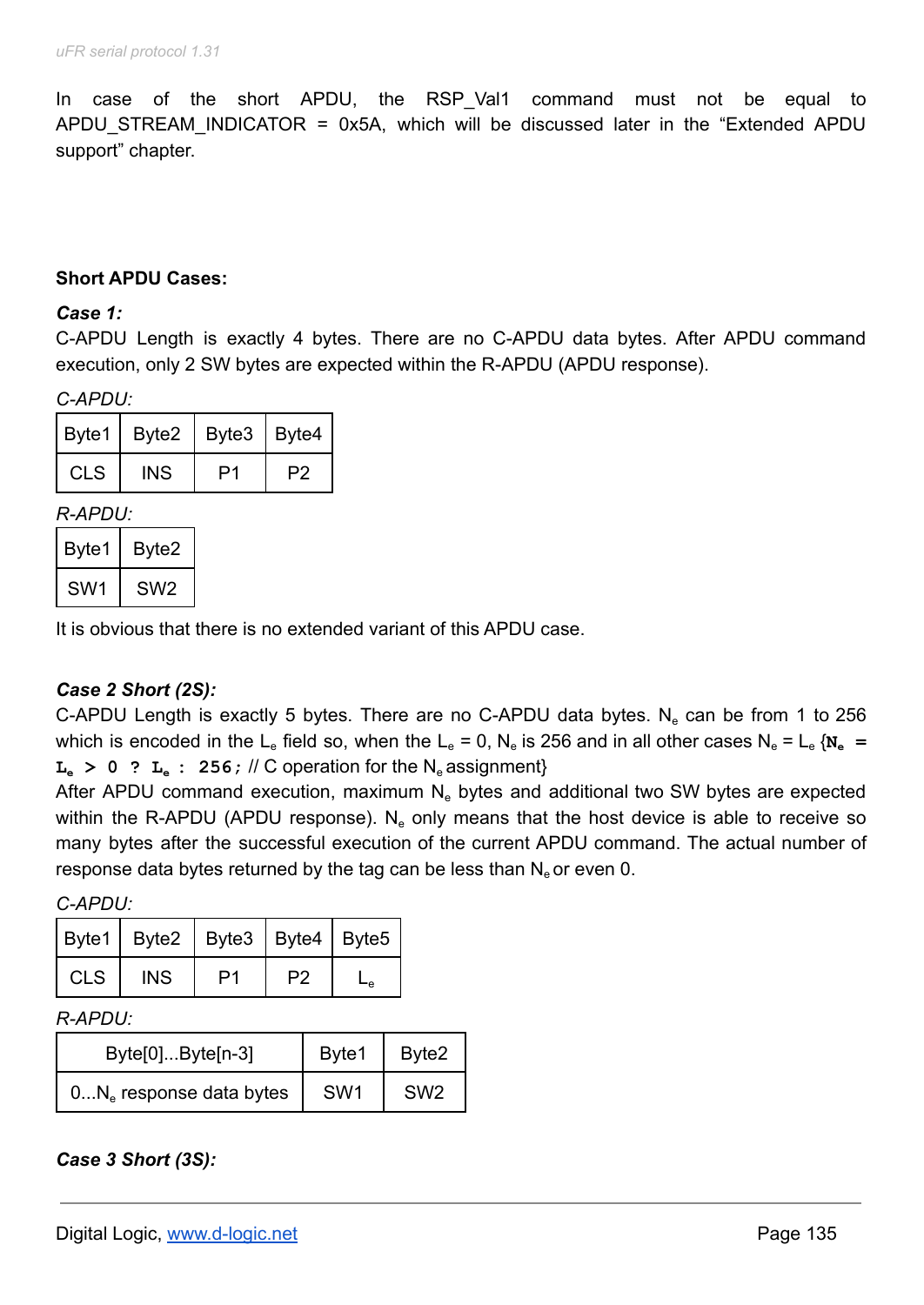In case of the short APDU, the RSP_Val1 command must not be equal to APDU_STREAM_INDICATOR = 0x5A, which will be discussed later in the “Extended APDU support” chapter.

**Short APDU Cases:**

***Case 1:***

C-APDU Length is exactly 4 bytes. There are no C-APDU data bytes. After APDU command execution, only 2 SW bytes are expected within the R-APDU (APDU response).

*C-APDU:*

| Byte1 | Byte2 | Byte3 | Byte4 |
|---|---|---|---|
| CLS | INS | P1 | P2 |

*R-APDU:*

| Byte1 | Byte2 |
|---|---|
| SW1 | SW2 |

It is obvious that there is no extended variant of this APDU case.

***Case 2 Short (2S):***

C-APDU Length is exactly 5 bytes. There are no C-APDU data bytes. $N_e$ can be from 1 to 256 which is encoded in the $L_e$ field so, when the $L_e$ = 0, $N_e$ is 256 and in all other cases $N_e$ = $L_e$ {`Ne = Le > 0 ? Le : 256;` // C operation for the $N_e$ assignment}

After APDU command execution, maximum $N_e$ bytes and additional two SW bytes are expected within the R-APDU (APDU response). $N_e$ only means that the host device is able to receive so many bytes after the successful execution of the current APDU command. The actual number of response data bytes returned by the tag can be less than $N_e$ or even 0.

*C-APDU:*

| Byte1 | Byte2 | Byte3 | Byte4 | Byte5 |
|---|---|---|---|---|
| CLS | INS | P1 | P2 | $L_e$ |

*R-APDU:*

| Byte[0]...Byte[n-3] | Byte1 | Byte2 |
|---|---|---|
| 0...$N_e$ response data bytes | SW1 | SW2 |

***Case 3 Short (3S):***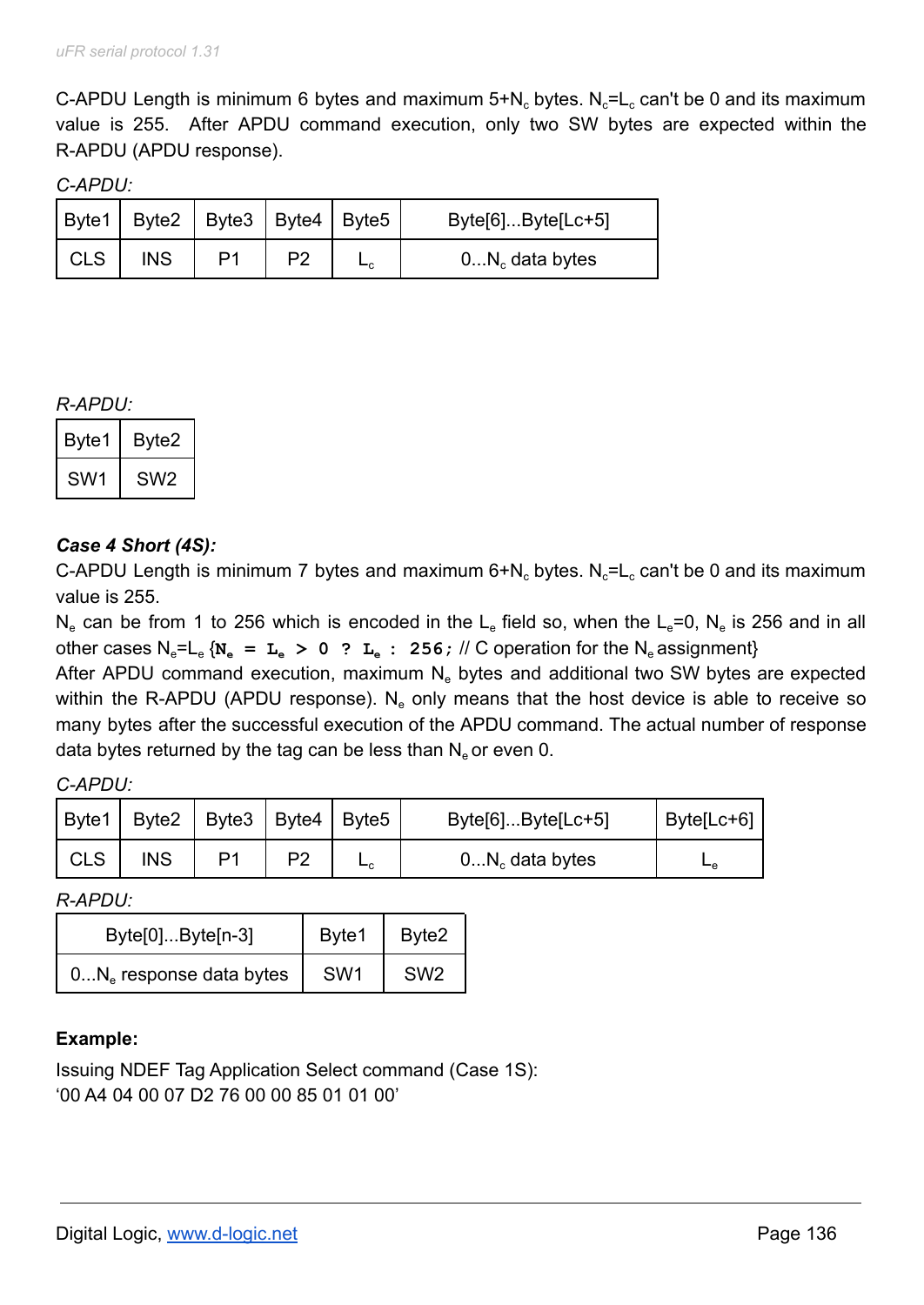C-APDU Length is minimum 6 bytes and maximum 5+$N_c$ bytes. $N_c$=$L_c$ can't be 0 and its maximum value is 255. After APDU command execution, only two SW bytes are expected within the R-APDU (APDU response).

*C-APDU:*

| Byte1 | Byte2 | Byte3 | Byte4 | Byte5 | Byte[6]...Byte[Lc+5] |
|---|---|---|---|---|---|
| CLS | INS | P1 | P2 | $L_c$ | 0...$N_c$ data bytes |

*R-APDU:*

| Byte1 | Byte2 |
|---|---|
| SW1 | SW2 |

***Case 4 Short (4S):***

C-APDU Length is minimum 7 bytes and maximum 6+$N_c$ bytes. $N_c$=$L_c$ can't be 0 and its maximum value is 255.

$N_e$ can be from 1 to 256 which is encoded in the $L_e$ field so, when the $L_e$=0, $N_e$ is 256 and in all other cases $N_e$=$L_e$ {`Ne = Le > 0 ? Le : 256;` // C operation for the $N_e$ assignment}

After APDU command execution, maximum $N_e$ bytes and additional two SW bytes are expected within the R-APDU (APDU response). $N_e$ only means that the host device is able to receive so many bytes after the successful execution of the APDU command. The actual number of response data bytes returned by the tag can be less than $N_e$ or even 0.

*C-APDU:*

| Byte1 | Byte2 | Byte3 | Byte4 | Byte5 | Byte[6]...Byte[Lc+5] | Byte[Lc+6] |
|---|---|---|---|---|---|---|
| CLS | INS | P1 | P2 | $L_c$ | 0...$N_c$ data bytes | $L_e$ |

*R-APDU:*

| Byte[0]...Byte[n-3] | Byte1 | Byte2 |
|---|---|---|
| 0...$N_e$ response data bytes | SW1 | SW2 |

**Example:**

Issuing NDEF Tag Application Select command (Case 1S):
'00 A4 04 00 07 D2 76 00 00 85 01 01 00'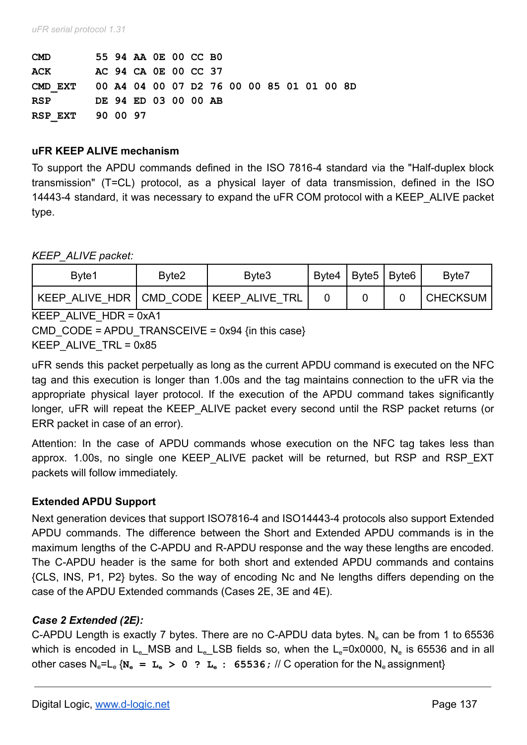```
CMD       55 94 AA 0E 00 CC B0
ACK       AC 94 CA 0E 00 CC 37
CMD_EXT   00 A4 04 00 07 D2 76 00 00 85 01 01 00 8D
RSP       DE 94 ED 03 00 00 AB
RSP_EXT   90 00 97
```

### uFR KEEP ALIVE mechanism

To support the APDU commands defined in the ISO 7816-4 standard via the "Half-duplex block transmission" (T=CL) protocol, as a physical layer of data transmission, defined in the ISO 14443-4 standard, it was necessary to expand the uFR COM protocol with a KEEP_ALIVE packet type.

*KEEP_ALIVE packet:*

| Byte1 | Byte2 | Byte3 | Byte4 | Byte5 | Byte6 | Byte7 |
|---|---|---|---|---|---|---|
| KEEP_ALIVE_HDR | CMD_CODE | KEEP_ALIVE_TRL | 0 | 0 | 0 | CHECKSUM |

KEEP_ALIVE_HDR = 0xA1
CMD_CODE = APDU_TRANSCEIVE = 0x94 {in this case}
KEEP_ALIVE_TRL = 0x85

uFR sends this packet perpetually as long as the current APDU command is executed on the NFC tag and this execution is longer than 1.00s and the tag maintains connection to the uFR via the appropriate physical layer protocol. If the execution of the APDU command takes significantly longer, uFR will repeat the KEEP_ALIVE packet every second until the RSP packet returns (or ERR packet in case of an error).

Attention: In the case of APDU commands whose execution on the NFC tag takes less than approx. 1.00s, no single one KEEP_ALIVE packet will be returned, but RSP and RSP_EXT packets will follow immediately.

### Extended APDU Support

Next generation devices that support ISO7816-4 and ISO14443-4 protocols also support Extended APDU commands. The difference between the Short and Extended APDU commands is in the maximum lengths of the C-APDU and R-APDU response and the way these lengths are encoded. The C-APDU header is the same for both short and extended APDU commands and contains {CLS, INS, P1, P2} bytes. So the way of encoding Nc and Ne lengths differs depending on the case of the APDU Extended commands (Cases 2E, 3E and 4E).

***Case 2 Extended (2E):***

C-APDU Length is exactly 7 bytes. There are no C-APDU data bytes. $N_e$ can be from 1 to 65536 which is encoded in $L_e$_MSB and $L_e$_LSB fields so, when the $L_e$=0x0000, $N_e$ is 65536 and in all other cases $N_e$=$L_e$ {**$N_e$ = $L_e$ > 0 ? $L_e$ : 65536;** // C operation for the $N_e$ assignment}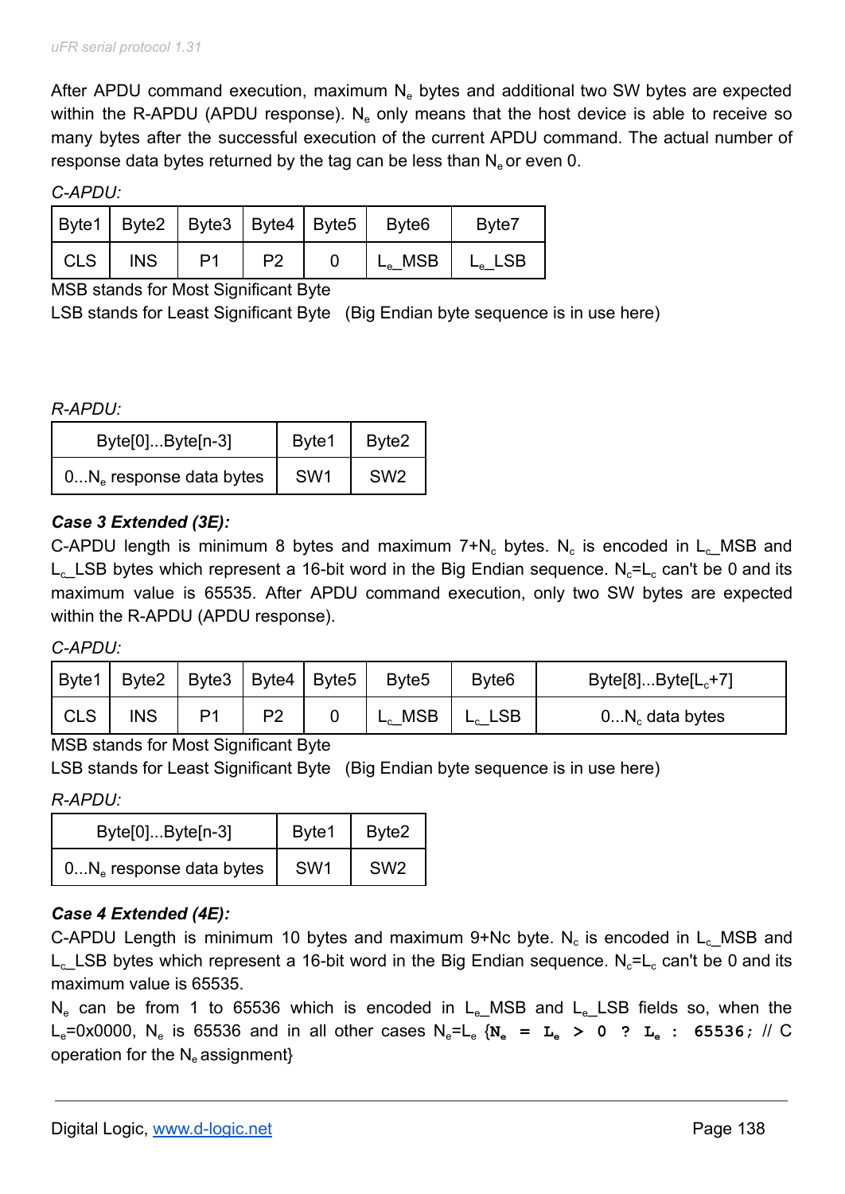After APDU command execution, maximum $N_e$ bytes and additional two SW bytes are expected within the R-APDU (APDU response). $N_e$ only means that the host device is able to receive so many bytes after the successful execution of the current APDU command. The actual number of response data bytes returned by the tag can be less than $N_e$ or even 0.

*C-APDU:*

| Byte1 | Byte2 | Byte3 | Byte4 | Byte5 | Byte6 | Byte7 |
|---|---|---|---|---|---|---|
| CLS | INS | P1 | P2 | 0 | $L_e$_MSB | $L_e$_LSB |

MSB stands for Most Significant Byte
LSB stands for Least Significant Byte   (Big Endian byte sequence is in use here)

*R-APDU:*

| Byte[0]...Byte[n-3] | Byte1 | Byte2 |
|---|---|---|
| 0...$N_e$ response data bytes | SW1 | SW2 |

***Case 3 Extended (3E):***

C-APDU length is minimum 8 bytes and maximum 7+$N_c$ bytes. $N_c$ is encoded in $L_c$_MSB and $L_c$_LSB bytes which represent a 16-bit word in the Big Endian sequence. $N_c$=$L_c$ can't be 0 and its maximum value is 65535. After APDU command execution, only two SW bytes are expected within the R-APDU (APDU response).

*C-APDU:*

| Byte1 | Byte2 | Byte3 | Byte4 | Byte5 | Byte5 | Byte6 | Byte[8]...Byte[$L_c$+7] |
|---|---|---|---|---|---|---|---|
| CLS | INS | P1 | P2 | 0 | $L_c$_MSB | $L_c$_LSB | 0...$N_c$ data bytes |

MSB stands for Most Significant Byte
LSB stands for Least Significant Byte   (Big Endian byte sequence is in use here)

*R-APDU:*

| Byte[0]...Byte[n-3] | Byte1 | Byte2 |
|---|---|---|
| 0...$N_e$ response data bytes | SW1 | SW2 |

***Case 4 Extended (4E):***

C-APDU Length is minimum 10 bytes and maximum 9+Nc byte. $N_c$ is encoded in $L_c$_MSB and $L_c$_LSB bytes which represent a 16-bit word in the Big Endian sequence. $N_c$=$L_c$ can't be 0 and its maximum value is 65535.

$N_e$ can be from 1 to 65536 which is encoded in $L_e$_MSB and $L_e$_LSB fields so, when the $L_e$=0x0000, $N_e$ is 65536 and in all other cases $N_e$=$L_e$ {`Ne = Le > 0 ? Le : 65536;` // C operation for the $N_e$ assignment}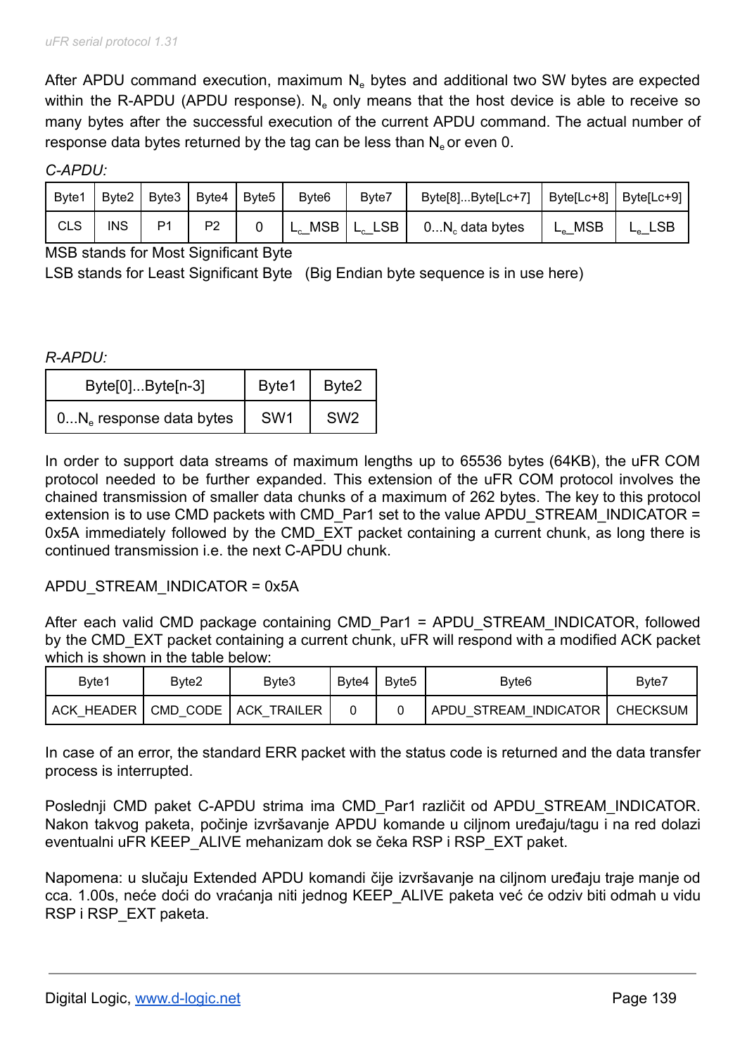After APDU command execution, maximum $N_e$ bytes and additional two SW bytes are expected within the R-APDU (APDU response). $N_e$ only means that the host device is able to receive so many bytes after the successful execution of the current APDU command. The actual number of response data bytes returned by the tag can be less than $N_e$ or even 0.

*C-APDU:*

| Byte1 | Byte2 | Byte3 | Byte4 | Byte5 | Byte6 | Byte7 | Byte[8]...Byte[Lc+7] | Byte[Lc+8] | Byte[Lc+9] |
|---|---|---|---|---|---|---|---|---|---|
| CLS | INS | P1 | P2 | 0 | $L_c$_MSB | $L_c$_LSB | 0...$N_c$ data bytes | $L_e$_MSB | $L_e$_LSB |

MSB stands for Most Significant Byte
LSB stands for Least Significant Byte (Big Endian byte sequence is in use here)

*R-APDU:*

| Byte[0]...Byte[n-3] | Byte1 | Byte2 |
|---|---|---|
| 0...$N_e$ response data bytes | SW1 | SW2 |

In order to support data streams of maximum lengths up to 65536 bytes (64KB), the uFR COM protocol needed to be further expanded. This extension of the uFR COM protocol involves the chained transmission of smaller data chunks of a maximum of 262 bytes. The key to this protocol extension is to use CMD packets with CMD_Par1 set to the value APDU_STREAM_INDICATOR = 0x5A immediately followed by the CMD_EXT packet containing a current chunk, as long there is continued transmission i.e. the next C-APDU chunk.

APDU_STREAM_INDICATOR = 0x5A

After each valid CMD package containing CMD_Par1 = APDU_STREAM_INDICATOR, followed by the CMD_EXT packet containing a current chunk, uFR will respond with a modified ACK packet which is shown in the table below:

| Byte1 | Byte2 | Byte3 | Byte4 | Byte5 | Byte6 | Byte7 |
|---|---|---|---|---|---|---|
| ACK_HEADER | CMD_CODE | ACK_TRAILER | 0 | 0 | APDU_STREAM_INDICATOR | CHECKSUM |

In case of an error, the standard ERR packet with the status code is returned and the data transfer process is interrupted.

Poslednji CMD paket C-APDU strima ima CMD_Par1 različit od APDU_STREAM_INDICATOR. Nakon takvog paketa, počinje izvršavanje APDU komande u ciljnom uređaju/tagu i na red dolazi eventualni uFR KEEP_ALIVE mehanizam dok se čeka RSP i RSP_EXT paket.

Napomena: u slučaju Extended APDU komandi čije izvršavanje na ciljnom uređaju traje manje od cca. 1.00s, neće doći do vraćanja niti jednog KEEP_ALIVE paketa već će odziv biti odmah u vidu RSP i RSP_EXT paketa.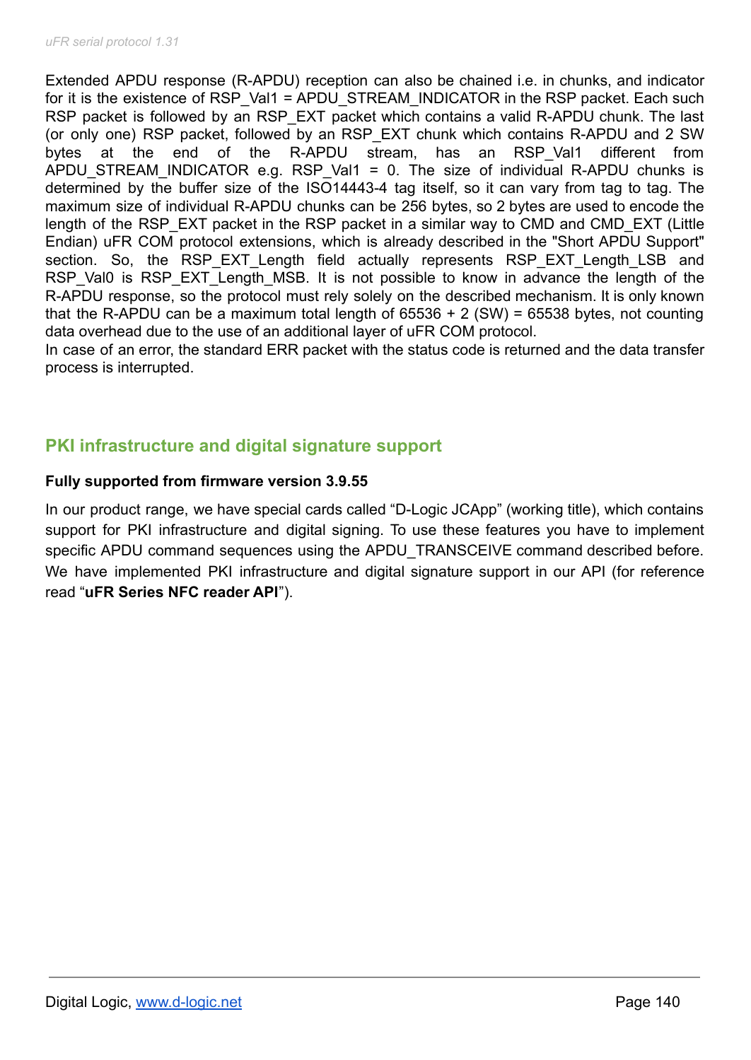Extended APDU response (R-APDU) reception can also be chained i.e. in chunks, and indicator for it is the existence of RSP_Val1 = APDU_STREAM_INDICATOR in the RSP packet. Each such RSP packet is followed by an RSP_EXT packet which contains a valid R-APDU chunk. The last (or only one) RSP packet, followed by an RSP_EXT chunk which contains R-APDU and 2 SW bytes at the end of the R-APDU stream, has an RSP_Val1 different from APDU_STREAM_INDICATOR e.g. RSP_Val1 = 0. The size of individual R-APDU chunks is determined by the buffer size of the ISO14443-4 tag itself, so it can vary from tag to tag. The maximum size of individual R-APDU chunks can be 256 bytes, so 2 bytes are used to encode the length of the RSP_EXT packet in the RSP packet in a similar way to CMD and CMD_EXT (Little Endian) uFR COM protocol extensions, which is already described in the "Short APDU Support" section. So, the RSP_EXT_Length field actually represents RSP_EXT_Length_LSB and RSP_Val0 is RSP_EXT_Length_MSB. It is not possible to know in advance the length of the R-APDU response, so the protocol must rely solely on the described mechanism. It is only known that the R-APDU can be a maximum total length of 65536 + 2 (SW) = 65538 bytes, not counting data overhead due to the use of an additional layer of uFR COM protocol.
In case of an error, the standard ERR packet with the status code is returned and the data transfer process is interrupted.

## PKI infrastructure and digital signature support

**Fully supported from firmware version 3.9.55**

In our product range, we have special cards called “D-Logic JCApp” (working title), which contains support for PKI infrastructure and digital signing. To use these features you have to implement specific APDU command sequences using the APDU_TRANSCEIVE command described before. We have implemented PKI infrastructure and digital signature support in our API (for reference read “**uFR Series NFC reader API**”).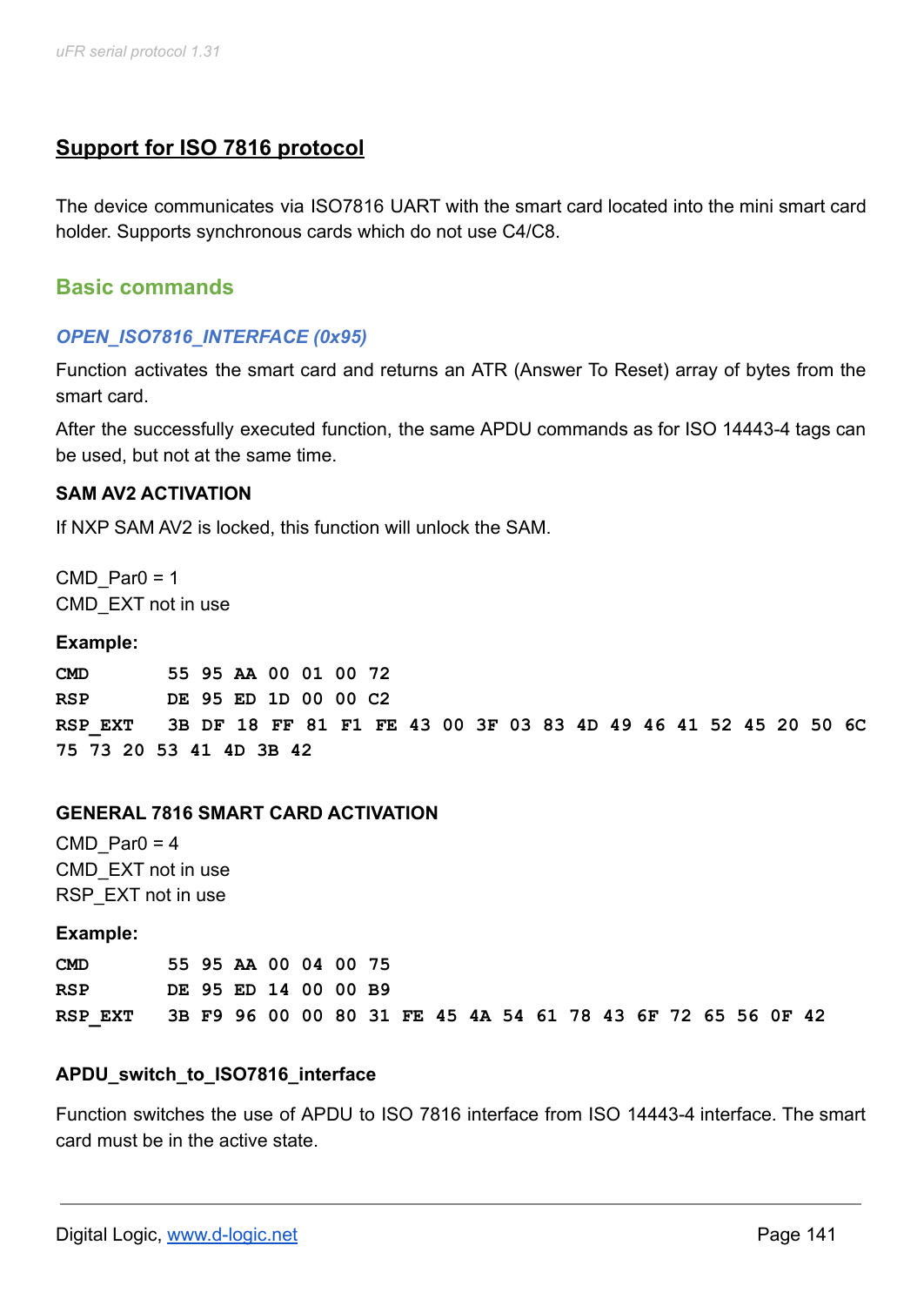## Support for ISO 7816 protocol

The device communicates via ISO7816 UART with the smart card located into the mini smart card holder. Supports synchronous cards which do not use C4/C8.

### Basic commands

#### *OPEN_ISO7816_INTERFACE (0x95)*

Function activates the smart card and returns an ATR (Answer To Reset) array of bytes from the smart card.

After the successfully executed function, the same APDU commands as for ISO 14443-4 tags can be used, but not at the same time.

**SAM AV2 ACTIVATION**

If NXP SAM AV2 is locked, this function will unlock the SAM.

CMD_Par0 = 1
CMD_EXT not in use

**Example:**

```
CMD       55 95 AA 00 01 00 72
RSP       DE 95 ED 1D 00 00 C2
RSP_EXT   3B DF 18 FF 81 F1 FE 43 00 3F 03 83 4D 49 46 41 52 45 20 50 6C
75 73 20 53 41 4D 3B 42
```

**GENERAL 7816 SMART CARD ACTIVATION**

CMD_Par0 = 4
CMD_EXT not in use
RSP_EXT not in use

**Example:**

```
CMD       55 95 AA 00 04 00 75
RSP       DE 95 ED 14 00 00 B9
RSP_EXT   3B F9 96 00 00 80 31 FE 45 4A 54 61 78 43 6F 72 65 56 0F 42
```

**APDU_switch_to_ISO7816_interface**

Function switches the use of APDU to ISO 7816 interface from ISO 14443-4 interface. The smart card must be in the active state.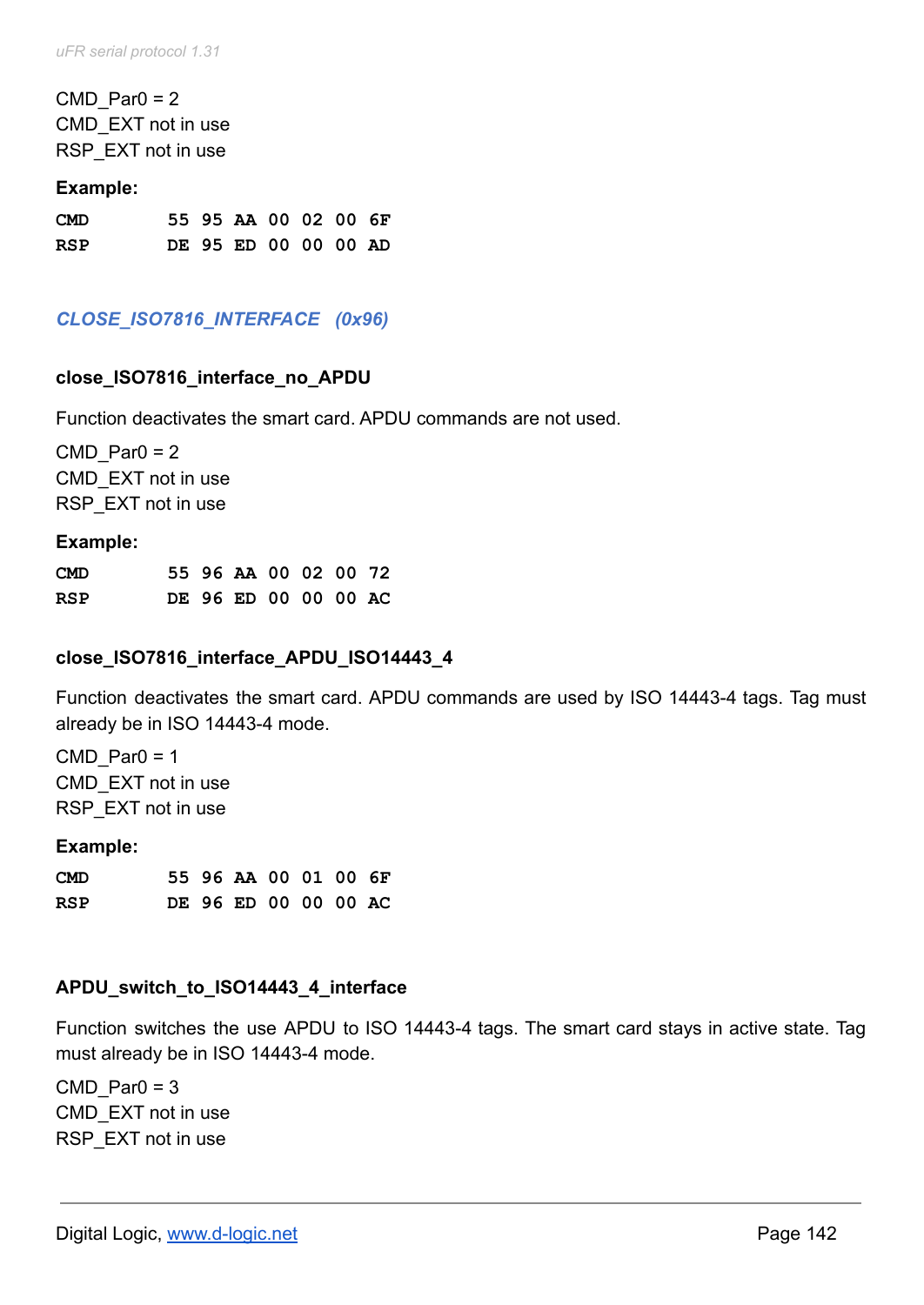CMD_Par0 = 2
CMD_EXT not in use
RSP_EXT not in use

**Example:**

```
CMD      55 95 AA 00 02 00 6F
RSP      DE 95 ED 00 00 00 AD
```

### *CLOSE_ISO7816_INTERFACE (0x96)*

#### close_ISO7816_interface_no_APDU

Function deactivates the smart card. APDU commands are not used.

CMD_Par0 = 2
CMD_EXT not in use
RSP_EXT not in use

**Example:**

```
CMD      55 96 AA 00 02 00 72
RSP      DE 96 ED 00 00 00 AC
```

#### close_ISO7816_interface_APDU_ISO14443_4

Function deactivates the smart card. APDU commands are used by ISO 14443-4 tags. Tag must already be in ISO 14443-4 mode.

CMD_Par0 = 1
CMD_EXT not in use
RSP_EXT not in use

**Example:**

```
CMD      55 96 AA 00 01 00 6F
RSP      DE 96 ED 00 00 00 AC
```

#### APDU_switch_to_ISO14443_4_interface

Function switches the use APDU to ISO 14443-4 tags. The smart card stays in active state. Tag must already be in ISO 14443-4 mode.

CMD_Par0 = 3
CMD_EXT not in use
RSP_EXT not in use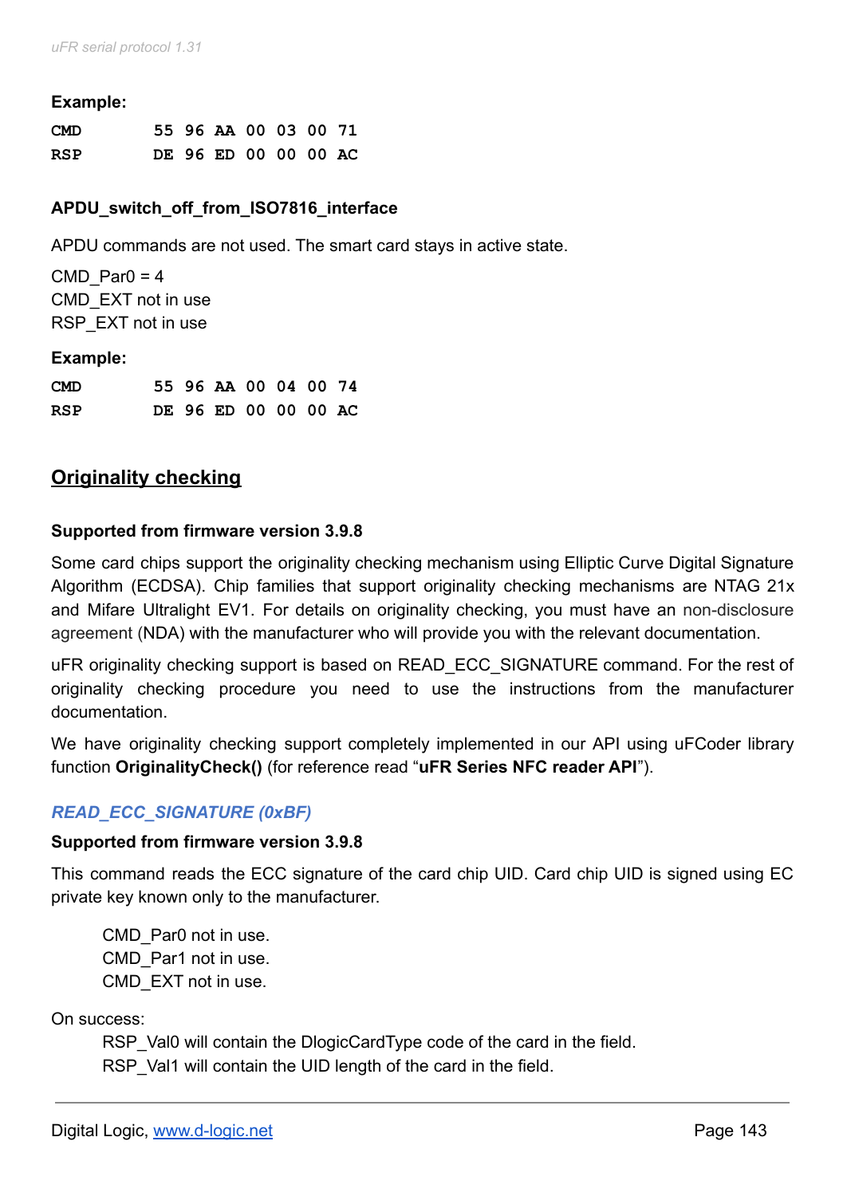**Example:**

```
CMD       55 96 AA 00 03 00 71
RSP       DE 96 ED 00 00 00 AC
```

**APDU_switch_off_from_ISO7816_interface**

APDU commands are not used. The smart card stays in active state.

CMD_Par0 = 4
CMD_EXT not in use
RSP_EXT not in use

**Example:**

```
CMD       55 96 AA 00 04 00 74
RSP       DE 96 ED 00 00 00 AC
```

## Originality checking

**Supported from firmware version 3.9.8**

Some card chips support the originality checking mechanism using Elliptic Curve Digital Signature Algorithm (ECDSA). Chip families that support originality checking mechanisms are NTAG 21x and Mifare Ultralight EV1. For details on originality checking, you must have an non-disclosure agreement (NDA) with the manufacturer who will provide you with the relevant documentation.

uFR originality checking support is based on READ_ECC_SIGNATURE command. For the rest of originality checking procedure you need to use the instructions from the manufacturer documentation.

We have originality checking support completely implemented in our API using uFCoder library function **OriginalityCheck()** (for reference read "**uFR Series NFC reader API**").

### *READ_ECC_SIGNATURE (0xBF)*

**Supported from firmware version 3.9.8**

This command reads the ECC signature of the card chip UID. Card chip UID is signed using EC private key known only to the manufacturer.

CMD_Par0 not in use.
CMD_Par1 not in use.
CMD_EXT not in use.

On success:
RSP_Val0 will contain the DlogicCardType code of the card in the field.
RSP_Val1 will contain the UID length of the card in the field.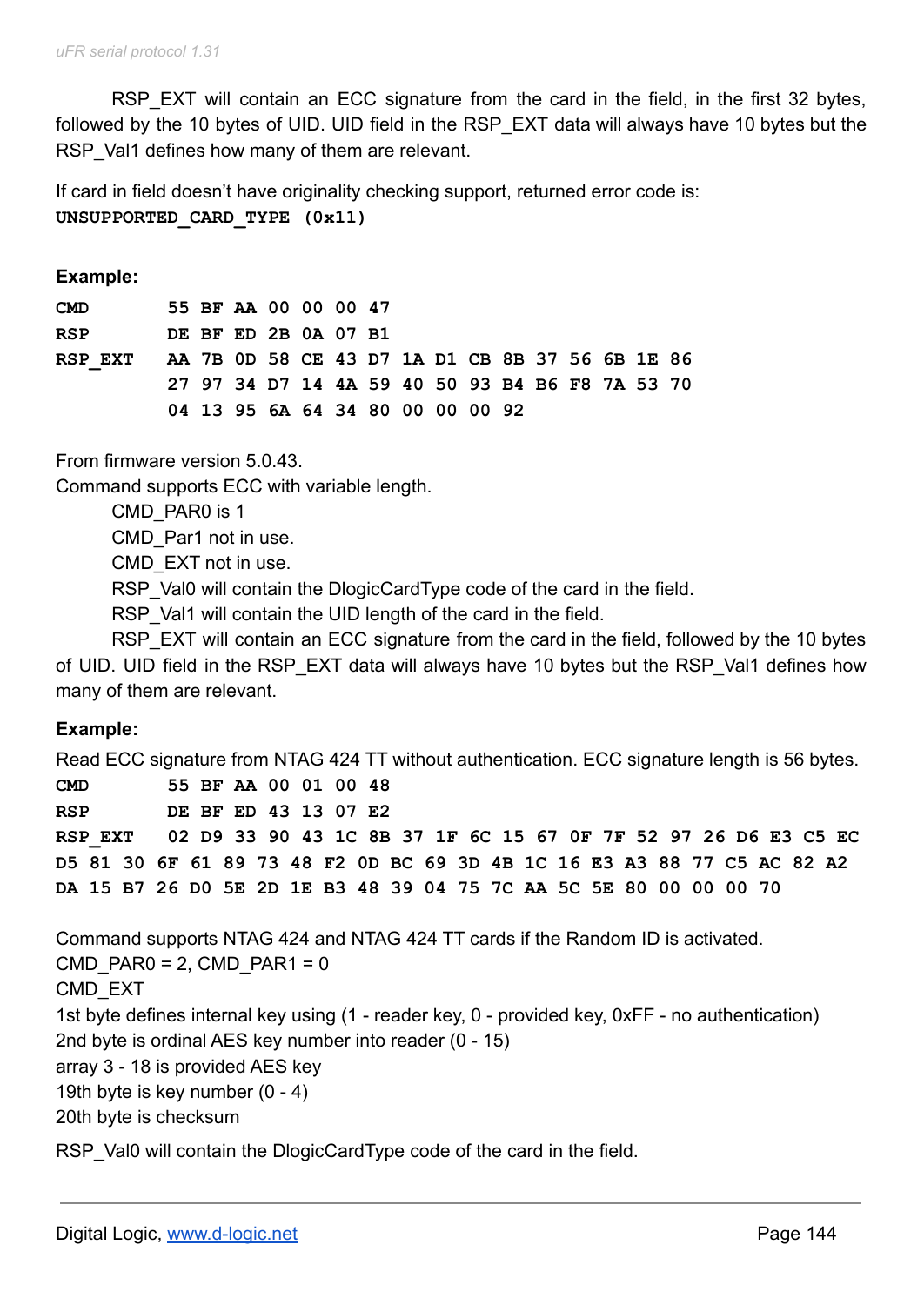RSP_EXT will contain an ECC signature from the card in the field, in the first 32 bytes, followed by the 10 bytes of UID. UID field in the RSP_EXT data will always have 10 bytes but the RSP_Val1 defines how many of them are relevant.

If card in field doesn't have originality checking support, returned error code is:
**UNSUPPORTED_CARD_TYPE (0x11)**

**Example:**

```
CMD       55 BF AA 00 00 00 47
RSP       DE BF ED 2B 0A 07 B1
RSP_EXT   AA 7B 0D 58 CE 43 D7 1A D1 CB 8B 37 56 6B 1E 86
          27 97 34 D7 14 4A 59 40 50 93 B4 B6 F8 7A 53 70
          04 13 95 6A 64 34 80 00 00 00 92
```

From firmware version 5.0.43.
Command supports ECC with variable length.

CMD_PAR0 is 1
CMD_Par1 not in use.
CMD_EXT not in use.
RSP_Val0 will contain the DlogicCardType code of the card in the field.
RSP_Val1 will contain the UID length of the card in the field.
RSP_EXT will contain an ECC signature from the card in the field, followed by the 10 bytes of UID. UID field in the RSP_EXT data will always have 10 bytes but the RSP_Val1 defines how many of them are relevant.

**Example:**

Read ECC signature from NTAG 424 TT without authentication. ECC signature length is 56 bytes.

```
CMD       55 BF AA 00 01 00 48
RSP       DE BF ED 43 13 07 E2
RSP_EXT   02 D9 33 90 43 1C 8B 37 1F 6C 15 67 0F 7F 52 97 26 D6 E3 C5 EC
D5 81 30 6F 61 89 73 48 F2 0D BC 69 3D 4B 1C 16 E3 A3 88 77 C5 AC 82 A2
DA 15 B7 26 D0 5E 2D 1E B3 48 39 04 75 7C AA 5C 5E 80 00 00 00 70
```

Command supports NTAG 424 and NTAG 424 TT cards if the Random ID is activated.
CMD_PAR0 = 2, CMD_PAR1 = 0
CMD_EXT
1st byte defines internal key using (1 - reader key, 0 - provided key, 0xFF - no authentication)
2nd byte is ordinal AES key number into reader (0 - 15)
array 3 - 18 is provided AES key
19th byte is key number (0 - 4)
20th byte is checksum

RSP_Val0 will contain the DlogicCardType code of the card in the field.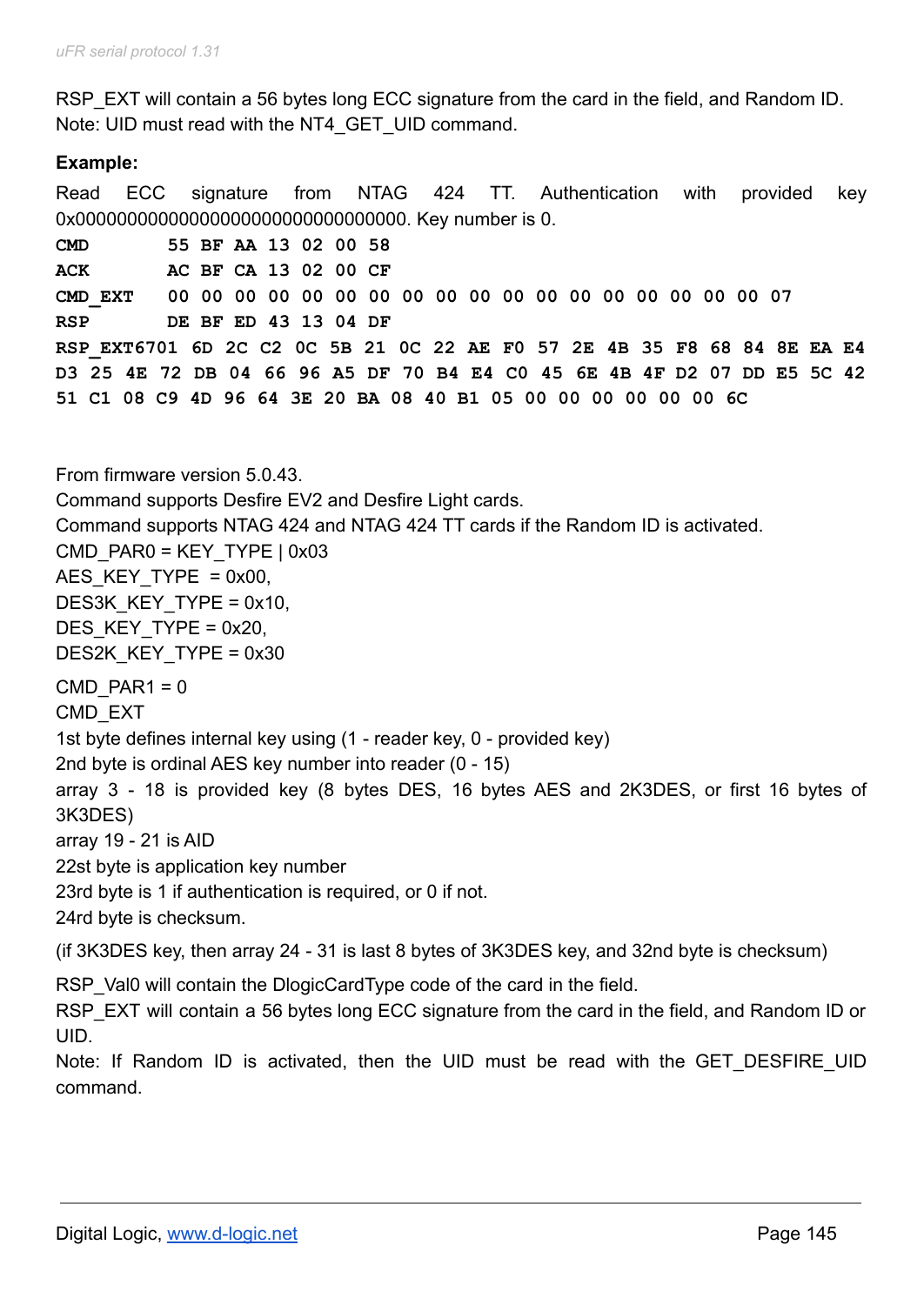RSP_EXT will contain a 56 bytes long ECC signature from the card in the field, and Random ID.
Note: UID must read with the NT4_GET_UID command.

**Example:**

Read ECC signature from NTAG 424 TT. Authentication with provided key 0x00000000000000000000000000000000. Key number is 0.

```
CMD        55 BF AA 13 02 00 58
ACK        AC BF CA 13 02 00 CF
CMD_EXT    00 00 00 00 00 00 00 00 00 00 00 00 00 00 00 00 00 00 07
RSP        DE BF ED 43 13 04 DF
RSP_EXT6701 6D 2C C2 0C 5B 21 0C 22 AE F0 57 2E 4B 35 F8 68 84 8E EA E4
D3 25 4E 72 DB 04 66 96 A5 DF 70 B4 E4 C0 45 6E 4B 4F D2 07 DD E5 5C 42
51 C1 08 C9 4D 96 64 3E 20 BA 08 40 B1 05 00 00 00 00 00 00 6C
```

From firmware version 5.0.43.
Command supports Desfire EV2 and Desfire Light cards.
Command supports NTAG 424 and NTAG 424 TT cards if the Random ID is activated.
CMD_PAR0 = KEY_TYPE | 0x03
AES_KEY_TYPE = 0x00,
DES3K_KEY_TYPE = 0x10,
DES_KEY_TYPE = 0x20,
DES2K_KEY_TYPE = 0x30

CMD_PAR1 = 0
CMD_EXT
1st byte defines internal key using (1 - reader key, 0 - provided key)
2nd byte is ordinal AES key number into reader (0 - 15)
array 3 - 18 is provided key (8 bytes DES, 16 bytes AES and 2K3DES, or first 16 bytes of 3K3DES)
array 19 - 21 is AID
22st byte is application key number
23rd byte is 1 if authentication is required, or 0 if not.
24rd byte is checksum.

(if 3K3DES key, then array 24 - 31 is last 8 bytes of 3K3DES key, and 32nd byte is checksum)

RSP_Val0 will contain the DlogicCardType code of the card in the field.
RSP_EXT will contain a 56 bytes long ECC signature from the card in the field, and Random ID or UID.
Note: If Random ID is activated, then the UID must be read with the GET_DESFIRE_UID command.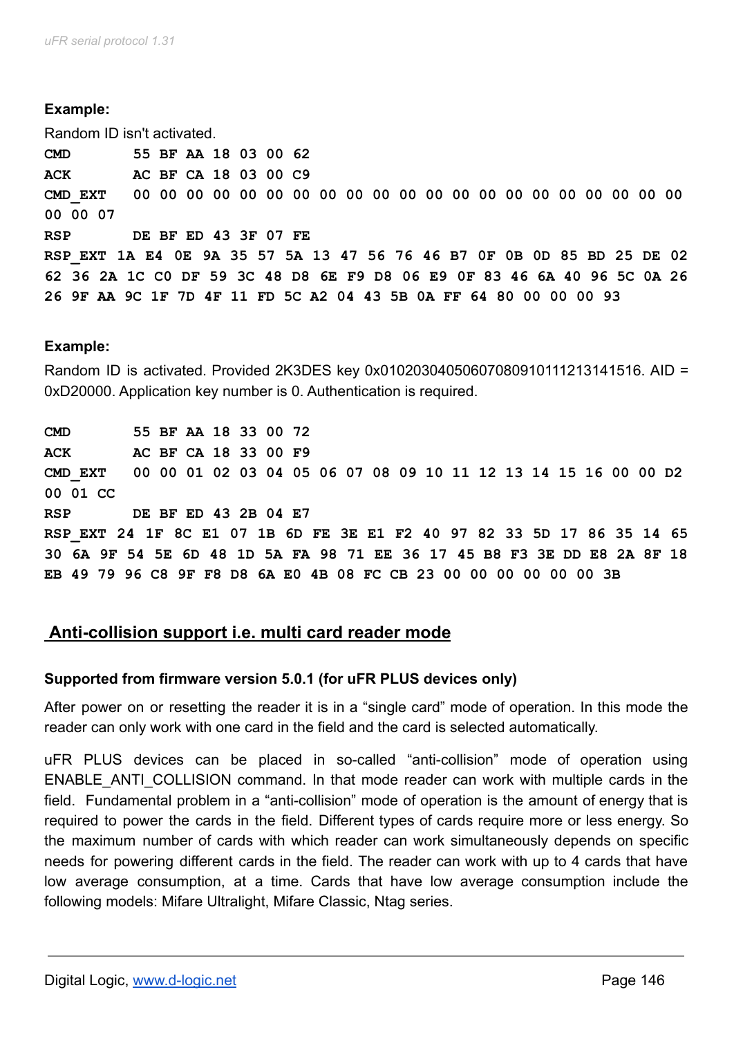**Example:**

Random ID isn't activated.

```
CMD        55 BF AA 18 03 00 62
ACK        AC BF CA 18 03 00 C9
CMD_EXT    00 00 00 00 00 00 00 00 00 00 00 00 00 00 00 00 00 00 00 00
00 00 07
RSP        DE BF ED 43 3F 07 FE
RSP_EXT 1A E4 0E 9A 35 57 5A 13 47 56 76 46 B7 0F 0B 0D 85 BD 25 DE 02
62 36 2A 1C C0 DF 59 3C 48 D8 6E F9 D8 06 E9 0F 83 46 6A 40 96 5C 0A 26
26 9F AA 9C 1F 7D 4F 11 FD 5C A2 04 43 5B 0A FF 64 80 00 00 00 93
```

**Example:**

Random ID is activated. Provided 2K3DES key 0x0102030405060708091011213141516. AID = 0xD20000. Application key number is 0. Authentication is required.

```
CMD        55 BF AA 18 33 00 72
ACK        AC BF CA 18 33 00 F9
CMD_EXT    00 00 01 02 03 04 05 06 07 08 09 10 11 12 13 14 15 16 00 00 D2
00 01 CC
RSP        DE BF ED 43 2B 04 E7
RSP_EXT 24 1F 8C E1 07 1B 6D FE 3E E1 F2 40 97 82 33 5D 17 86 35 14 65
30 6A 9F 54 5E 6D 48 1D 5A FA 98 71 EE 36 17 45 B8 F3 3E DD E8 2A 8F 18
EB 49 79 96 C8 9F F8 D8 6A E0 4B 08 FC CB 23 00 00 00 00 00 00 3B
```

## Anti-collision support i.e. multi card reader mode

**Supported from firmware version 5.0.1 (for uFR PLUS devices only)**

After power on or resetting the reader it is in a "single card" mode of operation. In this mode the reader can only work with one card in the field and the card is selected automatically.

uFR PLUS devices can be placed in so-called "anti-collision" mode of operation using ENABLE_ANTI_COLLISION command. In that mode reader can work with multiple cards in the field. Fundamental problem in a "anti-collision" mode of operation is the amount of energy that is required to power the cards in the field. Different types of cards require more or less energy. So the maximum number of cards with which reader can work simultaneously depends on specific needs for powering different cards in the field. The reader can work with up to 4 cards that have low average consumption, at a time. Cards that have low average consumption include the following models: Mifare Ultralight, Mifare Classic, Ntag series.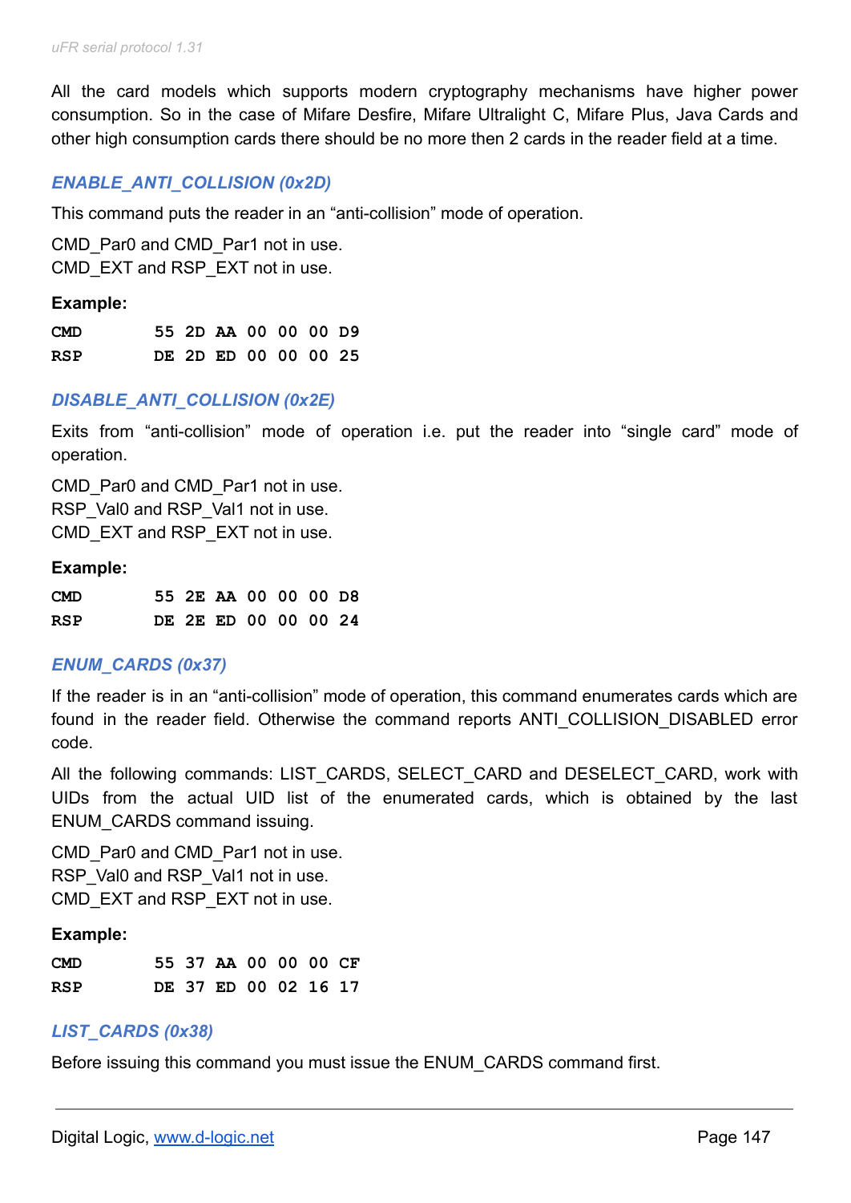All the card models which supports modern cryptography mechanisms have higher power consumption. So in the case of Mifare Desfire, Mifare Ultralight C, Mifare Plus, Java Cards and other high consumption cards there should be no more then 2 cards in the reader field at a time.

### *ENABLE_ANTI_COLLISION (0x2D)*

This command puts the reader in an “anti-collision” mode of operation.

CMD_Par0 and CMD_Par1 not in use.
CMD_EXT and RSP_EXT not in use.

**Example:**

```
CMD      55 2D AA 00 00 00 D9
RSP      DE 2D ED 00 00 00 25
```

### *DISABLE_ANTI_COLLISION (0x2E)*

Exits from “anti-collision” mode of operation i.e. put the reader into “single card” mode of operation.

CMD_Par0 and CMD_Par1 not in use.
RSP_Val0 and RSP_Val1 not in use.
CMD_EXT and RSP_EXT not in use.

**Example:**

```
CMD      55 2E AA 00 00 00 D8
RSP      DE 2E ED 00 00 00 24
```

### *ENUM_CARDS (0x37)*

If the reader is in an “anti-collision” mode of operation, this command enumerates cards which are found in the reader field. Otherwise the command reports ANTI_COLLISION_DISABLED error code.

All the following commands: LIST_CARDS, SELECT_CARD and DESELECT_CARD, work with UIDs from the actual UID list of the enumerated cards, which is obtained by the last ENUM_CARDS command issuing.

CMD_Par0 and CMD_Par1 not in use.
RSP_Val0 and RSP_Val1 not in use.
CMD_EXT and RSP_EXT not in use.

**Example:**

```
CMD      55 37 AA 00 00 00 CF
RSP      DE 37 ED 00 02 16 17
```

### *LIST_CARDS (0x38)*

Before issuing this command you must issue the ENUM_CARDS command first.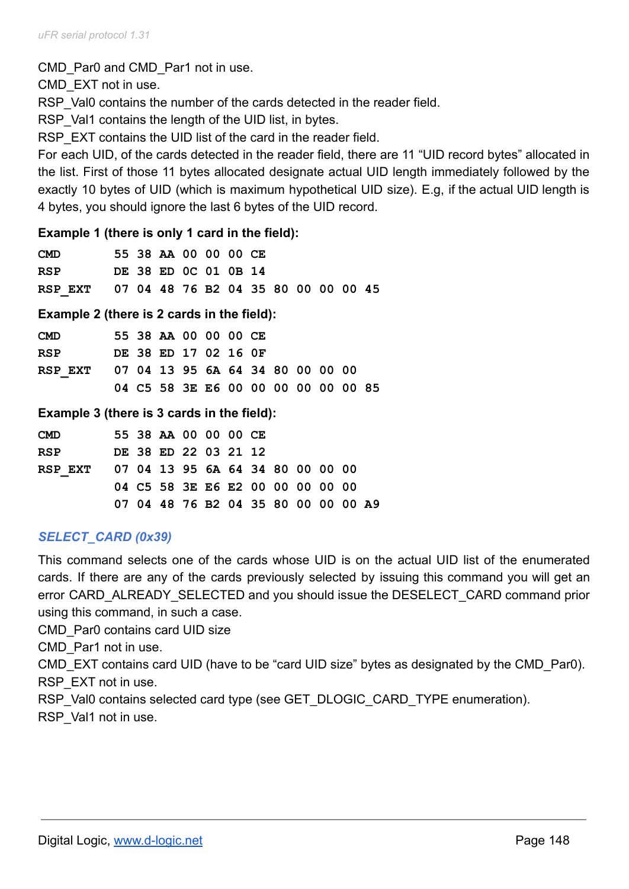CMD_Par0 and CMD_Par1 not in use.
CMD_EXT not in use.
RSP_Val0 contains the number of the cards detected in the reader field.
RSP_Val1 contains the length of the UID list, in bytes.
RSP_EXT contains the UID list of the card in the reader field.
For each UID, of the cards detected in the reader field, there are 11 “UID record bytes” allocated in the list. First of those 11 bytes allocated designate actual UID length immediately followed by the exactly 10 bytes of UID (which is maximum hypothetical UID size). E.g, if the actual UID length is 4 bytes, you should ignore the last 6 bytes of the UID record.

**Example 1 (there is only 1 card in the field):**

```
CMD       55 38 AA 00 00 00 CE
RSP       DE 38 ED 0C 01 0B 14
RSP_EXT   07 04 48 76 B2 04 35 80 00 00 00 45
```

**Example 2 (there is 2 cards in the field):**

```
CMD       55 38 AA 00 00 00 CE
RSP       DE 38 ED 17 02 16 0F
RSP_EXT   07 04 13 95 6A 64 34 80 00 00 00
          04 C5 58 3E E6 00 00 00 00 00 00 85
```

**Example 3 (there is 3 cards in the field):**

```
CMD       55 38 AA 00 00 00 CE
RSP       DE 38 ED 22 03 21 12
RSP_EXT   07 04 13 95 6A 64 34 80 00 00 00
          04 C5 58 3E E6 E2 00 00 00 00 00
          07 04 48 76 B2 04 35 80 00 00 00 A9
```

### *SELECT_CARD (0x39)*

This command selects one of the cards whose UID is on the actual UID list of the enumerated cards. If there are any of the cards previously selected by issuing this command you will get an error CARD_ALREADY_SELECTED and you should issue the DESELECT_CARD command prior using this command, in such a case.
CMD_Par0 contains card UID size
CMD_Par1 not in use.
CMD_EXT contains card UID (have to be “card UID size” bytes as designated by the CMD_Par0).
RSP_EXT not in use.
RSP_Val0 contains selected card type (see GET_DLOGIC_CARD_TYPE enumeration).
RSP_Val1 not in use.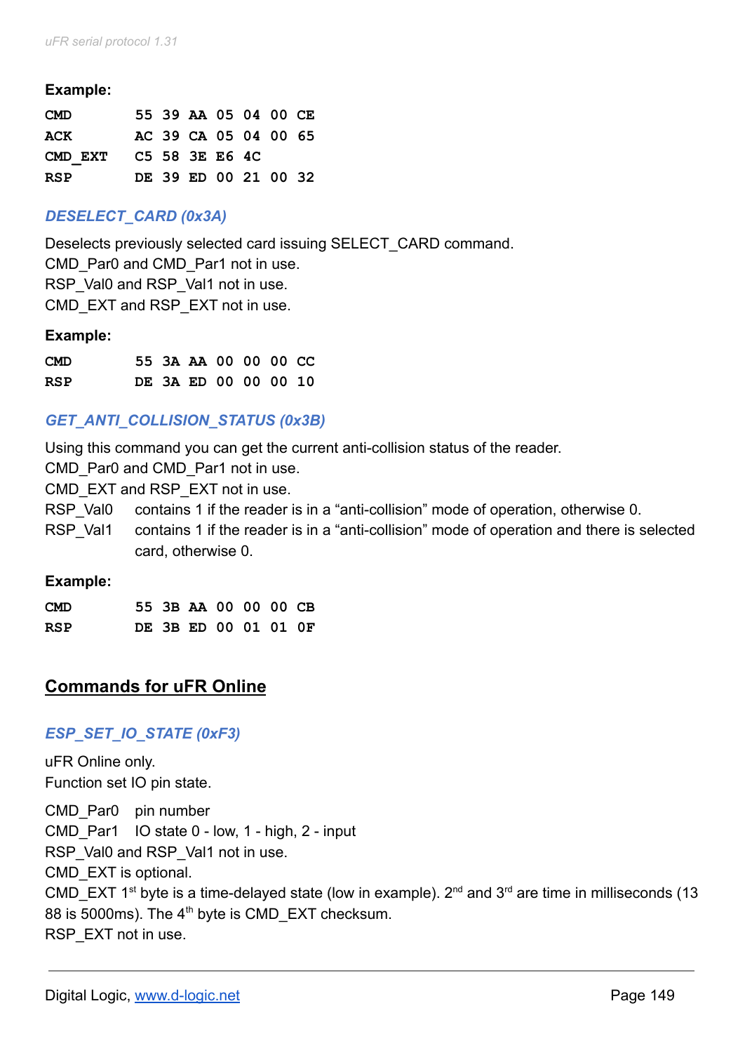**Example:**

```
CMD       55 39 AA 05 04 00 CE
ACK       AC 39 CA 05 04 00 65
CMD_EXT   C5 58 3E E6 4C
RSP       DE 39 ED 00 21 00 32
```

### *DESELECT_CARD (0x3A)*

Deselects previously selected card issuing SELECT_CARD command.
CMD_Par0 and CMD_Par1 not in use.
RSP_Val0 and RSP_Val1 not in use.
CMD_EXT and RSP_EXT not in use.

**Example:**

```
CMD       55 3A AA 00 00 00 CC
RSP       DE 3A ED 00 00 00 10
```

### *GET_ANTI_COLLISION_STATUS (0x3B)*

Using this command you can get the current anti-collision status of the reader.
CMD_Par0 and CMD_Par1 not in use.
CMD_EXT and RSP_EXT not in use.
RSP_Val0 contains 1 if the reader is in a “anti-collision” mode of operation, otherwise 0.
RSP_Val1 contains 1 if the reader is in a “anti-collision” mode of operation and there is selected card, otherwise 0.

**Example:**

```
CMD       55 3B AA 00 00 00 CB
RSP       DE 3B ED 00 01 01 0F
```

## Commands for uFR Online

### *ESP_SET_IO_STATE (0xF3)*

uFR Online only.
Function set IO pin state.

CMD_Par0 pin number
CMD_Par1 IO state 0 - low, 1 - high, 2 - input
RSP_Val0 and RSP_Val1 not in use.
CMD_EXT is optional.
CMD_EXT 1st byte is a time-delayed state (low in example). 2nd and 3rd are time in milliseconds (13 88 is 5000ms). The 4th byte is CMD_EXT checksum.
RSP_EXT not in use.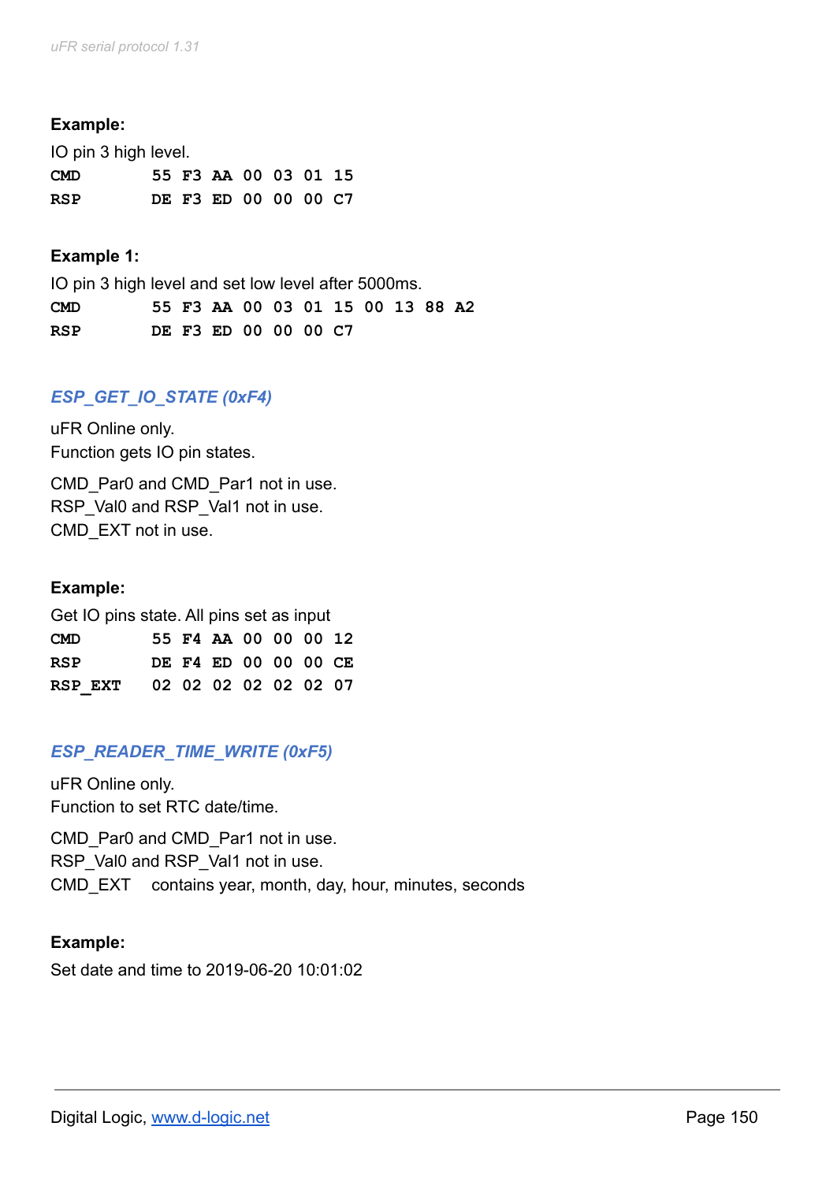**Example:**

IO pin 3 high level.

```
CMD      55 F3 AA 00 03 01 15
RSP      DE F3 ED 00 00 00 C7
```

**Example 1:**

IO pin 3 high level and set low level after 5000ms.

```
CMD      55 F3 AA 00 03 01 15 00 13 88 A2
RSP      DE F3 ED 00 00 00 C7
```

### *ESP_GET_IO_STATE (0xF4)*

uFR Online only.
Function gets IO pin states.

CMD_Par0 and CMD_Par1 not in use.
RSP_Val0 and RSP_Val1 not in use.
CMD_EXT not in use.

**Example:**

Get IO pins state. All pins set as input

```
CMD      55 F4 AA 00 00 00 12
RSP      DE F4 ED 00 00 00 CE
RSP_EXT  02 02 02 02 02 02 07
```

### *ESP_READER_TIME_WRITE (0xF5)*

uFR Online only.
Function to set RTC date/time.

CMD_Par0 and CMD_Par1 not in use.
RSP_Val0 and RSP_Val1 not in use.
CMD_EXT    contains year, month, day, hour, minutes, seconds

**Example:**

Set date and time to 2019-06-20 10:01:02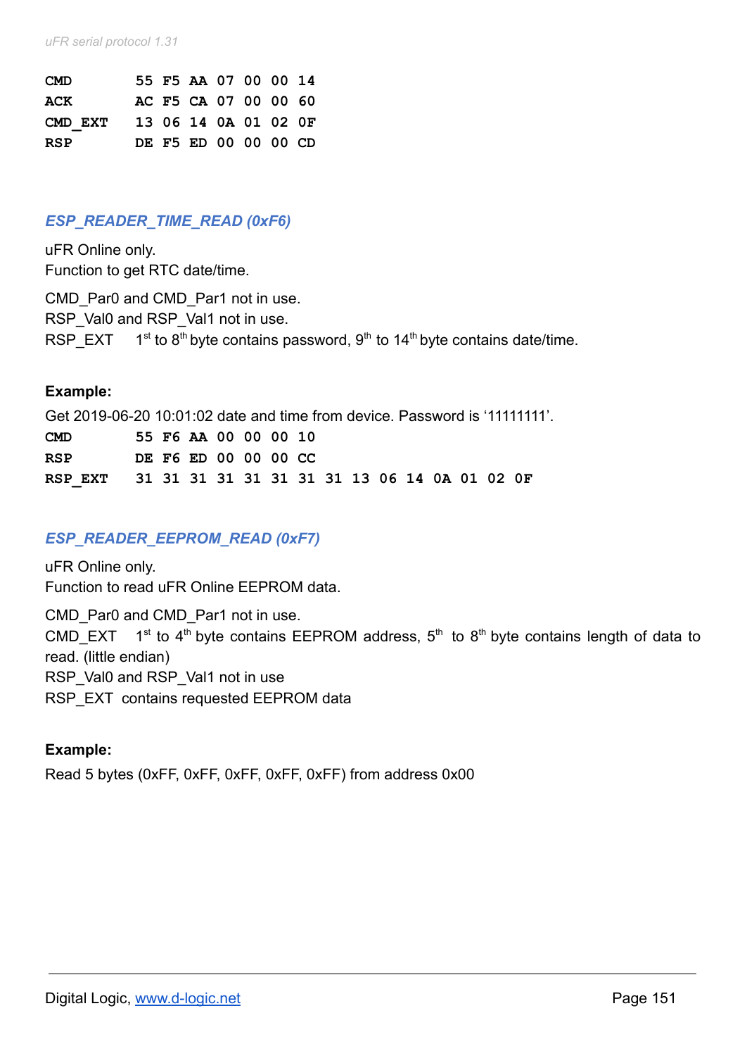```
CMD       55 F5 AA 07 00 00 14
ACK       AC F5 CA 07 00 00 60
CMD_EXT   13 06 14 0A 01 02 0F
RSP       DE F5 ED 00 00 00 CD
```

### *ESP_READER_TIME_READ (0xF6)*

uFR Online only.
Function to get RTC date/time.

CMD_Par0 and CMD_Par1 not in use.
RSP_Val0 and RSP_Val1 not in use.
RSP_EXT 1st to 8th byte contains password, 9th to 14th byte contains date/time.

**Example:**

Get 2019-06-20 10:01:02 date and time from device. Password is '11111111'.

```
CMD       55 F6 AA 00 00 00 10
RSP       DE F6 ED 00 00 00 CC
RSP_EXT   31 31 31 31 31 31 31 31 13 06 14 0A 01 02 0F
```

### *ESP_READER_EEPROM_READ (0xF7)*

uFR Online only.
Function to read uFR Online EEPROM data.

CMD_Par0 and CMD_Par1 not in use.
CMD_EXT 1st to 4th byte contains EEPROM address, 5th to 8th byte contains length of data to read. (little endian)
RSP_Val0 and RSP_Val1 not in use
RSP_EXT contains requested EEPROM data

**Example:**

Read 5 bytes (0xFF, 0xFF, 0xFF, 0xFF, 0xFF) from address 0x00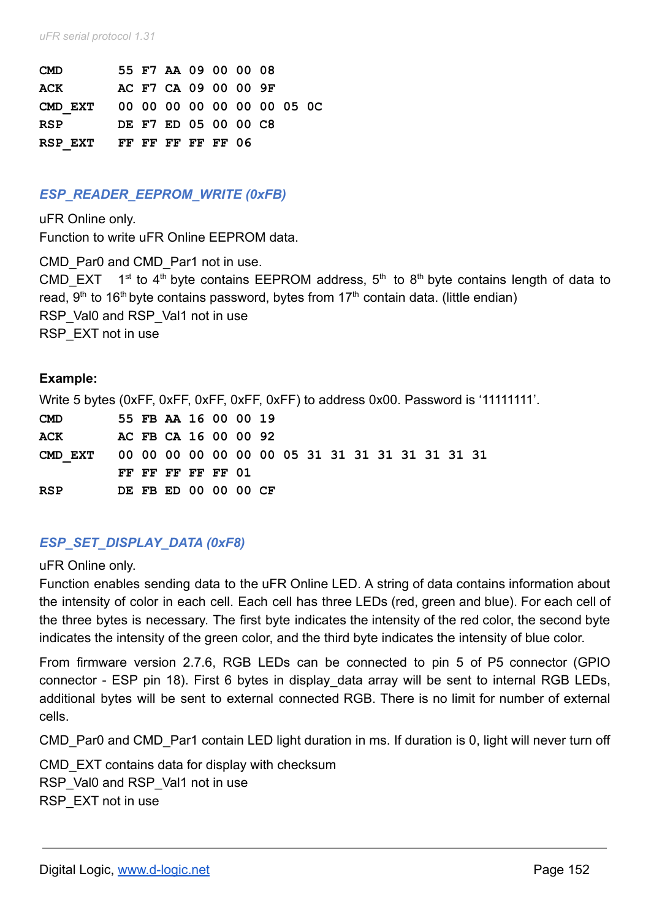```
CMD       55 F7 AA 09 00 00 08
ACK       AC F7 CA 09 00 00 9F
CMD_EXT   00 00 00 00 00 00 00 05 0C
RSP       DE F7 ED 05 00 00 C8
RSP_EXT   FF FF FF FF FF 06
```

### *ESP_READER_EEPROM_WRITE (0xFB)*

uFR Online only.
Function to write uFR Online EEPROM data.

CMD_Par0 and CMD_Par1 not in use.
CMD_EXT 1st to 4th byte contains EEPROM address, 5th to 8th byte contains length of data to read, 9th to 16th byte contains password, bytes from 17th contain data. (little endian)
RSP_Val0 and RSP_Val1 not in use
RSP_EXT not in use

**Example:**

Write 5 bytes (0xFF, 0xFF, 0xFF, 0xFF, 0xFF) to address 0x00. Password is '11111111'.

```
CMD       55 FB AA 16 00 00 19
ACK       AC FB CA 16 00 00 92
CMD_EXT   00 00 00 00 00 00 00 05 31 31 31 31 31 31 31 31
          FF FF FF FF FF 01
RSP       DE FB ED 00 00 00 CF
```

### *ESP_SET_DISPLAY_DATA (0xF8)*

uFR Online only.
Function enables sending data to the uFR Online LED. A string of data contains information about the intensity of color in each cell. Each cell has three LEDs (red, green and blue). For each cell of the three bytes is necessary. The first byte indicates the intensity of the red color, the second byte indicates the intensity of the green color, and the third byte indicates the intensity of blue color.

From firmware version 2.7.6, RGB LEDs can be connected to pin 5 of P5 connector (GPIO connector - ESP pin 18). First 6 bytes in display_data array will be sent to internal RGB LEDs, additional bytes will be sent to external connected RGB. There is no limit for number of external cells.

CMD_Par0 and CMD_Par1 contain LED light duration in ms. If duration is 0, light will never turn off

CMD_EXT contains data for display with checksum
RSP_Val0 and RSP_Val1 not in use
RSP_EXT not in use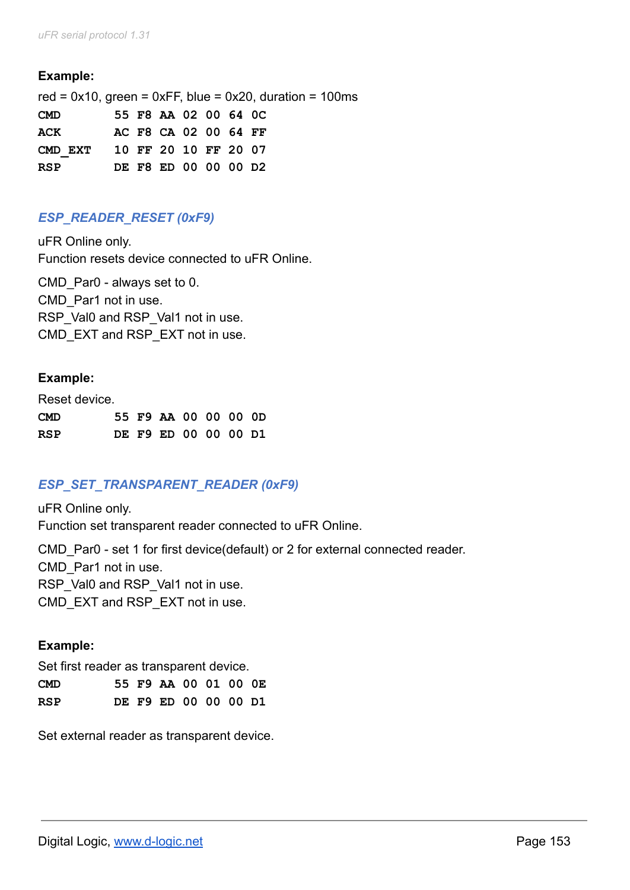**Example:**

red = 0x10, green = 0xFF, blue = 0x20, duration = 100ms

```
CMD        55 F8 AA 02 00 64 0C
ACK        AC F8 CA 02 00 64 FF
CMD_EXT    10 FF 20 10 FF 20 07
RSP        DE F8 ED 00 00 00 D2
```

### *ESP_READER_RESET (0xF9)*

uFR Online only.
Function resets device connected to uFR Online.

CMD_Par0 - always set to 0.
CMD_Par1 not in use.
RSP_Val0 and RSP_Val1 not in use.
CMD_EXT and RSP_EXT not in use.

**Example:**

Reset device.

```
CMD        55 F9 AA 00 00 00 0D
RSP        DE F9 ED 00 00 00 D1
```

### *ESP_SET_TRANSPARENT_READER (0xF9)*

uFR Online only.
Function set transparent reader connected to uFR Online.

CMD_Par0 - set 1 for first device(default) or 2 for external connected reader.
CMD_Par1 not in use.
RSP_Val0 and RSP_Val1 not in use.
CMD_EXT and RSP_EXT not in use.

**Example:**

Set first reader as transparent device.

```
CMD        55 F9 AA 00 01 00 0E
RSP        DE F9 ED 00 00 00 D1
```

Set external reader as transparent device.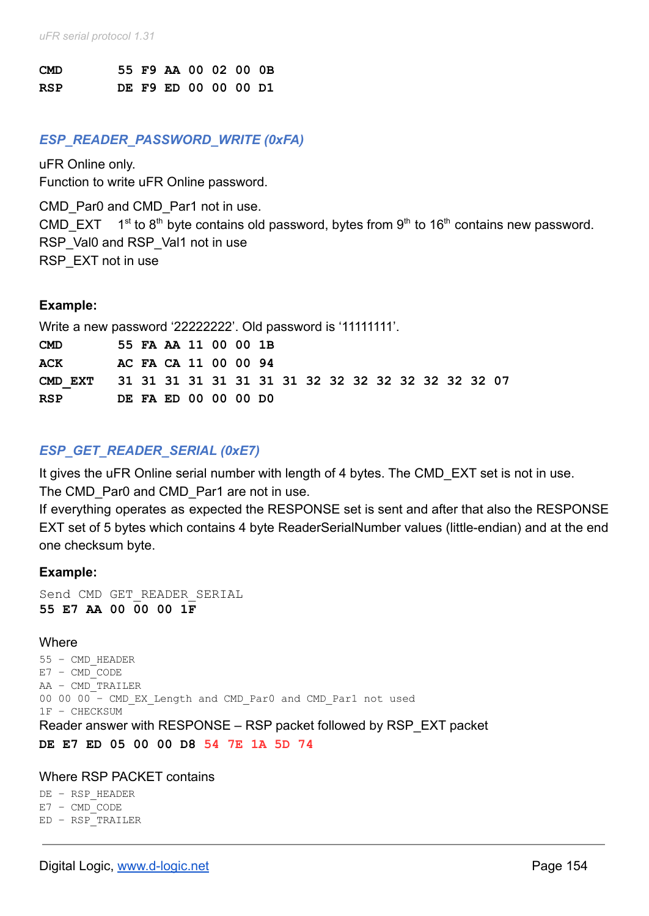**CMD** **55 F9 AA 00 02 00 0B**
**RSP** **DE F9 ED 00 00 00 D1**

### *ESP_READER_PASSWORD_WRITE (0xFA)*

uFR Online only.
Function to write uFR Online password.

CMD_Par0 and CMD_Par1 not in use.
CMD_EXT 1st to 8th byte contains old password, bytes from 9th to 16th contains new password.
RSP_Val0 and RSP_Val1 not in use
RSP_EXT not in use

**Example:**

Write a new password '22222222'. Old password is '11111111'.

```
CMD      55 FA AA 11 00 00 1B
ACK      AC FA CA 11 00 00 94
CMD_EXT  31 31 31 31 31 31 31 31 32 32 32 32 32 32 32 32 07
RSP      DE FA ED 00 00 00 D0
```

### *ESP_GET_READER_SERIAL (0xE7)*

It gives the uFR Online serial number with length of 4 bytes. The CMD_EXT set is not in use.
The CMD_Par0 and CMD_Par1 are not in use.
If everything operates as expected the RESPONSE set is sent and after that also the RESPONSE EXT set of 5 bytes which contains 4 byte ReaderSerialNumber values (little-endian) and at the end one checksum byte.

**Example:**

```
Send CMD GET_READER_SERIAL
55 E7 AA 00 00 00 1F
```

Where

```
55 – CMD_HEADER
E7 – CMD_CODE
AA – CMD_TRAILER
00 00 00 – CMD_EX_Length and CMD_Par0 and CMD_Par1 not used
1F – CHECKSUM
```

Reader answer with RESPONSE – RSP packet followed by RSP_EXT packet

```
DE E7 ED 05 00 00 D8 54 7E 1A 5D 74
```

Where RSP PACKET contains

```
DE – RSP_HEADER
E7 – CMD_CODE
ED – RSP_TRAILER
```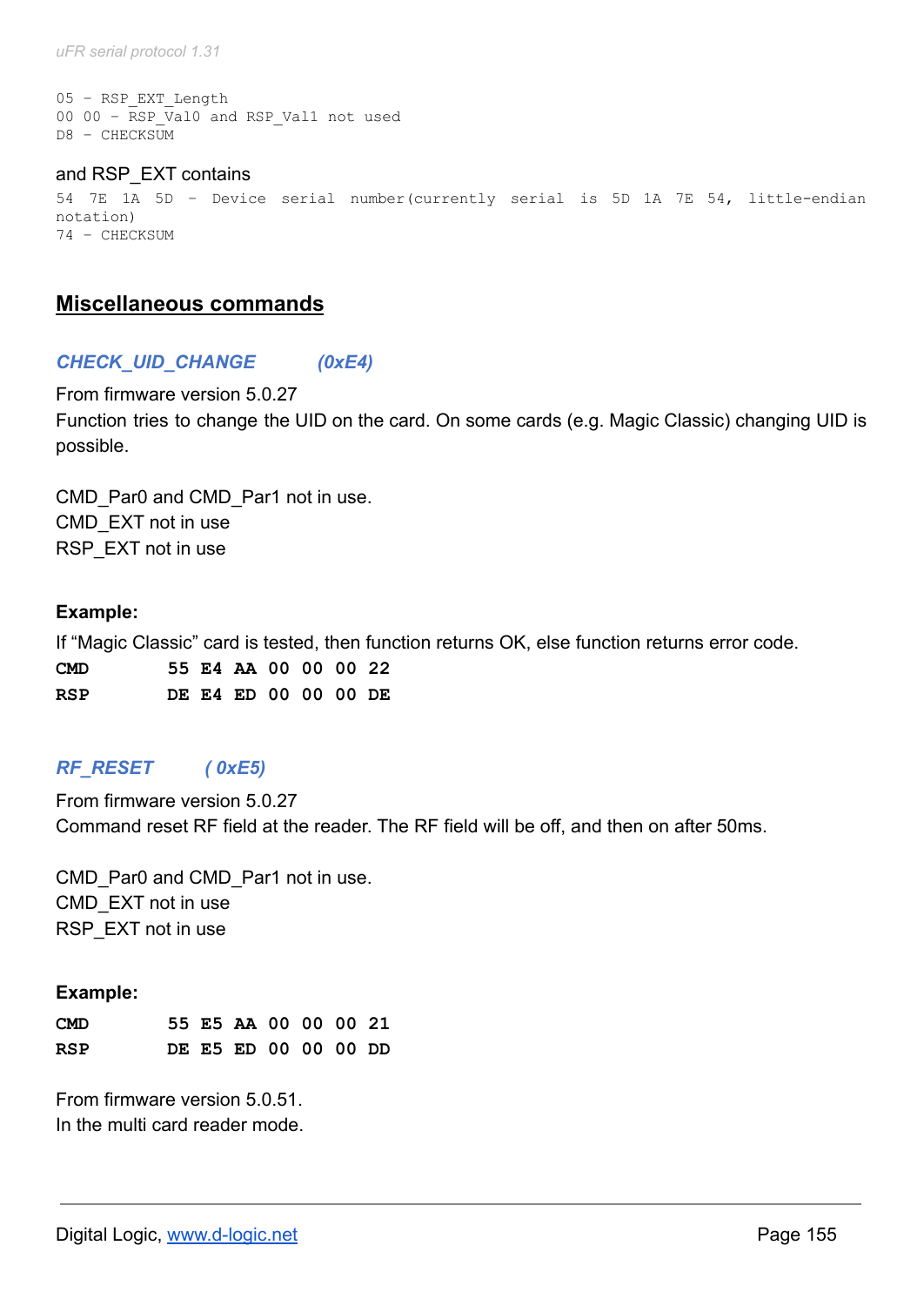```
05 – RSP_EXT_Length
00 00 – RSP_Val0 and RSP_Val1 not used
D8 – CHECKSUM
```

and RSP_EXT contains

```
54 7E 1A 5D – Device serial number(currently serial is 5D 1A 7E 54, little-endian notation)
74 – CHECKSUM
```

## Miscellaneous commands

### *CHECK_UID_CHANGE (0xE4)*

From firmware version 5.0.27
Function tries to change the UID on the card. On some cards (e.g. Magic Classic) changing UID is possible.

CMD_Par0 and CMD_Par1 not in use.
CMD_EXT not in use
RSP_EXT not in use

**Example:**

If “Magic Classic” card is tested, then function returns OK, else function returns error code.

```
CMD     55 E4 AA 00 00 00 22
RSP     DE E4 ED 00 00 00 DE
```

### *RF_RESET ( 0xE5)*

From firmware version 5.0.27
Command reset RF field at the reader. The RF field will be off, and then on after 50ms.

CMD_Par0 and CMD_Par1 not in use.
CMD_EXT not in use
RSP_EXT not in use

**Example:**

```
CMD     55 E5 AA 00 00 00 21
RSP     DE E5 ED 00 00 00 DD
```

From firmware version 5.0.51.
In the multi card reader mode.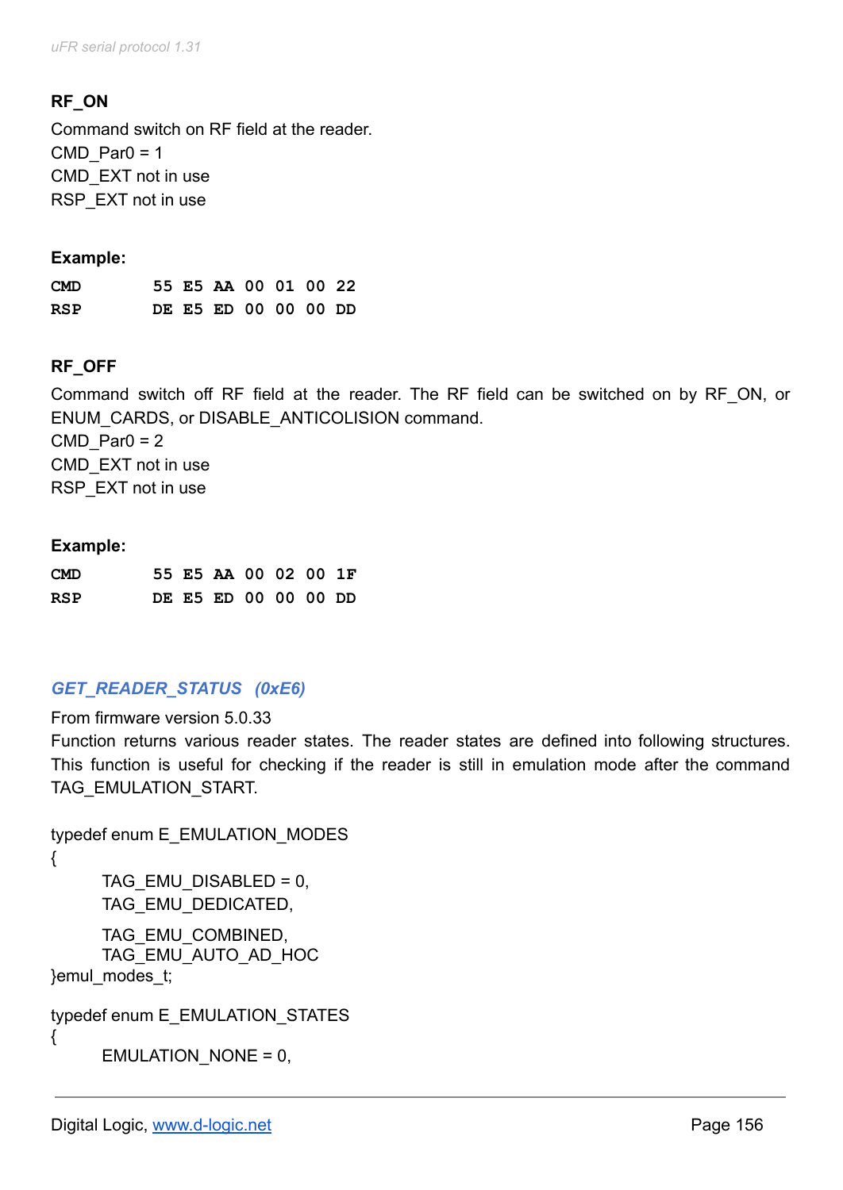**RF_ON**

Command switch on RF field at the reader.
CMD_Par0 = 1
CMD_EXT not in use
RSP_EXT not in use

**Example:**

```
CMD     55 E5 AA 00 01 00 22
RSP     DE E5 ED 00 00 00 DD
```

**RF_OFF**

Command switch off RF field at the reader. The RF field can be switched on by RF_ON, or ENUM_CARDS, or DISABLE_ANTICOLISION command.
CMD_Par0 = 2
CMD_EXT not in use
RSP_EXT not in use

**Example:**

```
CMD     55 E5 AA 00 02 00 1F
RSP     DE E5 ED 00 00 00 DD
```

### *GET_READER_STATUS (0xE6)*

From firmware version 5.0.33
Function returns various reader states. The reader states are defined into following structures. This function is useful for checking if the reader is still in emulation mode after the command TAG_EMULATION_START.

```
typedef enum E_EMULATION_MODES
{
        TAG_EMU_DISABLED = 0,
        TAG_EMU_DEDICATED,
        TAG_EMU_COMBINED,
        TAG_EMU_AUTO_AD_HOC
}emul_modes_t;

typedef enum E_EMULATION_STATES
{
        EMULATION_NONE = 0,
```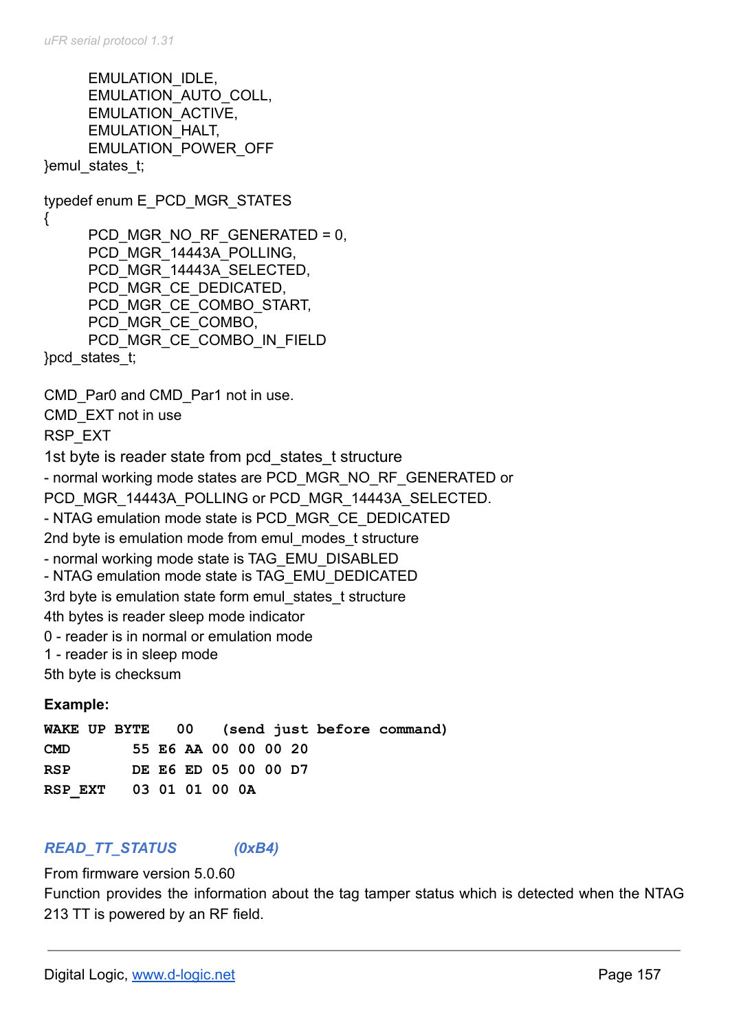```
        EMULATION_IDLE,
        EMULATION_AUTO_COLL,
        EMULATION_ACTIVE,
        EMULATION_HALT,
        EMULATION_POWER_OFF
}emul_states_t;

typedef enum E_PCD_MGR_STATES
{
        PCD_MGR_NO_RF_GENERATED = 0,
        PCD_MGR_14443A_POLLING,
        PCD_MGR_14443A_SELECTED,
        PCD_MGR_CE_DEDICATED,
        PCD_MGR_CE_COMBO_START,
        PCD_MGR_CE_COMBO,
        PCD_MGR_CE_COMBO_IN_FIELD
}pcd_states_t;
```

CMD_Par0 and CMD_Par1 not in use.
CMD_EXT not in use
RSP_EXT
1st byte is reader state from pcd_states_t structure
- normal working mode states are PCD_MGR_NO_RF_GENERATED or PCD_MGR_14443A_POLLING or PCD_MGR_14443A_SELECTED.
- NTAG emulation mode state is PCD_MGR_CE_DEDICATED
2nd byte is emulation mode from emul_modes_t structure
- normal working mode state is TAG_EMU_DISABLED
- NTAG emulation mode state is TAG_EMU_DEDICATED
3rd byte is emulation state form emul_states_t structure
4th bytes is reader sleep mode indicator
0 - reader is in normal or emulation mode
1 - reader is in sleep mode
5th byte is checksum

**Example:**

```
WAKE UP BYTE   00   (send just before command)
CMD        55 E6 AA 00 00 00 20
RSP        DE E6 ED 05 00 00 D7
RSP_EXT    03 01 01 00 0A
```

### *READ_TT_STATUS (0xB4)*

From firmware version 5.0.60
Function provides the information about the tag tamper status which is detected when the NTAG 213 TT is powered by an RF field.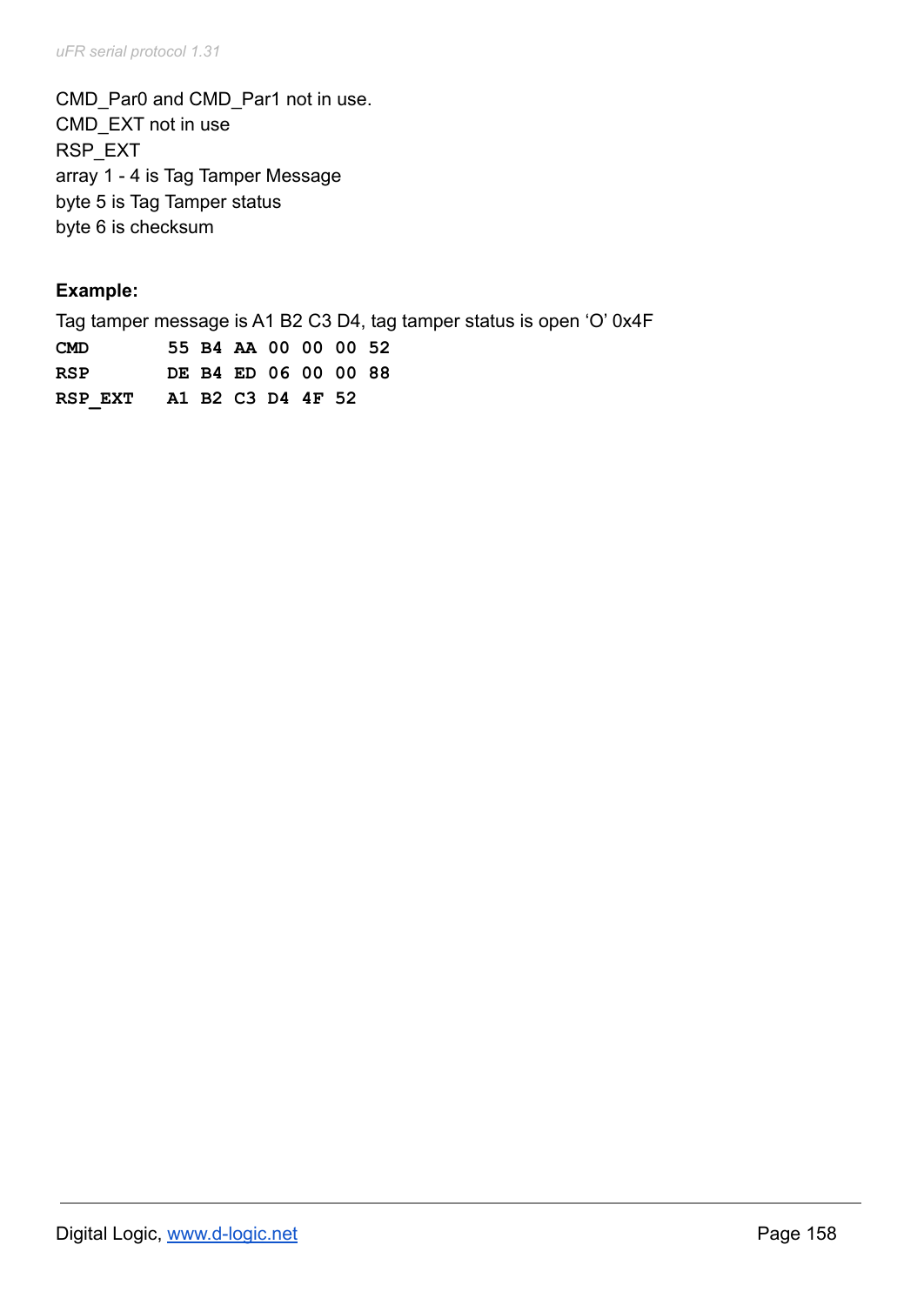CMD_Par0 and CMD_Par1 not in use.
CMD_EXT not in use
RSP_EXT
array 1 - 4 is Tag Tamper Message
byte 5 is Tag Tamper status
byte 6 is checksum

**Example:**

Tag tamper message is A1 B2 C3 D4, tag tamper status is open ‘O’ 0x4F

```
CMD       55 B4 AA 00 00 00 52
RSP       DE B4 ED 06 00 00 88
RSP_EXT   A1 B2 C3 D4 4F 52
```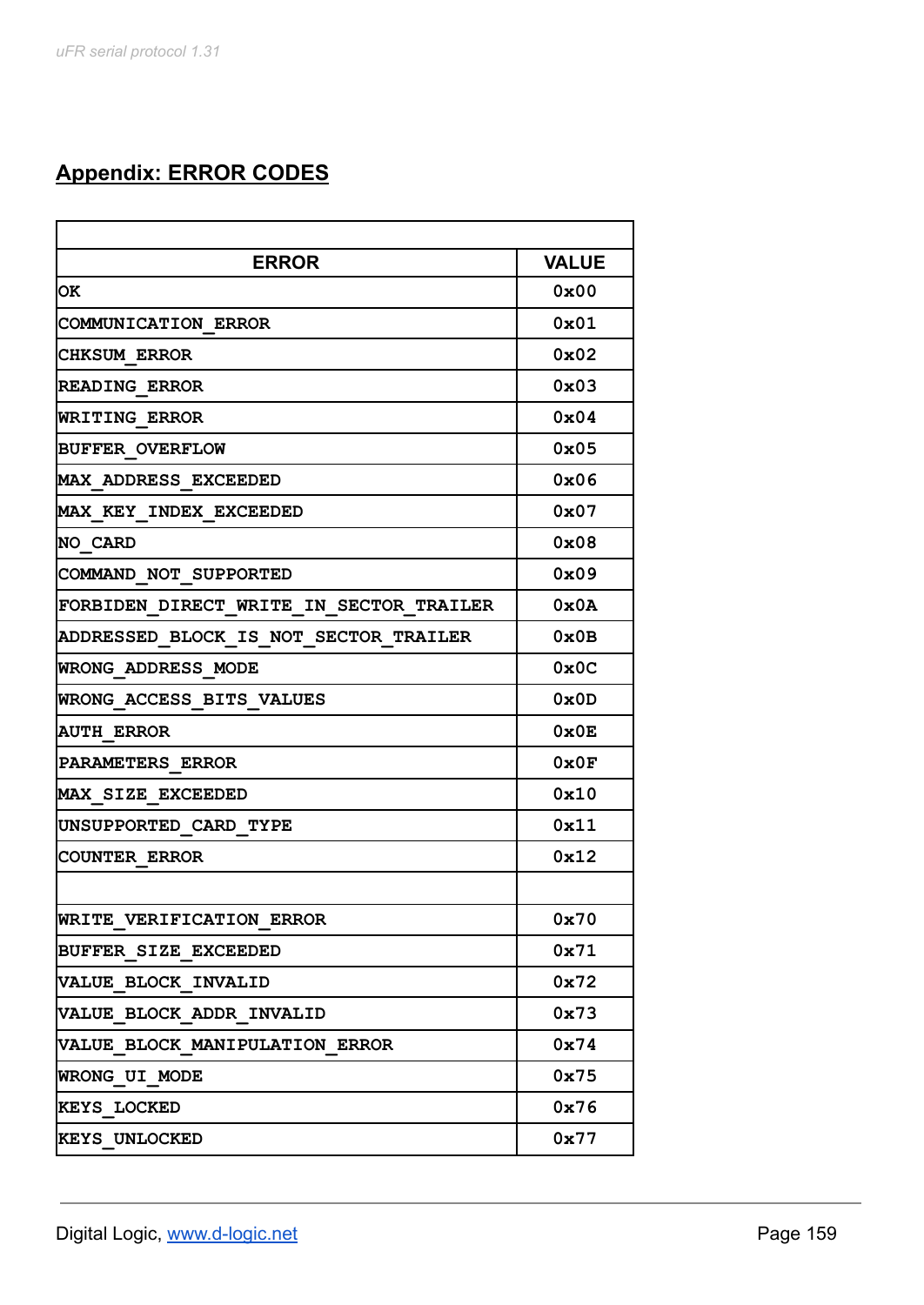## Appendix: ERROR CODES

| ERROR | VALUE |
|---|---|
| OK | 0x00 |
| COMMUNICATION_ERROR | 0x01 |
| CHKSUM_ERROR | 0x02 |
| READING_ERROR | 0x03 |
| WRITING_ERROR | 0x04 |
| BUFFER_OVERFLOW | 0x05 |
| MAX_ADDRESS_EXCEEDED | 0x06 |
| MAX_KEY_INDEX_EXCEEDED | 0x07 |
| NO_CARD | 0x08 |
| COMMAND_NOT_SUPPORTED | 0x09 |
| FORBIDEN_DIRECT_WRITE_IN_SECTOR_TRAILER | 0x0A |
| ADDRESSED_BLOCK_IS_NOT_SECTOR_TRAILER | 0x0B |
| WRONG_ADDRESS_MODE | 0x0C |
| WRONG_ACCESS_BITS_VALUES | 0x0D |
| AUTH_ERROR | 0x0E |
| PARAMETERS_ERROR | 0x0F |
| MAX_SIZE_EXCEEDED | 0x10 |
| UNSUPPORTED_CARD_TYPE | 0x11 |
| COUNTER_ERROR | 0x12 |
| | |
| WRITE_VERIFICATION_ERROR | 0x70 |
| BUFFER_SIZE_EXCEEDED | 0x71 |
| VALUE_BLOCK_INVALID | 0x72 |
| VALUE_BLOCK_ADDR_INVALID | 0x73 |
| VALUE_BLOCK_MANIPULATION_ERROR | 0x74 |
| WRONG_UI_MODE | 0x75 |
| KEYS_LOCKED | 0x76 |
| KEYS_UNLOCKED | 0x77 |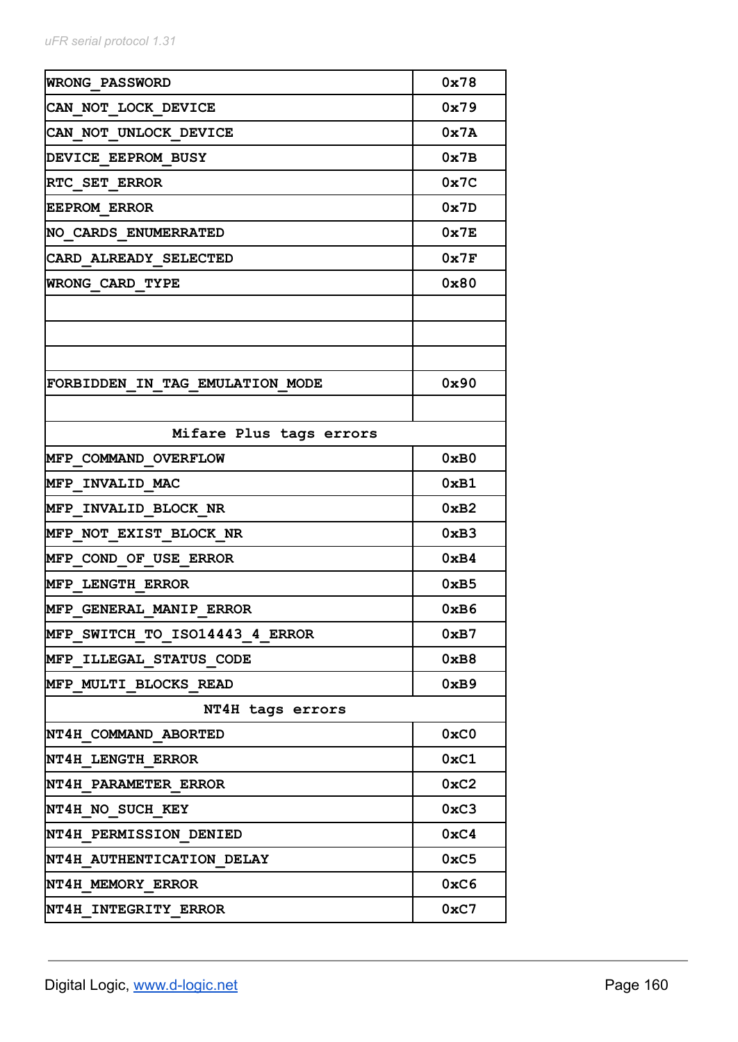| | |
|---|---|
| WRONG_PASSWORD | 0x78 |
| CAN_NOT_LOCK_DEVICE | 0x79 |
| CAN_NOT_UNLOCK_DEVICE | 0x7A |
| DEVICE_EEPROM_BUSY | 0x7B |
| RTC_SET_ERROR | 0x7C |
| EEPROM_ERROR | 0x7D |
| NO_CARDS_ENUMERRATED | 0x7E |
| CARD_ALREADY_SELECTED | 0x7F |
| WRONG_CARD_TYPE | 0x80 |
| | |
| | |
| | |
| FORBIDDEN_IN_TAG_EMULATION_MODE | 0x90 |
| | |
| **Mifare Plus tags errors** | |
| MFP_COMMAND_OVERFLOW | 0xB0 |
| MFP_INVALID_MAC | 0xB1 |
| MFP_INVALID_BLOCK_NR | 0xB2 |
| MFP_NOT_EXIST_BLOCK_NR | 0xB3 |
| MFP_COND_OF_USE_ERROR | 0xB4 |
| MFP_LENGTH_ERROR | 0xB5 |
| MFP_GENERAL_MANIP_ERROR | 0xB6 |
| MFP_SWITCH_TO_ISO14443_4_ERROR | 0xB7 |
| MFP_ILLEGAL_STATUS_CODE | 0xB8 |
| MFP_MULTI_BLOCKS_READ | 0xB9 |
| **NT4H tags errors** | |
| NT4H_COMMAND_ABORTED | 0xC0 |
| NT4H_LENGTH_ERROR | 0xC1 |
| NT4H_PARAMETER_ERROR | 0xC2 |
| NT4H_NO_SUCH_KEY | 0xC3 |
| NT4H_PERMISSION_DENIED | 0xC4 |
| NT4H_AUTHENTICATION_DELAY | 0xC5 |
| NT4H_MEMORY_ERROR | 0xC6 |
| NT4H_INTEGRITY_ERROR | 0xC7 |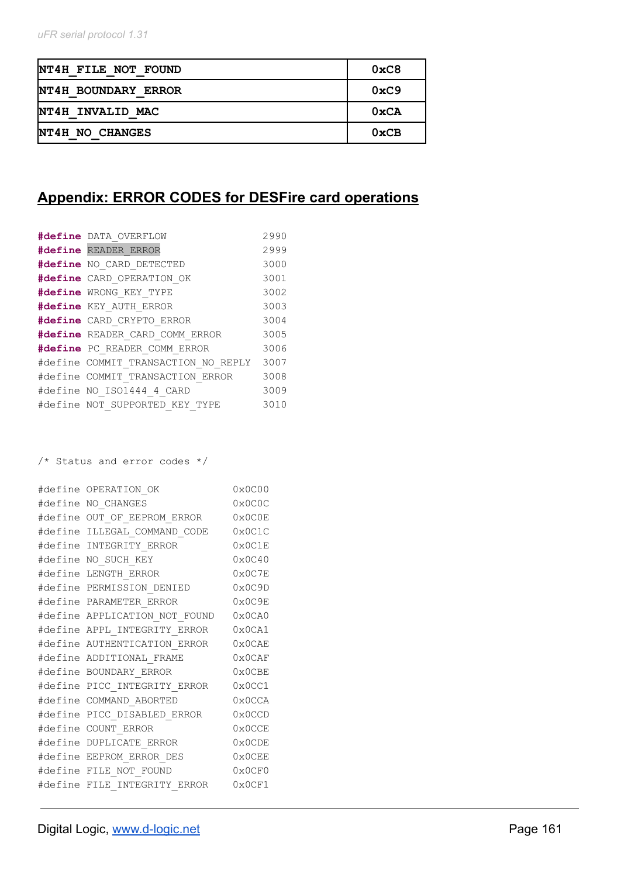| NT4H_FILE_NOT_FOUND | 0xC8 |
|---|---|
| NT4H_BOUNDARY_ERROR | 0xC9 |
| NT4H_INVALID_MAC | 0xCA |
| NT4H_NO_CHANGES | 0xCB |

## Appendix: ERROR CODES for DESFire card operations

```
#define DATA_OVERFLOW                2990
#define READER_ERROR                 2999
#define NO_CARD_DETECTED             3000
#define CARD_OPERATION_OK            3001
#define WRONG_KEY_TYPE               3002
#define KEY_AUTH_ERROR               3003
#define CARD_CRYPTO_ERROR            3004
#define READER_CARD_COMM_ERROR       3005
#define PC_READER_COMM_ERROR         3006
#define COMMIT_TRANSACTION_NO_REPLY  3007
#define COMMIT_TRANSACTION_ERROR     3008
#define NO_ISO1444_4_CARD            3009
#define NOT_SUPPORTED_KEY_TYPE       3010
```

```
/* Status and error codes */

#define OPERATION_OK            0x0C00
#define NO_CHANGES              0x0C0C
#define OUT_OF_EEPROM_ERROR     0x0C0E
#define ILLEGAL_COMMAND_CODE    0x0C1C
#define INTEGRITY_ERROR         0x0C1E
#define NO_SUCH_KEY             0x0C40
#define LENGTH_ERROR            0x0C7E
#define PERMISSION_DENIED       0x0C9D
#define PARAMETER_ERROR         0x0C9E
#define APPLICATION_NOT_FOUND   0x0CA0
#define APPL_INTEGRITY_ERROR    0x0CA1
#define AUTHENTICATION_ERROR    0x0CAE
#define ADDITIONAL_FRAME        0x0CAF
#define BOUNDARY_ERROR          0x0CBE
#define PICC_INTEGRITY_ERROR    0x0CC1
#define COMMAND_ABORTED         0x0CCA
#define PICC_DISABLED_ERROR     0x0CCD
#define COUNT_ERROR             0x0CCE
#define DUPLICATE_ERROR         0x0CDE
#define EEPROM_ERROR_DES        0x0CEE
#define FILE_NOT_FOUND          0x0CF0
#define FILE_INTEGRITY_ERROR    0x0CF1
```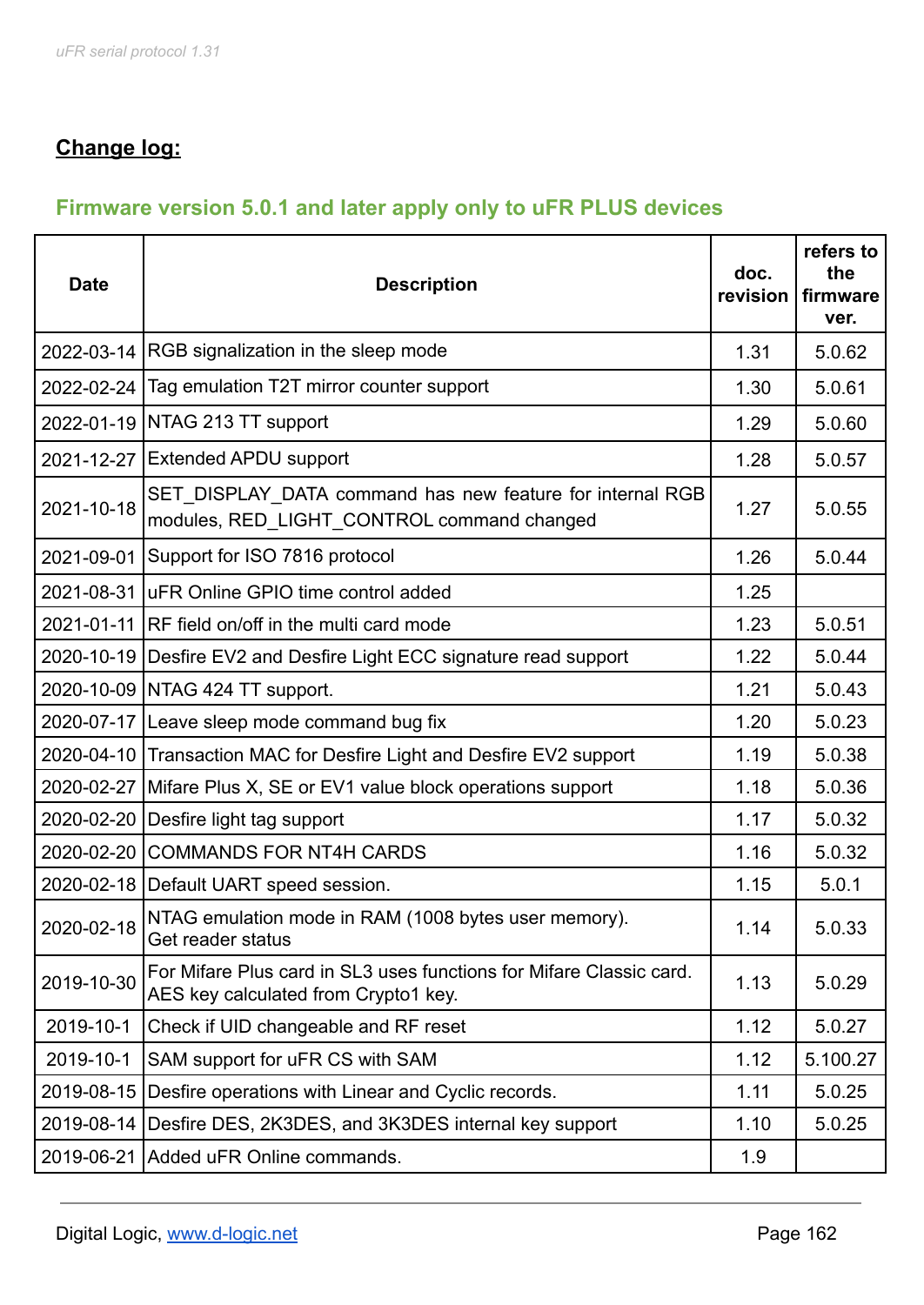## **Change log:**

### Firmware version 5.0.1 and later apply only to uFR PLUS devices

| Date | Description | doc. revision | refers to the firmware ver. |
|---|---|---|---|
| 2022-03-14 | RGB signalization in the sleep mode | 1.31 | 5.0.62 |
| 2022-02-24 | Tag emulation T2T mirror counter support | 1.30 | 5.0.61 |
| 2022-01-19 | NTAG 213 TT support | 1.29 | 5.0.60 |
| 2021-12-27 | Extended APDU support | 1.28 | 5.0.57 |
| 2021-10-18 | SET_DISPLAY_DATA command has new feature for internal RGB modules, RED_LIGHT_CONTROL command changed | 1.27 | 5.0.55 |
| 2021-09-01 | Support for ISO 7816 protocol | 1.26 | 5.0.44 |
| 2021-08-31 | uFR Online GPIO time control added | 1.25 | |
| 2021-01-11 | RF field on/off in the multi card mode | 1.23 | 5.0.51 |
| 2020-10-19 | Desfire EV2 and Desfire Light ECC signature read support | 1.22 | 5.0.44 |
| 2020-10-09 | NTAG 424 TT support. | 1.21 | 5.0.43 |
| 2020-07-17 | Leave sleep mode command bug fix | 1.20 | 5.0.23 |
| 2020-04-10 | Transaction MAC for Desfire Light and Desfire EV2 support | 1.19 | 5.0.38 |
| 2020-02-27 | Mifare Plus X, SE or EV1 value block operations support | 1.18 | 5.0.36 |
| 2020-02-20 | Desfire light tag support | 1.17 | 5.0.32 |
| 2020-02-20 | COMMANDS FOR NT4H CARDS | 1.16 | 5.0.32 |
| 2020-02-18 | Default UART speed session. | 1.15 | 5.0.1 |
| 2020-02-18 | NTAG emulation mode in RAM (1008 bytes user memory). Get reader status | 1.14 | 5.0.33 |
| 2019-10-30 | For Mifare Plus card in SL3 uses functions for Mifare Classic card. AES key calculated from Crypto1 key. | 1.13 | 5.0.29 |
| 2019-10-1 | Check if UID changeable and RF reset | 1.12 | 5.0.27 |
| 2019-10-1 | SAM support for uFR CS with SAM | 1.12 | 5.100.27 |
| 2019-08-15 | Desfire operations with Linear and Cyclic records. | 1.11 | 5.0.25 |
| 2019-08-14 | Desfire DES, 2K3DES, and 3K3DES internal key support | 1.10 | 5.0.25 |
| 2019-06-21 | Added uFR Online commands. | 1.9 | |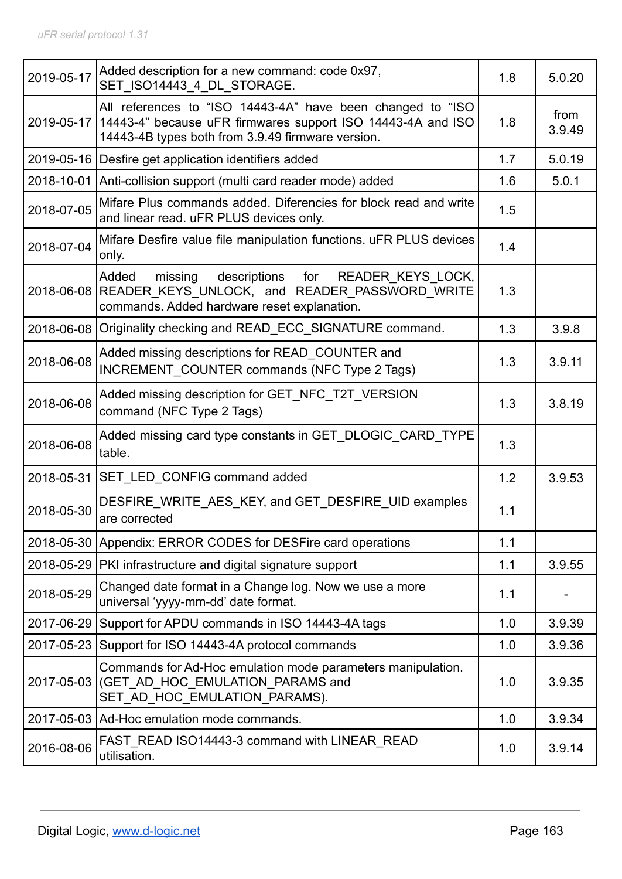| 2019-05-17 | Added description for a new command: code 0x97, SET_ISO14443_4_DL_STORAGE. | 1.8 | 5.0.20 |
|---|---|---|---|
| 2019-05-17 | All references to “ISO 14443-4A” have been changed to “ISO 14443-4” because uFR firmwares support ISO 14443-4A and ISO 14443-4B types both from 3.9.49 firmware version. | 1.8 | from 3.9.49 |
| 2019-05-16 | Desfire get application identifiers added | 1.7 | 5.0.19 |
| 2018-10-01 | Anti-collision support (multi card reader mode) added | 1.6 | 5.0.1 |
| 2018-07-05 | Mifare Plus commands added. Diferencies for block read and write and linear read. uFR PLUS devices only. | 1.5 | |
| 2018-07-04 | Mifare Desfire value file manipulation functions. uFR PLUS devices only. | 1.4 | |
| 2018-06-08 | Added missing descriptions for READER_KEYS_LOCK, READER_KEYS_UNLOCK, and READER_PASSWORD_WRITE commands. Added hardware reset explanation. | 1.3 | |
| 2018-06-08 | Originality checking and READ_ECC_SIGNATURE command. | 1.3 | 3.9.8 |
| 2018-06-08 | Added missing descriptions for READ_COUNTER and INCREMENT_COUNTER commands (NFC Type 2 Tags) | 1.3 | 3.9.11 |
| 2018-06-08 | Added missing description for GET_NFC_T2T_VERSION command (NFC Type 2 Tags) | 1.3 | 3.8.19 |
| 2018-06-08 | Added missing card type constants in GET_DLOGIC_CARD_TYPE table. | 1.3 | |
| 2018-05-31 | SET_LED_CONFIG command added | 1.2 | 3.9.53 |
| 2018-05-30 | DESFIRE_WRITE_AES_KEY, and GET_DESFIRE_UID examples are corrected | 1.1 | |
| 2018-05-30 | Appendix: ERROR CODES for DESFire card operations | 1.1 | |
| 2018-05-29 | PKI infrastructure and digital signature support | 1.1 | 3.9.55 |
| 2018-05-29 | Changed date format in a Change log. Now we use a more universal ‘yyyy-mm-dd’ date format. | 1.1 | - |
| 2017-06-29 | Support for APDU commands in ISO 14443-4A tags | 1.0 | 3.9.39 |
| 2017-05-23 | Support for ISO 14443-4A protocol commands | 1.0 | 3.9.36 |
| 2017-05-03 | Commands for Ad-Hoc emulation mode parameters manipulation. (GET_AD_HOC_EMULATION_PARAMS and SET_AD_HOC_EMULATION_PARAMS). | 1.0 | 3.9.35 |
| 2017-05-03 | Ad-Hoc emulation mode commands. | 1.0 | 3.9.34 |
| 2016-08-06 | FAST_READ ISO14443-3 command with LINEAR_READ utilisation. | 1.0 | 3.9.14 |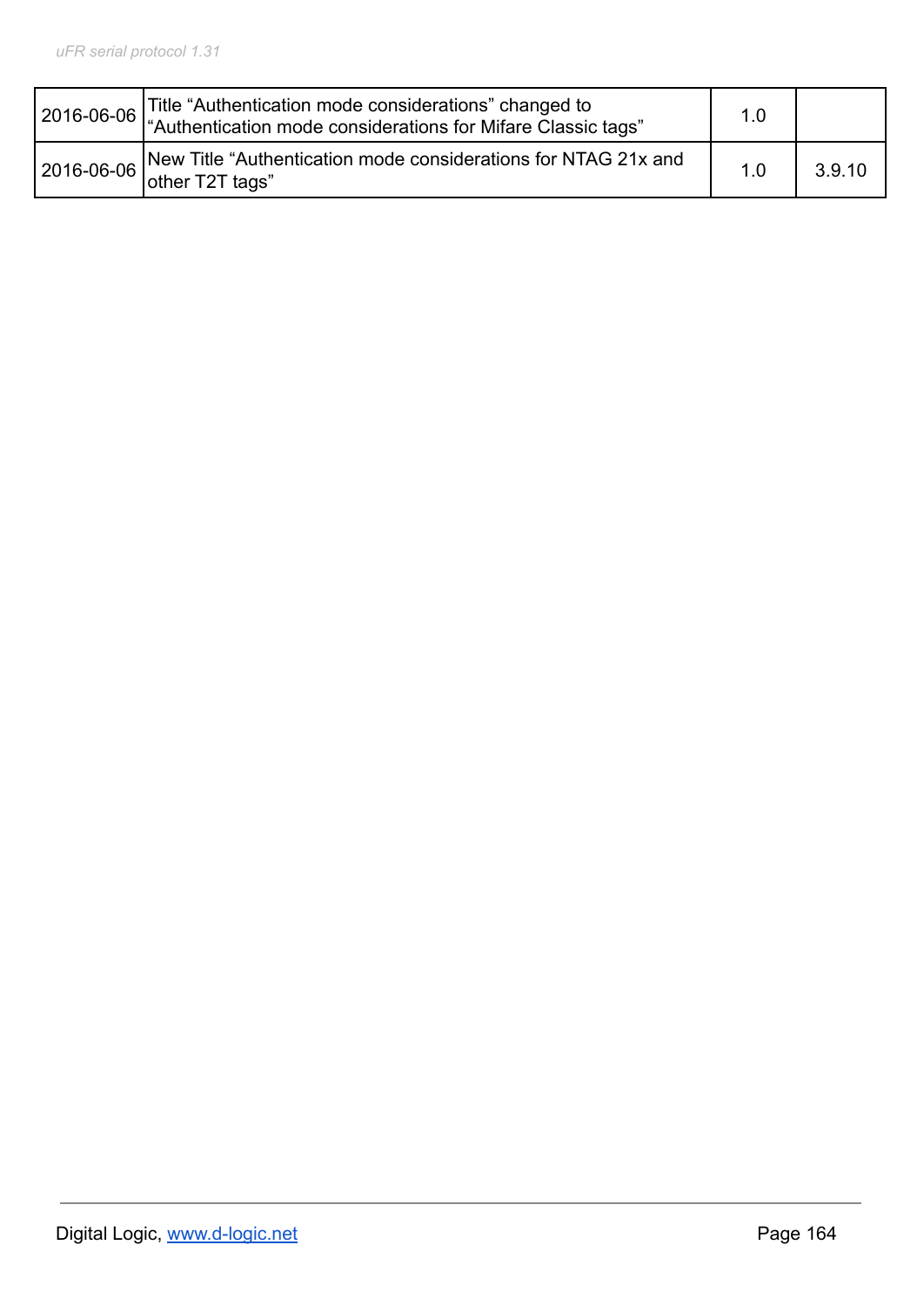| | | | |
|---|---|---|---|
| 2016-06-06 | Title “Authentication mode considerations” changed to “Authentication mode considerations for Mifare Classic tags” | 1.0 | |
| 2016-06-06 | New Title “Authentication mode considerations for NTAG 21x and other T2T tags” | 1.0 | 3.9.10 |